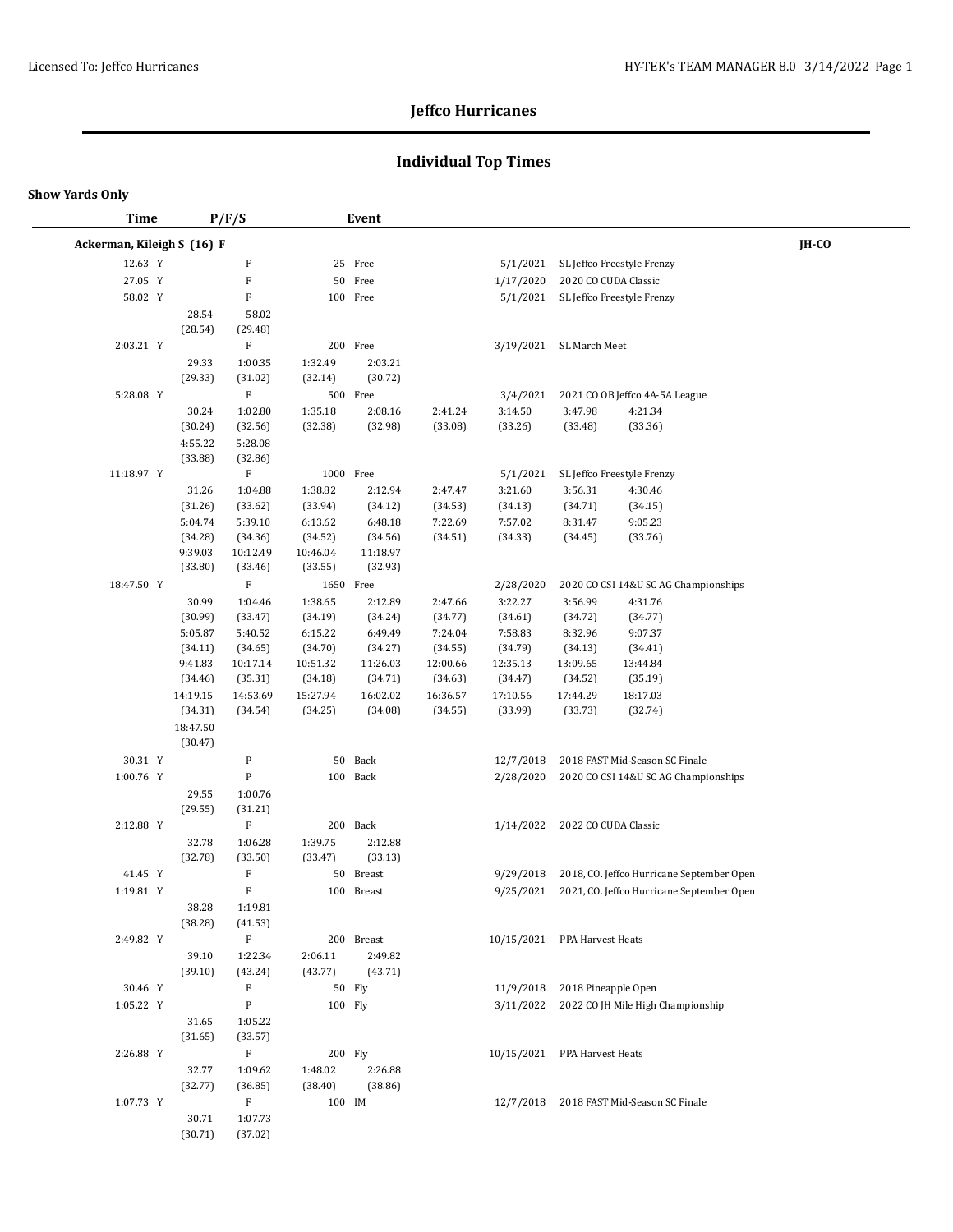# Jeffco Hurricanes

## Individual Top Times

**Show Yards Only**

| Time | P/F/S | Event | Date | Meet |
|---|---|---|---|---|

**Ackerman, Kileigh S (16) F** — JH-CO

12.63 Y | F | 25 Free | 5/1/2021 | SL Jeffco Freestyle Frenzy

27.05 Y | F | 50 Free | 1/17/2020 | 2020 CO CUDA Classic

58.02 Y | F | 100 Free | 5/1/2021 | SL Jeffco Freestyle Frenzy
- 28.54 (28.54), 58.02 (29.48)

2:03.21 Y | F | 200 Free | 3/19/2021 | SL March Meet
- 29.33 (29.33), 1:00.35 (31.02), 1:32.49 (32.14), 2:03.21 (30.72)

5:28.08 Y | F | 500 Free | 3/4/2021 | 2021 CO OB Jeffco 4A-5A League
- 30.24 (30.24), 1:02.80 (32.56), 1:35.18 (32.38), 2:08.16 (32.98), 2:41.24 (33.08), 3:14.50 (33.26), 3:47.98 (33.48), 4:21.34 (33.36)
- 4:55.22 (33.88), 5:28.08 (32.86)

11:18.97 Y | F | 1000 Free | 5/1/2021 | SL Jeffco Freestyle Frenzy
- 31.26 (31.26), 1:04.88 (33.62), 1:38.82 (33.94), 2:12.94 (34.12), 2:47.47 (34.53), 3:21.60 (34.13), 3:56.31 (34.71), 4:30.46 (34.15)
- 5:04.74 (34.28), 5:39.10 (34.36), 6:13.62 (34.52), 6:48.18 (34.56), 7:22.69 (34.51), 7:57.02 (34.33), 8:31.47 (34.45), 9:05.23 (33.76)
- 9:39.03 (33.80), 10:12.49 (33.46), 10:46.04 (33.55), 11:18.97 (32.93)

18:47.50 Y | F | 1650 Free | 2/28/2020 | 2020 CO CSI 14&U SC AG Championships
- 30.99 (30.99), 1:04.46 (33.47), 1:38.65 (34.19), 2:12.89 (34.24), 2:47.66 (34.77), 3:22.27 (34.61), 3:56.99 (34.72), 4:31.76 (34.77)
- 5:05.87 (34.11), 5:40.52 (34.65), 6:15.22 (34.70), 6:49.49 (34.27), 7:24.04 (34.55), 7:58.83 (34.79), 8:32.96 (34.13), 9:07.37 (34.41)
- 9:41.83 (34.46), 10:17.14 (35.31), 10:51.32 (34.18), 11:26.03 (34.71), 12:00.66 (34.63), 12:35.13 (34.47), 13:09.65 (34.52), 13:44.84 (35.19)
- 14:19.15 (34.31), 14:53.69 (34.54), 15:27.94 (34.25), 16:02.02 (34.08), 16:36.57 (34.55), 17:10.56 (33.99), 17:44.29 (33.73), 18:17.03 (32.74)
- 18:47.50 (30.47)

30.31 Y | P | 50 Back | 12/7/2018 | 2018 FAST Mid-Season SC Finale

1:00.76 Y | P | 100 Back | 2/28/2020 | 2020 CO CSI 14&U SC AG Championships
- 29.55 (29.55), 1:00.76 (31.21)

2:12.88 Y | F | 200 Back | 1/14/2022 | 2022 CO CUDA Classic
- 32.78 (32.78), 1:06.28 (33.50), 1:39.75 (33.47), 2:12.88 (33.13)

41.45 Y | F | 50 Breast | 9/29/2018 | 2018, CO. Jeffco Hurricane September Open

1:19.81 Y | F | 100 Breast | 9/25/2021 | 2021, CO. Jeffco Hurricane September Open
- 38.28 (38.28), 1:19.81 (41.53)

2:49.82 Y | F | 200 Breast | 10/15/2021 | PPA Harvest Heats
- 39.10 (39.10), 1:22.34 (43.24), 2:06.11 (43.77), 2:49.82 (43.71)

30.46 Y | F | 50 Fly | 11/9/2018 | 2018 Pineapple Open

1:05.22 Y | P | 100 Fly | 3/11/2022 | 2022 CO JH Mile High Championship
- 31.65 (31.65), 1:05.22 (33.57)

2:26.88 Y | F | 200 Fly | 10/15/2021 | PPA Harvest Heats
- 32.77 (32.77), 1:09.62 (36.85), 1:48.02 (38.40), 2:26.88 (38.86)

1:07.73 Y | F | 100 IM | 12/7/2018 | 2018 FAST Mid-Season SC Finale
- 30.71 (30.71), 1:07.73 (37.02)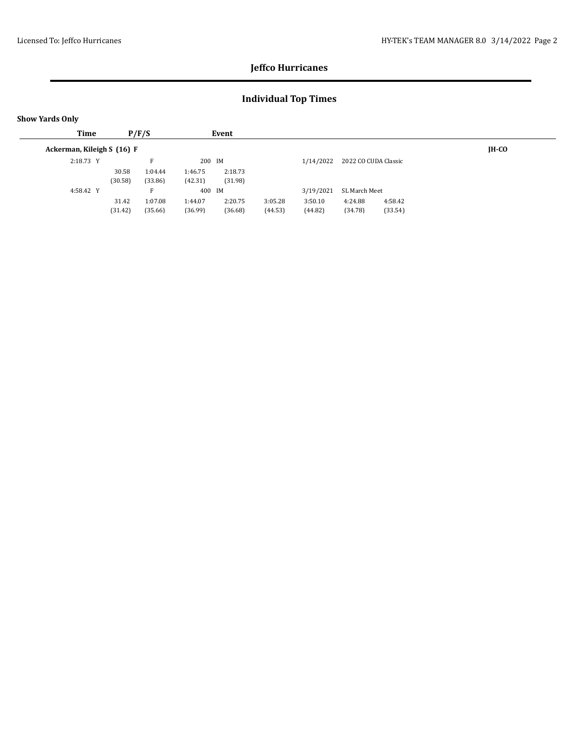# Jeffco Hurricanes

## Individual Top Times

**Show Yards Only**

| Time | P/F/S | Event | | | | | | |
|---|---|---|---|---|---|---|---|---|
| **Ackerman, Kileigh S (16) F** | | | | | | | | **JH-CO** |
| 2:18.73 Y | F | 200 IM | | | 1/14/2022 | 2022 CO CUDA Classic | | |
| | 30.58 (30.58) | 1:04.44 (33.86) | 1:46.75 (42.31) | 2:18.73 (31.98) | | | | |
| 4:58.42 Y | F | 400 IM | | | 3/19/2021 | SL March Meet | | |
| | 31.42 (31.42) | 1:07.08 (35.66) | 1:44.07 (36.99) | 2:20.75 (36.68) | 3:05.28 (44.53) | 3:50.10 (44.82) | 4:24.88 (34.78) | 4:58.42 (33.54) |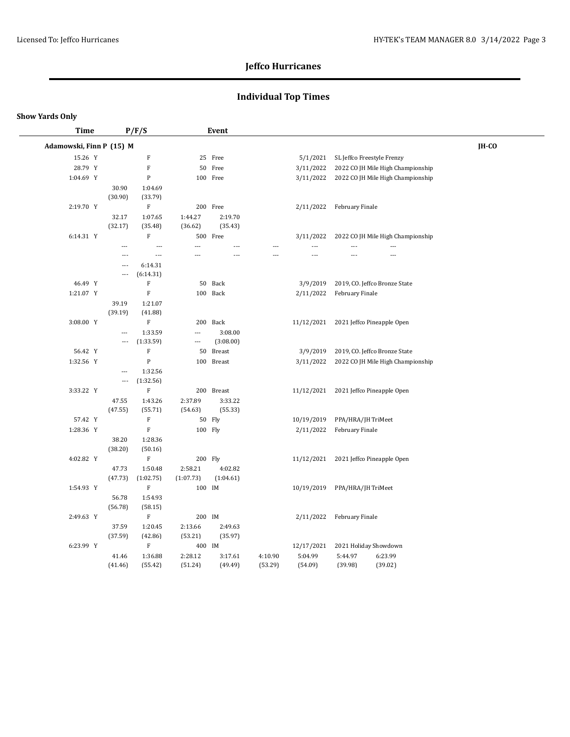# Jeffco Hurricanes

## Individual Top Times

**Show Yards Only**

| Time | P/F/S | Event | Date | Meet |
|---|---|---|---|---|
| **Adamowski, Finn P (15) M** | | | | **JH-CO** |
| 15.26 Y | F | 25 Free | 5/1/2021 | SL Jeffco Freestyle Frenzy |
| 28.79 Y | F | 50 Free | 3/11/2022 | 2022 CO JH Mile High Championship |
| 1:04.69 Y | P | 100 Free | 3/11/2022 | 2022 CO JH Mile High Championship |
| | 30.90 (30.90) 1:04.69 (33.79) | | | |
| 2:19.70 Y | F | 200 Free | 2/11/2022 | February Finale |
| | 32.17 (32.17) 1:07.65 (35.48) 1:44.27 (36.62) 2:19.70 (35.43) | | | |
| 6:14.31 Y | F | 500 Free | 3/11/2022 | 2022 CO JH Mile High Championship |
| | --- --- --- --- --- --- --- --- / --- --- --- --- --- --- --- --- / --- 6:14.31 (---) (6:14.31) | | | |
| 46.49 Y | F | 50 Back | 3/9/2019 | 2019, CO. Jeffco Bronze State |
| 1:21.07 Y | F | 100 Back | 2/11/2022 | February Finale |
| | 39.19 (39.19) 1:21.07 (41.88) | | | |
| 3:08.00 Y | F | 200 Back | 11/12/2021 | 2021 Jeffco Pineapple Open |
| | --- (---) 1:33.59 (1:33.59) --- (---) 3:08.00 (3:08.00) | | | |
| 56.42 Y | F | 50 Breast | 3/9/2019 | 2019, CO. Jeffco Bronze State |
| 1:32.56 Y | P | 100 Breast | 3/11/2022 | 2022 CO JH Mile High Championship |
| | --- (---) 1:32.56 (1:32.56) | | | |
| 3:33.22 Y | F | 200 Breast | 11/12/2021 | 2021 Jeffco Pineapple Open |
| | 47.55 (47.55) 1:43.26 (55.71) 2:37.89 (54.63) 3:33.22 (55.33) | | | |
| 57.42 Y | F | 50 Fly | 10/19/2019 | PPA/HRA/JH TriMeet |
| 1:28.36 Y | F | 100 Fly | 2/11/2022 | February Finale |
| | 38.20 (38.20) 1:28.36 (50.16) | | | |
| 4:02.82 Y | F | 200 Fly | 11/12/2021 | 2021 Jeffco Pineapple Open |
| | 47.73 (47.73) 1:50.48 (1:02.75) 2:58.21 (1:07.73) 4:02.82 (1:04.61) | | | |
| 1:54.93 Y | F | 100 IM | 10/19/2019 | PPA/HRA/JH TriMeet |
| | 56.78 (56.78) 1:54.93 (58.15) | | | |
| 2:49.63 Y | F | 200 IM | 2/11/2022 | February Finale |
| | 37.59 (37.59) 1:20.45 (42.86) 2:13.66 (53.21) 2:49.63 (35.97) | | | |
| 6:23.99 Y | F | 400 IM | 12/17/2021 | 2021 Holiday Showdown |
| | 41.46 (41.46) 1:36.88 (55.42) 2:28.12 (51.24) 3:17.61 (49.49) 4:10.90 (53.29) 5:04.99 (54.09) 5:44.97 (39.98) 6:23.99 (39.02) | | | |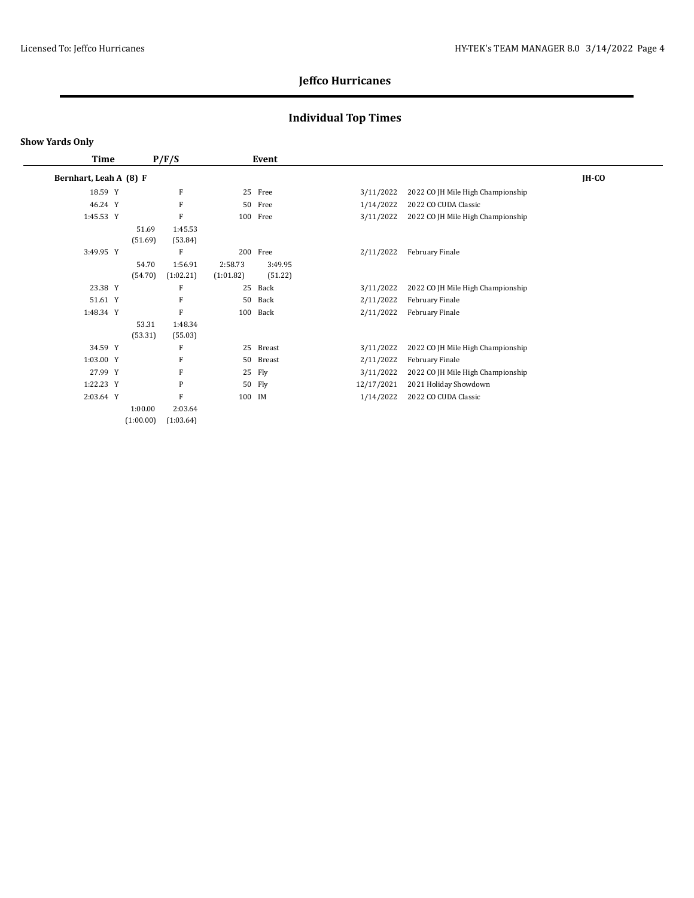## Jeffco Hurricanes

## Individual Top Times

**Show Yards Only**

| Time | P/F/S | | | Event | | |
|---|---|---|---|---|---|---|
| **Bernhart, Leah A (8) F** | | | | | | **JH-CO** |
| 18.59 Y | F | | | 25 Free | 3/11/2022 | 2022 CO JH Mile High Championship |
| 46.24 Y | F | | | 50 Free | 1/14/2022 | 2022 CO CUDA Classic |
| 1:45.53 Y | F | | | 100 Free | 3/11/2022 | 2022 CO JH Mile High Championship |
| | 51.69 (51.69) | 1:45.53 (53.84) | | | | |
| 3:49.95 Y | F | | | 200 Free | 2/11/2022 | February Finale |
| | 54.70 (54.70) | 1:56.91 (1:02.21) | 2:58.73 (1:01.82) | 3:49.95 (51.22) | | |
| 23.38 Y | F | | | 25 Back | 3/11/2022 | 2022 CO JH Mile High Championship |
| 51.61 Y | F | | | 50 Back | 2/11/2022 | February Finale |
| 1:48.34 Y | F | | | 100 Back | 2/11/2022 | February Finale |
| | 53.31 (53.31) | 1:48.34 (55.03) | | | | |
| 34.59 Y | F | | | 25 Breast | 3/11/2022 | 2022 CO JH Mile High Championship |
| 1:03.00 Y | F | | | 50 Breast | 2/11/2022 | February Finale |
| 27.99 Y | F | | | 25 Fly | 3/11/2022 | 2022 CO JH Mile High Championship |
| 1:22.23 Y | P | | | 50 Fly | 12/17/2021 | 2021 Holiday Showdown |
| 2:03.64 Y | F | | | 100 IM | 1/14/2022 | 2022 CO CUDA Classic |
| | 1:00.00 (1:00.00) | 2:03.64 (1:03.64) | | | | |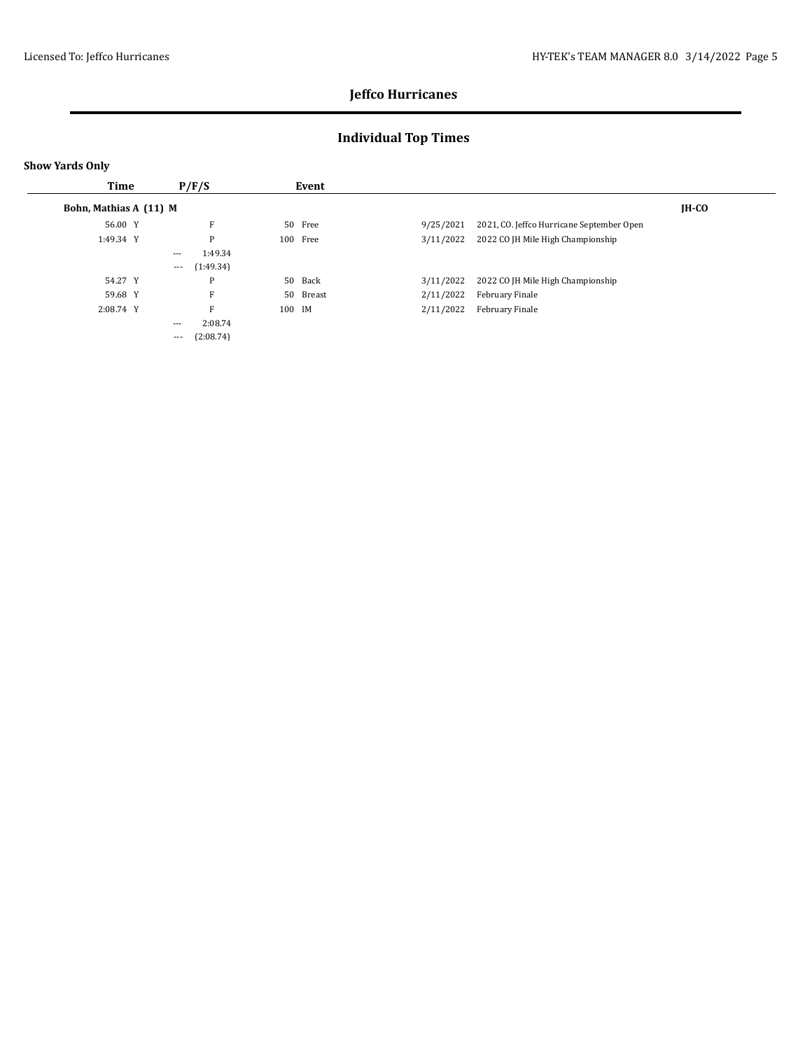# Jeffco Hurricanes

## Individual Top Times

**Show Yards Only**

| Time | P/F/S | Event | | |
|---|---|---|---|---|
| **Bohn, Mathias A (11) M** | | | | **JH-CO** |
| 56.00 Y | F | 50 Free | 9/25/2021 | 2021, CO. Jeffco Hurricane September Open |
| 1:49.34 Y | P | 100 Free | 3/11/2022 | 2022 CO JH Mile High Championship |
| | --- 1:49.34 | | | |
| | --- (1:49.34) | | | |
| 54.27 Y | P | 50 Back | 3/11/2022 | 2022 CO JH Mile High Championship |
| 59.68 Y | F | 50 Breast | 2/11/2022 | February Finale |
| 2:08.74 Y | F | 100 IM | 2/11/2022 | February Finale |
| | --- 2:08.74 | | | |
| | --- (2:08.74) | | | |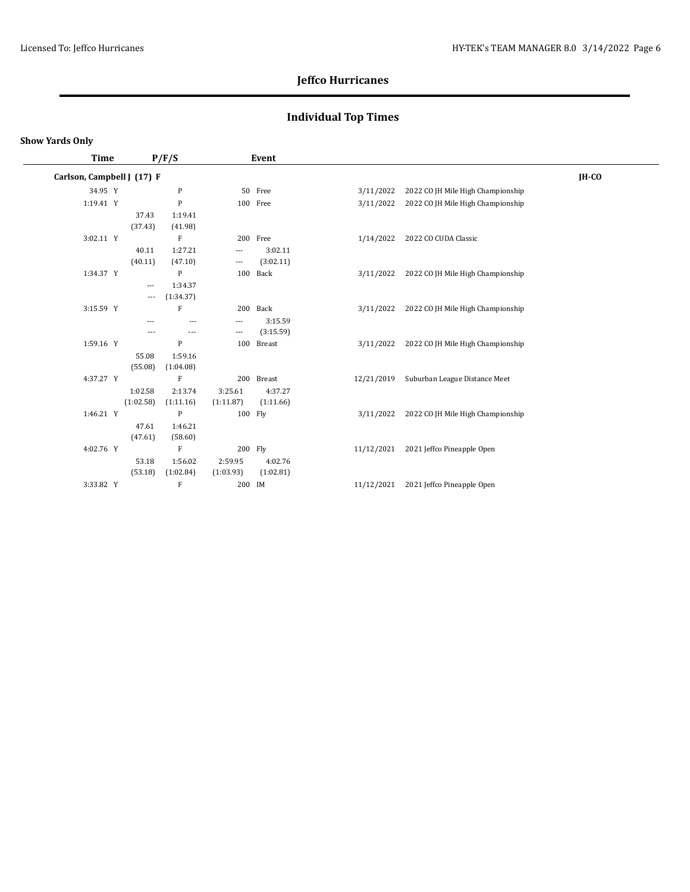# Jeffco Hurricanes

## Individual Top Times

**Show Yards Only**

| Time | P/F/S | Event | Date | Meet | |
|---|---|---|---|---|---|
| **Carlson, Campbell J (17) F** | | | | | **JH-CO** |
| 34.95 Y | P | 50 Free | 3/11/2022 | 2022 CO JH Mile High Championship | |
| 1:19.41 Y | P | 100 Free | 3/11/2022 | 2022 CO JH Mile High Championship | |
| | 37.43 (37.43) · 1:19.41 (41.98) | | | | |
| 3:02.11 Y | F | 200 Free | 1/14/2022 | 2022 CO CUDA Classic | |
| | 40.11 (40.11) · 1:27.21 (47.10) · --- (---) · 3:02.11 (3:02.11) | | | | |
| 1:34.37 Y | P | 100 Back | 3/11/2022 | 2022 CO JH Mile High Championship | |
| | --- (---) · 1:34.37 (1:34.37) | | | | |
| 3:15.59 Y | F | 200 Back | 3/11/2022 | 2022 CO JH Mile High Championship | |
| | --- (---) · --- (---) · --- (---) · 3:15.59 (3:15.59) | | | | |
| 1:59.16 Y | P | 100 Breast | 3/11/2022 | 2022 CO JH Mile High Championship | |
| | 55.08 (55.08) · 1:59.16 (1:04.08) | | | | |
| 4:37.27 Y | F | 200 Breast | 12/21/2019 | Suburban League Distance Meet | |
| | 1:02.58 (1:02.58) · 2:13.74 (1:11.16) · 3:25.61 (1:11.87) · 4:37.27 (1:11.66) | | | | |
| 1:46.21 Y | P | 100 Fly | 3/11/2022 | 2022 CO JH Mile High Championship | |
| | 47.61 (47.61) · 1:46.21 (58.60) | | | | |
| 4:02.76 Y | F | 200 Fly | 11/12/2021 | 2021 Jeffco Pineapple Open | |
| | 53.18 (53.18) · 1:56.02 (1:02.84) · 2:59.95 (1:03.93) · 4:02.76 (1:02.81) | | | | |
| 3:33.82 Y | F | 200 IM | 11/12/2021 | 2021 Jeffco Pineapple Open | |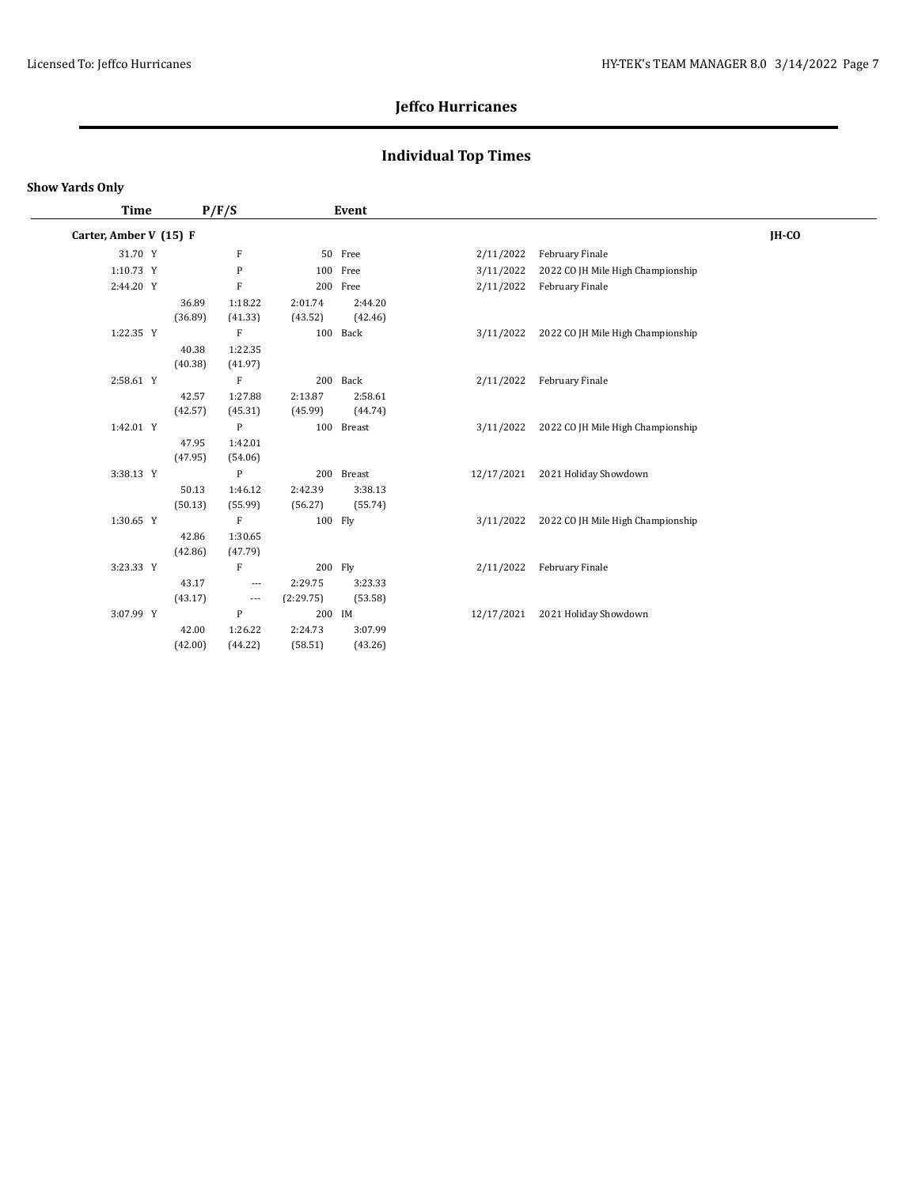## Jeffco Hurricanes

## Individual Top Times

**Show Yards Only**

| Time | P/F/S | | | Event | | | |
|---|---|---|---|---|---|---|---|
| **Carter, Amber V (15) F** | | | | | | | **JH-CO** |
| 31.70 Y | | F | | 50 Free | 2/11/2022 | February Finale | |
| 1:10.73 Y | | P | | 100 Free | 3/11/2022 | 2022 CO JH Mile High Championship | |
| 2:44.20 Y | | F | | 200 Free | 2/11/2022 | February Finale | |
| | 36.89 | 1:18.22 | 2:01.74 | 2:44.20 | | | |
| | (36.89) | (41.33) | (43.52) | (42.46) | | | |
| 1:22.35 Y | | F | | 100 Back | 3/11/2022 | 2022 CO JH Mile High Championship | |
| | 40.38 | 1:22.35 | | | | | |
| | (40.38) | (41.97) | | | | | |
| 2:58.61 Y | | F | | 200 Back | 2/11/2022 | February Finale | |
| | 42.57 | 1:27.88 | 2:13.87 | 2:58.61 | | | |
| | (42.57) | (45.31) | (45.99) | (44.74) | | | |
| 1:42.01 Y | | P | | 100 Breast | 3/11/2022 | 2022 CO JH Mile High Championship | |
| | 47.95 | 1:42.01 | | | | | |
| | (47.95) | (54.06) | | | | | |
| 3:38.13 Y | | P | | 200 Breast | 12/17/2021 | 2021 Holiday Showdown | |
| | 50.13 | 1:46.12 | 2:42.39 | 3:38.13 | | | |
| | (50.13) | (55.99) | (56.27) | (55.74) | | | |
| 1:30.65 Y | | F | | 100 Fly | 3/11/2022 | 2022 CO JH Mile High Championship | |
| | 42.86 | 1:30.65 | | | | | |
| | (42.86) | (47.79) | | | | | |
| 3:23.33 Y | | F | | 200 Fly | 2/11/2022 | February Finale | |
| | 43.17 | --- | 2:29.75 | 3:23.33 | | | |
| | (43.17) | --- | (2:29.75) | (53.58) | | | |
| 3:07.99 Y | | P | | 200 IM | 12/17/2021 | 2021 Holiday Showdown | |
| | 42.00 | 1:26.22 | 2:24.73 | 3:07.99 | | | |
| | (42.00) | (44.22) | (58.51) | (43.26) | | | |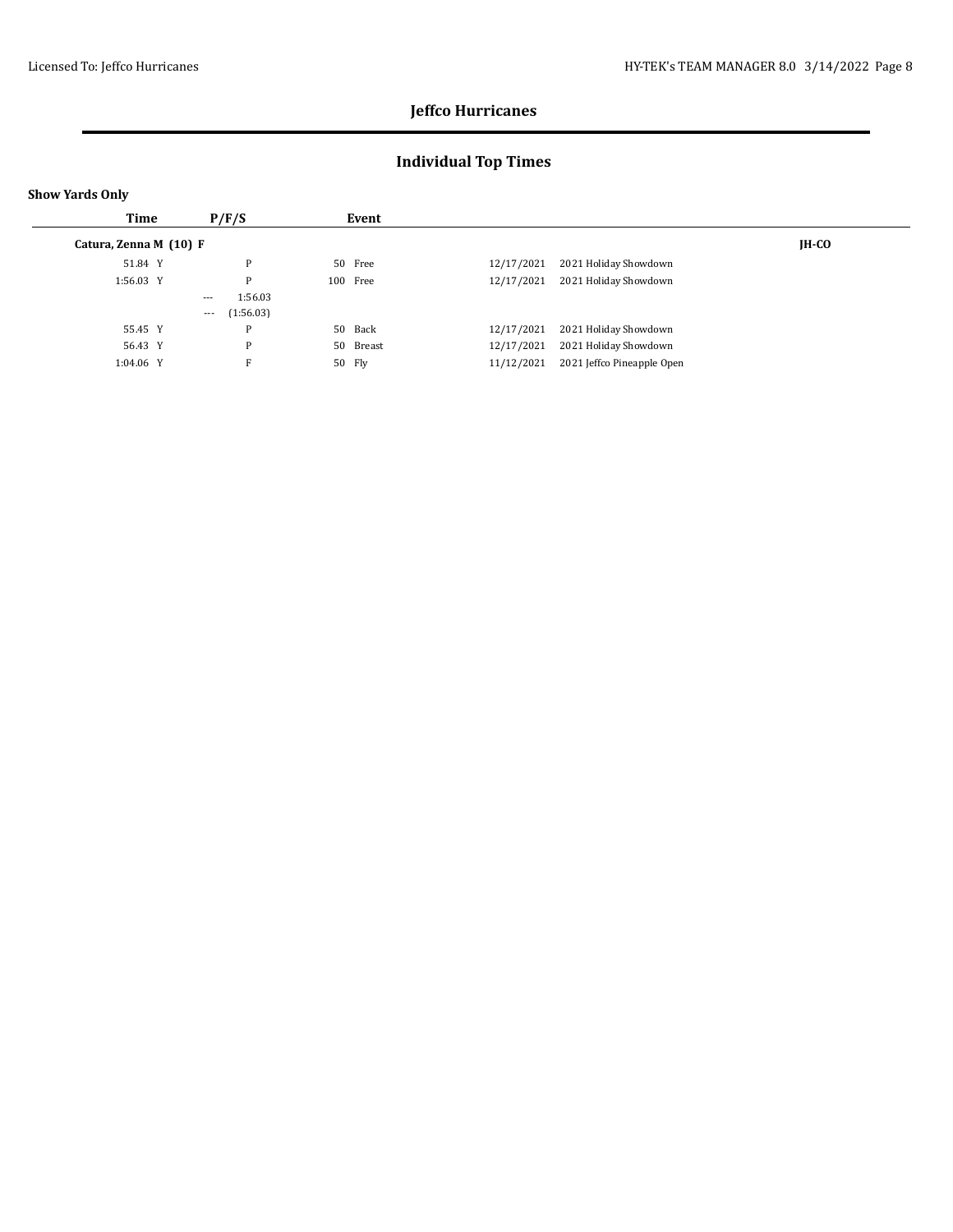# Jeffco Hurricanes

## Individual Top Times

**Show Yards Only**

| Time | P/F/S | Event | | | |
|---|---|---|---|---|---|
| **Catura, Zenna M (10) F** | | | | | **JH-CO** |
| 51.84 Y | P | 50 Free | 12/17/2021 | 2021 Holiday Showdown | |
| 1:56.03 Y | P | 100 Free | 12/17/2021 | 2021 Holiday Showdown | |
| | --- 1:56.03 | | | | |
| | --- (1:56.03) | | | | |
| 55.45 Y | P | 50 Back | 12/17/2021 | 2021 Holiday Showdown | |
| 56.43 Y | P | 50 Breast | 12/17/2021 | 2021 Holiday Showdown | |
| 1:04.06 Y | F | 50 Fly | 11/12/2021 | 2021 Jeffco Pineapple Open | |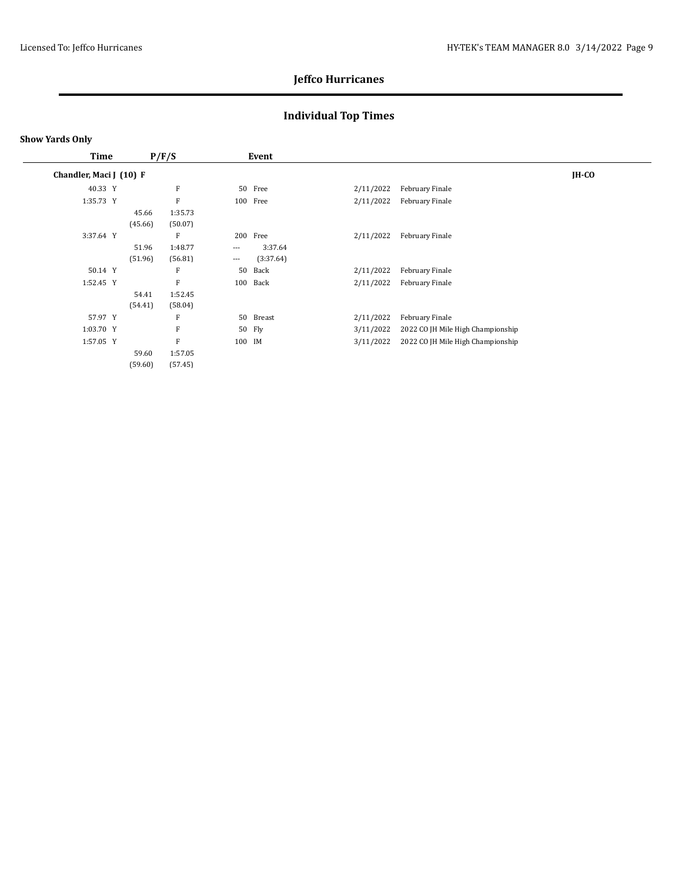# Jeffco Hurricanes

## Individual Top Times

**Show Yards Only**

| Time | P/F/S | | Event | | | |
|---|---|---|---|---|---|---|
| **Chandler, Maci J (10) F** | | | | | | **JH-CO** |
| 40.33 Y | | F | 50 Free | 2/11/2022 | February Finale | |
| 1:35.73 Y | | F | 100 Free | 2/11/2022 | February Finale | |
| | 45.66 | 1:35.73 | | | | |
| | (45.66) | (50.07) | | | | |
| 3:37.64 Y | | F | 200 Free | 2/11/2022 | February Finale | |
| | 51.96 | 1:48.77 | --- 3:37.64 | | | |
| | (51.96) | (56.81) | --- (3:37.64) | | | |
| 50.14 Y | | F | 50 Back | 2/11/2022 | February Finale | |
| 1:52.45 Y | | F | 100 Back | 2/11/2022 | February Finale | |
| | 54.41 | 1:52.45 | | | | |
| | (54.41) | (58.04) | | | | |
| 57.97 Y | | F | 50 Breast | 2/11/2022 | February Finale | |
| 1:03.70 Y | | F | 50 Fly | 3/11/2022 | 2022 CO JH Mile High Championship | |
| 1:57.05 Y | | F | 100 IM | 3/11/2022 | 2022 CO JH Mile High Championship | |
| | 59.60 | 1:57.05 | | | | |
| | (59.60) | (57.45) | | | | |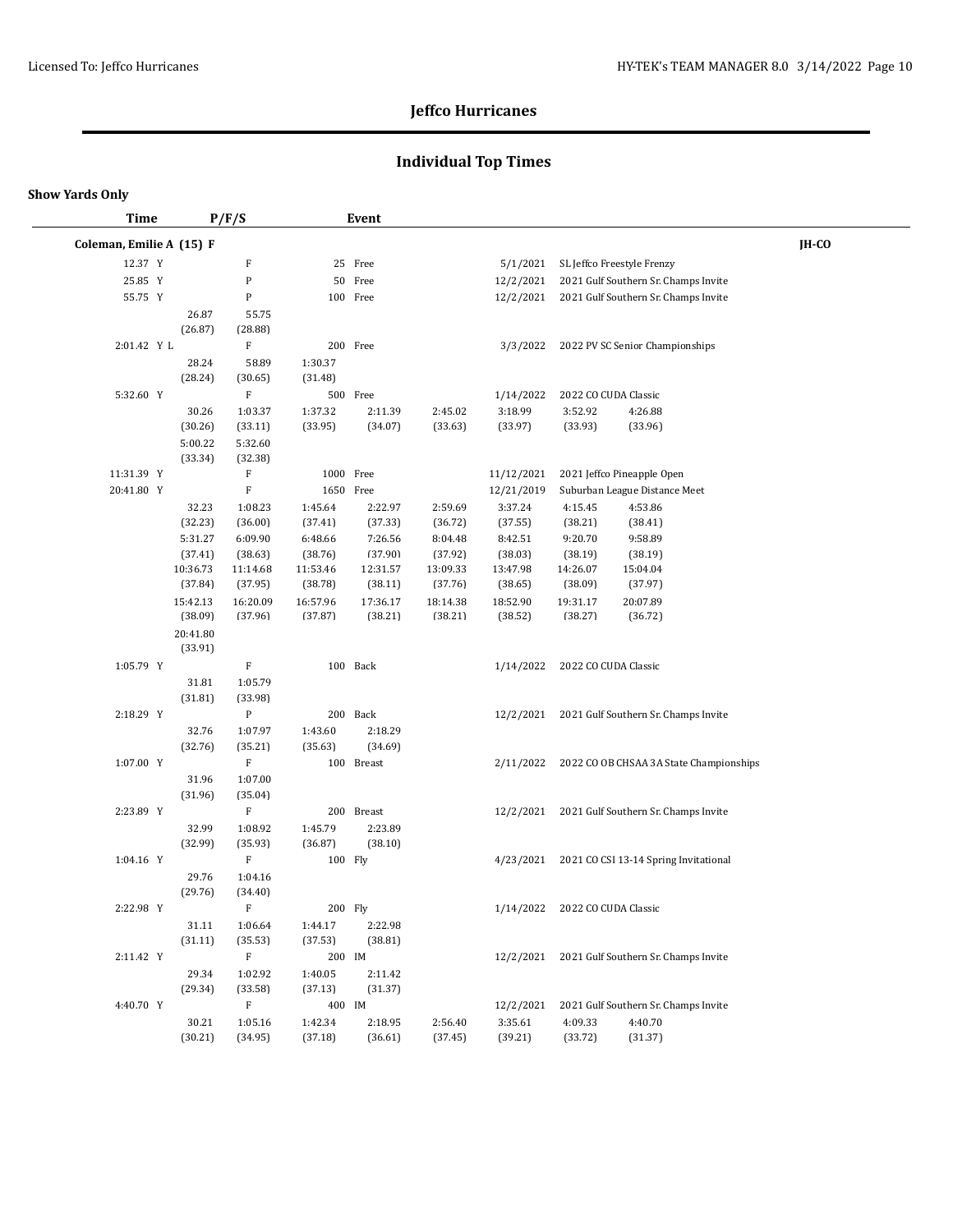## Jeffco Hurricanes

## Individual Top Times

**Show Yards Only**

| Time | P/F/S | Event | | | | |
|---|---|---|---|---|---|---|
| **Coleman, Emilie A (15) F** | | | | | | **JH-CO** |
| 12.37 Y | F | 25 Free | | 5/1/2021 | SL Jeffco Freestyle Frenzy | |
| 25.85 Y | P | 50 Free | | 12/2/2021 | 2021 Gulf Southern Sr. Champs Invite | |
| 55.75 Y | P | 100 Free | | 12/2/2021 | 2021 Gulf Southern Sr. Champs Invite | |
| 2:01.42 Y L | F | 200 Free | | 3/3/2022 | 2022 PV SC Senior Championships | |
| 5:32.60 Y | F | 500 Free | | 1/14/2022 | 2022 CO CUDA Classic | |
| 11:31.39 Y | F | 1000 Free | | 11/12/2021 | 2021 Jeffco Pineapple Open | |
| 20:41.80 Y | F | 1650 Free | | 12/21/2019 | Suburban League Distance Meet | |
| 1:05.79 Y | F | 100 Back | | 1/14/2022 | 2022 CO CUDA Classic | |
| 2:18.29 Y | P | 200 Back | | 12/2/2021 | 2021 Gulf Southern Sr. Champs Invite | |
| 1:07.00 Y | F | 100 Breast | | 2/11/2022 | 2022 CO OB CHSAA 3A State Championships | |
| 2:23.89 Y | F | 200 Breast | | 12/2/2021 | 2021 Gulf Southern Sr. Champs Invite | |
| 1:04.16 Y | F | 100 Fly | | 4/23/2021 | 2021 CO CSI 13-14 Spring Invitational | |
| 2:22.98 Y | F | 200 Fly | | 1/14/2022 | 2022 CO CUDA Classic | |
| 2:11.42 Y | F | 200 IM | | 12/2/2021 | 2021 Gulf Southern Sr. Champs Invite | |
| 4:40.70 Y | F | 400 IM | | 12/2/2021 | 2021 Gulf Southern Sr. Champs Invite | |

**Splits**

100 Free (55.75): 26.87 (26.87), 55.75 (28.88)

200 Free (2:01.42): 28.24 (28.24), 58.89 (30.65), 1:30.37 (31.48)

500 Free (5:32.60):

| | | | | | | | |
|---|---|---|---|---|---|---|---|
| 30.26 | 1:03.37 | 1:37.32 | 2:11.39 | 2:45.02 | 3:18.99 | 3:52.92 | 4:26.88 |
| (30.26) | (33.11) | (33.95) | (34.07) | (33.63) | (33.97) | (33.93) | (33.96) |
| 5:00.22 | 5:32.60 | | | | | | |
| (33.34) | (32.38) | | | | | | |

1650 Free (20:41.80):

| | | | | | | | |
|---|---|---|---|---|---|---|---|
| 32.23 | 1:08.23 | 1:45.64 | 2:22.97 | 2:59.69 | 3:37.24 | 4:15.45 | 4:53.86 |
| (32.23) | (36.00) | (37.41) | (37.33) | (36.72) | (37.55) | (38.21) | (38.41) |
| 5:31.27 | 6:09.90 | 6:48.66 | 7:26.56 | 8:04.48 | 8:42.51 | 9:20.70 | 9:58.89 |
| (37.41) | (38.63) | (38.76) | (37.90) | (37.92) | (38.03) | (38.19) | (38.19) |
| 10:36.73 | 11:14.68 | 11:53.46 | 12:31.57 | 13:09.33 | 13:47.98 | 14:26.07 | 15:04.04 |
| (37.84) | (37.95) | (38.78) | (38.11) | (37.76) | (38.65) | (38.09) | (37.97) |
| 15:42.13 | 16:20.09 | 16:57.96 | 17:36.17 | 18:14.38 | 18:52.90 | 19:31.17 | 20:07.89 |
| (38.09) | (37.96) | (37.87) | (38.21) | (38.21) | (38.52) | (38.27) | (36.72) |
| 20:41.80 | | | | | | | |
| (33.91) | | | | | | | |

100 Back (1:05.79): 31.81 (31.81), 1:05.79 (33.98)

200 Back (2:18.29): 32.76 (32.76), 1:07.97 (35.21), 1:43.60 (35.63), 2:18.29 (34.69)

100 Breast (1:07.00): 31.96 (31.96), 1:07.00 (35.04)

200 Breast (2:23.89): 32.99 (32.99), 1:08.92 (35.93), 1:45.79 (36.87), 2:23.89 (38.10)

100 Fly (1:04.16): 29.76 (29.76), 1:04.16 (34.40)

200 Fly (2:22.98): 31.11 (31.11), 1:06.64 (35.53), 1:44.17 (37.53), 2:22.98 (38.81)

200 IM (2:11.42): 29.34 (29.34), 1:02.92 (33.58), 1:40.05 (37.13), 2:11.42 (31.37)

400 IM (4:40.70):

| | | | | | | | |
|---|---|---|---|---|---|---|---|
| 30.21 | 1:05.16 | 1:42.34 | 2:18.95 | 2:56.40 | 3:35.61 | 4:09.33 | 4:40.70 |
| (30.21) | (34.95) | (37.18) | (36.61) | (37.45) | (39.21) | (33.72) | (31.37) |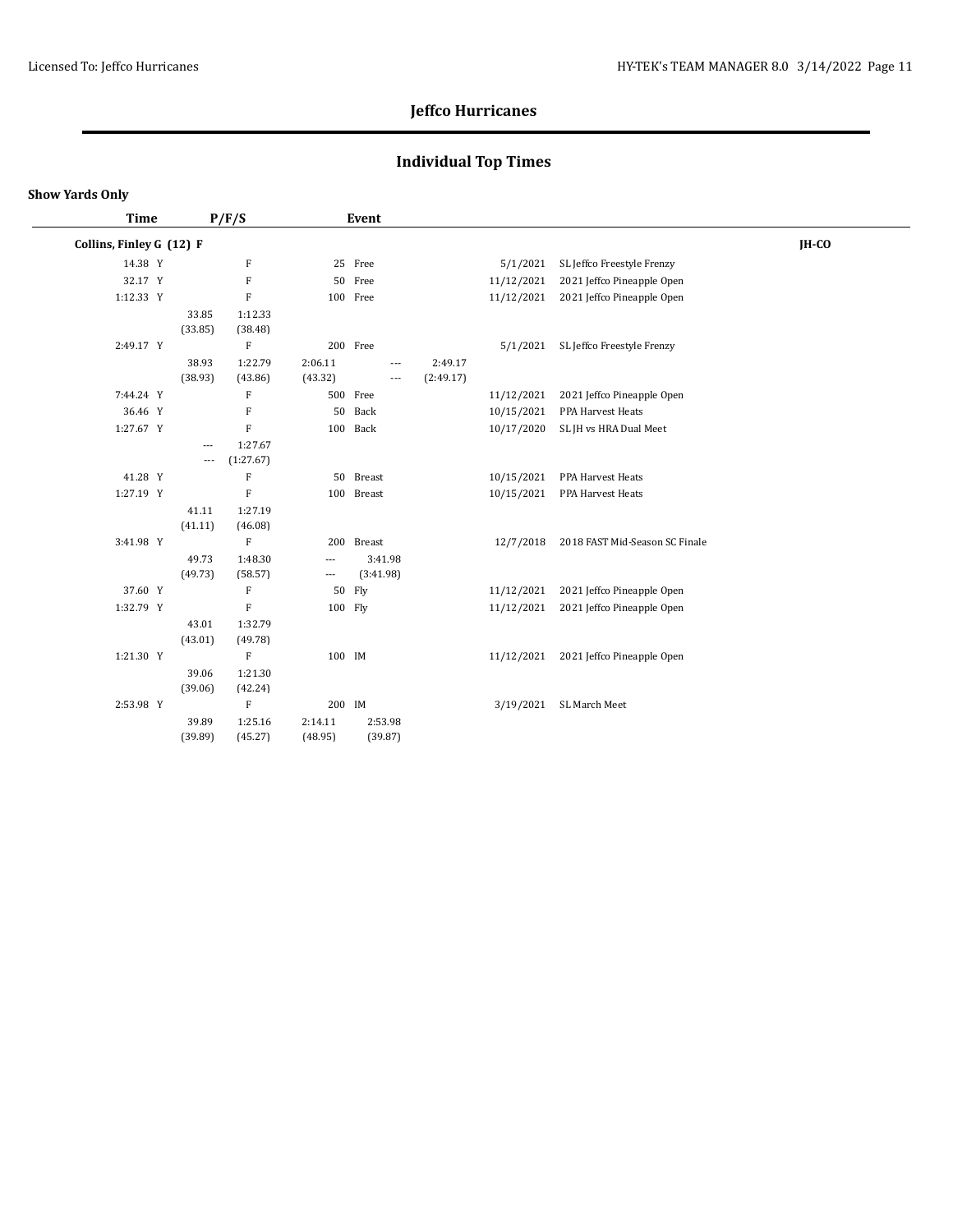# Jeffco Hurricanes

## Individual Top Times

**Show Yards Only**

| Time | P/F/S | Event | Date | Meet |
|---|---|---|---|---|
| **Collins, Finley G (12) F** | | | | **JH-CO** |
| 14.38 Y | F | 25 Free | 5/1/2021 | SL Jeffco Freestyle Frenzy |
| 32.17 Y | F | 50 Free | 11/12/2021 | 2021 Jeffco Pineapple Open |
| 1:12.33 Y | F | 100 Free | 11/12/2021 | 2021 Jeffco Pineapple Open |
| | 33.85 (33.85) 1:12.33 (38.48) | | | |
| 2:49.17 Y | F | 200 Free | 5/1/2021 | SL Jeffco Freestyle Frenzy |
| | 38.93 (38.93) 1:22.79 (43.86) 2:06.11 (43.32) --- --- 2:49.17 (2:49.17) | | | |
| 7:44.24 Y | F | 500 Free | 11/12/2021 | 2021 Jeffco Pineapple Open |
| 36.46 Y | F | 50 Back | 10/15/2021 | PPA Harvest Heats |
| 1:27.67 Y | F | 100 Back | 10/17/2020 | SL JH vs HRA Dual Meet |
| | --- --- 1:27.67 (1:27.67) | | | |
| 41.28 Y | F | 50 Breast | 10/15/2021 | PPA Harvest Heats |
| 1:27.19 Y | F | 100 Breast | 10/15/2021 | PPA Harvest Heats |
| | 41.11 (41.11) 1:27.19 (46.08) | | | |
| 3:41.98 Y | F | 200 Breast | 12/7/2018 | 2018 FAST Mid-Season SC Finale |
| | 49.73 (49.73) 1:48.30 (58.57) --- --- 3:41.98 (3:41.98) | | | |
| 37.60 Y | F | 50 Fly | 11/12/2021 | 2021 Jeffco Pineapple Open |
| 1:32.79 Y | F | 100 Fly | 11/12/2021 | 2021 Jeffco Pineapple Open |
| | 43.01 (43.01) 1:32.79 (49.78) | | | |
| 1:21.30 Y | F | 100 IM | 11/12/2021 | 2021 Jeffco Pineapple Open |
| | 39.06 (39.06) 1:21.30 (42.24) | | | |
| 2:53.98 Y | F | 200 IM | 3/19/2021 | SL March Meet |
| | 39.89 (39.89) 1:25.16 (45.27) 2:14.11 (48.95) 2:53.98 (39.87) | | | |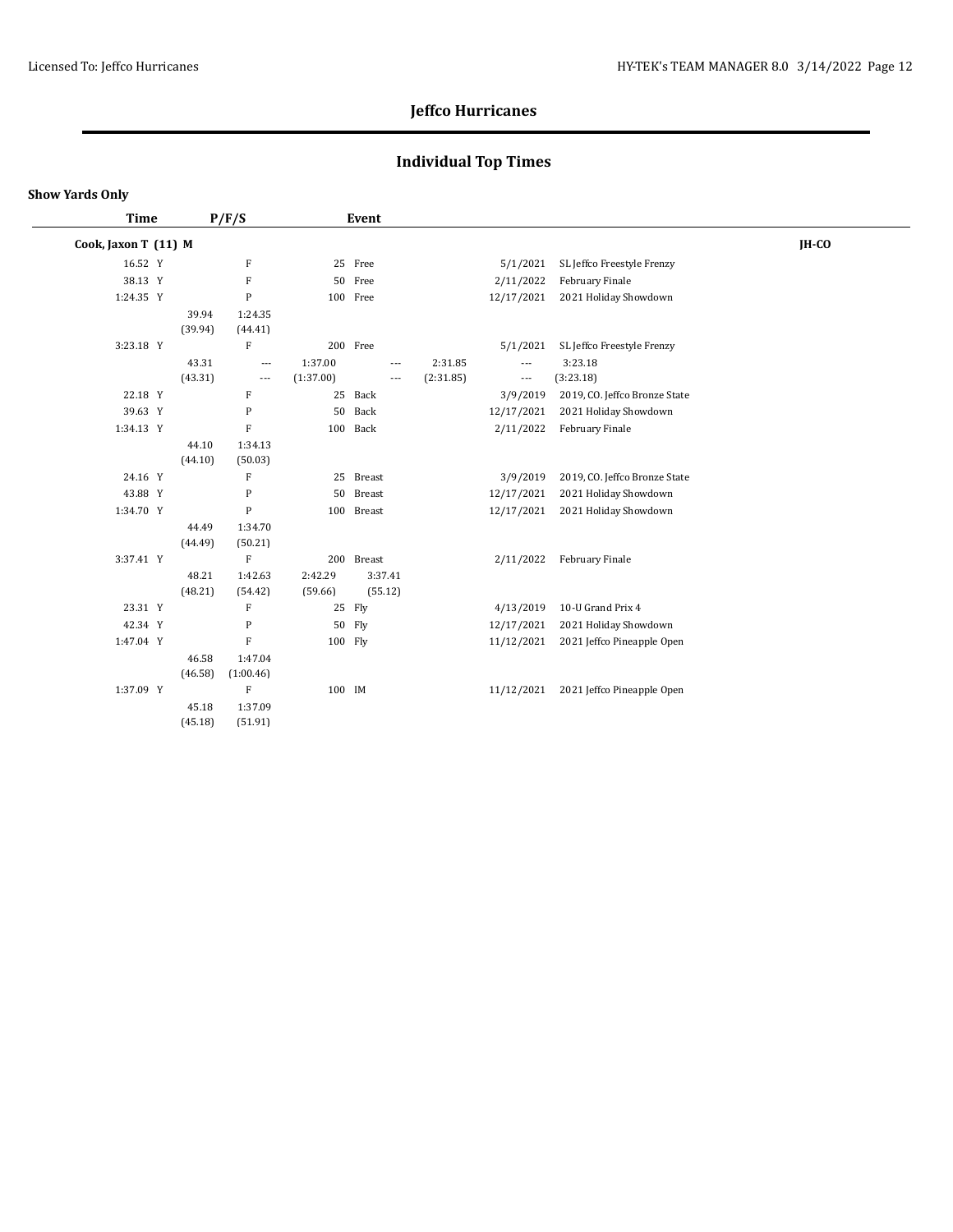# Jeffco Hurricanes

## Individual Top Times

**Show Yards Only**

| Time | P/F/S | Event | | | |
|---|---|---|---|---|---|
| **Cook, Jaxon T (11) M** | | | | | **JH-CO** |
| 16.52 Y | F | 25 Free | 5/1/2021 | SL Jeffco Freestyle Frenzy | |
| 38.13 Y | F | 50 Free | 2/11/2022 | February Finale | |
| 1:24.35 Y | P | 100 Free | 12/17/2021 | 2021 Holiday Showdown | |
| | 39.94 (39.94) 1:24.35 (44.41) | | | | |
| 3:23.18 Y | F | 200 Free | 5/1/2021 | SL Jeffco Freestyle Frenzy | |
| | 43.31 (43.31) --- --- 1:37.00 (1:37.00) --- --- 2:31.85 (2:31.85) --- --- 3:23.18 (3:23.18) | | | | |
| 22.18 Y | F | 25 Back | 3/9/2019 | 2019, CO. Jeffco Bronze State | |
| 39.63 Y | P | 50 Back | 12/17/2021 | 2021 Holiday Showdown | |
| 1:34.13 Y | F | 100 Back | 2/11/2022 | February Finale | |
| | 44.10 (44.10) 1:34.13 (50.03) | | | | |
| 24.16 Y | F | 25 Breast | 3/9/2019 | 2019, CO. Jeffco Bronze State | |
| 43.88 Y | P | 50 Breast | 12/17/2021 | 2021 Holiday Showdown | |
| 1:34.70 Y | P | 100 Breast | 12/17/2021 | 2021 Holiday Showdown | |
| | 44.49 (44.49) 1:34.70 (50.21) | | | | |
| 3:37.41 Y | F | 200 Breast | 2/11/2022 | February Finale | |
| | 48.21 (48.21) 1:42.63 (54.42) 2:42.29 (59.66) 3:37.41 (55.12) | | | | |
| 23.31 Y | F | 25 Fly | 4/13/2019 | 10-U Grand Prix 4 | |
| 42.34 Y | P | 50 Fly | 12/17/2021 | 2021 Holiday Showdown | |
| 1:47.04 Y | F | 100 Fly | 11/12/2021 | 2021 Jeffco Pineapple Open | |
| | 46.58 (46.58) 1:47.04 (1:00.46) | | | | |
| 1:37.09 Y | F | 100 IM | 11/12/2021 | 2021 Jeffco Pineapple Open | |
| | 45.18 (45.18) 1:37.09 (51.91) | | | | |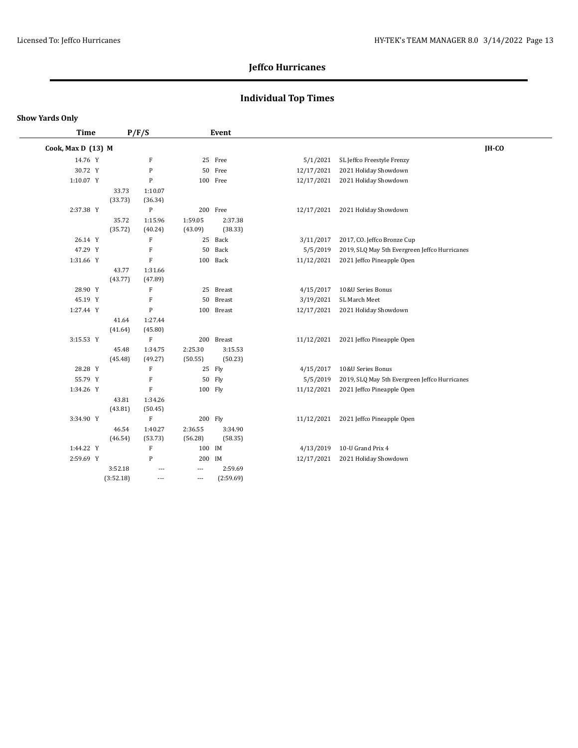## Jeffco Hurricanes

## Individual Top Times

**Show Yards Only**

| Time | P/F/S | | | Event | | Date | Meet | |
|---|---|---|---|---|---|---|---|---|
| **Cook, Max D (13) M** | | | | | | | | **JH-CO** |
| 14.76 Y | | F | | 25 | Free | 5/1/2021 | SL Jeffco Freestyle Frenzy | |
| 30.72 Y | | P | | 50 | Free | 12/17/2021 | 2021 Holiday Showdown | |
| 1:10.07 Y | | P | | 100 | Free | 12/17/2021 | 2021 Holiday Showdown | |
| | 33.73 (33.73) | 1:10.07 (36.34) | | | | | | |
| 2:37.38 Y | | P | | 200 | Free | 12/17/2021 | 2021 Holiday Showdown | |
| | 35.72 (35.72) | 1:15.96 (40.24) | 1:59.05 (43.09) | 2:37.38 (38.33) | | | | |
| 26.14 Y | | F | | 25 | Back | 3/11/2017 | 2017, CO. Jeffco Bronze Cup | |
| 47.29 Y | | F | | 50 | Back | 5/5/2019 | 2019, SLQ May 5th Evergreen Jeffco Hurricanes | |
| 1:31.66 Y | | F | | 100 | Back | 11/12/2021 | 2021 Jeffco Pineapple Open | |
| | 43.77 (43.77) | 1:31.66 (47.89) | | | | | | |
| 28.90 Y | | F | | 25 | Breast | 4/15/2017 | 10&U Series Bonus | |
| 45.19 Y | | F | | 50 | Breast | 3/19/2021 | SL March Meet | |
| 1:27.44 Y | | P | | 100 | Breast | 12/17/2021 | 2021 Holiday Showdown | |
| | 41.64 (41.64) | 1:27.44 (45.80) | | | | | | |
| 3:15.53 Y | | F | | 200 | Breast | 11/12/2021 | 2021 Jeffco Pineapple Open | |
| | 45.48 (45.48) | 1:34.75 (49.27) | 2:25.30 (50.55) | 3:15.53 (50.23) | | | | |
| 28.28 Y | | F | | 25 | Fly | 4/15/2017 | 10&U Series Bonus | |
| 55.79 Y | | F | | 50 | Fly | 5/5/2019 | 2019, SLQ May 5th Evergreen Jeffco Hurricanes | |
| 1:34.26 Y | | F | | 100 | Fly | 11/12/2021 | 2021 Jeffco Pineapple Open | |
| | 43.81 (43.81) | 1:34.26 (50.45) | | | | | | |
| 3:34.90 Y | | F | | 200 | Fly | 11/12/2021 | 2021 Jeffco Pineapple Open | |
| | 46.54 (46.54) | 1:40.27 (53.73) | 2:36.55 (56.28) | 3:34.90 (58.35) | | | | |
| 1:44.22 Y | | F | | 100 | IM | 4/13/2019 | 10-U Grand Prix 4 | |
| 2:59.69 Y | | P | | 200 | IM | 12/17/2021 | 2021 Holiday Showdown | |
| | 3:52.18 (3:52.18) | --- --- | --- --- | 2:59.69 (2:59.69) | | | | |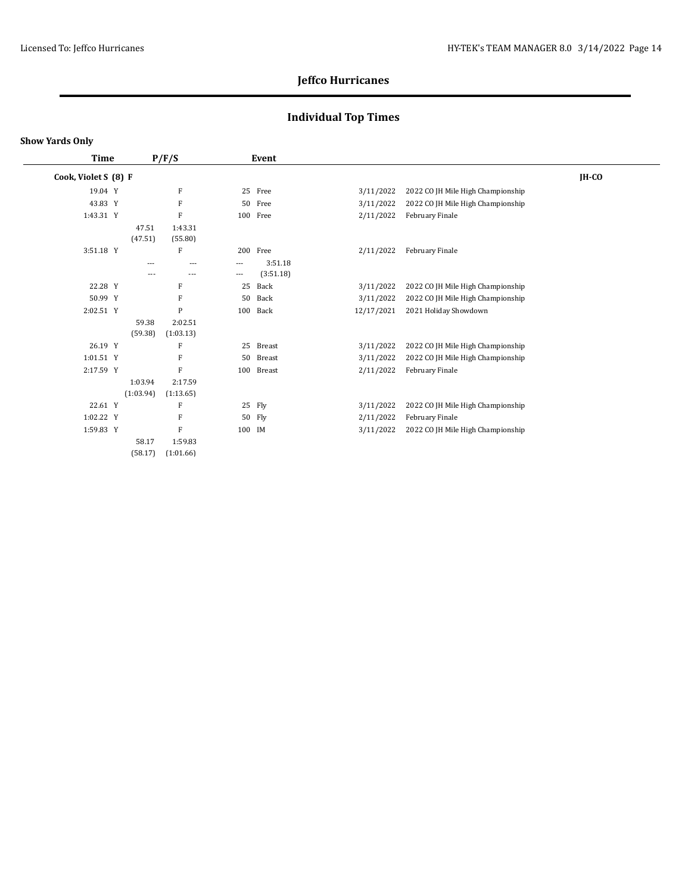# Jeffco Hurricanes

## Individual Top Times

**Show Yards Only**

| Time | P/F/S | Event | | |
|---|---|---|---|---|
| **Cook, Violet S (8) F** | | | | **JH-CO** |
| 19.04 Y | F | 25 Free | 3/11/2022 | 2022 CO JH Mile High Championship |
| 43.83 Y | F | 50 Free | 3/11/2022 | 2022 CO JH Mile High Championship |
| 1:43.31 Y | F | 100 Free | 2/11/2022 | February Finale |
| | 47.51 (47.51) 1:43.31 (55.80) | | | |
| 3:51.18 Y | F | 200 Free | 2/11/2022 | February Finale |
| | --- --- --- 3:51.18 / --- --- --- (3:51.18) | | | |
| 22.28 Y | F | 25 Back | 3/11/2022 | 2022 CO JH Mile High Championship |
| 50.99 Y | F | 50 Back | 3/11/2022 | 2022 CO JH Mile High Championship |
| 2:02.51 Y | P | 100 Back | 12/17/2021 | 2021 Holiday Showdown |
| | 59.38 (59.38) 2:02.51 (1:03.13) | | | |
| 26.19 Y | F | 25 Breast | 3/11/2022 | 2022 CO JH Mile High Championship |
| 1:01.51 Y | F | 50 Breast | 3/11/2022 | 2022 CO JH Mile High Championship |
| 2:17.59 Y | F | 100 Breast | 2/11/2022 | February Finale |
| | 1:03.94 (1:03.94) 2:17.59 (1:13.65) | | | |
| 22.61 Y | F | 25 Fly | 3/11/2022 | 2022 CO JH Mile High Championship |
| 1:02.22 Y | F | 50 Fly | 2/11/2022 | February Finale |
| 1:59.83 Y | F | 100 IM | 3/11/2022 | 2022 CO JH Mile High Championship |
| | 58.17 (58.17) 1:59.83 (1:01.66) | | | |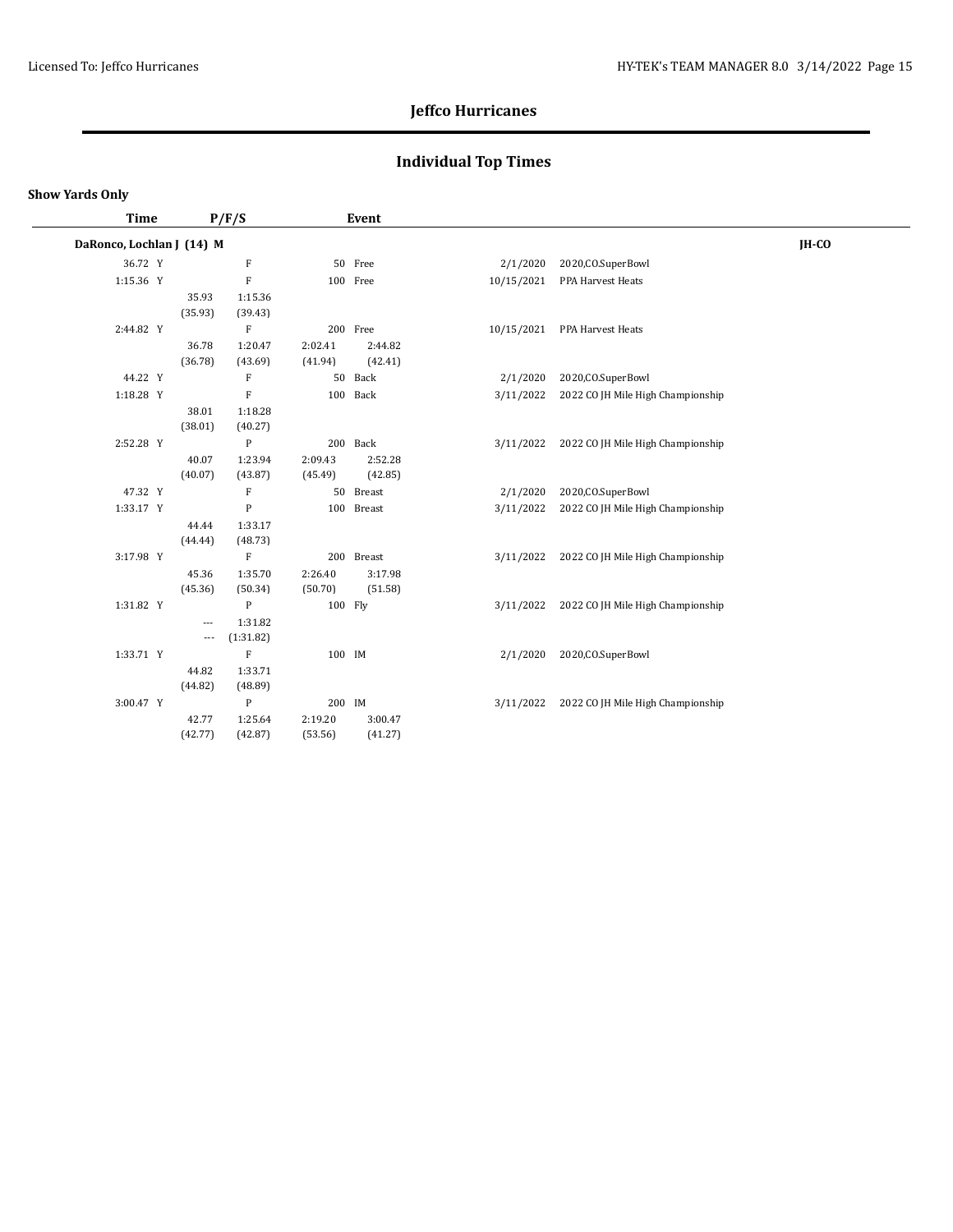# Jeffco Hurricanes

## Individual Top Times

**Show Yards Only**

| Time | P/F/S | | | Event | | | |
|---|---|---|---|---|---|---|---|
| **DaRonco, Lochlan J (14) M** | | | | | | | **JH-CO** |
| 36.72 Y | | F | | 50 Free | 2/1/2020 | 2020,CO.SuperBowl | |
| 1:15.36 Y | | F | | 100 Free | 10/15/2021 | PPA Harvest Heats | |
| | 35.93 | 1:15.36 | | | | | |
| | (35.93) | (39.43) | | | | | |
| 2:44.82 Y | | F | | 200 Free | 10/15/2021 | PPA Harvest Heats | |
| | 36.78 | 1:20.47 | 2:02.41 | 2:44.82 | | | |
| | (36.78) | (43.69) | (41.94) | (42.41) | | | |
| 44.22 Y | | F | | 50 Back | 2/1/2020 | 2020,CO.SuperBowl | |
| 1:18.28 Y | | F | | 100 Back | 3/11/2022 | 2022 CO JH Mile High Championship | |
| | 38.01 | 1:18.28 | | | | | |
| | (38.01) | (40.27) | | | | | |
| 2:52.28 Y | | P | | 200 Back | 3/11/2022 | 2022 CO JH Mile High Championship | |
| | 40.07 | 1:23.94 | 2:09.43 | 2:52.28 | | | |
| | (40.07) | (43.87) | (45.49) | (42.85) | | | |
| 47.32 Y | | F | | 50 Breast | 2/1/2020 | 2020,CO.SuperBowl | |
| 1:33.17 Y | | P | | 100 Breast | 3/11/2022 | 2022 CO JH Mile High Championship | |
| | 44.44 | 1:33.17 | | | | | |
| | (44.44) | (48.73) | | | | | |
| 3:17.98 Y | | F | | 200 Breast | 3/11/2022 | 2022 CO JH Mile High Championship | |
| | 45.36 | 1:35.70 | 2:26.40 | 3:17.98 | | | |
| | (45.36) | (50.34) | (50.70) | (51.58) | | | |
| 1:31.82 Y | | P | | 100 Fly | 3/11/2022 | 2022 CO JH Mile High Championship | |
| | --- | 1:31.82 | | | | | |
| | --- | (1:31.82) | | | | | |
| 1:33.71 Y | | F | | 100 IM | 2/1/2020 | 2020,CO.SuperBowl | |
| | 44.82 | 1:33.71 | | | | | |
| | (44.82) | (48.89) | | | | | |
| 3:00.47 Y | | P | | 200 IM | 3/11/2022 | 2022 CO JH Mile High Championship | |
| | 42.77 | 1:25.64 | 2:19.20 | 3:00.47 | | | |
| | (42.77) | (42.87) | (53.56) | (41.27) | | | |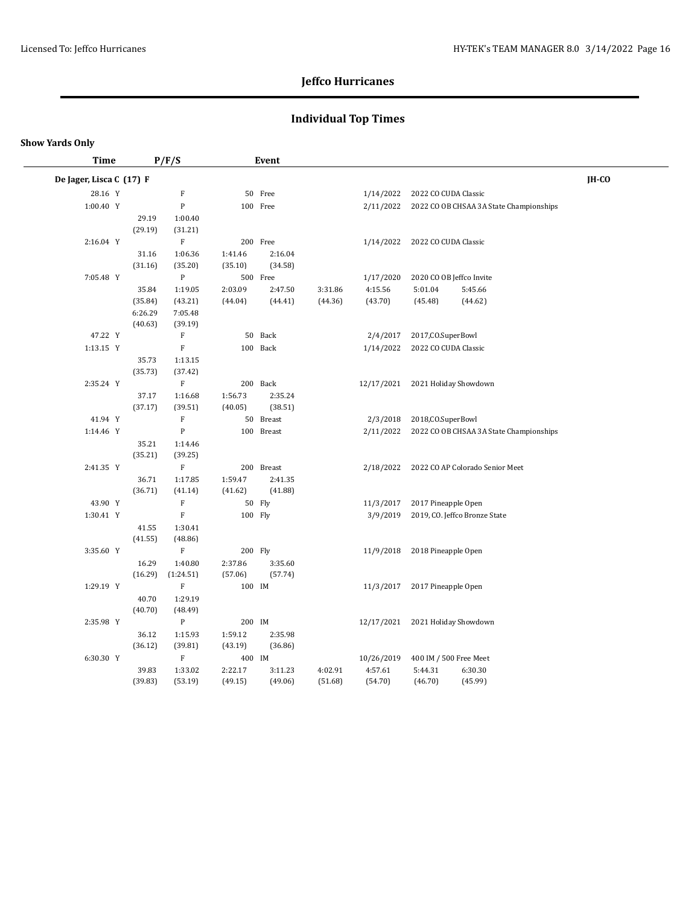# Jeffco Hurricanes

## Individual Top Times

**Show Yards Only**

| Time | P/F/S | Event | Date | Meet | |
|---|---|---|---|---|---|
| **De Jager, Lisca C (17) F** | | | | | **JH-CO** |
| 28.16 Y | F | 50 Free | 1/14/2022 | 2022 CO CUDA Classic | |
| 1:00.40 Y | P | 100 Free | 2/11/2022 | 2022 CO OB CHSAA 3A State Championships | |
| | 29.19 (29.19) 1:00.40 (31.21) | | | | |
| 2:16.04 Y | F | 200 Free | 1/14/2022 | 2022 CO CUDA Classic | |
| | 31.16 (31.16) 1:06.36 (35.20) 1:41.46 (35.10) 2:16.04 (34.58) | | | | |
| 7:05.48 Y | P | 500 Free | 1/17/2020 | 2020 CO OB Jeffco Invite | |
| | 35.84 (35.84) 1:19.05 (43.21) 2:03.09 (44.04) 2:47.50 (44.41) 3:31.86 (44.36) 4:15.56 (43.70) 5:01.04 (45.48) 5:45.66 (44.62) 6:26.29 (40.63) 7:05.48 (39.19) | | | | |
| 47.22 Y | F | 50 Back | 2/4/2017 | 2017,CO.SuperBowl | |
| 1:13.15 Y | F | 100 Back | 1/14/2022 | 2022 CO CUDA Classic | |
| | 35.73 (35.73) 1:13.15 (37.42) | | | | |
| 2:35.24 Y | F | 200 Back | 12/17/2021 | 2021 Holiday Showdown | |
| | 37.17 (37.17) 1:16.68 (39.51) 1:56.73 (40.05) 2:35.24 (38.51) | | | | |
| 41.94 Y | F | 50 Breast | 2/3/2018 | 2018,CO.SuperBowl | |
| 1:14.46 Y | P | 100 Breast | 2/11/2022 | 2022 CO OB CHSAA 3A State Championships | |
| | 35.21 (35.21) 1:14.46 (39.25) | | | | |
| 2:41.35 Y | F | 200 Breast | 2/18/2022 | 2022 CO AP Colorado Senior Meet | |
| | 36.71 (36.71) 1:17.85 (41.14) 1:59.47 (41.62) 2:41.35 (41.88) | | | | |
| 43.90 Y | F | 50 Fly | 11/3/2017 | 2017 Pineapple Open | |
| 1:30.41 Y | F | 100 Fly | 3/9/2019 | 2019, CO. Jeffco Bronze State | |
| | 41.55 (41.55) 1:30.41 (48.86) | | | | |
| 3:35.60 Y | F | 200 Fly | 11/9/2018 | 2018 Pineapple Open | |
| | 16.29 (16.29) 1:40.80 (1:24.51) 2:37.86 (57.06) 3:35.60 (57.74) | | | | |
| 1:29.19 Y | F | 100 IM | 11/3/2017 | 2017 Pineapple Open | |
| | 40.70 (40.70) 1:29.19 (48.49) | | | | |
| 2:35.98 Y | P | 200 IM | 12/17/2021 | 2021 Holiday Showdown | |
| | 36.12 (36.12) 1:15.93 (39.81) 1:59.12 (43.19) 2:35.98 (36.86) | | | | |
| 6:30.30 Y | F | 400 IM | 10/26/2019 | 400 IM / 500 Free Meet | |
| | 39.83 (39.83) 1:33.02 (53.19) 2:22.17 (49.15) 3:11.23 (49.06) 4:02.91 (51.68) 4:57.61 (54.70) 5:44.31 (46.70) 6:30.30 (45.99) | | | | |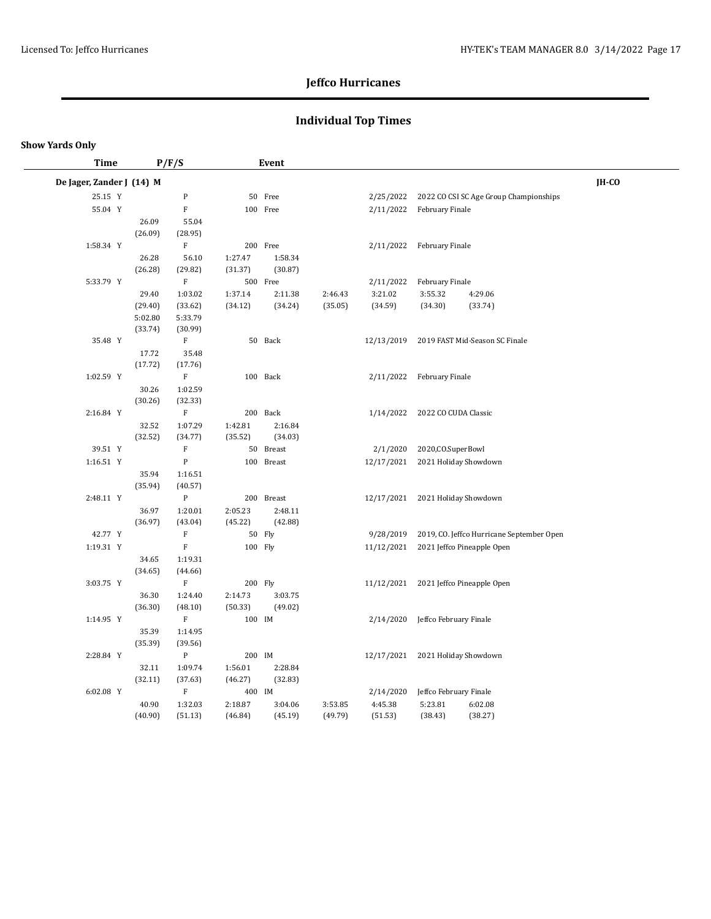## Jeffco Hurricanes

## Individual Top Times

**Show Yards Only**

| Time | P/F/S | Event | | | |
|---|---|---|---|---|---|
| **De Jager, Zander J (14) M** | | | | | **JH-CO** |
| 25.15 Y | P | 50 Free | 2/25/2022 | 2022 CO CSI SC Age Group Championships | |
| 55.04 Y | F | 100 Free | 2/11/2022 | February Finale | |
| | 26.09 (26.09) 55.04 (28.95) | | | | |
| 1:58.34 Y | F | 200 Free | 2/11/2022 | February Finale | |
| | 26.28 (26.28) 56.10 (29.82) 1:27.47 (31.37) 1:58.34 (30.87) | | | | |
| 5:33.79 Y | F | 500 Free | 2/11/2022 | February Finale | |
| | 29.40 (29.40) 1:03.02 (33.62) 1:37.14 (34.12) 2:11.38 (34.24) 2:46.43 (35.05) 3:21.02 (34.59) 3:55.32 (34.30) 4:29.06 (33.74) 5:02.80 (33.74) 5:33.79 (30.99) | | | | |
| 35.48 Y | F | 50 Back | 12/13/2019 | 2019 FAST Mid-Season SC Finale | |
| | 17.72 (17.72) 35.48 (17.76) | | | | |
| 1:02.59 Y | F | 100 Back | 2/11/2022 | February Finale | |
| | 30.26 (30.26) 1:02.59 (32.33) | | | | |
| 2:16.84 Y | F | 200 Back | 1/14/2022 | 2022 CO CUDA Classic | |
| | 32.52 (32.52) 1:07.29 (34.77) 1:42.81 (35.52) 2:16.84 (34.03) | | | | |
| 39.51 Y | F | 50 Breast | 2/1/2020 | 2020,CO,SuperBowl | |
| 1:16.51 Y | P | 100 Breast | 12/17/2021 | 2021 Holiday Showdown | |
| | 35.94 (35.94) 1:16.51 (40.57) | | | | |
| 2:48.11 Y | P | 200 Breast | 12/17/2021 | 2021 Holiday Showdown | |
| | 36.97 (36.97) 1:20.01 (43.04) 2:05.23 (45.22) 2:48.11 (42.88) | | | | |
| 42.77 Y | F | 50 Fly | 9/28/2019 | 2019, CO. Jeffco Hurricane September Open | |
| 1:19.31 Y | F | 100 Fly | 11/12/2021 | 2021 Jeffco Pineapple Open | |
| | 34.65 (34.65) 1:19.31 (44.66) | | | | |
| 3:03.75 Y | F | 200 Fly | 11/12/2021 | 2021 Jeffco Pineapple Open | |
| | 36.30 (36.30) 1:24.40 (48.10) 2:14.73 (50.33) 3:03.75 (49.02) | | | | |
| 1:14.95 Y | F | 100 IM | 2/14/2020 | Jeffco February Finale | |
| | 35.39 (35.39) 1:14.95 (39.56) | | | | |
| 2:28.84 Y | P | 200 IM | 12/17/2021 | 2021 Holiday Showdown | |
| | 32.11 (32.11) 1:09.74 (37.63) 1:56.01 (46.27) 2:28.84 (32.83) | | | | |
| 6:02.08 Y | F | 400 IM | 2/14/2020 | Jeffco February Finale | |
| | 40.90 (40.90) 1:32.03 (51.13) 2:18.87 (46.84) 3:04.06 (45.19) 3:53.85 (49.79) 4:45.38 (51.53) 5:23.81 (38.43) 6:02.08 (38.27) | | | | |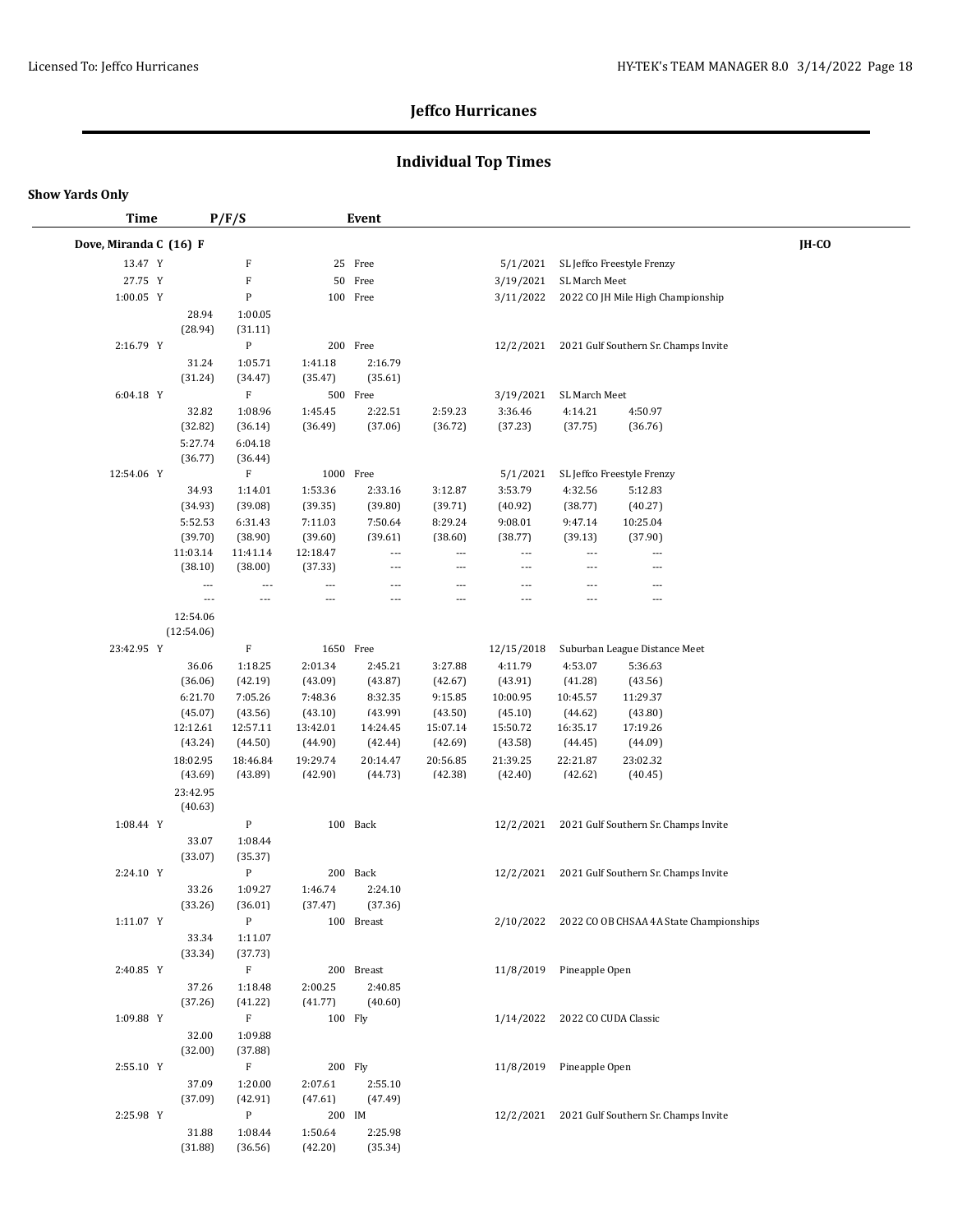# Jeffco Hurricanes

## Individual Top Times

**Show Yards Only**

| Time | P/F/S | Event | | |
|---|---|---|---|---|

**Dove, Miranda C (16) F** — JH-CO

| Time | P/F/S | Event | Date | Meet |
|---|---|---|---|---|
| 13.47 Y | F | 25 Free | 5/1/2021 | SL Jeffco Freestyle Frenzy |
| 27.75 Y | F | 50 Free | 3/19/2021 | SL March Meet |
| 1:00.05 Y | P | 100 Free | 3/11/2022 | 2022 CO JH Mile High Championship |

28.94 (28.94), 1:00.05 (31.11)

| Time | P/F/S | Event | Date | Meet |
|---|---|---|---|---|
| 2:16.79 Y | P | 200 Free | 12/2/2021 | 2021 Gulf Southern Sr. Champs Invite |

31.24 (31.24), 1:05.71 (34.47), 1:41.18 (35.47), 2:16.79 (35.61)

| Time | P/F/S | Event | Date | Meet |
|---|---|---|---|---|
| 6:04.18 Y | F | 500 Free | 3/19/2021 | SL March Meet |

32.82 (32.82), 1:08.96 (36.14), 1:45.45 (36.49), 2:22.51 (37.06), 2:59.23 (36.72), 3:36.46 (37.23), 4:14.21 (37.75), 4:50.97 (36.76), 5:27.74 (36.77), 6:04.18 (36.44)

| Time | P/F/S | Event | Date | Meet |
|---|---|---|---|---|
| 12:54.06 Y | F | 1000 Free | 5/1/2021 | SL Jeffco Freestyle Frenzy |

34.93 (34.93), 1:14.01 (39.08), 1:53.36 (39.35), 2:33.16 (39.80), 3:12.87 (39.71), 3:53.79 (40.92), 4:32.56 (38.77), 5:12.83 (40.27), 5:52.53 (39.70), 6:31.43 (38.90), 7:11.03 (39.60), 7:50.64 (39.61), 8:29.24 (38.60), 9:08.01 (38.77), 9:47.14 (39.13), 10:25.04 (37.90), 11:03.14 (38.10), 11:41.14 (38.00), 12:18.47 (37.33), --- , 12:54.06 (12:54.06)

| Time | P/F/S | Event | Date | Meet |
|---|---|---|---|---|
| 23:42.95 Y | F | 1650 Free | 12/15/2018 | Suburban League Distance Meet |

36.06 (36.06), 1:18.25 (42.19), 2:01.34 (43.09), 2:45.21 (43.87), 3:27.88 (42.67), 4:11.79 (43.91), 4:53.07 (41.28), 5:36.63 (43.56), 6:21.70 (45.07), 7:05.26 (43.56), 7:48.36 (43.10), 8:32.35 (43.99), 9:15.85 (43.50), 10:00.95 (45.10), 10:45.57 (44.62), 11:29.37 (43.80), 12:12.61 (43.24), 12:57.11 (44.50), 13:42.01 (44.90), 14:24.45 (42.44), 15:07.14 (42.69), 15:50.72 (43.58), 16:35.17 (44.45), 17:19.26 (44.09), 18:02.95 (43.69), 18:46.84 (43.89), 19:29.74 (42.90), 20:14.47 (44.73), 20:56.85 (42.38), 21:39.25 (42.40), 22:21.87 (42.62), 23:02.32 (40.45), 23:42.95 (40.63)

| Time | P/F/S | Event | Date | Meet |
|---|---|---|---|---|
| 1:08.44 Y | P | 100 Back | 12/2/2021 | 2021 Gulf Southern Sr. Champs Invite |

33.07 (33.07), 1:08.44 (35.37)

| Time | P/F/S | Event | Date | Meet |
|---|---|---|---|---|
| 2:24.10 Y | P | 200 Back | 12/2/2021 | 2021 Gulf Southern Sr. Champs Invite |

33.26 (33.26), 1:09.27 (36.01), 1:46.74 (37.47), 2:24.10 (37.36)

| Time | P/F/S | Event | Date | Meet |
|---|---|---|---|---|
| 1:11.07 Y | P | 100 Breast | 2/10/2022 | 2022 CO OB CHSAA 4A State Championships |

33.34 (33.34), 1:11.07 (37.73)

| Time | P/F/S | Event | Date | Meet |
|---|---|---|---|---|
| 2:40.85 Y | F | 200 Breast | 11/8/2019 | Pineapple Open |

37.26 (37.26), 1:18.48 (41.22), 2:00.25 (41.77), 2:40.85 (40.60)

| Time | P/F/S | Event | Date | Meet |
|---|---|---|---|---|
| 1:09.88 Y | F | 100 Fly | 1/14/2022 | 2022 CO CUDA Classic |

32.00 (32.00), 1:09.88 (37.88)

| Time | P/F/S | Event | Date | Meet |
|---|---|---|---|---|
| 2:55.10 Y | F | 200 Fly | 11/8/2019 | Pineapple Open |

37.09 (37.09), 1:20.00 (42.91), 2:07.61 (47.61), 2:55.10 (47.49)

| Time | P/F/S | Event | Date | Meet |
|---|---|---|---|---|
| 2:25.98 Y | P | 200 IM | 12/2/2021 | 2021 Gulf Southern Sr. Champs Invite |

31.88 (31.88), 1:08.44 (36.56), 1:50.64 (42.20), 2:25.98 (35.34)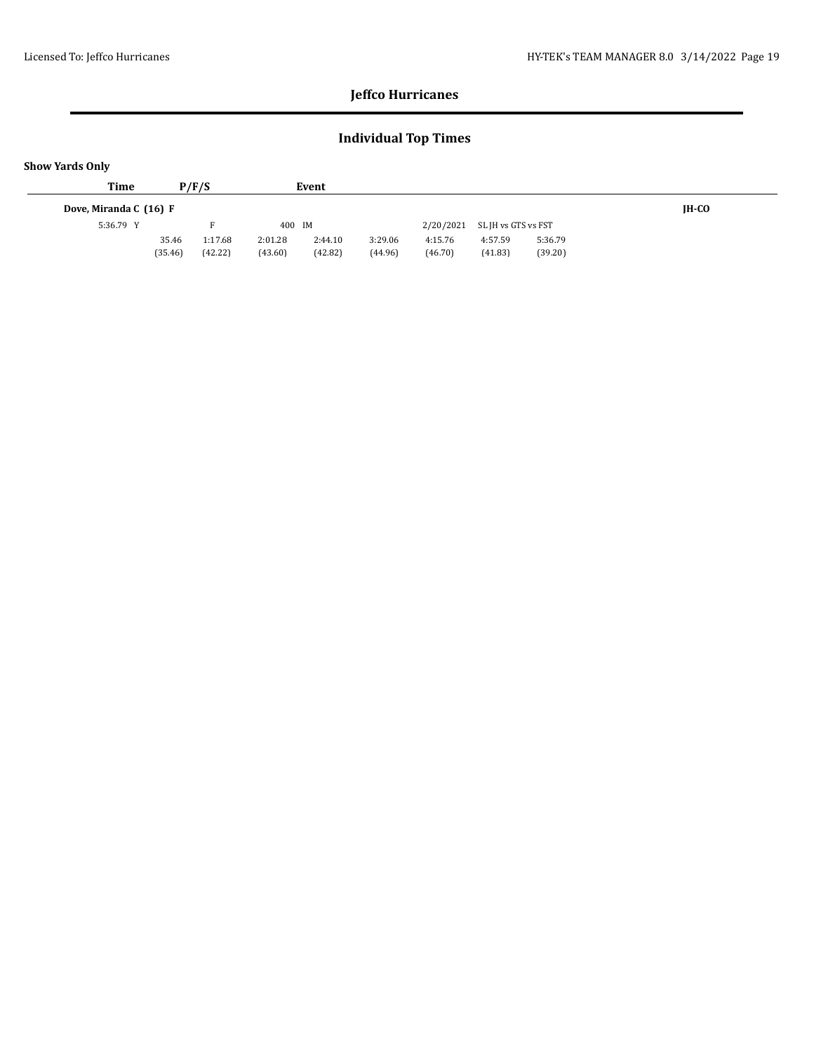## Jeffco Hurricanes

## Individual Top Times

**Show Yards Only**

| Time | P/F/S | Event | | | | | | |
|---|---|---|---|---|---|---|---|---|
| **Dove, Miranda C (16) F** | | | | | | | | **JH-CO** |
| 5:36.79 Y | F | 400 IM | | | 2/20/2021 | SL JH vs GTS vs FST | | |
| 35.46 | 1:17.68 | 2:01.28 | 2:44.10 | 3:29.06 | 4:15.76 | 4:57.59 | 5:36.79 | |
| (35.46) | (42.22) | (43.60) | (42.82) | (44.96) | (46.70) | (41.83) | (39.20) | |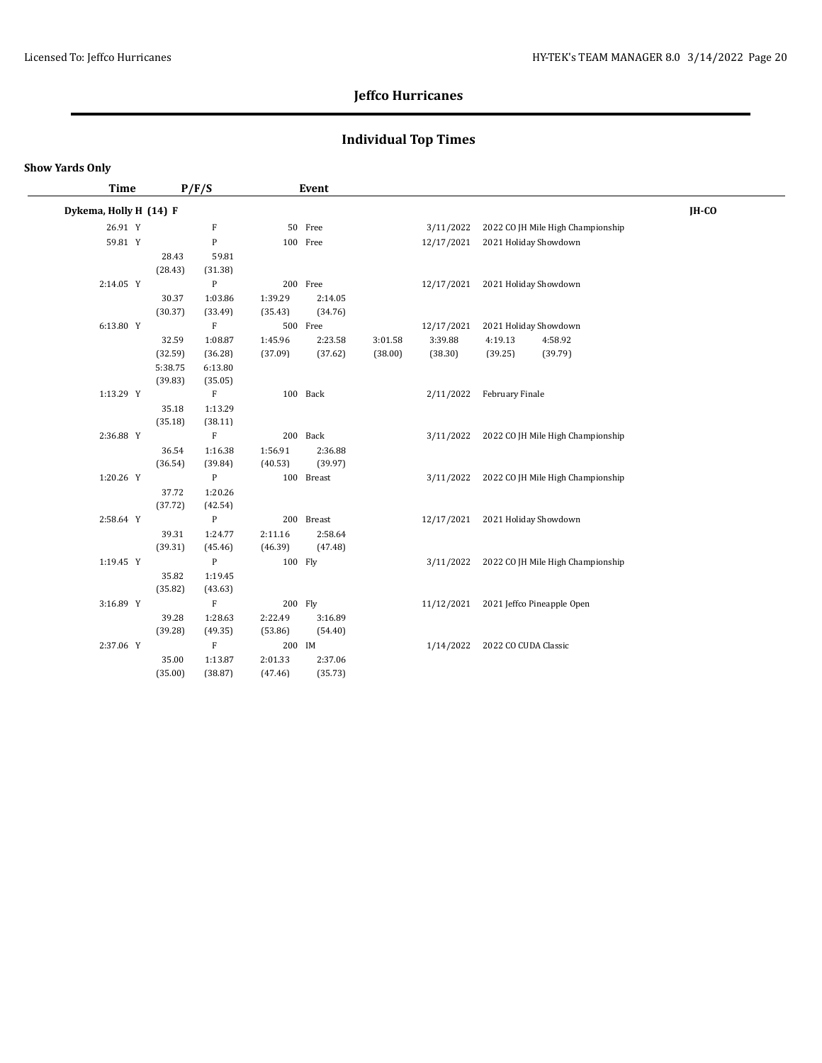# Jeffco Hurricanes

## Individual Top Times

**Show Yards Only**

| Time | P/F/S | Event | | | | | |
|---|---|---|---|---|---|---|---|
| **Dykema, Holly H (14) F** | | | | | | | **JH-CO** |
| 26.91 Y | F | 50 Free | | 3/11/2022 | 2022 CO JH Mile High Championship | | |
| 59.81 Y | P | 100 Free | | 12/17/2021 | 2021 Holiday Showdown | | |
| 28.43 (28.43) | 59.81 (31.38) | | | | | | |
| 2:14.05 Y | P | 200 Free | | 12/17/2021 | 2021 Holiday Showdown | | |
| 30.37 (30.37) | 1:03.86 (33.49) | 1:39.29 (35.43) | 2:14.05 (34.76) | | | | |
| 6:13.80 Y | F | 500 Free | | 12/17/2021 | 2021 Holiday Showdown | | |
| 32.59 (32.59) | 1:08.87 (36.28) | 1:45.96 (37.09) | 2:23.58 (37.62) | 3:01.58 (38.00) | 3:39.88 (38.30) | 4:19.13 (39.25) | 4:58.92 (39.79) |
| 5:38.75 (39.83) | 6:13.80 (35.05) | | | | | | |
| 1:13.29 Y | F | 100 Back | | 2/11/2022 | February Finale | | |
| 35.18 (35.18) | 1:13.29 (38.11) | | | | | | |
| 2:36.88 Y | F | 200 Back | | 3/11/2022 | 2022 CO JH Mile High Championship | | |
| 36.54 (36.54) | 1:16.38 (39.84) | 1:56.91 (40.53) | 2:36.88 (39.97) | | | | |
| 1:20.26 Y | P | 100 Breast | | 3/11/2022 | 2022 CO JH Mile High Championship | | |
| 37.72 (37.72) | 1:20.26 (42.54) | | | | | | |
| 2:58.64 Y | P | 200 Breast | | 12/17/2021 | 2021 Holiday Showdown | | |
| 39.31 (39.31) | 1:24.77 (45.46) | 2:11.16 (46.39) | 2:58.64 (47.48) | | | | |
| 1:19.45 Y | P | 100 Fly | | 3/11/2022 | 2022 CO JH Mile High Championship | | |
| 35.82 (35.82) | 1:19.45 (43.63) | | | | | | |
| 3:16.89 Y | F | 200 Fly | | 11/12/2021 | 2021 Jeffco Pineapple Open | | |
| 39.28 (39.28) | 1:28.63 (49.35) | 2:22.49 (53.86) | 3:16.89 (54.40) | | | | |
| 2:37.06 Y | F | 200 IM | | 1/14/2022 | 2022 CO CUDA Classic | | |
| 35.00 (35.00) | 1:13.87 (38.87) | 2:01.33 (47.46) | 2:37.06 (35.73) | | | | |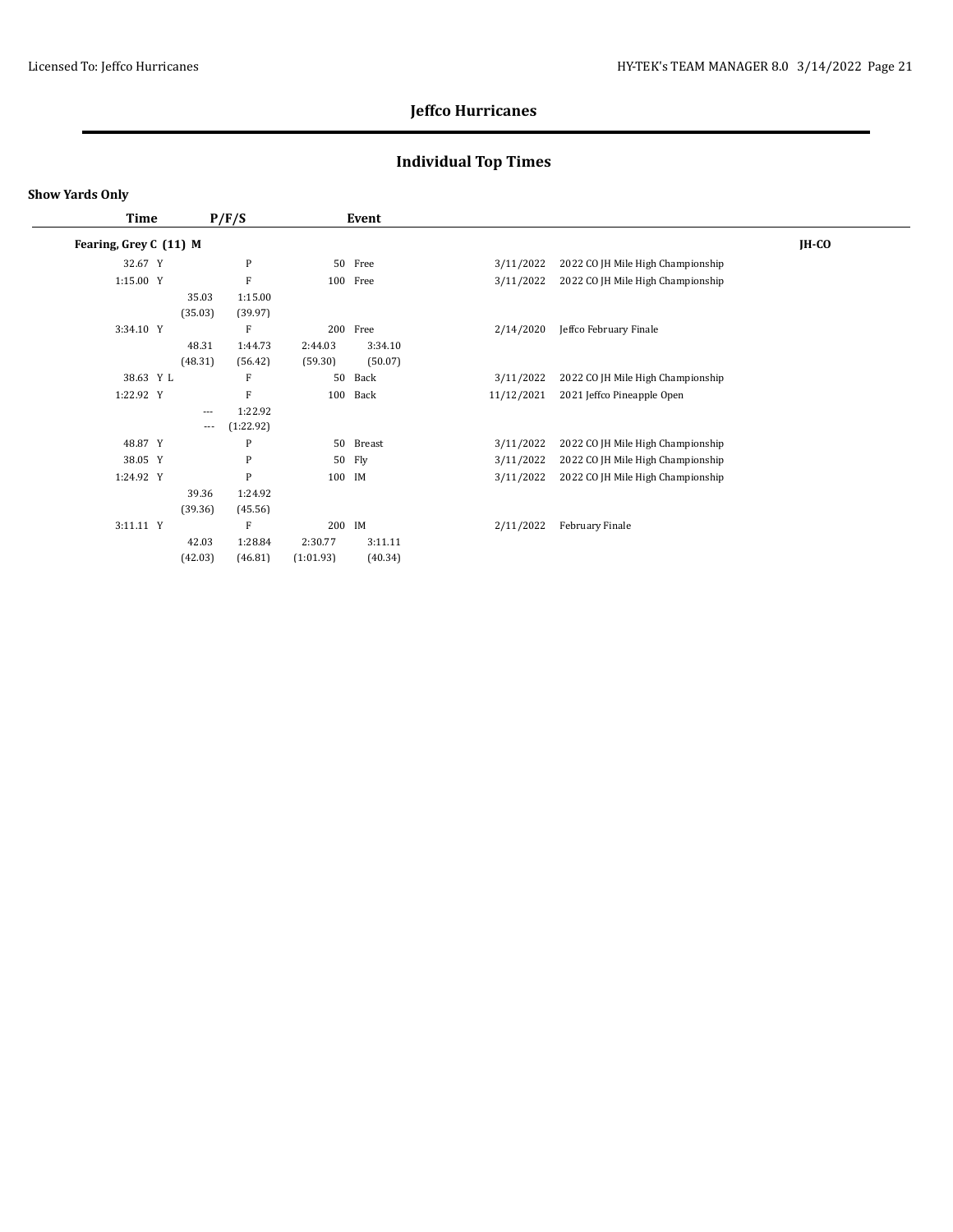## Jeffco Hurricanes

## Individual Top Times

**Show Yards Only**

| Time | P/F/S | | | Event | | | |
|---|---|---|---|---|---|---|---|
| **Fearing, Grey C (11) M** | | | | | | | **JH-CO** |
| 32.67 Y | | P | | 50 Free | 3/11/2022 | 2022 CO JH Mile High Championship | |
| 1:15.00 Y | | F | | 100 Free | 3/11/2022 | 2022 CO JH Mile High Championship | |
| | 35.03 | 1:15.00 | | | | | |
| | (35.03) | (39.97) | | | | | |
| 3:34.10 Y | | F | | 200 Free | 2/14/2020 | Jeffco February Finale | |
| | 48.31 | 1:44.73 | 2:44.03 | 3:34.10 | | | |
| | (48.31) | (56.42) | (59.30) | (50.07) | | | |
| 38.63 Y L | | F | | 50 Back | 3/11/2022 | 2022 CO JH Mile High Championship | |
| 1:22.92 Y | | F | | 100 Back | 11/12/2021 | 2021 Jeffco Pineapple Open | |
| | --- | 1:22.92 | | | | | |
| | --- | (1:22.92) | | | | | |
| 48.87 Y | | P | | 50 Breast | 3/11/2022 | 2022 CO JH Mile High Championship | |
| 38.05 Y | | P | | 50 Fly | 3/11/2022 | 2022 CO JH Mile High Championship | |
| 1:24.92 Y | | P | | 100 IM | 3/11/2022 | 2022 CO JH Mile High Championship | |
| | 39.36 | 1:24.92 | | | | | |
| | (39.36) | (45.56) | | | | | |
| 3:11.11 Y | | F | | 200 IM | 2/11/2022 | February Finale | |
| | 42.03 | 1:28.84 | 2:30.77 | 3:11.11 | | | |
| | (42.03) | (46.81) | (1:01.93) | (40.34) | | | |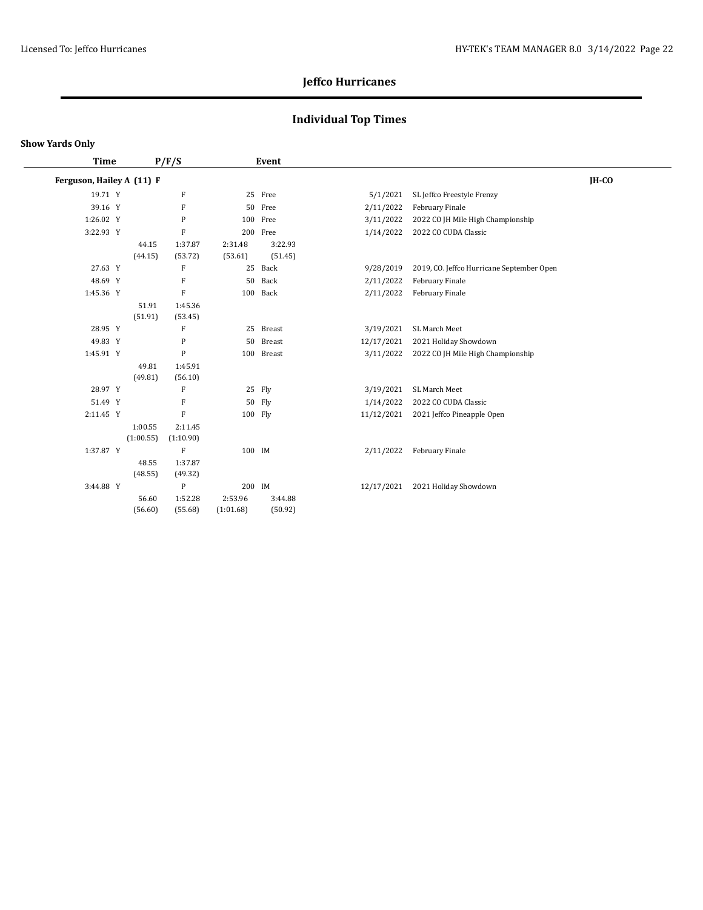# Jeffco Hurricanes

## Individual Top Times

**Show Yards Only**

| Time | P/F/S | | Event | | Date | Meet |
|---|---|---|---|---|---|---|
| **Ferguson, Hailey A (11) F** | | | | | | **JH-CO** |
| 19.71 Y | F | | 25 | Free | 5/1/2021 | SL Jeffco Freestyle Frenzy |
| 39.16 Y | F | | 50 | Free | 2/11/2022 | February Finale |
| 1:26.02 Y | P | | 100 | Free | 3/11/2022 | 2022 CO JH Mile High Championship |
| 3:22.93 Y | F | | 200 | Free | 1/14/2022 | 2022 CO CUDA Classic |
| | 44.15 (44.15) | 1:37.87 (53.72) | 2:31.48 (53.61) | 3:22.93 (51.45) | | |
| 27.63 Y | F | | 25 | Back | 9/28/2019 | 2019, CO. Jeffco Hurricane September Open |
| 48.69 Y | F | | 50 | Back | 2/11/2022 | February Finale |
| 1:45.36 Y | F | | 100 | Back | 2/11/2022 | February Finale |
| | 51.91 (51.91) | 1:45.36 (53.45) | | | | |
| 28.95 Y | F | | 25 | Breast | 3/19/2021 | SL March Meet |
| 49.83 Y | P | | 50 | Breast | 12/17/2021 | 2021 Holiday Showdown |
| 1:45.91 Y | P | | 100 | Breast | 3/11/2022 | 2022 CO JH Mile High Championship |
| | 49.81 (49.81) | 1:45.91 (56.10) | | | | |
| 28.97 Y | F | | 25 | Fly | 3/19/2021 | SL March Meet |
| 51.49 Y | F | | 50 | Fly | 1/14/2022 | 2022 CO CUDA Classic |
| 2:11.45 Y | F | | 100 | Fly | 11/12/2021 | 2021 Jeffco Pineapple Open |
| | 1:00.55 (1:00.55) | 2:11.45 (1:10.90) | | | | |
| 1:37.87 Y | F | | 100 | IM | 2/11/2022 | February Finale |
| | 48.55 (48.55) | 1:37.87 (49.32) | | | | |
| 3:44.88 Y | P | | 200 | IM | 12/17/2021 | 2021 Holiday Showdown |
| | 56.60 (56.60) | 1:52.28 (55.68) | 2:53.96 (1:01.68) | 3:44.88 (50.92) | | |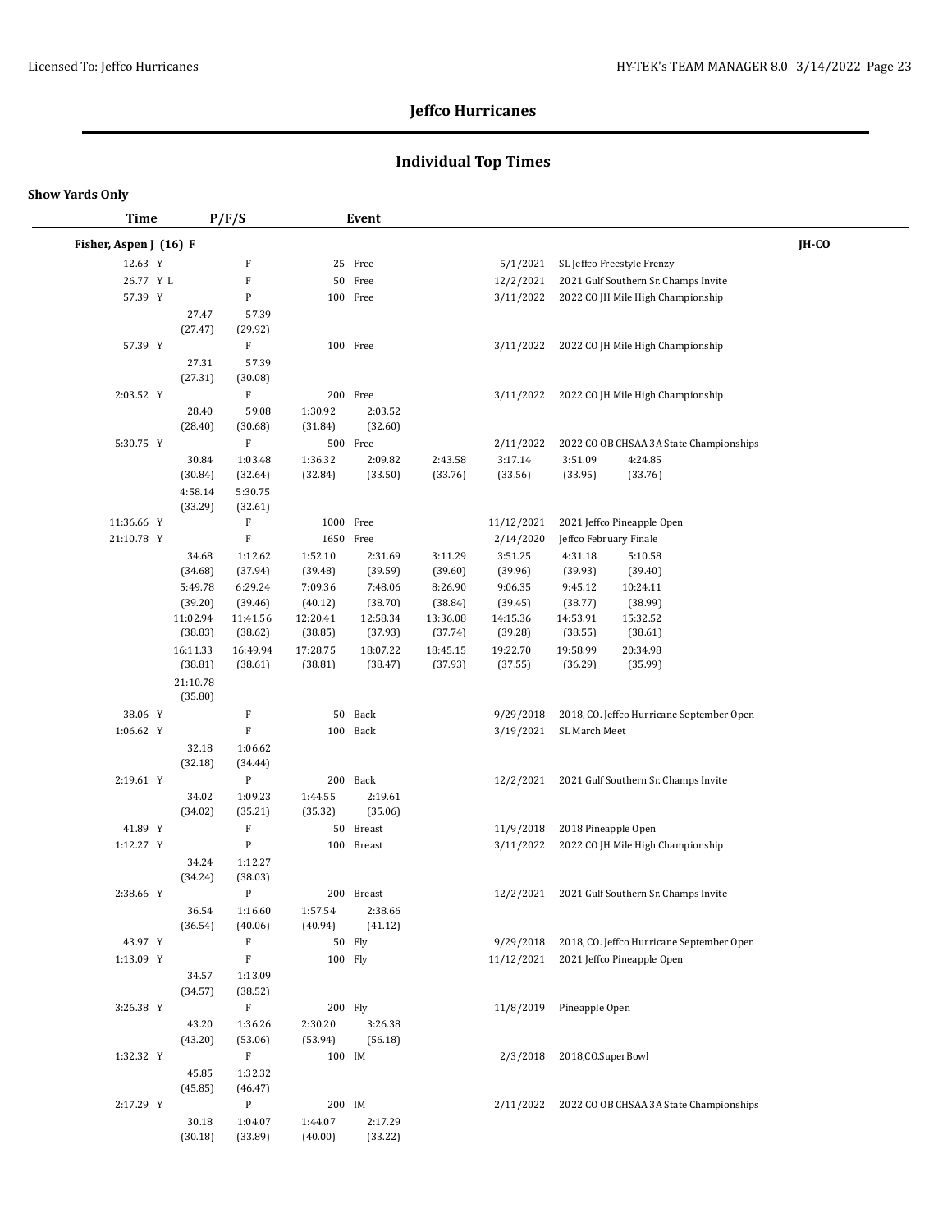# Jeffco Hurricanes

## Individual Top Times

**Show Yards Only**

| Time | P/F/S | Event | Date | Meet |
|---|---|---|---|---|

**Fisher, Aspen J (16) F** — JH-CO

| Time | P/F/S | Event | Date | Meet |
|---|---|---|---|---|
| 12.63 Y | F | 25 Free | 5/1/2021 | SL Jeffco Freestyle Frenzy |
| 26.77 Y L | F | 50 Free | 12/2/2021 | 2021 Gulf Southern Sr. Champs Invite |
| 57.39 Y | P | 100 Free | 3/11/2022 | 2022 CO JH Mile High Championship |
| 57.39 Y | F | 100 Free | 3/11/2022 | 2022 CO JH Mile High Championship |
| 2:03.52 Y | F | 200 Free | 3/11/2022 | 2022 CO JH Mile High Championship |
| 5:30.75 Y | F | 500 Free | 2/11/2022 | 2022 CO OB CHSAA 3A State Championships |
| 11:36.66 Y | F | 1000 Free | 11/12/2021 | 2021 Jeffco Pineapple Open |
| 21:10.78 Y | F | 1650 Free | 2/14/2020 | Jeffco February Finale |
| 38.06 Y | F | 50 Back | 9/29/2018 | 2018, CO. Jeffco Hurricane September Open |
| 1:06.62 Y | F | 100 Back | 3/19/2021 | SL March Meet |
| 2:19.61 Y | P | 200 Back | 12/2/2021 | 2021 Gulf Southern Sr. Champs Invite |
| 41.89 Y | F | 50 Breast | 11/9/2018 | 2018 Pineapple Open |
| 1:12.27 Y | P | 100 Breast | 3/11/2022 | 2022 CO JH Mile High Championship |
| 2:38.66 Y | P | 200 Breast | 12/2/2021 | 2021 Gulf Southern Sr. Champs Invite |
| 43.97 Y | F | 50 Fly | 9/29/2018 | 2018, CO. Jeffco Hurricane September Open |
| 1:13.09 Y | F | 100 Fly | 11/12/2021 | 2021 Jeffco Pineapple Open |
| 3:26.38 Y | F | 200 Fly | 11/8/2019 | Pineapple Open |
| 1:32.32 Y | F | 100 IM | 2/3/2018 | 2018,CO.SuperBowl |
| 2:17.29 Y | P | 200 IM | 2/11/2022 | 2022 CO OB CHSAA 3A State Championships |

**Splits**

100 Free (P, 3/11/2022): 27.47 (27.47), 57.39 (29.92)

100 Free (F, 3/11/2022): 27.31 (27.31), 57.39 (30.08)

200 Free: 28.40 (28.40), 59.08 (30.68), 1:30.92 (31.84), 2:03.52 (32.60)

500 Free: 30.84 (30.84), 1:03.48 (32.64), 1:36.32 (32.84), 2:09.82 (33.50), 2:43.58 (33.76), 3:17.14 (33.56), 3:51.09 (33.95), 4:24.85 (33.76), 4:58.14 (33.29), 5:30.75 (32.61)

1650 Free: 34.68 (34.68), 1:12.62 (37.94), 1:52.10 (39.48), 2:31.69 (39.59), 3:11.29 (39.60), 3:51.25 (39.96), 4:31.18 (39.93), 5:10.58 (39.40), 5:49.78 (39.20), 6:29.24 (39.46), 7:09.36 (40.12), 7:48.06 (38.70), 8:26.90 (38.84), 9:06.35 (39.45), 9:45.12 (38.77), 10:24.11 (38.99), 11:02.94 (38.83), 11:41.56 (38.62), 12:20.41 (38.85), 12:58.34 (37.93), 13:36.08 (37.74), 14:15.36 (39.28), 14:53.91 (38.55), 15:32.52 (38.61), 16:11.33 (38.81), 16:49.94 (38.61), 17:28.75 (38.81), 18:07.22 (38.47), 18:45.15 (37.93), 19:22.70 (37.55), 19:58.99 (36.29), 20:34.98 (35.99), 21:10.78 (35.80)

100 Back: 32.18 (32.18), 1:06.62 (34.44)

200 Back: 34.02 (34.02), 1:09.23 (35.21), 1:44.55 (35.32), 2:19.61 (35.06)

100 Breast: 34.24 (34.24), 1:12.27 (38.03)

200 Breast: 36.54 (36.54), 1:16.60 (40.06), 1:57.54 (40.94), 2:38.66 (41.12)

100 Fly: 34.57 (34.57), 1:13.09 (38.52)

200 Fly: 43.20 (43.20), 1:36.26 (53.06), 2:30.20 (53.94), 3:26.38 (56.18)

100 IM: 45.85 (45.85), 1:32.32 (46.47)

200 IM: 30.18 (30.18), 1:04.07 (33.89), 1:44.07 (40.00), 2:17.29 (33.22)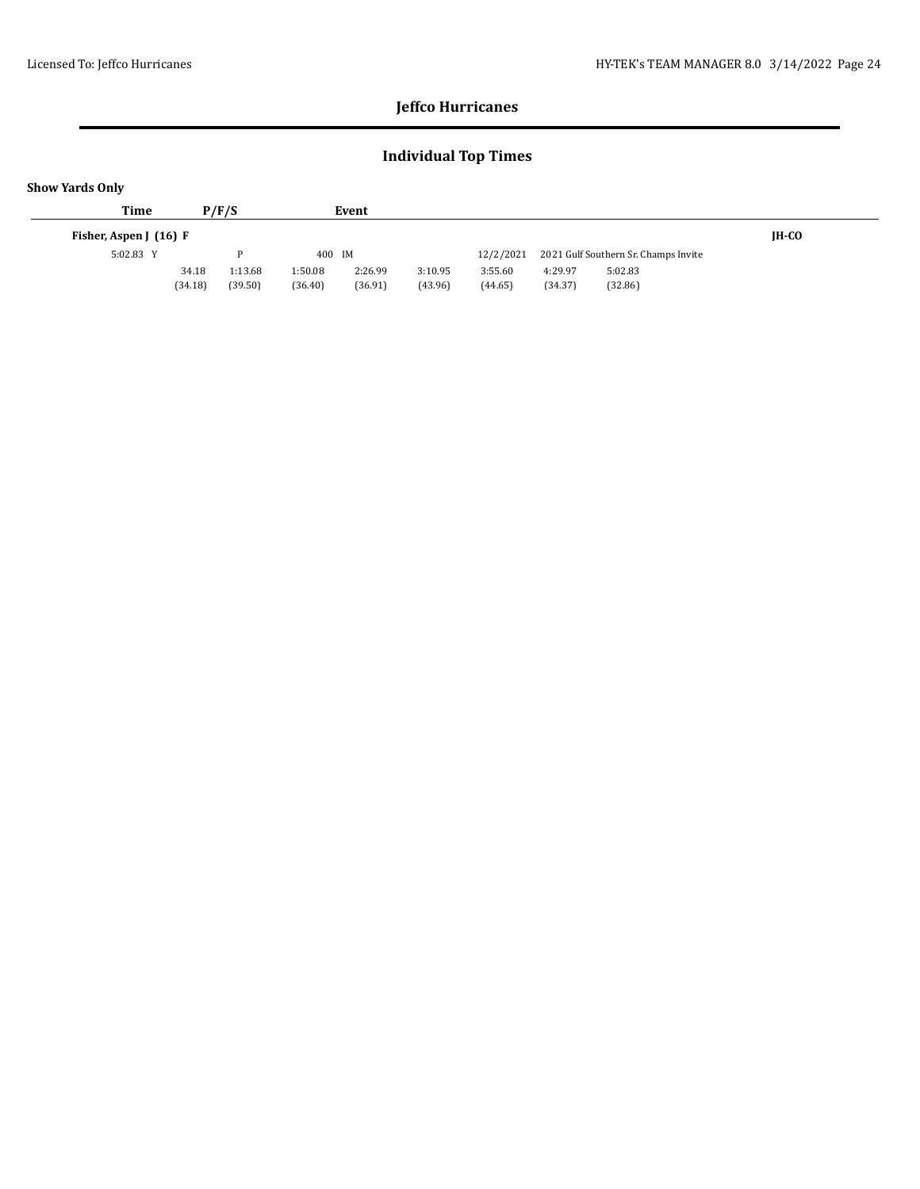# Jeffco Hurricanes

## Individual Top Times

**Show Yards Only**

| Time | P/F/S | Event | | | | | | |
|---|---|---|---|---|---|---|---|---|
| **Fisher, Aspen J (16) F** | | | | | | | | **JH-CO** |
| 5:02.83 Y | P | 400 IM | | | 12/2/2021 | 2021 Gulf Southern Sr. Champs Invite | | |
| 34.18 | 1:13.68 | 1:50.08 | 2:26.99 | 3:10.95 | 3:55.60 | 4:29.97 | 5:02.83 | |
| (34.18) | (39.50) | (36.40) | (36.91) | (43.96) | (44.65) | (34.37) | (32.86) | |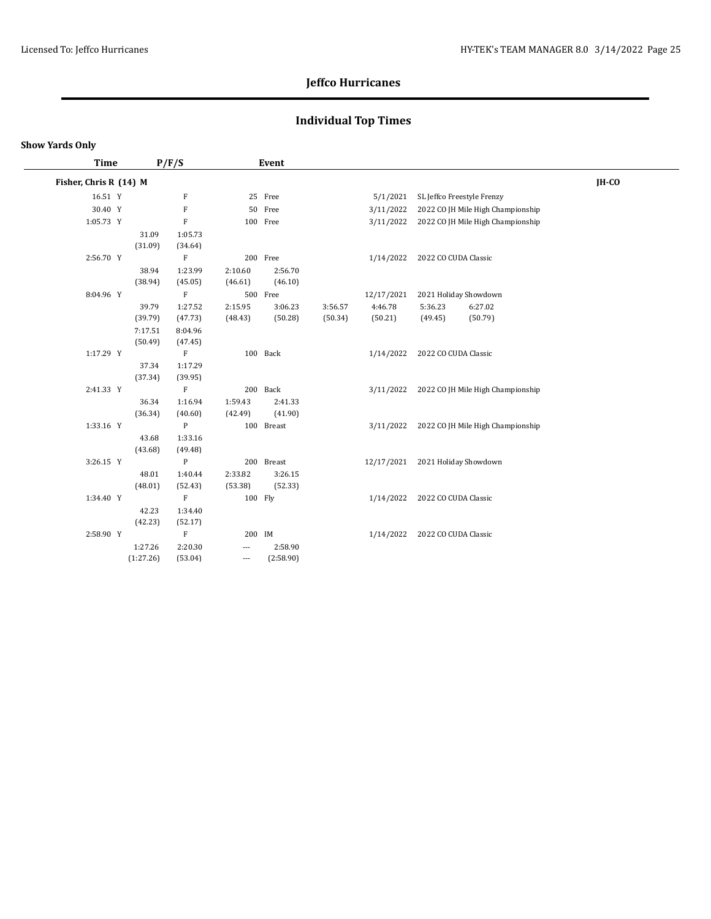# Jeffco Hurricanes

## Individual Top Times

**Show Yards Only**

| Time | P/F/S | Event | | | |
|---|---|---|---|---|---|
| **Fisher, Chris R (14) M** | | | | | **JH-CO** |
| 16.51 Y | F | 25 Free | 5/1/2021 | SL Jeffco Freestyle Frenzy | |
| 30.40 Y | F | 50 Free | 3/11/2022 | 2022 CO JH Mile High Championship | |
| 1:05.73 Y | F | 100 Free | 3/11/2022 | 2022 CO JH Mile High Championship | |
| | 31.09 (31.09) | 1:05.73 (34.64) | | | |
| 2:56.70 Y | F | 200 Free | 1/14/2022 | 2022 CO CUDA Classic | |
| | 38.94 (38.94) | 1:23.99 (45.05) | 2:10.60 (46.61) | 2:56.70 (46.10) | |
| 8:04.96 Y | F | 500 Free | 12/17/2021 | 2021 Holiday Showdown | |
| | 39.79 (39.79) | 1:27.52 (47.73) | 2:15.95 (48.43) | 3:06.23 (50.28) | 3:56.57 (50.34) 4:46.78 (50.21) 5:36.23 (49.45) 6:27.02 (50.79) |
| | 7:17.51 (50.49) | 8:04.96 (47.45) | | | |
| 1:17.29 Y | F | 100 Back | 1/14/2022 | 2022 CO CUDA Classic | |
| | 37.34 (37.34) | 1:17.29 (39.95) | | | |
| 2:41.33 Y | F | 200 Back | 3/11/2022 | 2022 CO JH Mile High Championship | |
| | 36.34 (36.34) | 1:16.94 (40.60) | 1:59.43 (42.49) | 2:41.33 (41.90) | |
| 1:33.16 Y | P | 100 Breast | 3/11/2022 | 2022 CO JH Mile High Championship | |
| | 43.68 (43.68) | 1:33.16 (49.48) | | | |
| 3:26.15 Y | P | 200 Breast | 12/17/2021 | 2021 Holiday Showdown | |
| | 48.01 (48.01) | 1:40.44 (52.43) | 2:33.82 (53.38) | 3:26.15 (52.33) | |
| 1:34.40 Y | F | 100 Fly | 1/14/2022 | 2022 CO CUDA Classic | |
| | 42.23 (42.23) | 1:34.40 (52.17) | | | |
| 2:58.90 Y | F | 200 IM | 1/14/2022 | 2022 CO CUDA Classic | |
| | 1:27.26 (1:27.26) | 2:20.30 (53.04) | --- --- | 2:58.90 (2:58.90) | |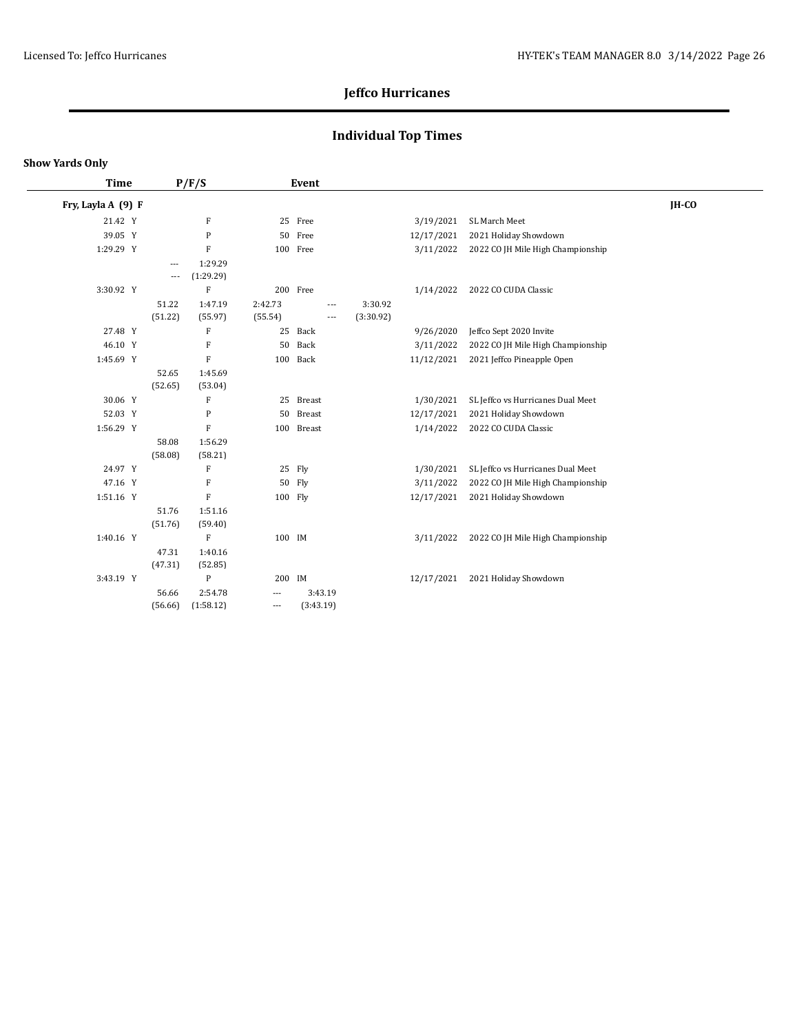# Jeffco Hurricanes

## Individual Top Times

**Show Yards Only**

| Time | P/F/S | Event | Date | Meet |
|---|---|---|---|---|
| **Fry, Layla A (9) F** | | | | **JH-CO** |
| 21.42 Y | F | 25 Free | 3/19/2021 | SL March Meet |
| 39.05 Y | P | 50 Free | 12/17/2021 | 2021 Holiday Showdown |
| 1:29.29 Y | F | 100 Free | 3/11/2022 | 2022 CO JH Mile High Championship |
| | --- 1:29.29 / --- (1:29.29) | | | |
| 3:30.92 Y | F | 200 Free | 1/14/2022 | 2022 CO CUDA Classic |
| | 51.22 1:47.19 2:42.73 --- 3:30.92 / (51.22) (55.97) (55.54) --- (3:30.92) | | | |
| 27.48 Y | F | 25 Back | 9/26/2020 | Jeffco Sept 2020 Invite |
| 46.10 Y | F | 50 Back | 3/11/2022 | 2022 CO JH Mile High Championship |
| 1:45.69 Y | F | 100 Back | 11/12/2021 | 2021 Jeffco Pineapple Open |
| | 52.65 1:45.69 / (52.65) (53.04) | | | |
| 30.06 Y | F | 25 Breast | 1/30/2021 | SL Jeffco vs Hurricanes Dual Meet |
| 52.03 Y | P | 50 Breast | 12/17/2021 | 2021 Holiday Showdown |
| 1:56.29 Y | F | 100 Breast | 1/14/2022 | 2022 CO CUDA Classic |
| | 58.08 1:56.29 / (58.08) (58.21) | | | |
| 24.97 Y | F | 25 Fly | 1/30/2021 | SL Jeffco vs Hurricanes Dual Meet |
| 47.16 Y | F | 50 Fly | 3/11/2022 | 2022 CO JH Mile High Championship |
| 1:51.16 Y | F | 100 Fly | 12/17/2021 | 2021 Holiday Showdown |
| | 51.76 1:51.16 / (51.76) (59.40) | | | |
| 1:40.16 Y | F | 100 IM | 3/11/2022 | 2022 CO JH Mile High Championship |
| | 47.31 1:40.16 / (47.31) (52.85) | | | |
| 3:43.19 Y | P | 200 IM | 12/17/2021 | 2021 Holiday Showdown |
| | 56.66 2:54.78 --- 3:43.19 / (56.66) (1:58.12) --- (3:43.19) | | | |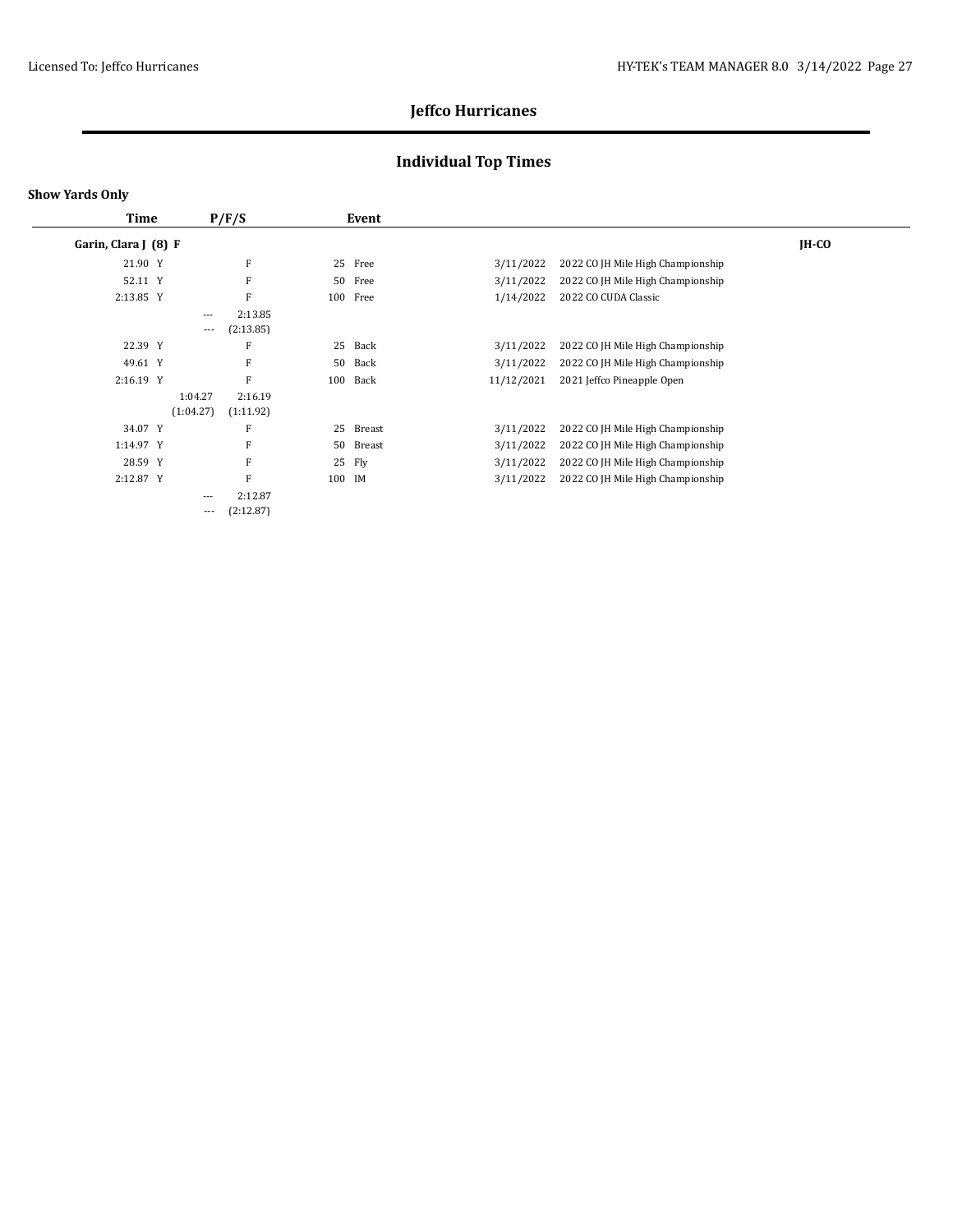## Jeffco Hurricanes

## Individual Top Times

**Show Yards Only**

| Time | P/F/S | Event | | |
|---|---|---|---|---|
| **Garin, Clara J (8) F** | | | | **JH-CO** |
| 21.90 Y | F | 25 Free | 3/11/2022 | 2022 CO JH Mile High Championship |
| 52.11 Y | F | 50 Free | 3/11/2022 | 2022 CO JH Mile High Championship |
| 2:13.85 Y | F | 100 Free | 1/14/2022 | 2022 CO CUDA Classic |
| | --- 2:13.85<br>--- (2:13.85) | | | |
| 22.39 Y | F | 25 Back | 3/11/2022 | 2022 CO JH Mile High Championship |
| 49.61 Y | F | 50 Back | 3/11/2022 | 2022 CO JH Mile High Championship |
| 2:16.19 Y | F | 100 Back | 11/12/2021 | 2021 Jeffco Pineapple Open |
| | 1:04.27 2:16.19<br>(1:04.27) (1:11.92) | | | |
| 34.07 Y | F | 25 Breast | 3/11/2022 | 2022 CO JH Mile High Championship |
| 1:14.97 Y | F | 50 Breast | 3/11/2022 | 2022 CO JH Mile High Championship |
| 28.59 Y | F | 25 Fly | 3/11/2022 | 2022 CO JH Mile High Championship |
| 2:12.87 Y | F | 100 IM | 3/11/2022 | 2022 CO JH Mile High Championship |
| | --- 2:12.87<br>--- (2:12.87) | | | |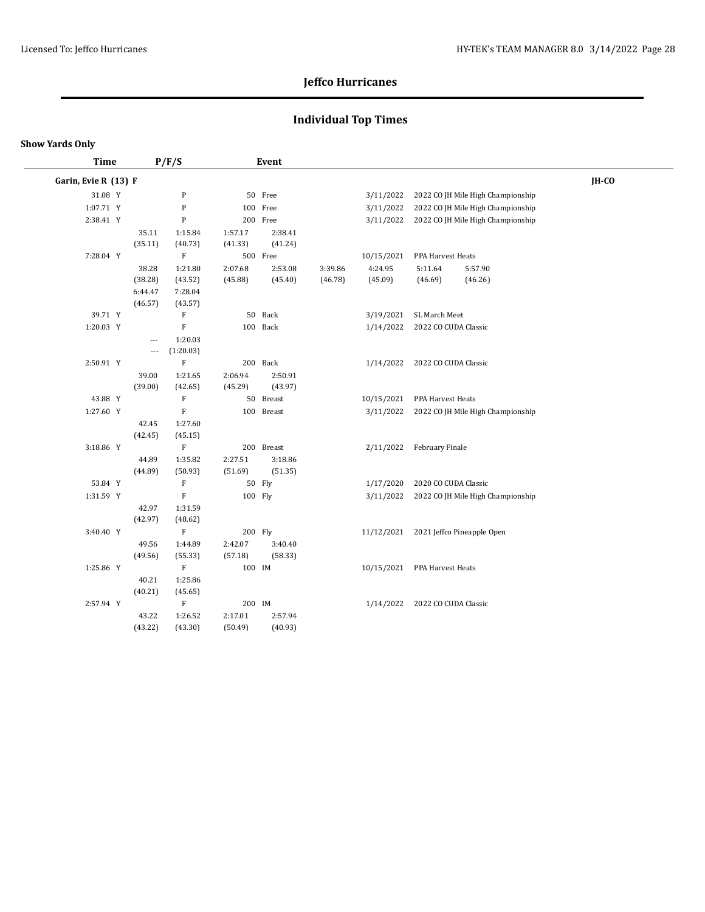# Jeffco Hurricanes

## Individual Top Times

**Show Yards Only**

| Time | P/F/S | Event | Date | Meet |
|---|---|---|---|---|
| **Garin, Evie R (13) F** | | | | **JH-CO** |
| 31.08 Y | P | 50 Free | 3/11/2022 | 2022 CO JH Mile High Championship |
| 1:07.71 Y | P | 100 Free | 3/11/2022 | 2022 CO JH Mile High Championship |
| 2:38.41 Y | P | 200 Free | 3/11/2022 | 2022 CO JH Mile High Championship |
| | 35.11 (35.11) 1:15.84 (40.73) 1:57.17 (41.33) 2:38.41 (41.24) | | | |
| 7:28.04 Y | F | 500 Free | 10/15/2021 | PPA Harvest Heats |
| | 38.28 (38.28) 1:21.80 (43.52) 2:07.68 (45.88) 2:53.08 (45.40) 3:39.86 (46.78) 4:24.95 (45.09) 5:11.64 (46.69) 5:57.90 (46.26) 6:44.47 (46.57) 7:28.04 (43.57) | | | |
| 39.71 Y | F | 50 Back | 3/19/2021 | SL March Meet |
| 1:20.03 Y | F | 100 Back | 1/14/2022 | 2022 CO CUDA Classic |
| | --- (---) 1:20.03 (1:20.03) | | | |
| 2:50.91 Y | F | 200 Back | 1/14/2022 | 2022 CO CUDA Classic |
| | 39.00 (39.00) 1:21.65 (42.65) 2:06.94 (45.29) 2:50.91 (43.97) | | | |
| 43.88 Y | F | 50 Breast | 10/15/2021 | PPA Harvest Heats |
| 1:27.60 Y | F | 100 Breast | 3/11/2022 | 2022 CO JH Mile High Championship |
| | 42.45 (42.45) 1:27.60 (45.15) | | | |
| 3:18.86 Y | F | 200 Breast | 2/11/2022 | February Finale |
| | 44.89 (44.89) 1:35.82 (50.93) 2:27.51 (51.69) 3:18.86 (51.35) | | | |
| 53.84 Y | F | 50 Fly | 1/17/2020 | 2020 CO CUDA Classic |
| 1:31.59 Y | F | 100 Fly | 3/11/2022 | 2022 CO JH Mile High Championship |
| | 42.97 (42.97) 1:31.59 (48.62) | | | |
| 3:40.40 Y | F | 200 Fly | 11/12/2021 | 2021 Jeffco Pineapple Open |
| | 49.56 (49.56) 1:44.89 (55.33) 2:42.07 (57.18) 3:40.40 (58.33) | | | |
| 1:25.86 Y | F | 100 IM | 10/15/2021 | PPA Harvest Heats |
| | 40.21 (40.21) 1:25.86 (45.65) | | | |
| 2:57.94 Y | F | 200 IM | 1/14/2022 | 2022 CO CUDA Classic |
| | 43.22 (43.22) 1:26.52 (43.30) 2:17.01 (50.49) 2:57.94 (40.93) | | | |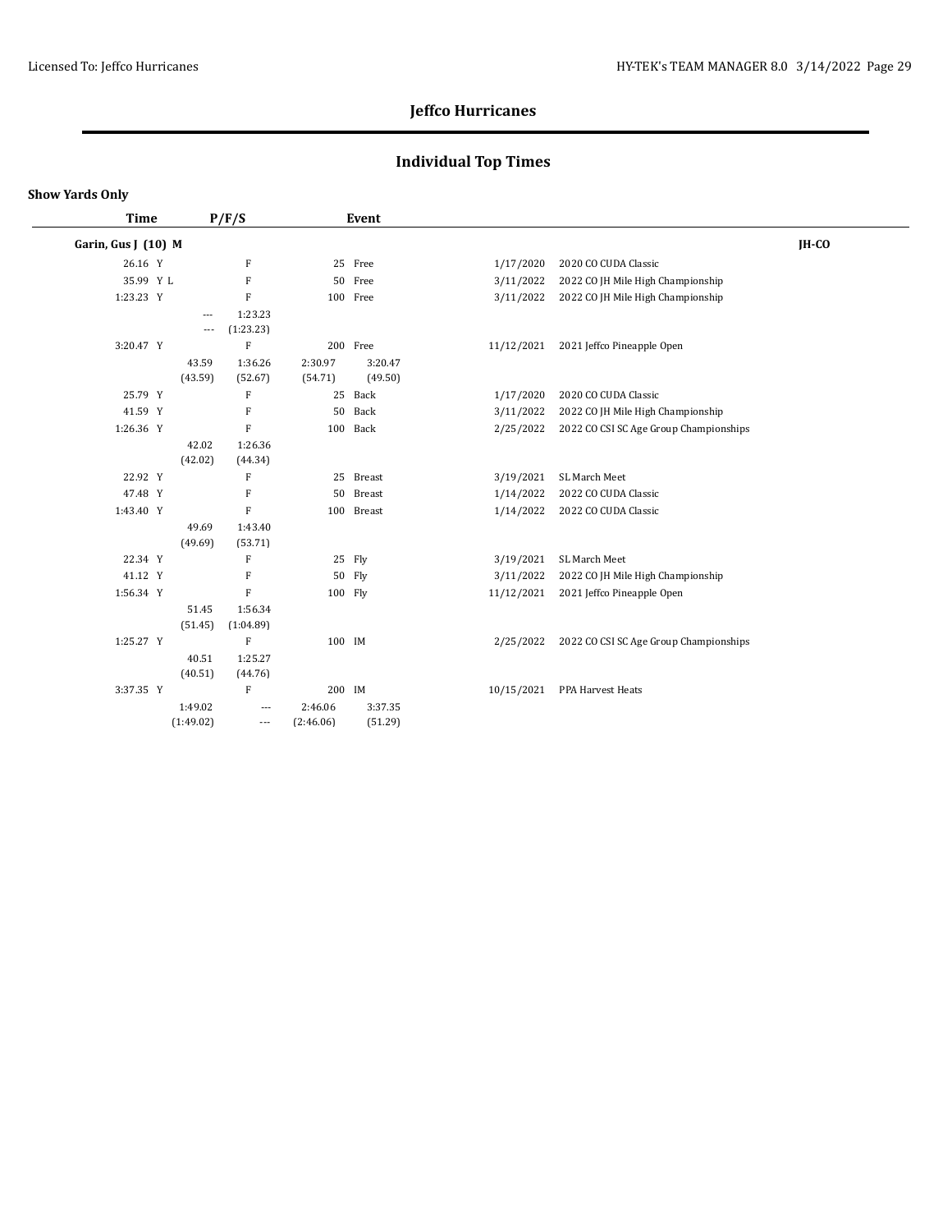## Jeffco Hurricanes

## Individual Top Times

**Show Yards Only**

| Time | P/F/S | | Event | | Date | Meet | |
|---|---|---|---|---|---|---|---|
| **Garin, Gus J (10) M** | | | | | | | **JH-CO** |
| 26.16 Y | F | | 25 | Free | 1/17/2020 | 2020 CO CUDA Classic | |
| 35.99 Y L | F | | 50 | Free | 3/11/2022 | 2022 CO JH Mile High Championship | |
| 1:23.23 Y | F | | 100 | Free | 3/11/2022 | 2022 CO JH Mile High Championship | |
| | --- | 1:23.23 | | | | | |
| | --- | (1:23.23) | | | | | |
| 3:20.47 Y | F | | 200 | Free | 11/12/2021 | 2021 Jeffco Pineapple Open | |
| | 43.59 | 1:36.26 | 2:30.97 | 3:20.47 | | | |
| | (43.59) | (52.67) | (54.71) | (49.50) | | | |
| 25.79 Y | F | | 25 | Back | 1/17/2020 | 2020 CO CUDA Classic | |
| 41.59 Y | F | | 50 | Back | 3/11/2022 | 2022 CO JH Mile High Championship | |
| 1:26.36 Y | F | | 100 | Back | 2/25/2022 | 2022 CO CSI SC Age Group Championships | |
| | 42.02 | 1:26.36 | | | | | |
| | (42.02) | (44.34) | | | | | |
| 22.92 Y | F | | 25 | Breast | 3/19/2021 | SL March Meet | |
| 47.48 Y | F | | 50 | Breast | 1/14/2022 | 2022 CO CUDA Classic | |
| 1:43.40 Y | F | | 100 | Breast | 1/14/2022 | 2022 CO CUDA Classic | |
| | 49.69 | 1:43.40 | | | | | |
| | (49.69) | (53.71) | | | | | |
| 22.34 Y | F | | 25 | Fly | 3/19/2021 | SL March Meet | |
| 41.12 Y | F | | 50 | Fly | 3/11/2022 | 2022 CO JH Mile High Championship | |
| 1:56.34 Y | F | | 100 | Fly | 11/12/2021 | 2021 Jeffco Pineapple Open | |
| | 51.45 | 1:56.34 | | | | | |
| | (51.45) | (1:04.89) | | | | | |
| 1:25.27 Y | F | | 100 | IM | 2/25/2022 | 2022 CO CSI SC Age Group Championships | |
| | 40.51 | 1:25.27 | | | | | |
| | (40.51) | (44.76) | | | | | |
| 3:37.35 Y | F | | 200 | IM | 10/15/2021 | PPA Harvest Heats | |
| | 1:49.02 | --- | 2:46.06 | 3:37.35 | | | |
| | (1:49.02) | --- | (2:46.06) | (51.29) | | | |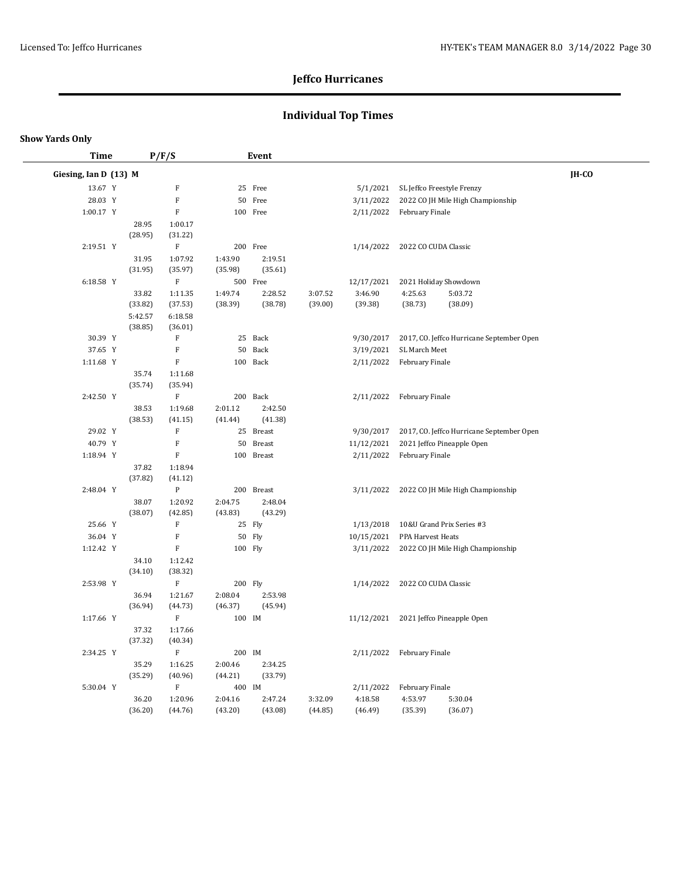## Jeffco Hurricanes

## Individual Top Times

**Show Yards Only**

| Time | P/F/S | Event | Date | Meet |
|---|---|---|---|---|
| **Giesing, Ian D (13) M** | | | | **JH-CO** |
| 13.67 Y | F | 25 Free | 5/1/2021 | SL Jeffco Freestyle Frenzy |
| 28.03 Y | F | 50 Free | 3/11/2022 | 2022 CO JH Mile High Championship |
| 1:00.17 Y | F | 100 Free | 2/11/2022 | February Finale |
| | 28.95 (28.95), 1:00.17 (31.22) | | | |
| 2:19.51 Y | F | 200 Free | 1/14/2022 | 2022 CO CUDA Classic |
| | 31.95 (31.95), 1:07.92 (35.97), 1:43.90 (35.98), 2:19.51 (35.61) | | | |
| 6:18.58 Y | F | 500 Free | 12/17/2021 | 2021 Holiday Showdown |
| | 33.82 (33.82), 1:11.35 (37.53), 1:49.74 (38.39), 2:28.52 (38.78), 3:07.52 (39.00), 3:46.90 (39.38), 4:25.63 (38.73), 5:03.72 (38.09), 5:42.57 (38.85), 6:18.58 (36.01) | | | |
| 30.39 Y | F | 25 Back | 9/30/2017 | 2017, CO. Jeffco Hurricane September Open |
| 37.65 Y | F | 50 Back | 3/19/2021 | SL March Meet |
| 1:11.68 Y | F | 100 Back | 2/11/2022 | February Finale |
| | 35.74 (35.74), 1:11.68 (35.94) | | | |
| 2:42.50 Y | F | 200 Back | 2/11/2022 | February Finale |
| | 38.53 (38.53), 1:19.68 (41.15), 2:01.12 (41.44), 2:42.50 (41.38) | | | |
| 29.02 Y | F | 25 Breast | 9/30/2017 | 2017, CO. Jeffco Hurricane September Open |
| 40.79 Y | F | 50 Breast | 11/12/2021 | 2021 Jeffco Pineapple Open |
| 1:18.94 Y | F | 100 Breast | 2/11/2022 | February Finale |
| | 37.82 (37.82), 1:18.94 (41.12) | | | |
| 2:48.04 Y | P | 200 Breast | 3/11/2022 | 2022 CO JH Mile High Championship |
| | 38.07 (38.07), 1:20.92 (42.85), 2:04.75 (43.83), 2:48.04 (43.29) | | | |
| 25.66 Y | F | 25 Fly | 1/13/2018 | 10&U Grand Prix Series #3 |
| 36.04 Y | F | 50 Fly | 10/15/2021 | PPA Harvest Heats |
| 1:12.42 Y | F | 100 Fly | 3/11/2022 | 2022 CO JH Mile High Championship |
| | 34.10 (34.10), 1:12.42 (38.32) | | | |
| 2:53.98 Y | F | 200 Fly | 1/14/2022 | 2022 CO CUDA Classic |
| | 36.94 (36.94), 1:21.67 (44.73), 2:08.04 (46.37), 2:53.98 (45.94) | | | |
| 1:17.66 Y | F | 100 IM | 11/12/2021 | 2021 Jeffco Pineapple Open |
| | 37.32 (37.32), 1:17.66 (40.34) | | | |
| 2:34.25 Y | F | 200 IM | 2/11/2022 | February Finale |
| | 35.29 (35.29), 1:16.25 (40.96), 2:00.46 (44.21), 2:34.25 (33.79) | | | |
| 5:30.04 Y | F | 400 IM | 2/11/2022 | February Finale |
| | 36.20 (36.20), 1:20.96 (44.76), 2:04.16 (43.20), 2:47.24 (43.08), 3:32.09 (44.85), 4:18.58 (46.49), 4:53.97 (35.39), 5:30.04 (36.07) | | | |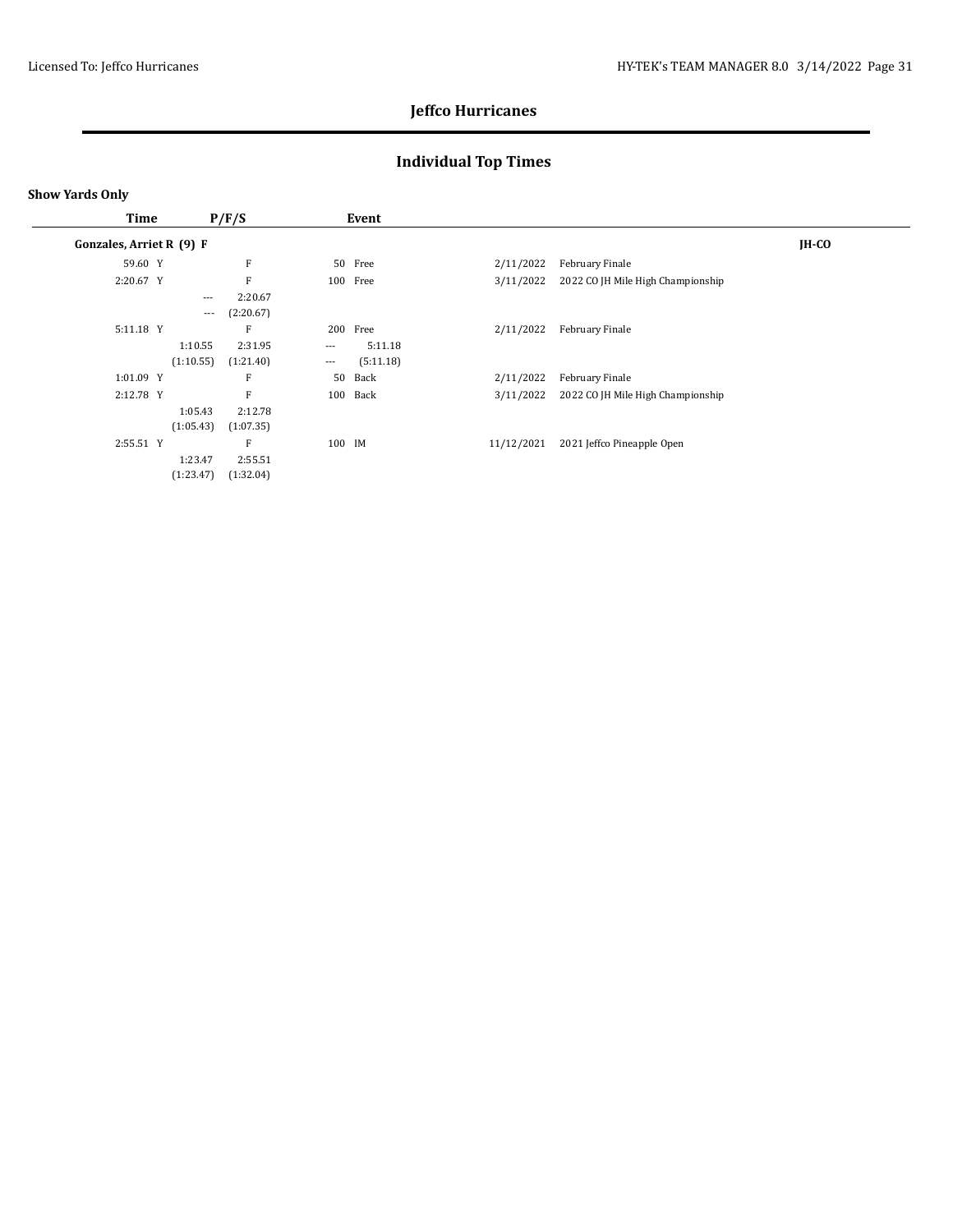## Jeffco Hurricanes

## Individual Top Times

**Show Yards Only**

| Time | P/F/S | | | Event | | Date | Meet | |
|---|---|---|---|---|---|---|---|---|
| **Gonzales, Arriet R (9) F** | | | | | | | | **JH-CO** |
| 59.60 Y | | F | 50 | Free | | 2/11/2022 | February Finale | |
| 2:20.67 Y | | F | 100 | Free | | 3/11/2022 | 2022 CO JH Mile High Championship | |
| | --- | 2:20.67 | | | | | | |
| | --- | (2:20.67) | | | | | | |
| 5:11.18 Y | | F | 200 | Free | | 2/11/2022 | February Finale | |
| | 1:10.55 | 2:31.95 | --- | 5:11.18 | | | | |
| | (1:10.55) | (1:21.40) | --- | (5:11.18) | | | | |
| 1:01.09 Y | | F | 50 | Back | | 2/11/2022 | February Finale | |
| 2:12.78 Y | | F | 100 | Back | | 3/11/2022 | 2022 CO JH Mile High Championship | |
| | 1:05.43 | 2:12.78 | | | | | | |
| | (1:05.43) | (1:07.35) | | | | | | |
| 2:55.51 Y | | F | 100 | IM | | 11/12/2021 | 2021 Jeffco Pineapple Open | |
| | 1:23.47 | 2:55.51 | | | | | | |
| | (1:23.47) | (1:32.04) | | | | | | |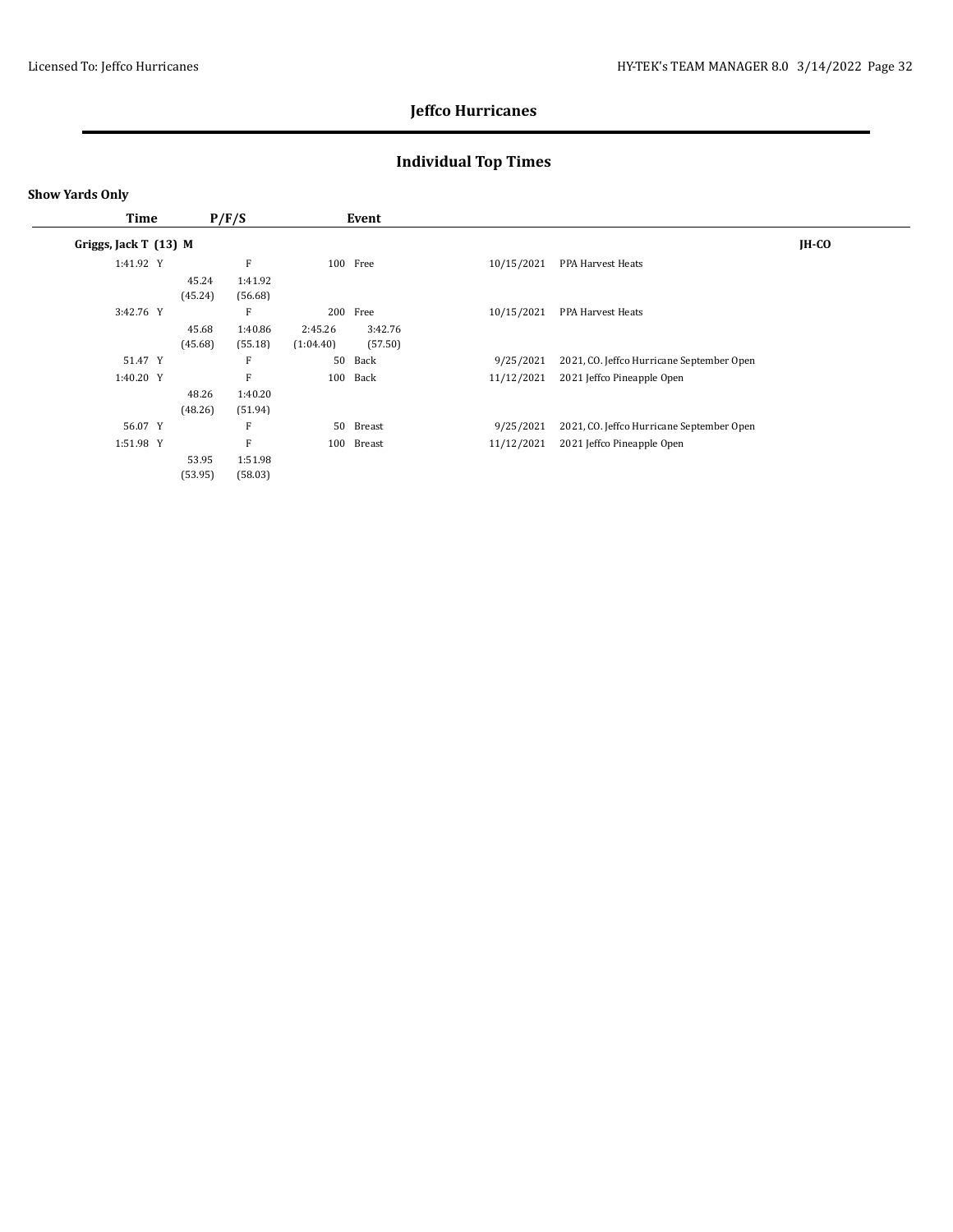# Jeffco Hurricanes

## Individual Top Times

**Show Yards Only**

| Time | P/F/S | Event | Date | Meet | |
|---|---|---|---|---|---|
| **Griggs, Jack T (13) M** | | | | | **JH-CO** |
| 1:41.92 Y | F | 100 Free | 10/15/2021 | PPA Harvest Heats | |
| | 45.24 (45.24) 1:41.92 (56.68) | | | | |
| 3:42.76 Y | F | 200 Free | 10/15/2021 | PPA Harvest Heats | |
| | 45.68 (45.68) 1:40.86 (55.18) 2:45.26 (1:04.40) 3:42.76 (57.50) | | | | |
| 51.47 Y | F | 50 Back | 9/25/2021 | 2021, CO. Jeffco Hurricane September Open | |
| 1:40.20 Y | F | 100 Back | 11/12/2021 | 2021 Jeffco Pineapple Open | |
| | 48.26 (48.26) 1:40.20 (51.94) | | | | |
| 56.07 Y | F | 50 Breast | 9/25/2021 | 2021, CO. Jeffco Hurricane September Open | |
| 1:51.98 Y | F | 100 Breast | 11/12/2021 | 2021 Jeffco Pineapple Open | |
| | 53.95 (53.95) 1:51.98 (58.03) | | | | |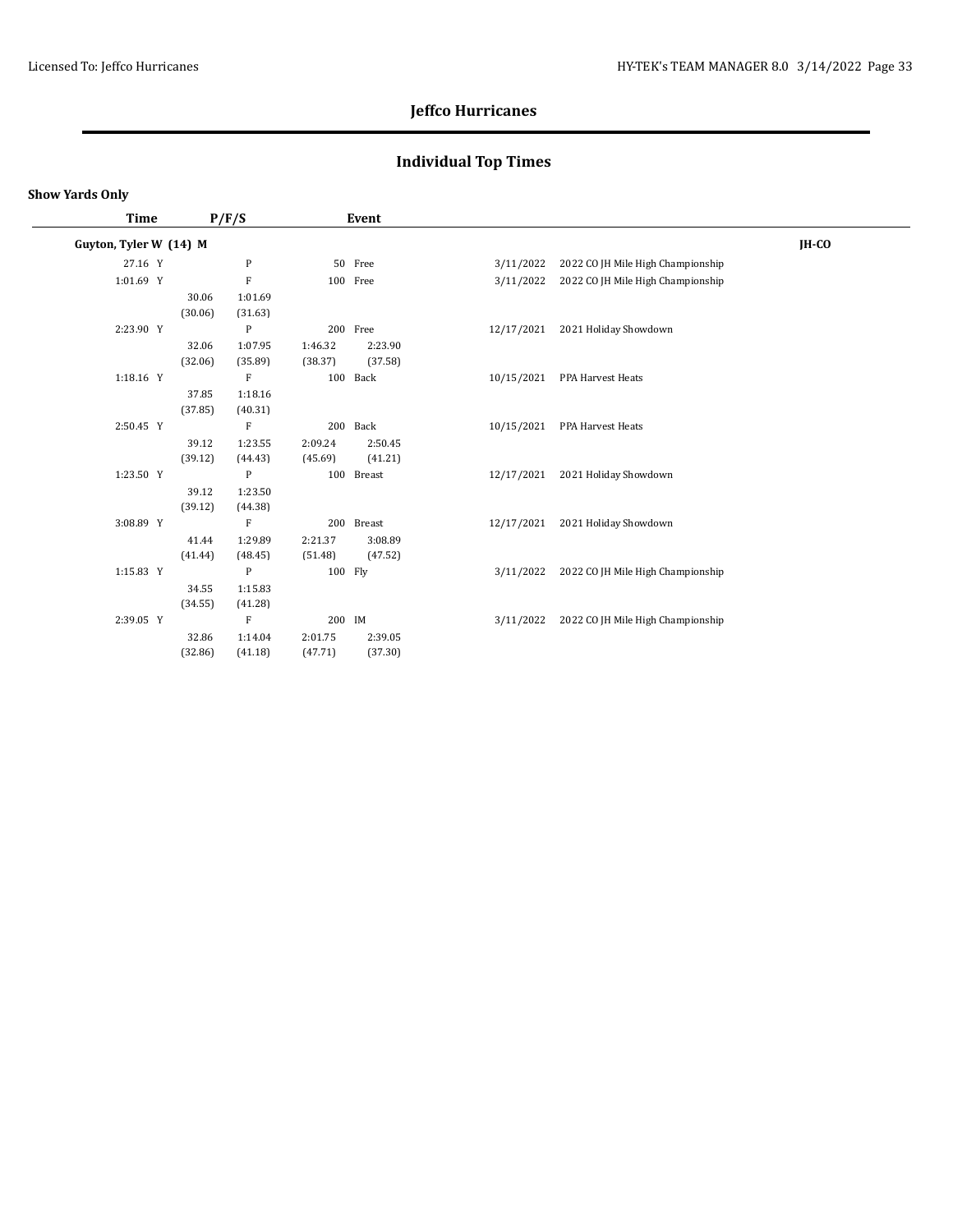# Jeffco Hurricanes

## Individual Top Times

**Show Yards Only**

| Time | P/F/S | Event | | |
|---|---|---|---|---|
| **Guyton, Tyler W (14) M** | | | | **JH-CO** |
| 27.16 Y | P | 50 Free | 3/11/2022 | 2022 CO JH Mile High Championship |
| 1:01.69 Y | F | 100 Free | 3/11/2022 | 2022 CO JH Mile High Championship |
| | 30.06 (30.06) | 1:01.69 (31.63) | | |
| 2:23.90 Y | P | 200 Free | 12/17/2021 | 2021 Holiday Showdown |
| | 32.06 (32.06) | 1:07.95 (35.89) | 1:46.32 (38.37) | 2:23.90 (37.58) |
| 1:18.16 Y | F | 100 Back | 10/15/2021 | PPA Harvest Heats |
| | 37.85 (37.85) | 1:18.16 (40.31) | | |
| 2:50.45 Y | F | 200 Back | 10/15/2021 | PPA Harvest Heats |
| | 39.12 (39.12) | 1:23.55 (44.43) | 2:09.24 (45.69) | 2:50.45 (41.21) |
| 1:23.50 Y | P | 100 Breast | 12/17/2021 | 2021 Holiday Showdown |
| | 39.12 (39.12) | 1:23.50 (44.38) | | |
| 3:08.89 Y | F | 200 Breast | 12/17/2021 | 2021 Holiday Showdown |
| | 41.44 (41.44) | 1:29.89 (48.45) | 2:21.37 (51.48) | 3:08.89 (47.52) |
| 1:15.83 Y | P | 100 Fly | 3/11/2022 | 2022 CO JH Mile High Championship |
| | 34.55 (34.55) | 1:15.83 (41.28) | | |
| 2:39.05 Y | F | 200 IM | 3/11/2022 | 2022 CO JH Mile High Championship |
| | 32.86 (32.86) | 1:14.04 (41.18) | 2:01.75 (47.71) | 2:39.05 (37.30) |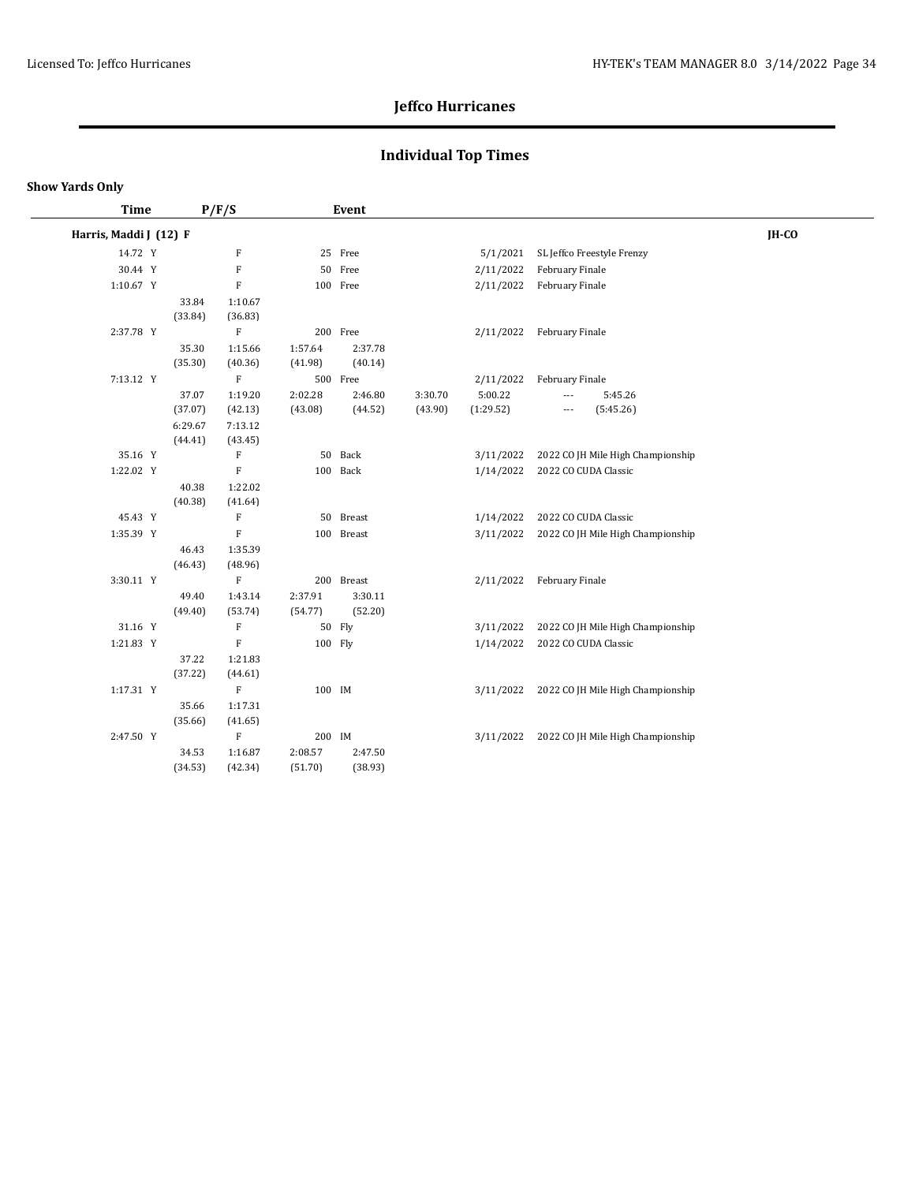# Jeffco Hurricanes

## Individual Top Times

**Show Yards Only**

| Time | P/F/S | Event | | |
|---|---|---|---|---|
| **Harris, Maddi J (12) F** | | | | **JH-CO** |
| 14.72 Y | F | 25 Free | 5/1/2021 | SL Jeffco Freestyle Frenzy |
| 30.44 Y | F | 50 Free | 2/11/2022 | February Finale |
| 1:10.67 Y | F | 100 Free | 2/11/2022 | February Finale |
| | 33.84 (33.84) 1:10.67 (36.83) | | | |
| 2:37.78 Y | F | 200 Free | 2/11/2022 | February Finale |
| | 35.30 (35.30) 1:15.66 (40.36) 1:57.64 (41.98) 2:37.78 (40.14) | | | |
| 7:13.12 Y | F | 500 Free | 2/11/2022 | February Finale |
| | 37.07 (37.07) 1:19.20 (42.13) 2:02.28 (43.08) 2:46.80 (44.52) 3:30.70 (43.90) 5:00.22 (1:29.52) --- --- 5:45.26 (5:45.26) 6:29.67 (44.41) 7:13.12 (43.45) | | | |
| 35.16 Y | F | 50 Back | 3/11/2022 | 2022 CO JH Mile High Championship |
| 1:22.02 Y | F | 100 Back | 1/14/2022 | 2022 CO CUDA Classic |
| | 40.38 (40.38) 1:22.02 (41.64) | | | |
| 45.43 Y | F | 50 Breast | 1/14/2022 | 2022 CO CUDA Classic |
| 1:35.39 Y | F | 100 Breast | 3/11/2022 | 2022 CO JH Mile High Championship |
| | 46.43 (46.43) 1:35.39 (48.96) | | | |
| 3:30.11 Y | F | 200 Breast | 2/11/2022 | February Finale |
| | 49.40 (49.40) 1:43.14 (53.74) 2:37.91 (54.77) 3:30.11 (52.20) | | | |
| 31.16 Y | F | 50 Fly | 3/11/2022 | 2022 CO JH Mile High Championship |
| 1:21.83 Y | F | 100 Fly | 1/14/2022 | 2022 CO CUDA Classic |
| | 37.22 (37.22) 1:21.83 (44.61) | | | |
| 1:17.31 Y | F | 100 IM | 3/11/2022 | 2022 CO JH Mile High Championship |
| | 35.66 (35.66) 1:17.31 (41.65) | | | |
| 2:47.50 Y | F | 200 IM | 3/11/2022 | 2022 CO JH Mile High Championship |
| | 34.53 (34.53) 1:16.87 (42.34) 2:08.57 (51.70) 2:47.50 (38.93) | | | |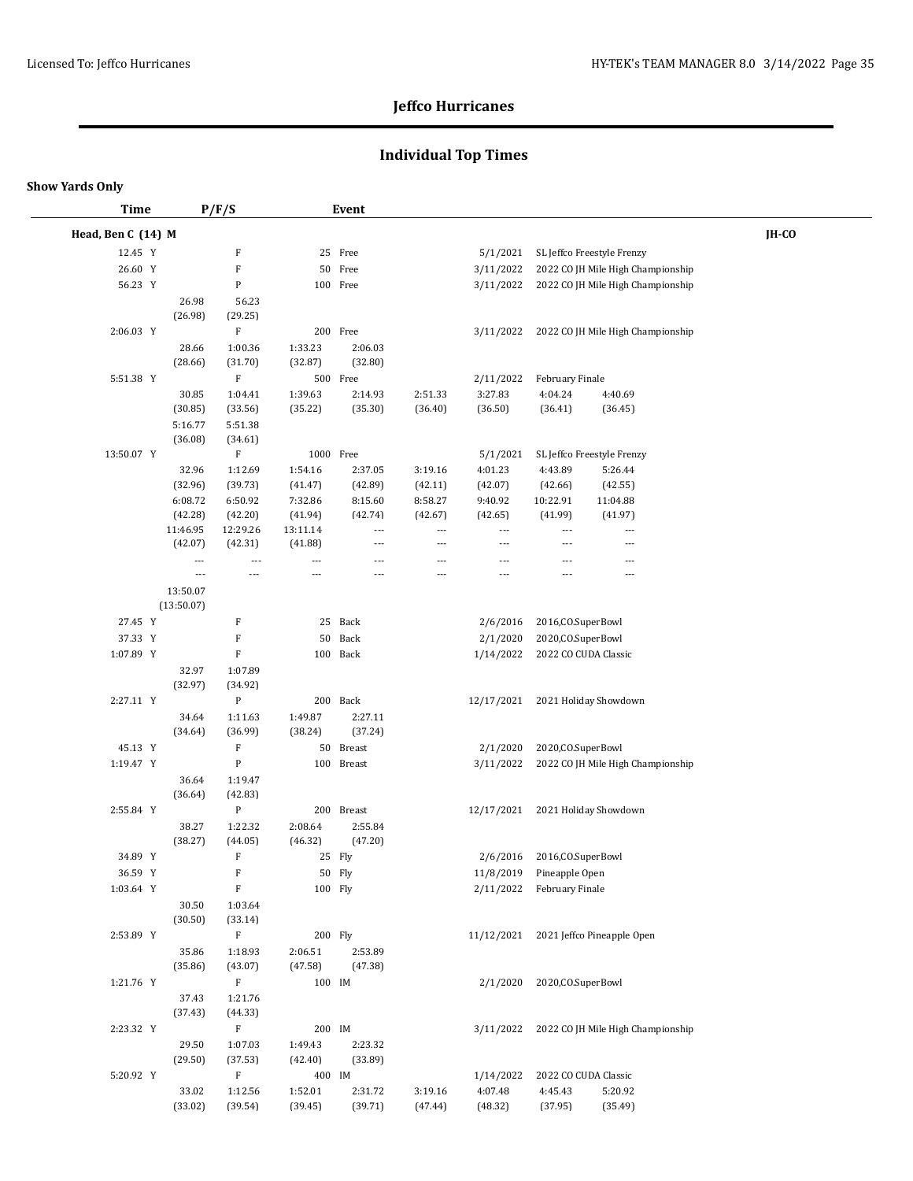# Jeffco Hurricanes

## Individual Top Times

**Show Yards Only**

| Time | P/F/S | Event | Date | Meet |
|---|---|---|---|---|
| **Head, Ben C (14) M** | | | | **JH-CO** |
| 12.45 Y | F | 25 Free | 5/1/2021 | SL Jeffco Freestyle Frenzy |
| 26.60 Y | F | 50 Free | 3/11/2022 | 2022 CO JH Mile High Championship |
| 56.23 Y | P | 100 Free | 3/11/2022 | 2022 CO JH Mile High Championship |
| | 26.98 (26.98) 56.23 (29.25) | | | |
| 2:06.03 Y | F | 200 Free | 3/11/2022 | 2022 CO JH Mile High Championship |
| | 28.66 (28.66) 1:00.36 (31.70) 1:33.23 (32.87) 2:06.03 (32.80) | | | |
| 5:51.38 Y | F | 500 Free | 2/11/2022 | February Finale |
| | 30.85 (30.85) 1:04.41 (33.56) 1:39.63 (35.22) 2:14.93 (35.30) 2:51.33 (36.40) 3:27.83 (36.50) 4:04.24 (36.41) 4:40.69 (36.45) 5:16.77 (36.08) 5:51.38 (34.61) | | | |
| 13:50.07 Y | F | 1000 Free | 5/1/2021 | SL Jeffco Freestyle Frenzy |
| | 32.96 (32.96) 1:12.69 (39.73) 1:54.16 (41.47) 2:37.05 (42.89) 3:19.16 (42.11) 4:01.23 (42.07) 4:43.89 (42.66) 5:26.44 (42.55) 6:08.72 (42.28) 6:50.92 (42.20) 7:32.86 (41.94) 8:15.60 (42.74) 8:58.27 (42.67) 9:40.92 (42.65) 10:22.91 (41.99) 11:04.88 (41.97) 11:46.95 (42.07) 12:29.26 (42.31) 13:11.14 (41.88) 13:50.07 (13:50.07) | | | |
| 27.45 Y | F | 25 Back | 2/6/2016 | 2016,CO,SuperBowl |
| 37.33 Y | F | 50 Back | 2/1/2020 | 2020,CO,SuperBowl |
| 1:07.89 Y | F | 100 Back | 1/14/2022 | 2022 CO CUDA Classic |
| | 32.97 (32.97) 1:07.89 (34.92) | | | |
| 2:27.11 Y | P | 200 Back | 12/17/2021 | 2021 Holiday Showdown |
| | 34.64 (34.64) 1:11.63 (36.99) 1:49.87 (38.24) 2:27.11 (37.24) | | | |
| 45.13 Y | F | 50 Breast | 2/1/2020 | 2020,CO,SuperBowl |
| 1:19.47 Y | P | 100 Breast | 3/11/2022 | 2022 CO JH Mile High Championship |
| | 36.64 (36.64) 1:19.47 (42.83) | | | |
| 2:55.84 Y | P | 200 Breast | 12/17/2021 | 2021 Holiday Showdown |
| | 38.27 (38.27) 1:22.32 (44.05) 2:08.64 (46.32) 2:55.84 (47.20) | | | |
| 34.89 Y | F | 25 Fly | 2/6/2016 | 2016,CO,SuperBowl |
| 36.59 Y | F | 50 Fly | 11/8/2019 | Pineapple Open |
| 1:03.64 Y | F | 100 Fly | 2/11/2022 | February Finale |
| | 30.50 (30.50) 1:03.64 (33.14) | | | |
| 2:53.89 Y | F | 200 Fly | 11/12/2021 | 2021 Jeffco Pineapple Open |
| | 35.86 (35.86) 1:18.93 (43.07) 2:06.51 (47.58) 2:53.89 (47.38) | | | |
| 1:21.76 Y | F | 100 IM | 2/1/2020 | 2020,CO,SuperBowl |
| | 37.43 (37.43) 1:21.76 (44.33) | | | |
| 2:23.32 Y | F | 200 IM | 3/11/2022 | 2022 CO JH Mile High Championship |
| | 29.50 (29.50) 1:07.03 (37.53) 1:49.43 (42.40) 2:23.32 (33.89) | | | |
| 5:20.92 Y | F | 400 IM | 1/14/2022 | 2022 CO CUDA Classic |
| | 33.02 (33.02) 1:12.56 (39.54) 1:52.01 (39.45) 2:31.72 (39.71) 3:19.16 (47.44) 4:07.48 (48.32) 4:45.43 (37.95) 5:20.92 (35.49) | | | |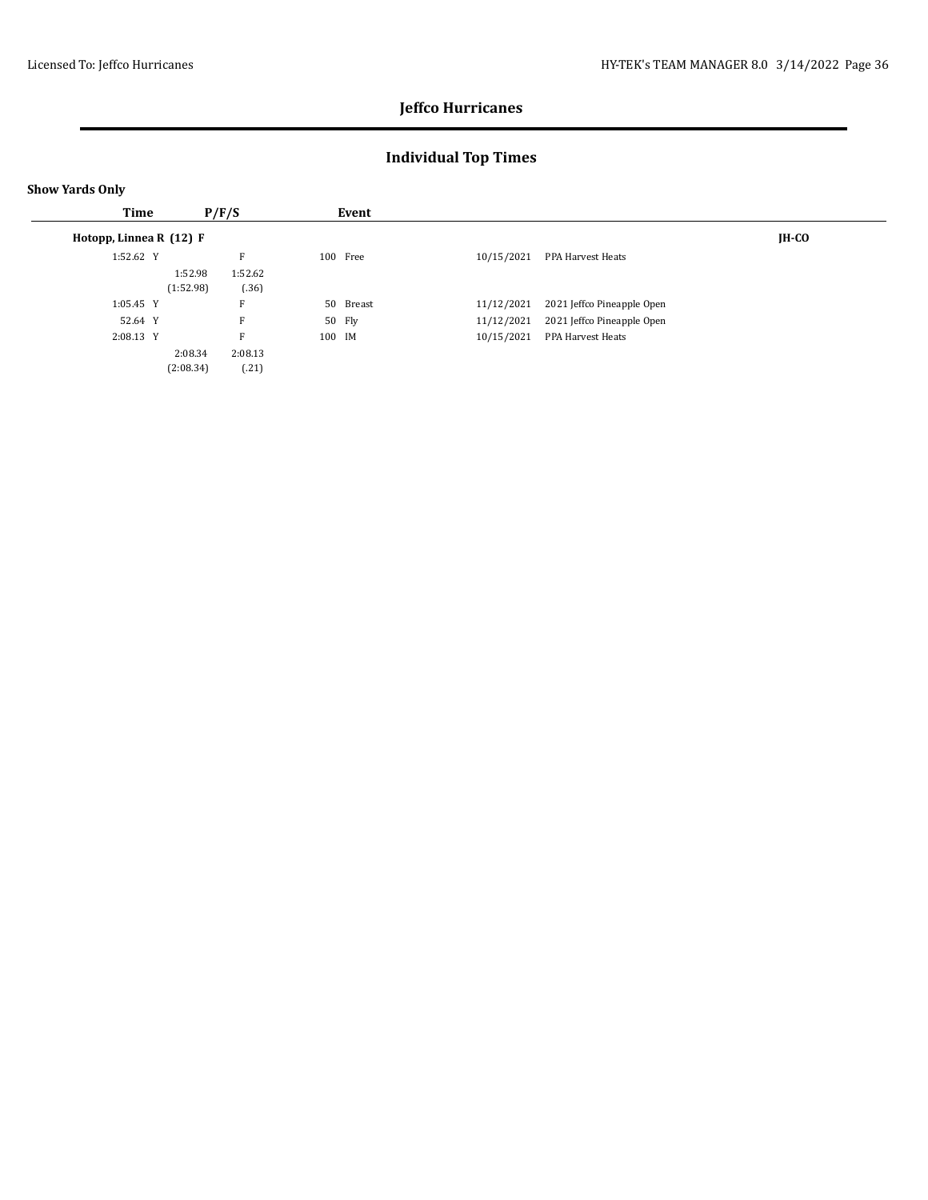## Jeffco Hurricanes

## Individual Top Times

**Show Yards Only**

| Time | P/F/S | | Event | Date | Meet | Team |
|---|---|---|---|---|---|---|
| **Hotopp, Linnea R (12) F** | | | | | | **JH-CO** |
| 1:52.62 Y | | F | 100 Free | 10/15/2021 | PPA Harvest Heats | |
| | 1:52.98 (1:52.98) | 1:52.62 (.36) | | | | |
| 1:05.45 Y | | F | 50 Breast | 11/12/2021 | 2021 Jeffco Pineapple Open | |
| 52.64 Y | | F | 50 Fly | 11/12/2021 | 2021 Jeffco Pineapple Open | |
| 2:08.13 Y | | F | 100 IM | 10/15/2021 | PPA Harvest Heats | |
| | 2:08.34 (2:08.34) | 2:08.13 (.21) | | | | |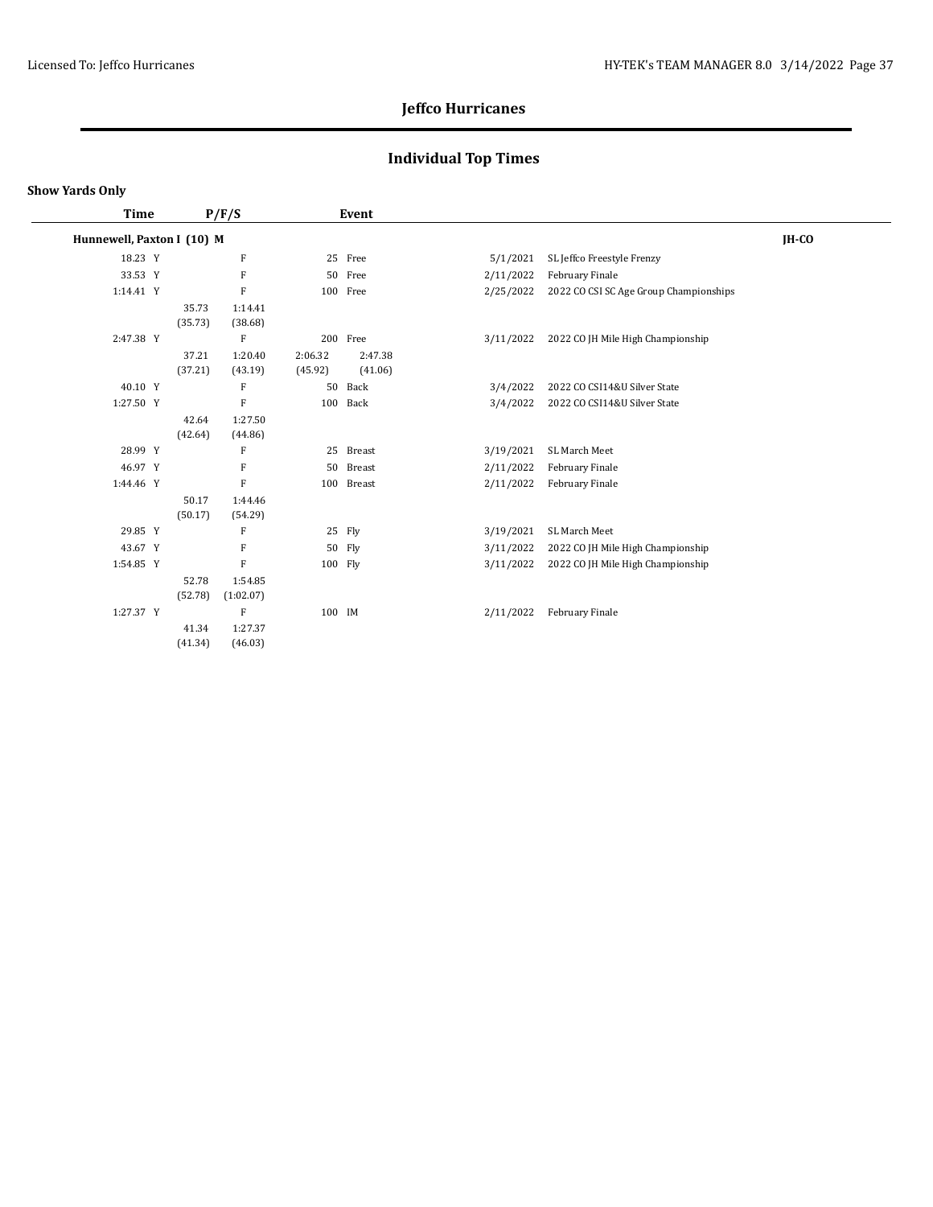## Jeffco Hurricanes

## Individual Top Times

**Show Yards Only**

| Time | P/F/S | Event | Date | Meet |
|---|---|---|---|---|
| **Hunnewell, Paxton I (10) M** | | | | **JH-CO** |
| 18.23 Y | F | 25 Free | 5/1/2021 | SL Jeffco Freestyle Frenzy |
| 33.53 Y | F | 50 Free | 2/11/2022 | February Finale |
| 1:14.41 Y | F | 100 Free | 2/25/2022 | 2022 CO CSI SC Age Group Championships |
| | 35.73 (35.73) 1:14.41 (38.68) | | | |
| 2:47.38 Y | F | 200 Free | 3/11/2022 | 2022 CO JH Mile High Championship |
| | 37.21 (37.21) 1:20.40 (43.19) 2:06.32 (45.92) 2:47.38 (41.06) | | | |
| 40.10 Y | F | 50 Back | 3/4/2022 | 2022 CO CSI14&U Silver State |
| 1:27.50 Y | F | 100 Back | 3/4/2022 | 2022 CO CSI14&U Silver State |
| | 42.64 (42.64) 1:27.50 (44.86) | | | |
| 28.99 Y | F | 25 Breast | 3/19/2021 | SL March Meet |
| 46.97 Y | F | 50 Breast | 2/11/2022 | February Finale |
| 1:44.46 Y | F | 100 Breast | 2/11/2022 | February Finale |
| | 50.17 (50.17) 1:44.46 (54.29) | | | |
| 29.85 Y | F | 25 Fly | 3/19/2021 | SL March Meet |
| 43.67 Y | F | 50 Fly | 3/11/2022 | 2022 CO JH Mile High Championship |
| 1:54.85 Y | F | 100 Fly | 3/11/2022 | 2022 CO JH Mile High Championship |
| | 52.78 (52.78) 1:54.85 (1:02.07) | | | |
| 1:27.37 Y | F | 100 IM | 2/11/2022 | February Finale |
| | 41.34 (41.34) 1:27.37 (46.03) | | | |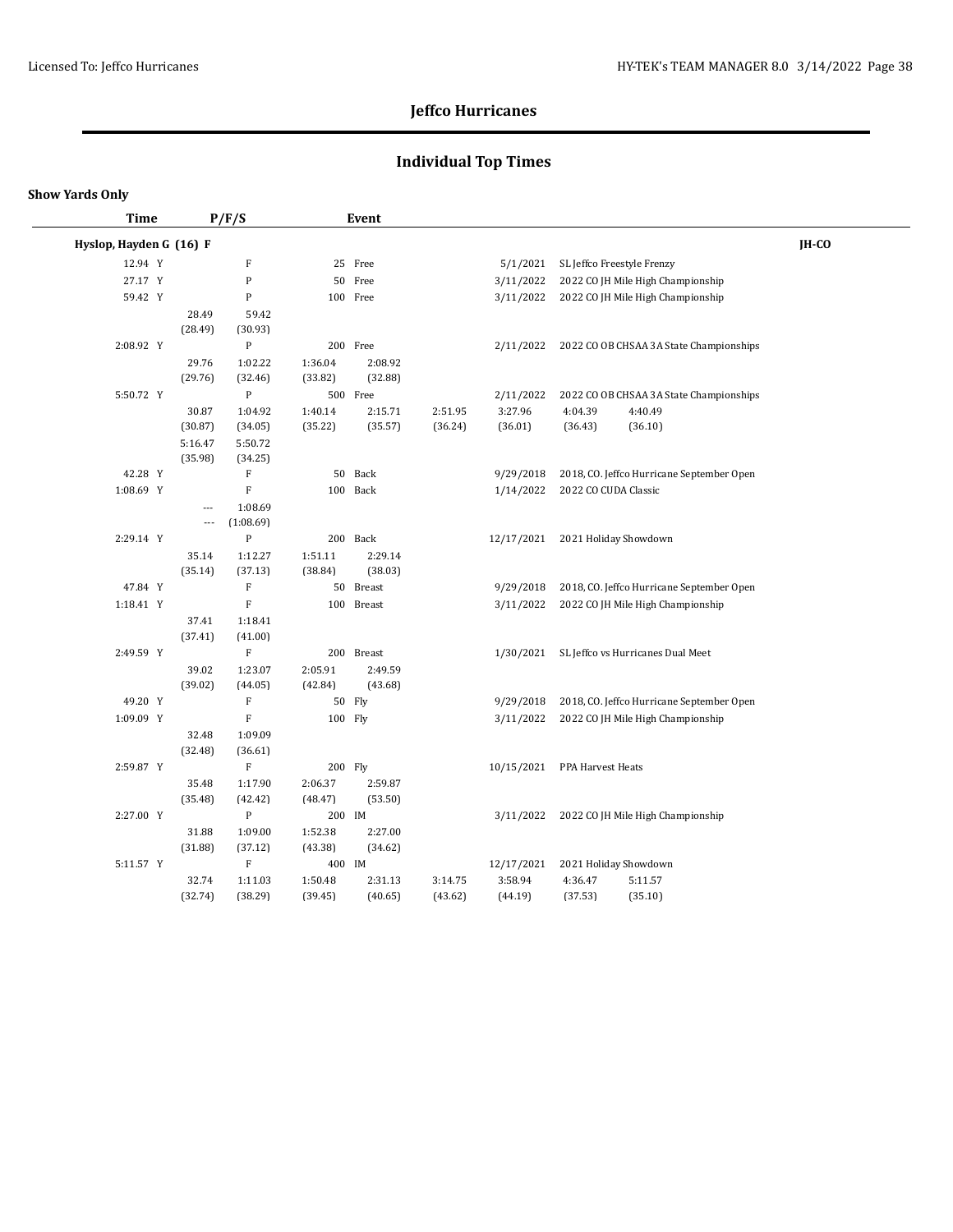# Jeffco Hurricanes

## Individual Top Times

**Show Yards Only**

| Time | P/F/S | Event | | Date | Meet | |
|---|---|---|---|---|---|---|
| **Hyslop, Hayden G (16) F** | | | | | | **JH-CO** |
| 12.94 Y | F | 25 Free | | 5/1/2021 | SL Jeffco Freestyle Frenzy | |
| 27.17 Y | P | 50 Free | | 3/11/2022 | 2022 CO JH Mile High Championship | |
| 59.42 Y | P | 100 Free | | 3/11/2022 | 2022 CO JH Mile High Championship | |
| | 28.49 (28.49) | 59.42 (30.93) | | | | |
| 2:08.92 Y | P | 200 Free | | 2/11/2022 | 2022 CO OB CHSAA 3A State Championships | |
| | 29.76 (29.76) | 1:02.22 (32.46) | 1:36.04 (33.82) | 2:08.92 (32.88) | | |
| 5:50.72 Y | P | 500 Free | | 2/11/2022 | 2022 CO OB CHSAA 3A State Championships | |
| | 30.87 (30.87) | 1:04.92 (34.05) | 1:40.14 (35.22) | 2:15.71 (35.57) | 2:51.95 (36.24) | 3:27.96 (36.01) |
| | 4:04.39 (36.43) | 4:40.49 (36.10) | 5:16.47 (35.98) | 5:50.72 (34.25) | | |
| 42.28 Y | F | 50 Back | | 9/29/2018 | 2018, CO. Jeffco Hurricane September Open | |
| 1:08.69 Y | F | 100 Back | | 1/14/2022 | 2022 CO CUDA Classic | |
| | --- --- | 1:08.69 (1:08.69) | | | | |
| 2:29.14 Y | P | 200 Back | | 12/17/2021 | 2021 Holiday Showdown | |
| | 35.14 (35.14) | 1:12.27 (37.13) | 1:51.11 (38.84) | 2:29.14 (38.03) | | |
| 47.84 Y | F | 50 Breast | | 9/29/2018 | 2018, CO. Jeffco Hurricane September Open | |
| 1:18.41 Y | F | 100 Breast | | 3/11/2022 | 2022 CO JH Mile High Championship | |
| | 37.41 (37.41) | 1:18.41 (41.00) | | | | |
| 2:49.59 Y | F | 200 Breast | | 1/30/2021 | SL Jeffco vs Hurricanes Dual Meet | |
| | 39.02 (39.02) | 1:23.07 (44.05) | 2:05.91 (42.84) | 2:49.59 (43.68) | | |
| 49.20 Y | F | 50 Fly | | 9/29/2018 | 2018, CO. Jeffco Hurricane September Open | |
| 1:09.09 Y | F | 100 Fly | | 3/11/2022 | 2022 CO JH Mile High Championship | |
| | 32.48 (32.48) | 1:09.09 (36.61) | | | | |
| 2:59.87 Y | F | 200 Fly | | 10/15/2021 | PPA Harvest Heats | |
| | 35.48 (35.48) | 1:17.90 (42.42) | 2:06.37 (48.47) | 2:59.87 (53.50) | | |
| 2:27.00 Y | P | 200 IM | | 3/11/2022 | 2022 CO JH Mile High Championship | |
| | 31.88 (31.88) | 1:09.00 (37.12) | 1:52.38 (43.38) | 2:27.00 (34.62) | | |
| 5:11.57 Y | F | 400 IM | | 12/17/2021 | 2021 Holiday Showdown | |
| | 32.74 (32.74) | 1:11.03 (38.29) | 1:50.48 (39.45) | 2:31.13 (40.65) | 3:14.75 (43.62) | 3:58.94 (44.19) |
| | 4:36.47 (37.53) | 5:11.57 (35.10) | | | | |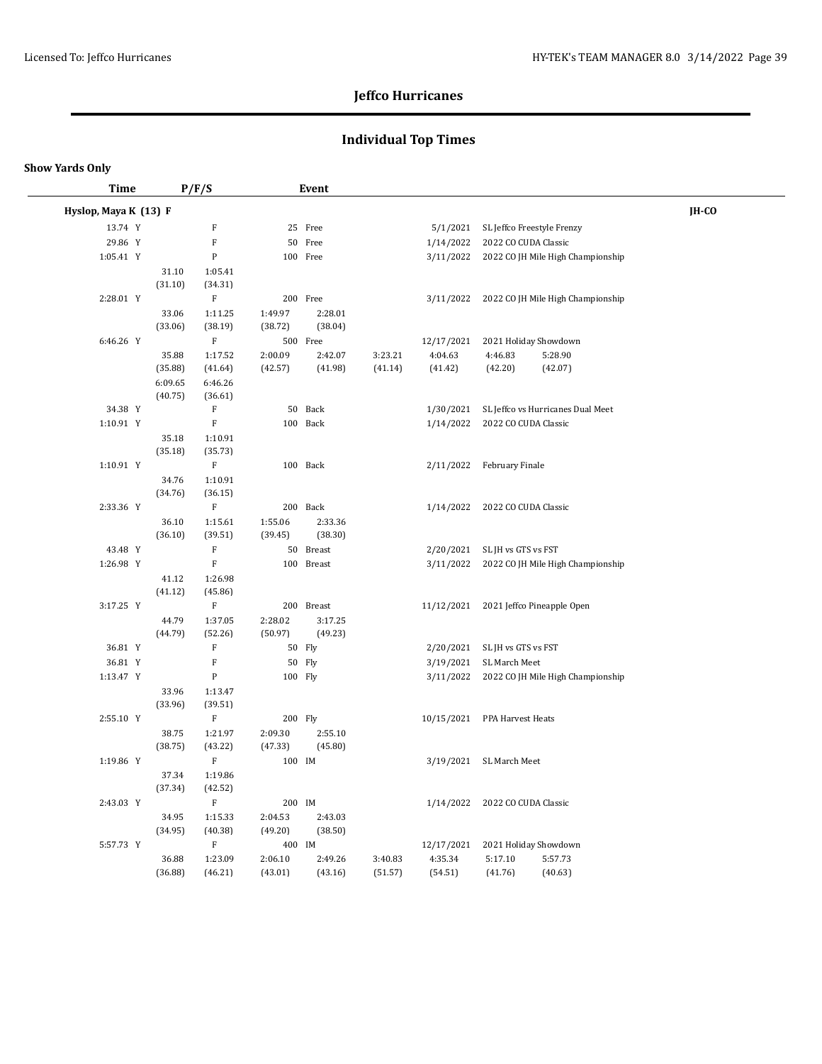# Jeffco Hurricanes

## Individual Top Times

**Show Yards Only**

| Time | P/F/S | Event | Date | Meet |
|---|---|---|---|---|
| **Hyslop, Maya K (13) F** | | | | **JH-CO** |
| 13.74 Y | F | 25 Free | 5/1/2021 | SL Jeffco Freestyle Frenzy |
| 29.86 Y | F | 50 Free | 1/14/2022 | 2022 CO CUDA Classic |
| 1:05.41 Y | P | 100 Free | 3/11/2022 | 2022 CO JH Mile High Championship |
| | | 31.10 (31.10), 1:05.41 (34.31) | | |
| 2:28.01 Y | F | 200 Free | 3/11/2022 | 2022 CO JH Mile High Championship |
| | | 33.06 (33.06), 1:11.25 (38.19), 1:49.97 (38.72), 2:28.01 (38.04) | | |
| 6:46.26 Y | F | 500 Free | 12/17/2021 | 2021 Holiday Showdown |
| | | 35.88 (35.88), 1:17.52 (41.64), 2:00.09 (42.57), 2:42.07 (41.98), 3:23.21 (41.14), 4:04.63 (41.42), 4:46.83 (42.20), 5:28.90 (42.07), 6:09.65 (40.75), 6:46.26 (36.61) | | |
| 34.38 Y | F | 50 Back | 1/30/2021 | SL Jeffco vs Hurricanes Dual Meet |
| 1:10.91 Y | F | 100 Back | 1/14/2022 | 2022 CO CUDA Classic |
| | | 35.18 (35.18), 1:10.91 (35.73) | | |
| 1:10.91 Y | F | 100 Back | 2/11/2022 | February Finale |
| | | 34.76 (34.76), 1:10.91 (36.15) | | |
| 2:33.36 Y | F | 200 Back | 1/14/2022 | 2022 CO CUDA Classic |
| | | 36.10 (36.10), 1:15.61 (39.51), 1:55.06 (39.45), 2:33.36 (38.30) | | |
| 43.48 Y | F | 50 Breast | 2/20/2021 | SL JH vs GTS vs FST |
| 1:26.98 Y | F | 100 Breast | 3/11/2022 | 2022 CO JH Mile High Championship |
| | | 41.12 (41.12), 1:26.98 (45.86) | | |
| 3:17.25 Y | F | 200 Breast | 11/12/2021 | 2021 Jeffco Pineapple Open |
| | | 44.79 (44.79), 1:37.05 (52.26), 2:28.02 (50.97), 3:17.25 (49.23) | | |
| 36.81 Y | F | 50 Fly | 2/20/2021 | SL JH vs GTS vs FST |
| 36.81 Y | F | 50 Fly | 3/19/2021 | SL March Meet |
| 1:13.47 Y | P | 100 Fly | 3/11/2022 | 2022 CO JH Mile High Championship |
| | | 33.96 (33.96), 1:13.47 (39.51) | | |
| 2:55.10 Y | F | 200 Fly | 10/15/2021 | PPA Harvest Heats |
| | | 38.75 (38.75), 1:21.97 (43.22), 2:09.30 (47.33), 2:55.10 (45.80) | | |
| 1:19.86 Y | F | 100 IM | 3/19/2021 | SL March Meet |
| | | 37.34 (37.34), 1:19.86 (42.52) | | |
| 2:43.03 Y | F | 200 IM | 1/14/2022 | 2022 CO CUDA Classic |
| | | 34.95 (34.95), 1:15.33 (40.38), 2:04.53 (49.20), 2:43.03 (38.50) | | |
| 5:57.73 Y | F | 400 IM | 12/17/2021 | 2021 Holiday Showdown |
| | | 36.88 (36.88), 1:23.09 (46.21), 2:06.10 (43.01), 2:49.26 (43.16), 3:40.83 (51.57), 4:35.34 (54.51), 5:17.10 (41.76), 5:57.73 (40.63) | | |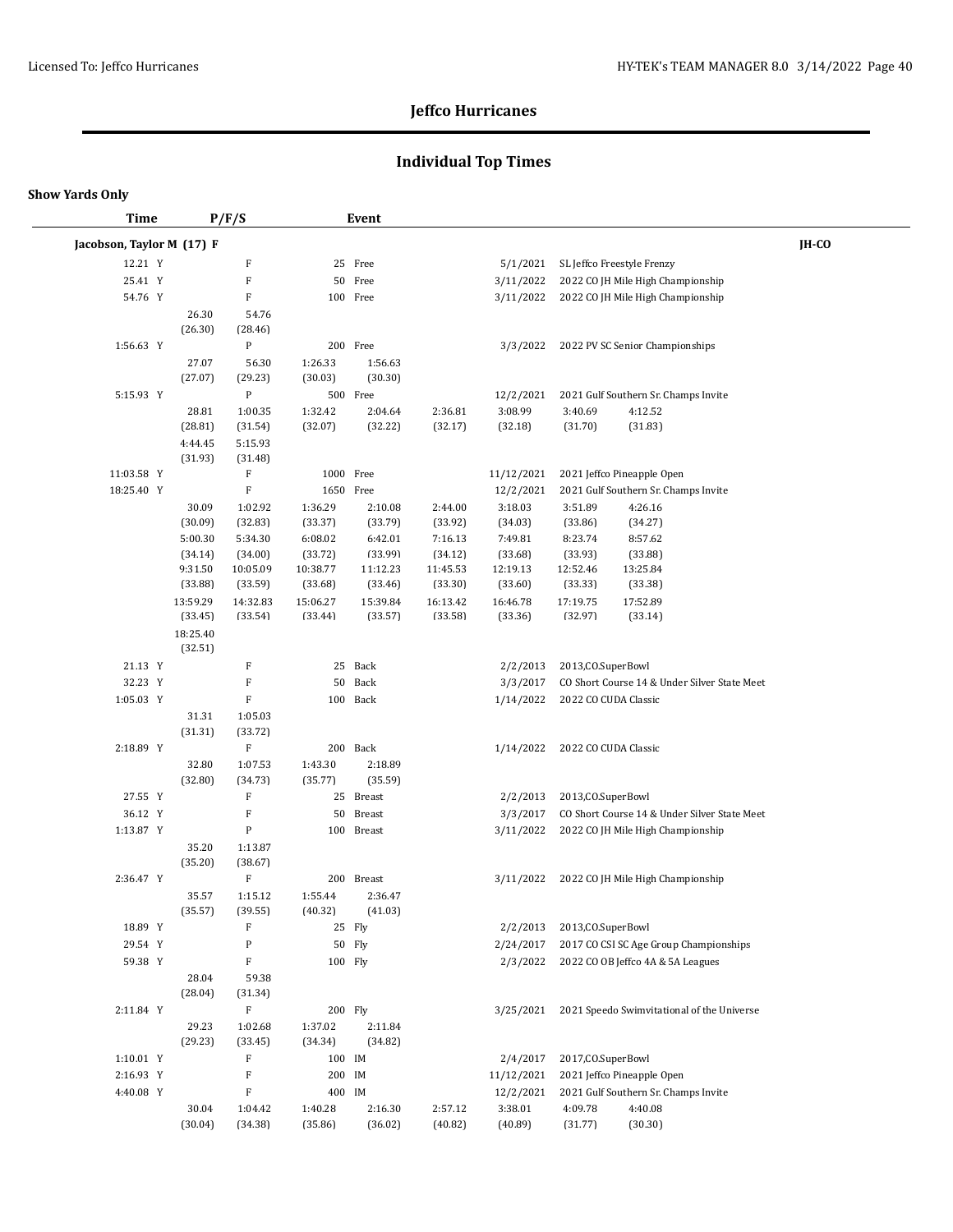## Jeffco Hurricanes

## Individual Top Times

**Show Yards Only**

| Time | P/F/S | Event | | | | | |
|---|---|---|---|---|---|---|---|
| **Jacobson, Taylor M (17) F** | | | | | | | **JH-CO** |
| 12.21 Y | F | 25 Free | | 5/1/2021 | SL Jeffco Freestyle Frenzy | | |
| 25.41 Y | F | 50 Free | | 3/11/2022 | 2022 CO JH Mile High Championship | | |
| 54.76 Y | F | 100 Free | | 3/11/2022 | 2022 CO JH Mile High Championship | | |
| 26.30 (26.30) | 54.76 (28.46) | | | | | | |
| 1:56.63 Y | P | 200 Free | | 3/3/2022 | 2022 PV SC Senior Championships | | |
| 27.07 (27.07) | 56.30 (29.23) | 1:26.33 (30.03) | 1:56.63 (30.30) | | | | |
| 5:15.93 Y | P | 500 Free | | 12/2/2021 | 2021 Gulf Southern Sr. Champs Invite | | |
| 28.81 (28.81) | 1:00.35 (31.54) | 1:32.42 (32.07) | 2:04.64 (32.22) | 2:36.81 (32.17) | 3:08.99 (32.18) | 3:40.69 (31.70) | 4:12.52 (31.83) |
| 4:44.45 (31.93) | 5:15.93 (31.48) | | | | | | |
| 11:03.58 Y | F | 1000 Free | | 11/12/2021 | 2021 Jeffco Pineapple Open | | |
| 18:25.40 Y | F | 1650 Free | | 12/2/2021 | 2021 Gulf Southern Sr. Champs Invite | | |
| 30.09 (30.09) | 1:02.92 (32.83) | 1:36.29 (33.37) | 2:10.08 (33.79) | 2:44.00 (33.92) | 3:18.03 (34.03) | 3:51.89 (33.86) | 4:26.16 (34.27) |
| 5:00.30 (34.14) | 5:34.30 (34.00) | 6:08.02 (33.72) | 6:42.01 (33.99) | 7:16.13 (34.12) | 7:49.81 (33.68) | 8:23.74 (33.93) | 8:57.62 (33.88) |
| 9:31.50 (33.88) | 10:05.09 (33.59) | 10:38.77 (33.68) | 11:12.23 (33.46) | 11:45.53 (33.30) | 12:19.13 (33.60) | 12:52.46 (33.33) | 13:25.84 (33.38) |
| 13:59.29 (33.45) | 14:32.83 (33.54) | 15:06.27 (33.44) | 15:39.84 (33.57) | 16:13.42 (33.58) | 16:46.78 (33.36) | 17:19.75 (32.97) | 17:52.89 (33.14) |
| 18:25.40 (32.51) | | | | | | | |
| 21.13 Y | F | 25 Back | | 2/2/2013 | 2013,CO,SuperBowl | | |
| 32.23 Y | F | 50 Back | | 3/3/2017 | CO Short Course 14 & Under Silver State Meet | | |
| 1:05.03 Y | F | 100 Back | | 1/14/2022 | 2022 CO CUDA Classic | | |
| 31.31 (31.31) | 1:05.03 (33.72) | | | | | | |
| 2:18.89 Y | F | 200 Back | | 1/14/2022 | 2022 CO CUDA Classic | | |
| 32.80 (32.80) | 1:07.53 (34.73) | 1:43.30 (35.77) | 2:18.89 (35.59) | | | | |
| 27.55 Y | F | 25 Breast | | 2/2/2013 | 2013,CO,SuperBowl | | |
| 36.12 Y | F | 50 Breast | | 3/3/2017 | CO Short Course 14 & Under Silver State Meet | | |
| 1:13.87 Y | P | 100 Breast | | 3/11/2022 | 2022 CO JH Mile High Championship | | |
| 35.20 (35.20) | 1:13.87 (38.67) | | | | | | |
| 2:36.47 Y | F | 200 Breast | | 3/11/2022 | 2022 CO JH Mile High Championship | | |
| 35.57 (35.57) | 1:15.12 (39.55) | 1:55.44 (40.32) | 2:36.47 (41.03) | | | | |
| 18.89 Y | F | 25 Fly | | 2/2/2013 | 2013,CO,SuperBowl | | |
| 29.54 Y | P | 50 Fly | | 2/24/2017 | 2017 CO CSI SC Age Group Championships | | |
| 59.38 Y | F | 100 Fly | | 2/3/2022 | 2022 CO OB Jeffco 4A & 5A Leagues | | |
| 28.04 (28.04) | 59.38 (31.34) | | | | | | |
| 2:11.84 Y | F | 200 Fly | | 3/25/2021 | 2021 Speedo Swimvitational of the Universe | | |
| 29.23 (29.23) | 1:02.68 (33.45) | 1:37.02 (34.34) | 2:11.84 (34.82) | | | | |
| 1:10.01 Y | F | 100 IM | | 2/4/2017 | 2017,CO,SuperBowl | | |
| 2:16.93 Y | F | 200 IM | | 11/12/2021 | 2021 Jeffco Pineapple Open | | |
| 4:40.08 Y | F | 400 IM | | 12/2/2021 | 2021 Gulf Southern Sr. Champs Invite | | |
| 30.04 (30.04) | 1:04.42 (34.38) | 1:40.28 (35.86) | 2:16.30 (36.02) | 2:57.12 (40.82) | 3:38.01 (40.89) | 4:09.78 (31.77) | 4:40.08 (30.30) |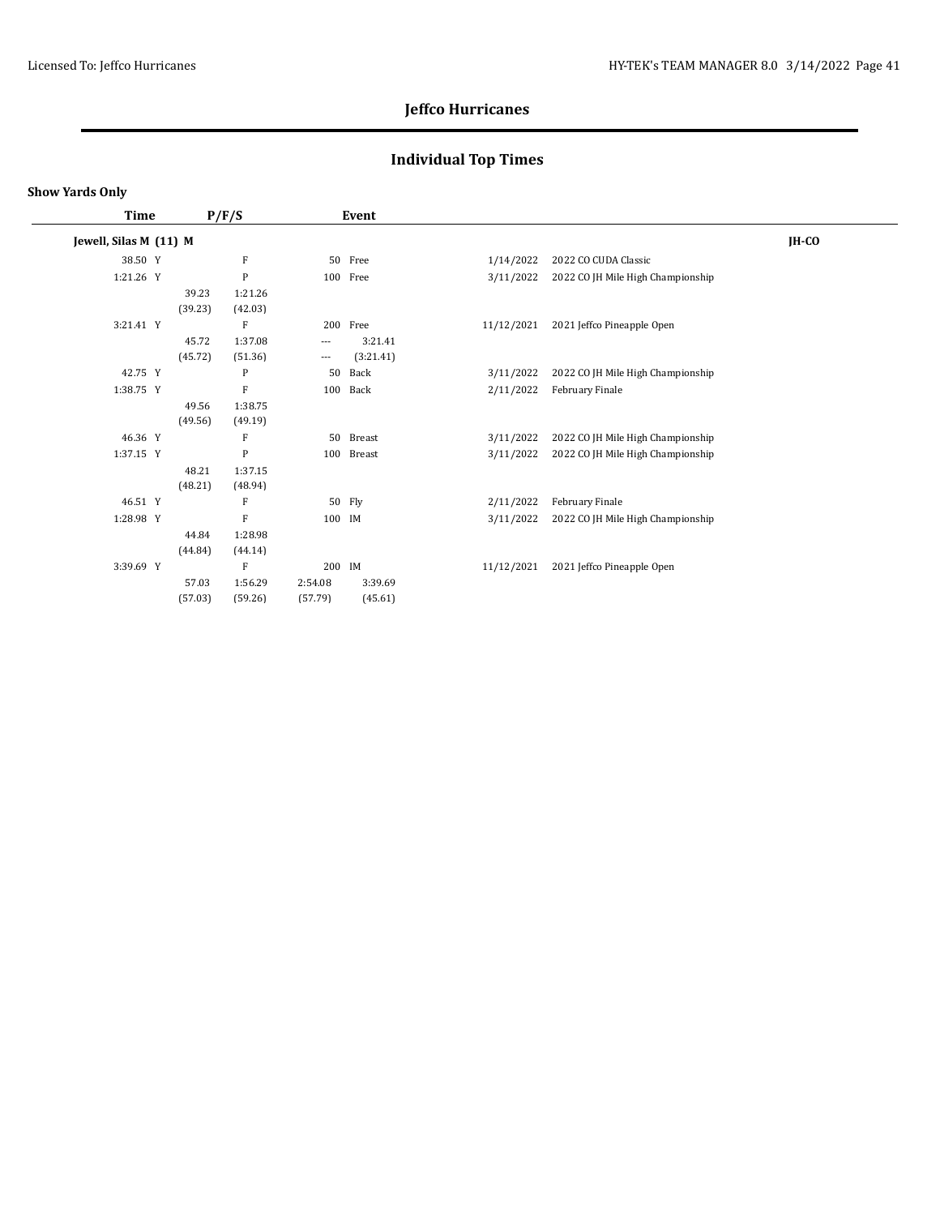## Jeffco Hurricanes

## Individual Top Times

**Show Yards Only**

| Time | P/F/S | | | Event | | | |
|---|---|---|---|---|---|---|---|
| **Jewell, Silas M (11) M** | | | | | | | **JH-CO** |
| 38.50 Y | | F | | 50 Free | 1/14/2022 | 2022 CO CUDA Classic | |
| 1:21.26 Y | | P | | 100 Free | 3/11/2022 | 2022 CO JH Mile High Championship | |
| | 39.23 | 1:21.26 | | | | | |
| | (39.23) | (42.03) | | | | | |
| 3:21.41 Y | | F | | 200 Free | 11/12/2021 | 2021 Jeffco Pineapple Open | |
| | 45.72 | 1:37.08 | --- | 3:21.41 | | | |
| | (45.72) | (51.36) | --- | (3:21.41) | | | |
| 42.75 Y | | P | | 50 Back | 3/11/2022 | 2022 CO JH Mile High Championship | |
| 1:38.75 Y | | F | | 100 Back | 2/11/2022 | February Finale | |
| | 49.56 | 1:38.75 | | | | | |
| | (49.56) | (49.19) | | | | | |
| 46.36 Y | | F | | 50 Breast | 3/11/2022 | 2022 CO JH Mile High Championship | |
| 1:37.15 Y | | P | | 100 Breast | 3/11/2022 | 2022 CO JH Mile High Championship | |
| | 48.21 | 1:37.15 | | | | | |
| | (48.21) | (48.94) | | | | | |
| 46.51 Y | | F | | 50 Fly | 2/11/2022 | February Finale | |
| 1:28.98 Y | | F | | 100 IM | 3/11/2022 | 2022 CO JH Mile High Championship | |
| | 44.84 | 1:28.98 | | | | | |
| | (44.84) | (44.14) | | | | | |
| 3:39.69 Y | | F | | 200 IM | 11/12/2021 | 2021 Jeffco Pineapple Open | |
| | 57.03 | 1:56.29 | 2:54.08 | 3:39.69 | | | |
| | (57.03) | (59.26) | (57.79) | (45.61) | | | |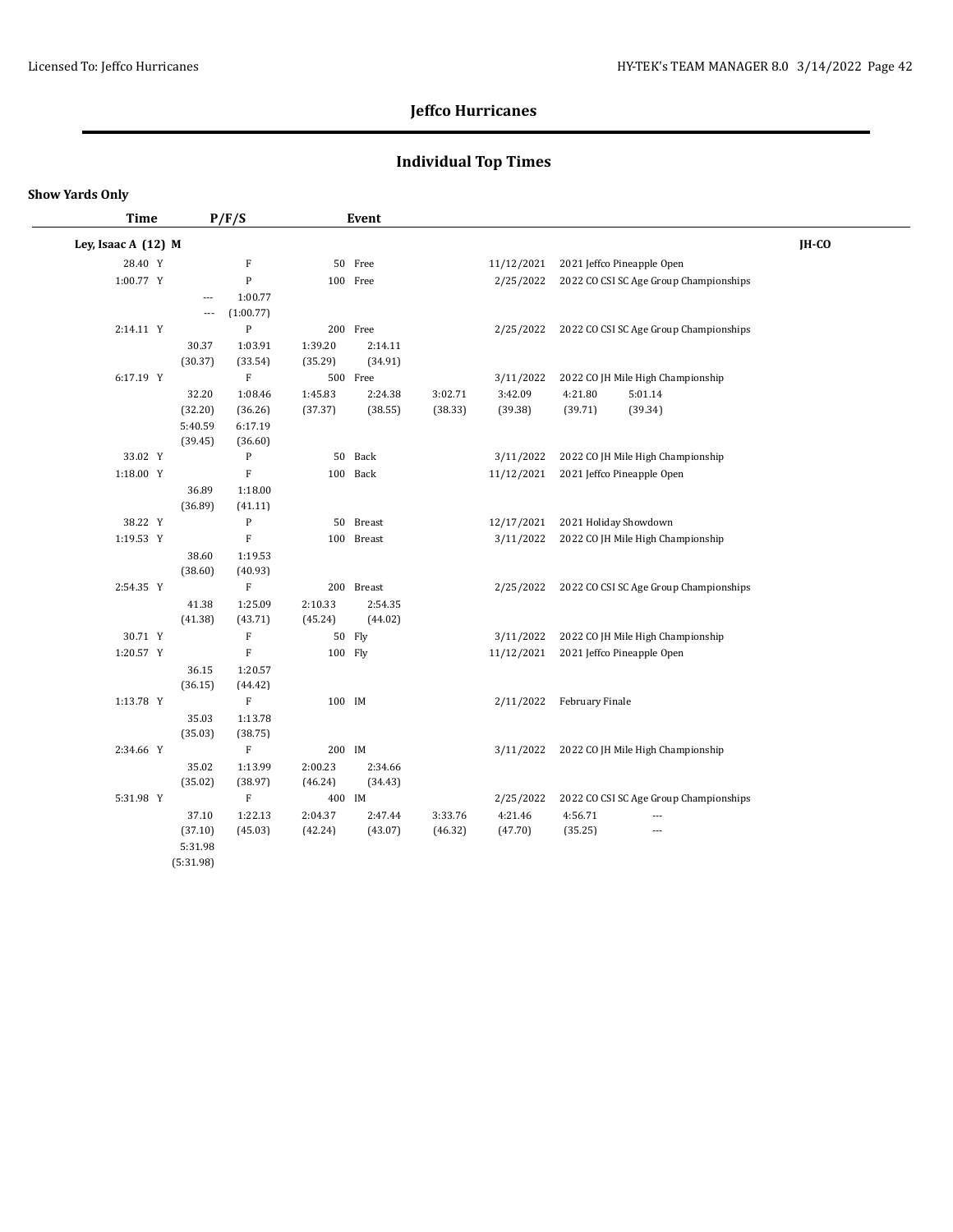## Jeffco Hurricanes

## Individual Top Times

**Show Yards Only**

| Time | P/F/S | Event | | | |
|---|---|---|---|---|---|
| **Ley, Isaac A (12) M** | | | | | **JH-CO** |
| 28.40 Y | F | 50 Free | 11/12/2021 | 2021 Jeffco Pineapple Open | |
| 1:00.77 Y | P | 100 Free | 2/25/2022 | 2022 CO CSI SC Age Group Championships | |
| | --- 1:00.77 | | | | |
| | --- (1:00.77) | | | | |
| 2:14.11 Y | P | 200 Free | 2/25/2022 | 2022 CO CSI SC Age Group Championships | |
| | 30.37 1:03.91 1:39.20 2:14.11 | | | | |
| | (30.37) (33.54) (35.29) (34.91) | | | | |
| 6:17.19 Y | F | 500 Free | 3/11/2022 | 2022 CO JH Mile High Championship | |
| | 32.20 1:08.46 1:45.83 2:24.38 3:02.71 3:42.09 4:21.80 5:01.14 | | | | |
| | (32.20) (36.26) (37.37) (38.55) (38.33) (39.38) (39.71) (39.34) | | | | |
| | 5:40.59 6:17.19 | | | | |
| | (39.45) (36.60) | | | | |
| 33.02 Y | P | 50 Back | 3/11/2022 | 2022 CO JH Mile High Championship | |
| 1:18.00 Y | F | 100 Back | 11/12/2021 | 2021 Jeffco Pineapple Open | |
| | 36.89 1:18.00 | | | | |
| | (36.89) (41.11) | | | | |
| 38.22 Y | P | 50 Breast | 12/17/2021 | 2021 Holiday Showdown | |
| 1:19.53 Y | F | 100 Breast | 3/11/2022 | 2022 CO JH Mile High Championship | |
| | 38.60 1:19.53 | | | | |
| | (38.60) (40.93) | | | | |
| 2:54.35 Y | F | 200 Breast | 2/25/2022 | 2022 CO CSI SC Age Group Championships | |
| | 41.38 1:25.09 2:10.33 2:54.35 | | | | |
| | (41.38) (43.71) (45.24) (44.02) | | | | |
| 30.71 Y | F | 50 Fly | 3/11/2022 | 2022 CO JH Mile High Championship | |
| 1:20.57 Y | F | 100 Fly | 11/12/2021 | 2021 Jeffco Pineapple Open | |
| | 36.15 1:20.57 | | | | |
| | (36.15) (44.42) | | | | |
| 1:13.78 Y | F | 100 IM | 2/11/2022 | February Finale | |
| | 35.03 1:13.78 | | | | |
| | (35.03) (38.75) | | | | |
| 2:34.66 Y | F | 200 IM | 3/11/2022 | 2022 CO JH Mile High Championship | |
| | 35.02 1:13.99 2:00.23 2:34.66 | | | | |
| | (35.02) (38.97) (46.24) (34.43) | | | | |
| 5:31.98 Y | F | 400 IM | 2/25/2022 | 2022 CO CSI SC Age Group Championships | |
| | 37.10 1:22.13 2:04.37 2:47.44 3:33.76 4:21.46 4:56.71 --- | | | | |
| | (37.10) (45.03) (42.24) (43.07) (46.32) (47.70) (35.25) --- | | | | |
| | 5:31.98 | | | | |
| | (5:31.98) | | | | |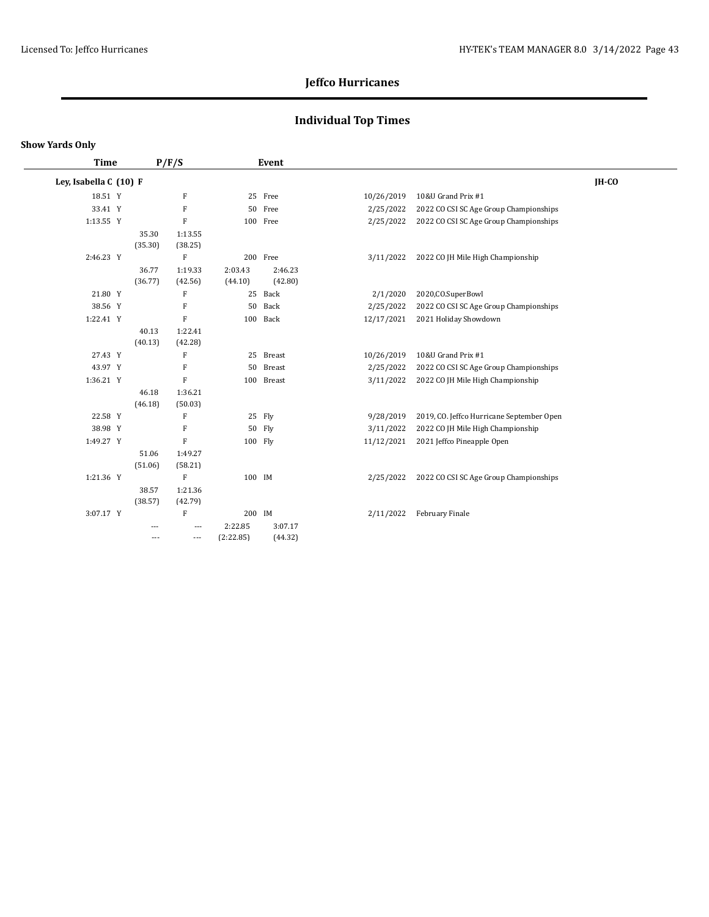## Jeffco Hurricanes

## Individual Top Times

**Show Yards Only**

| Time | P/F/S | | | Event | | Date | Meet | |
|---|---|---|---|---|---|---|---|---|
| **Ley, Isabella C (10) F** | | | | | | | | **JH-CO** |
| 18.51 Y | | F | | 25 | Free | 10/26/2019 | 10&U Grand Prix #1 | |
| 33.41 Y | | F | | 50 | Free | 2/25/2022 | 2022 CO CSI SC Age Group Championships | |
| 1:13.55 Y | | F | | 100 | Free | 2/25/2022 | 2022 CO CSI SC Age Group Championships | |
| | 35.30 (35.30) | 1:13.55 (38.25) | | | | | | |
| 2:46.23 Y | | F | | 200 | Free | 3/11/2022 | 2022 CO JH Mile High Championship | |
| | 36.77 (36.77) | 1:19.33 (42.56) | 2:03.43 (44.10) | 2:46.23 (42.80) | | | | |
| 21.80 Y | | F | | 25 | Back | 2/1/2020 | 2020,CO.SuperBowl | |
| 38.56 Y | | F | | 50 | Back | 2/25/2022 | 2022 CO CSI SC Age Group Championships | |
| 1:22.41 Y | | F | | 100 | Back | 12/17/2021 | 2021 Holiday Showdown | |
| | 40.13 (40.13) | 1:22.41 (42.28) | | | | | | |
| 27.43 Y | | F | | 25 | Breast | 10/26/2019 | 10&U Grand Prix #1 | |
| 43.97 Y | | F | | 50 | Breast | 2/25/2022 | 2022 CO CSI SC Age Group Championships | |
| 1:36.21 Y | | F | | 100 | Breast | 3/11/2022 | 2022 CO JH Mile High Championship | |
| | 46.18 (46.18) | 1:36.21 (50.03) | | | | | | |
| 22.58 Y | | F | | 25 | Fly | 9/28/2019 | 2019, CO. Jeffco Hurricane September Open | |
| 38.98 Y | | F | | 50 | Fly | 3/11/2022 | 2022 CO JH Mile High Championship | |
| 1:49.27 Y | | F | | 100 | Fly | 11/12/2021 | 2021 Jeffco Pineapple Open | |
| | 51.06 (51.06) | 1:49.27 (58.21) | | | | | | |
| 1:21.36 Y | | F | | 100 | IM | 2/25/2022 | 2022 CO CSI SC Age Group Championships | |
| | 38.57 (38.57) | 1:21.36 (42.79) | | | | | | |
| 3:07.17 Y | | F | | 200 | IM | 2/11/2022 | February Finale | |
| | --- --- | --- --- | 2:22.85 (2:22.85) | 3:07.17 (44.32) | | | | |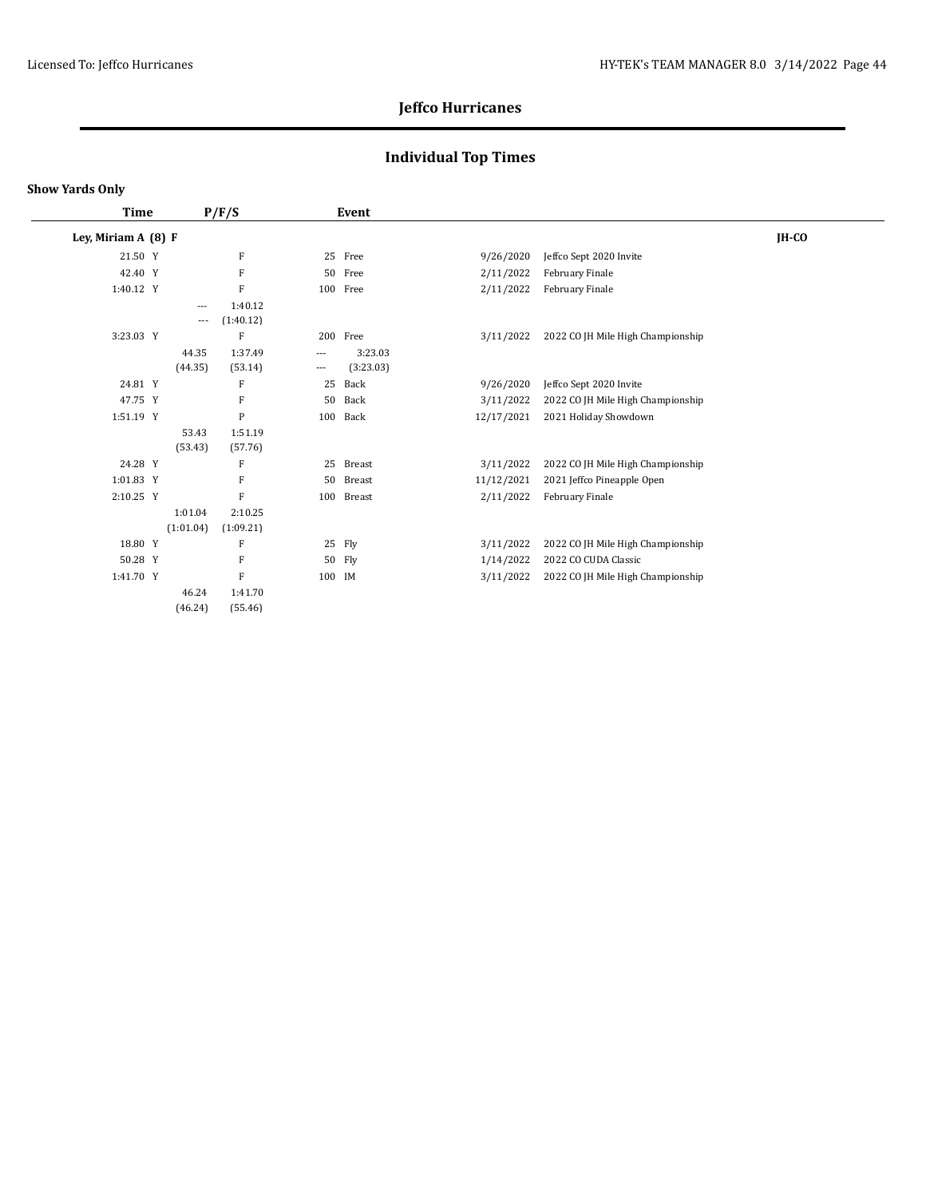## Jeffco Hurricanes

## Individual Top Times

**Show Yards Only**

| Time | P/F/S | Event | | |
|---|---|---|---|---|
| **Ley, Miriam A (8) F** | | | | **JH-CO** |
| 21.50 Y | F | 25 Free | 9/26/2020 | Jeffco Sept 2020 Invite |
| 42.40 Y | F | 50 Free | 2/11/2022 | February Finale |
| 1:40.12 Y | F | 100 Free | 2/11/2022 | February Finale |
| | --- 1:40.12 / --- (1:40.12) | | | |
| 3:23.03 Y | F | 200 Free | 3/11/2022 | 2022 CO JH Mile High Championship |
| | 44.35 1:37.49 --- 3:23.03 / (44.35) (53.14) --- (3:23.03) | | | |
| 24.81 Y | F | 25 Back | 9/26/2020 | Jeffco Sept 2020 Invite |
| 47.75 Y | F | 50 Back | 3/11/2022 | 2022 CO JH Mile High Championship |
| 1:51.19 Y | P | 100 Back | 12/17/2021 | 2021 Holiday Showdown |
| | 53.43 1:51.19 / (53.43) (57.76) | | | |
| 24.28 Y | F | 25 Breast | 3/11/2022 | 2022 CO JH Mile High Championship |
| 1:01.83 Y | F | 50 Breast | 11/12/2021 | 2021 Jeffco Pineapple Open |
| 2:10.25 Y | F | 100 Breast | 2/11/2022 | February Finale |
| | 1:01.04 2:10.25 / (1:01.04) (1:09.21) | | | |
| 18.80 Y | F | 25 Fly | 3/11/2022 | 2022 CO JH Mile High Championship |
| 50.28 Y | F | 50 Fly | 1/14/2022 | 2022 CO CUDA Classic |
| 1:41.70 Y | F | 100 IM | 3/11/2022 | 2022 CO JH Mile High Championship |
| | 46.24 1:41.70 / (46.24) (55.46) | | | |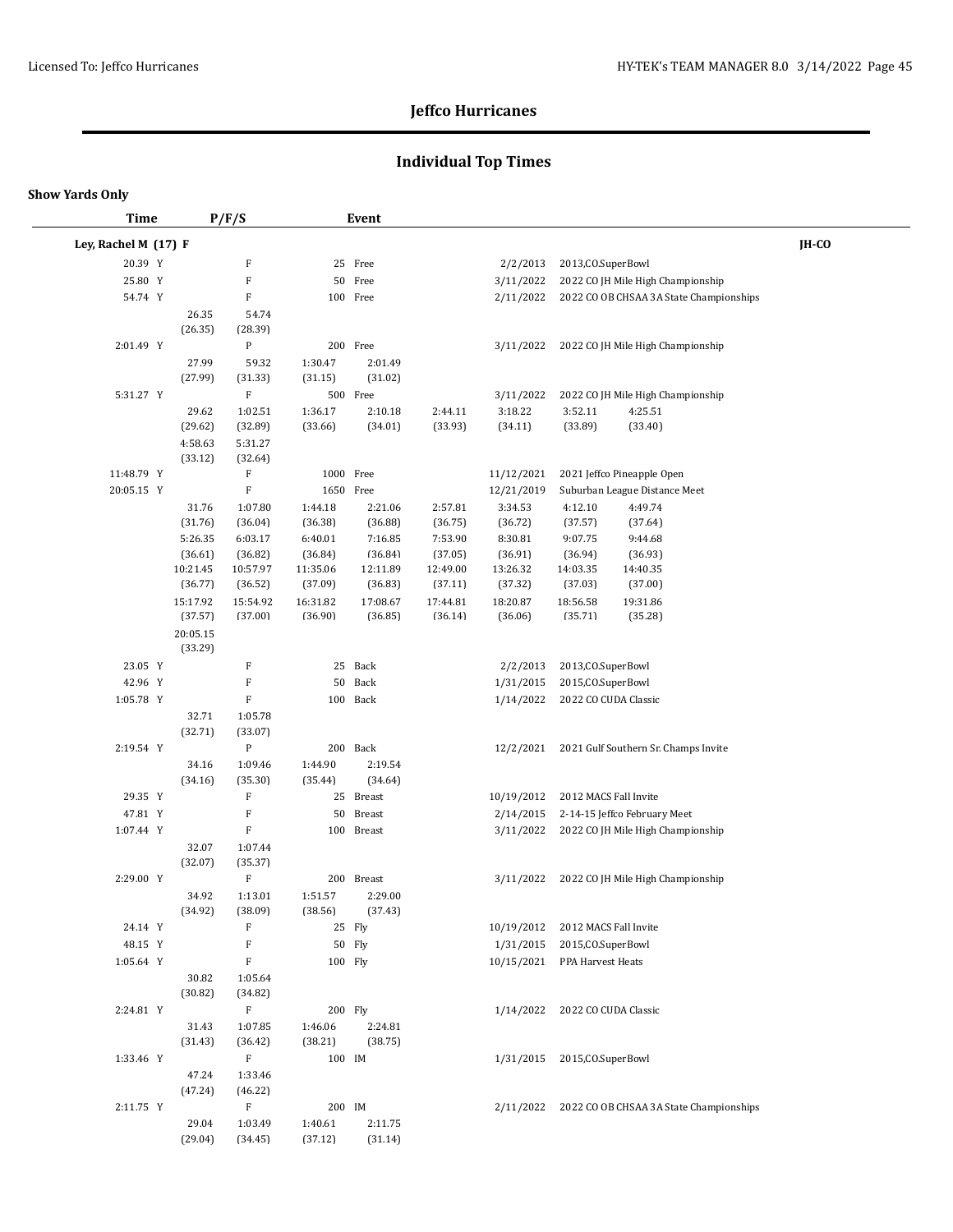# Jeffco Hurricanes

## Individual Top Times

**Show Yards Only**

| Time | P/F/S | Event | | | | |
|---|---|---|---|---|---|---|
| **Ley, Rachel M (17) F** | | | | | | **JH-CO** |
| 20.39 Y | F | 25 Free | | 2/2/2013 | 2013,CO,SuperBowl | |
| 25.80 Y | F | 50 Free | | 3/11/2022 | 2022 CO JH Mile High Championship | |
| 54.74 Y | F | 100 Free | | 2/11/2022 | 2022 CO OB CHSAA 3A State Championships | |
| | 26.35 (26.35) | 54.74 (28.39) | | | | |
| 2:01.49 Y | P | 200 Free | | 3/11/2022 | 2022 CO JH Mile High Championship | |
| | 27.99 (27.99) | 59.32 (31.33) | 1:30.47 (31.15) | 2:01.49 (31.02) | | |
| 5:31.27 Y | F | 500 Free | | 3/11/2022 | 2022 CO JH Mile High Championship | |
| | 29.62 (29.62) | 1:02.51 (32.89) | 1:36.17 (33.66) | 2:10.18 (34.01) | 2:44.11 (33.93) | 3:18.22 (34.11) · 3:52.11 (33.89) · 4:25.51 (33.40) |
| | 4:58.63 (33.12) | 5:31.27 (32.64) | | | | |
| 11:48.79 Y | F | 1000 Free | | 11/12/2021 | 2021 Jeffco Pineapple Open | |
| 20:05.15 Y | F | 1650 Free | | 12/21/2019 | Suburban League Distance Meet | |
| | 31.76 (31.76) | 1:07.80 (36.04) | 1:44.18 (36.38) | 2:21.06 (36.88) | 2:57.81 (36.75) | 3:34.53 (36.72) · 4:12.10 (37.57) · 4:49.74 (37.64) |
| | 5:26.35 (36.61) | 6:03.17 (36.82) | 6:40.01 (36.84) | 7:16.85 (36.84) | 7:53.90 (37.05) | 8:30.81 (36.91) · 9:07.75 (36.94) · 9:44.68 (36.93) |
| | 10:21.45 (36.77) | 10:57.97 (36.52) | 11:35.06 (37.09) | 12:11.89 (36.83) | 12:49.00 (37.11) | 13:26.32 (37.32) · 14:03.35 (37.03) · 14:40.35 (37.00) |
| | 15:17.92 (37.57) | 15:54.92 (37.00) | 16:31.82 (36.90) | 17:08.67 (36.85) | 17:44.81 (36.14) | 18:20.87 (36.06) · 18:56.58 (35.71) · 19:31.86 (35.28) |
| | 20:05.15 (33.29) | | | | | |
| 23.05 Y | F | 25 Back | | 2/2/2013 | 2013,CO,SuperBowl | |
| 42.96 Y | F | 50 Back | | 1/31/2015 | 2015,CO,SuperBowl | |
| 1:05.78 Y | F | 100 Back | | 1/14/2022 | 2022 CO CUDA Classic | |
| | 32.71 (32.71) | 1:05.78 (33.07) | | | | |
| 2:19.54 Y | P | 200 Back | | 12/2/2021 | 2021 Gulf Southern Sr. Champs Invite | |
| | 34.16 (34.16) | 1:09.46 (35.30) | 1:44.90 (35.44) | 2:19.54 (34.64) | | |
| 29.35 Y | F | 25 Breast | | 10/19/2012 | 2012 MACS Fall Invite | |
| 47.81 Y | F | 50 Breast | | 2/14/2015 | 2-14-15 Jeffco February Meet | |
| 1:07.44 Y | F | 100 Breast | | 3/11/2022 | 2022 CO JH Mile High Championship | |
| | 32.07 (32.07) | 1:07.44 (35.37) | | | | |
| 2:29.00 Y | F | 200 Breast | | 3/11/2022 | 2022 CO JH Mile High Championship | |
| | 34.92 (34.92) | 1:13.01 (38.09) | 1:51.57 (38.56) | 2:29.00 (37.43) | | |
| 24.14 Y | F | 25 Fly | | 10/19/2012 | 2012 MACS Fall Invite | |
| 48.15 Y | F | 50 Fly | | 1/31/2015 | 2015,CO,SuperBowl | |
| 1:05.64 Y | F | 100 Fly | | 10/15/2021 | PPA Harvest Heats | |
| | 30.82 (30.82) | 1:05.64 (34.82) | | | | |
| 2:24.81 Y | F | 200 Fly | | 1/14/2022 | 2022 CO CUDA Classic | |
| | 31.43 (31.43) | 1:07.85 (36.42) | 1:46.06 (38.21) | 2:24.81 (38.75) | | |
| 1:33.46 Y | F | 100 IM | | 1/31/2015 | 2015,CO,SuperBowl | |
| | 47.24 (47.24) | 1:33.46 (46.22) | | | | |
| 2:11.75 Y | F | 200 IM | | 2/11/2022 | 2022 CO OB CHSAA 3A State Championships | |
| | 29.04 (29.04) | 1:03.49 (34.45) | 1:40.61 (37.12) | 2:11.75 (31.14) | | |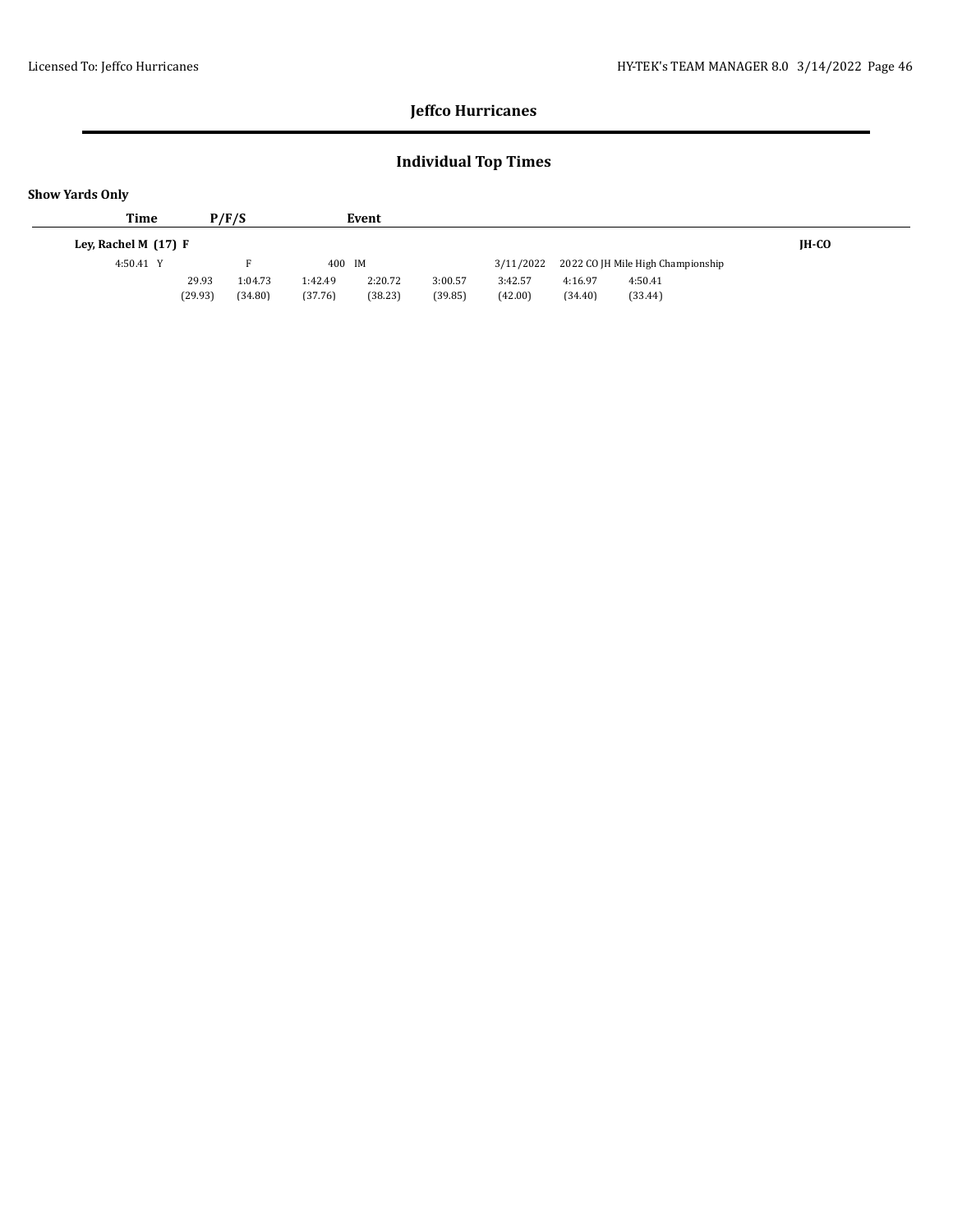## Jeffco Hurricanes

## Individual Top Times

**Show Yards Only**

| Time | P/F/S | Event | | | | | | | |
|---|---|---|---|---|---|---|---|---|---|
| **Ley, Rachel M (17) F** | | | | | | | | | **JH-CO** |
| 4:50.41 Y | F | 400 IM | | 3/11/2022 | 2022 CO JH Mile High Championship | | | | |
| 29.93 | 1:04.73 | 1:42.49 | 2:20.72 | 3:00.57 | 3:42.57 | 4:16.97 | 4:50.41 | | |
| (29.93) | (34.80) | (37.76) | (38.23) | (39.85) | (42.00) | (34.40) | (33.44) | | |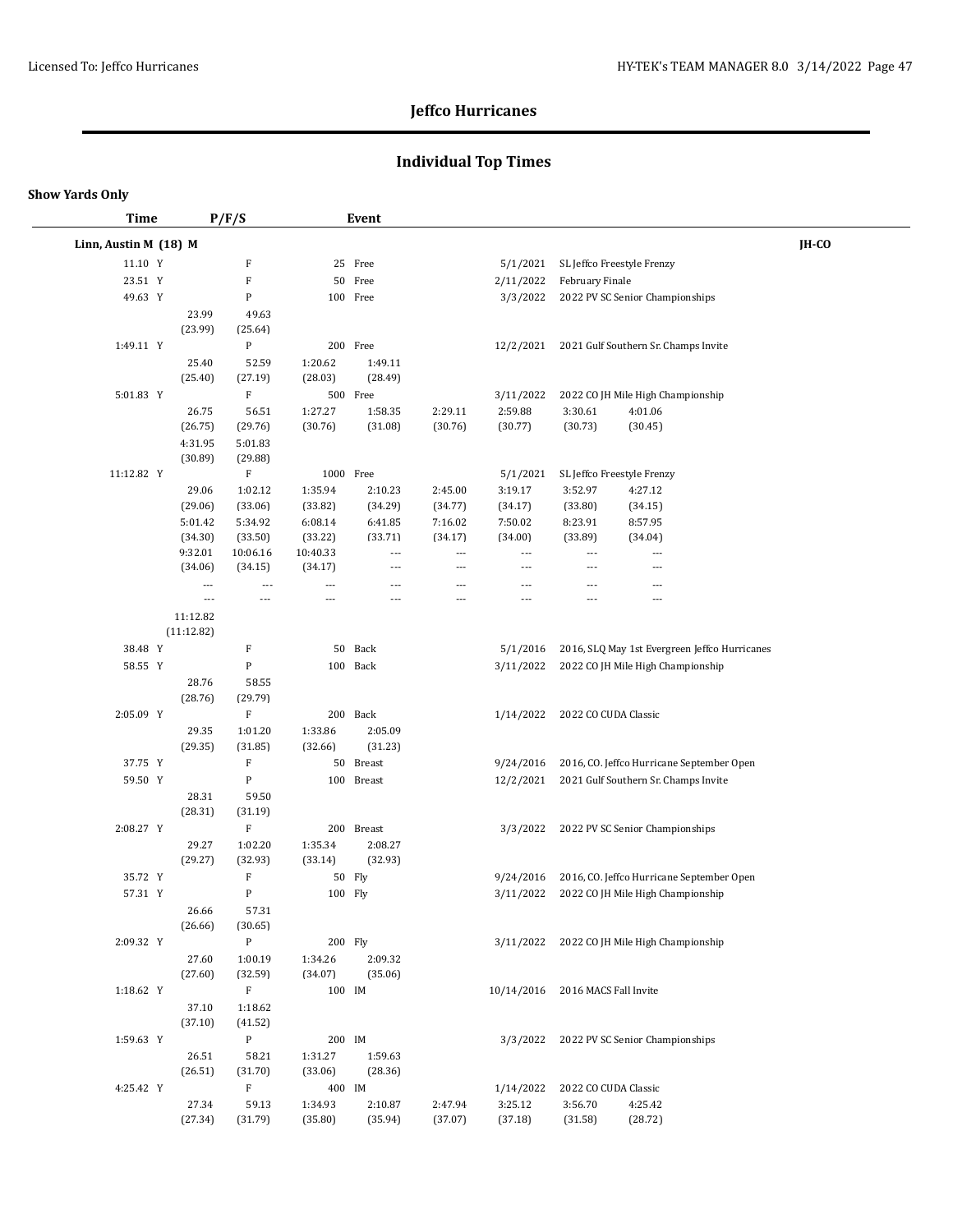# Jeffco Hurricanes

## Individual Top Times

**Show Yards Only**

| Time | P/F/S | Event | | |
|---|---|---|---|---|
| **Linn, Austin M (18) M** | | | | **JH-CO** |
| 11.10 Y | F | 25 Free | 5/1/2021 | SL Jeffco Freestyle Frenzy |
| 23.51 Y | F | 50 Free | 2/11/2022 | February Finale |
| 49.63 Y | P | 100 Free | 3/3/2022 | 2022 PV SC Senior Championships |
| 1:49.11 Y | P | 200 Free | 12/2/2021 | 2021 Gulf Southern Sr. Champs Invite |
| 5:01.83 Y | F | 500 Free | 3/11/2022 | 2022 CO JH Mile High Championship |
| 11:12.82 Y | F | 1000 Free | 5/1/2021 | SL Jeffco Freestyle Frenzy |
| 38.48 Y | F | 50 Back | 5/1/2016 | 2016, SLQ May 1st Evergreen Jeffco Hurricanes |
| 58.55 Y | P | 100 Back | 3/11/2022 | 2022 CO JH Mile High Championship |
| 2:05.09 Y | F | 200 Back | 1/14/2022 | 2022 CO CUDA Classic |
| 37.75 Y | F | 50 Breast | 9/24/2016 | 2016, CO. Jeffco Hurricane September Open |
| 59.50 Y | P | 100 Breast | 12/2/2021 | 2021 Gulf Southern Sr. Champs Invite |
| 2:08.27 Y | F | 200 Breast | 3/3/2022 | 2022 PV SC Senior Championships |
| 35.72 Y | F | 50 Fly | 9/24/2016 | 2016, CO. Jeffco Hurricane September Open |
| 57.31 Y | P | 100 Fly | 3/11/2022 | 2022 CO JH Mile High Championship |
| 2:09.32 Y | P | 200 Fly | 3/11/2022 | 2022 CO JH Mile High Championship |
| 1:18.62 Y | F | 100 IM | 10/14/2016 | 2016 MACS Fall Invite |
| 1:59.63 Y | P | 200 IM | 3/3/2022 | 2022 PV SC Senior Championships |
| 4:25.42 Y | F | 400 IM | 1/14/2022 | 2022 CO CUDA Classic |

**Splits:**

100 Free (49.63): 23.99 (23.99), 49.63 (25.64)

200 Free (1:49.11): 25.40 (25.40), 52.59 (27.19), 1:20.62 (28.03), 1:49.11 (28.49)

500 Free (5:01.83): 26.75 (26.75), 56.51 (29.76), 1:27.27 (30.76), 1:58.35 (31.08), 2:29.11 (30.76), 2:59.88 (30.77), 3:30.61 (30.73), 4:01.06 (30.45), 4:31.95 (30.89), 5:01.83 (29.88)

1000 Free (11:12.82): 29.06 (29.06), 1:02.12 (33.06), 1:35.94 (33.82), 2:10.23 (34.29), 2:45.00 (34.77), 3:19.17 (34.17), 3:52.97 (33.80), 4:27.12 (34.15), 5:01.42 (34.30), 5:34.92 (33.50), 6:08.14 (33.22), 6:41.85 (33.71), 7:16.02 (34.17), 7:50.02 (34.00), 8:23.91 (33.89), 8:57.95 (34.04), 9:32.01 (34.06), 10:06.16 (34.15), 10:40.33 (34.17), --- , 11:12.82 (11:12.82)

100 Back (58.55): 28.76 (28.76), 58.55 (29.79)

200 Back (2:05.09): 29.35 (29.35), 1:01.20 (31.85), 1:33.86 (32.66), 2:05.09 (31.23)

100 Breast (59.50): 28.31 (28.31), 59.50 (31.19)

200 Breast (2:08.27): 29.27 (29.27), 1:02.20 (32.93), 1:35.34 (33.14), 2:08.27 (32.93)

100 Fly (57.31): 26.66 (26.66), 57.31 (30.65)

200 Fly (2:09.32): 27.60 (27.60), 1:00.19 (32.59), 1:34.26 (34.07), 2:09.32 (35.06)

100 IM (1:18.62): 37.10 (37.10), 1:18.62 (41.52)

200 IM (1:59.63): 26.51 (26.51), 58.21 (31.70), 1:31.27 (33.06), 1:59.63 (28.36)

400 IM (4:25.42): 27.34 (27.34), 59.13 (31.79), 1:34.93 (35.80), 2:10.87 (35.94), 2:47.94 (37.07), 3:25.12 (37.18), 3:56.70 (31.58), 4:25.42 (28.72)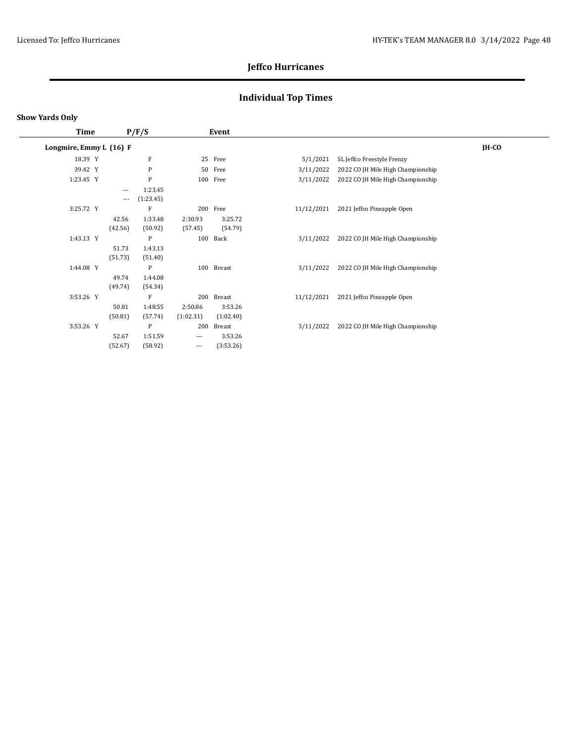## Jeffco Hurricanes

## Individual Top Times

**Show Yards Only**

| Time | P/F/S | | | Event | | | |
|---|---|---|---|---|---|---|---|
| **Longmire, Emmy L (16) F** | | | | | | | **JH-CO** |
| 18.39 Y | F | | | 25 Free | 5/1/2021 | SL Jeffco Freestyle Frenzy | |
| 39.42 Y | P | | | 50 Free | 3/11/2022 | 2022 CO JH Mile High Championship | |
| 1:23.45 Y | P | | | 100 Free | 3/11/2022 | 2022 CO JH Mile High Championship | |
| | --- | 1:23.45 | | | | | |
| | --- | (1:23.45) | | | | | |
| 3:25.72 Y | F | | | 200 Free | 11/12/2021 | 2021 Jeffco Pineapple Open | |
| | 42.56 | 1:33.48 | 2:30.93 | 3:25.72 | | | |
| | (42.56) | (50.92) | (57.45) | (54.79) | | | |
| 1:43.13 Y | P | | | 100 Back | 3/11/2022 | 2022 CO JH Mile High Championship | |
| | 51.73 | 1:43.13 | | | | | |
| | (51.73) | (51.40) | | | | | |
| 1:44.08 Y | P | | | 100 Breast | 3/11/2022 | 2022 CO JH Mile High Championship | |
| | 49.74 | 1:44.08 | | | | | |
| | (49.74) | (54.34) | | | | | |
| 3:53.26 Y | F | | | 200 Breast | 11/12/2021 | 2021 Jeffco Pineapple Open | |
| | 50.81 | 1:48.55 | 2:50.86 | 3:53.26 | | | |
| | (50.81) | (57.74) | (1:02.31) | (1:02.40) | | | |
| 3:53.26 Y | P | | | 200 Breast | 3/11/2022 | 2022 CO JH Mile High Championship | |
| | 52.67 | 1:51.59 | --- | 3:53.26 | | | |
| | (52.67) | (58.92) | --- | (3:53.26) | | | |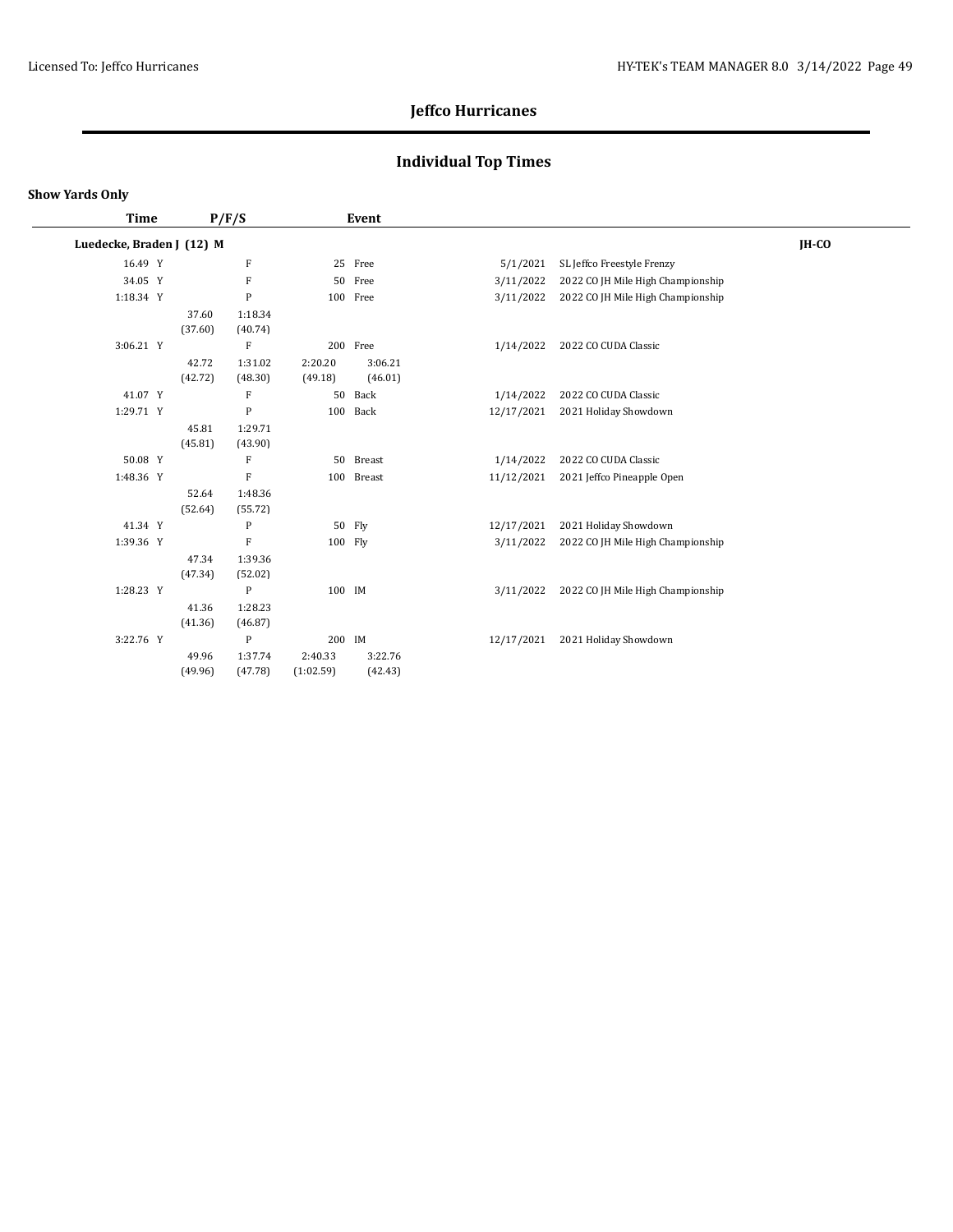# Jeffco Hurricanes

## Individual Top Times

**Show Yards Only**

| Time | P/F/S | | | Event | Date | Meet |
|---|---|---|---|---|---|---|
| **Luedecke, Braden J (12) M** | | | | | | **JH-CO** |
| 16.49 Y | F | | | 25 Free | 5/1/2021 | SL Jeffco Freestyle Frenzy |
| 34.05 Y | F | | | 50 Free | 3/11/2022 | 2022 CO JH Mile High Championship |
| 1:18.34 Y | P | | | 100 Free | 3/11/2022 | 2022 CO JH Mile High Championship |
| | 37.60 (37.60) | 1:18.34 (40.74) | | | | |
| 3:06.21 Y | F | | | 200 Free | 1/14/2022 | 2022 CO CUDA Classic |
| | 42.72 (42.72) | 1:31.02 (48.30) | 2:20.20 (49.18) | 3:06.21 (46.01) | | |
| 41.07 Y | F | | | 50 Back | 1/14/2022 | 2022 CO CUDA Classic |
| 1:29.71 Y | P | | | 100 Back | 12/17/2021 | 2021 Holiday Showdown |
| | 45.81 (45.81) | 1:29.71 (43.90) | | | | |
| 50.08 Y | F | | | 50 Breast | 1/14/2022 | 2022 CO CUDA Classic |
| 1:48.36 Y | F | | | 100 Breast | 11/12/2021 | 2021 Jeffco Pineapple Open |
| | 52.64 (52.64) | 1:48.36 (55.72) | | | | |
| 41.34 Y | P | | | 50 Fly | 12/17/2021 | 2021 Holiday Showdown |
| 1:39.36 Y | F | | | 100 Fly | 3/11/2022 | 2022 CO JH Mile High Championship |
| | 47.34 (47.34) | 1:39.36 (52.02) | | | | |
| 1:28.23 Y | P | | | 100 IM | 3/11/2022 | 2022 CO JH Mile High Championship |
| | 41.36 (41.36) | 1:28.23 (46.87) | | | | |
| 3:22.76 Y | P | | | 200 IM | 12/17/2021 | 2021 Holiday Showdown |
| | 49.96 (49.96) | 1:37.74 (47.78) | 2:40.33 (1:02.59) | 3:22.76 (42.43) | | |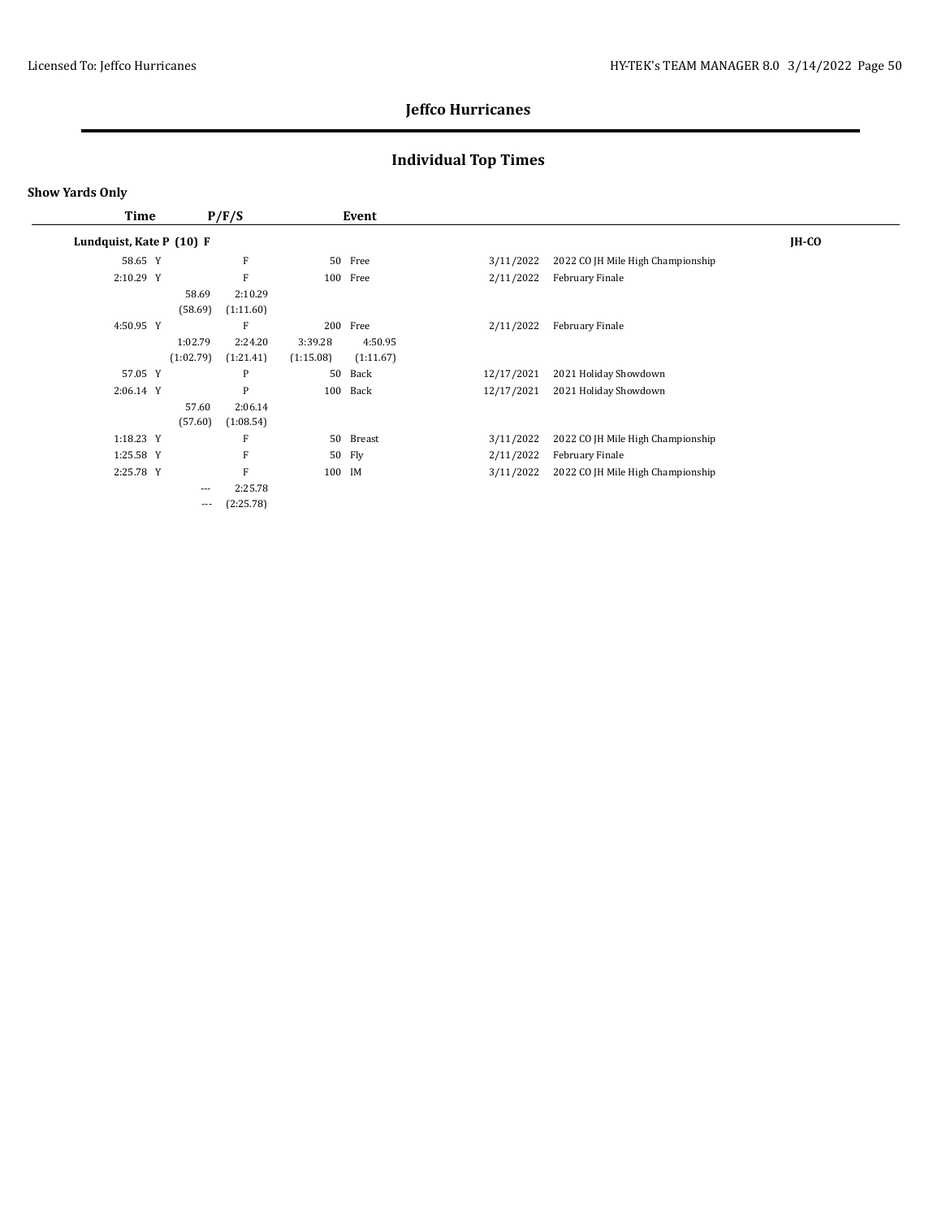# Jeffco Hurricanes

## Individual Top Times

**Show Yards Only**

| Time | P/F/S | Event | | |
|---|---|---|---|---|
| **Lundquist, Kate P (10) F** | | | | **JH-CO** |
| 58.65 Y | F | 50 Free | 3/11/2022 | 2022 CO JH Mile High Championship |
| 2:10.29 Y | F | 100 Free | 2/11/2022 | February Finale |
| | 58.69 (58.69) / 2:10.29 (1:11.60) | | | |
| 4:50.95 Y | F | 200 Free | 2/11/2022 | February Finale |
| | 1:02.79 (1:02.79) / 2:24.20 (1:21.41) / 3:39.28 (1:15.08) / 4:50.95 (1:11.67) | | | |
| 57.05 Y | P | 50 Back | 12/17/2021 | 2021 Holiday Showdown |
| 2:06.14 Y | P | 100 Back | 12/17/2021 | 2021 Holiday Showdown |
| | 57.60 (57.60) / 2:06.14 (1:08.54) | | | |
| 1:18.23 Y | F | 50 Breast | 3/11/2022 | 2022 CO JH Mile High Championship |
| 1:25.58 Y | F | 50 Fly | 2/11/2022 | February Finale |
| 2:25.78 Y | F | 100 IM | 3/11/2022 | 2022 CO JH Mile High Championship |
| | --- (---) / 2:25.78 (2:25.78) | | | |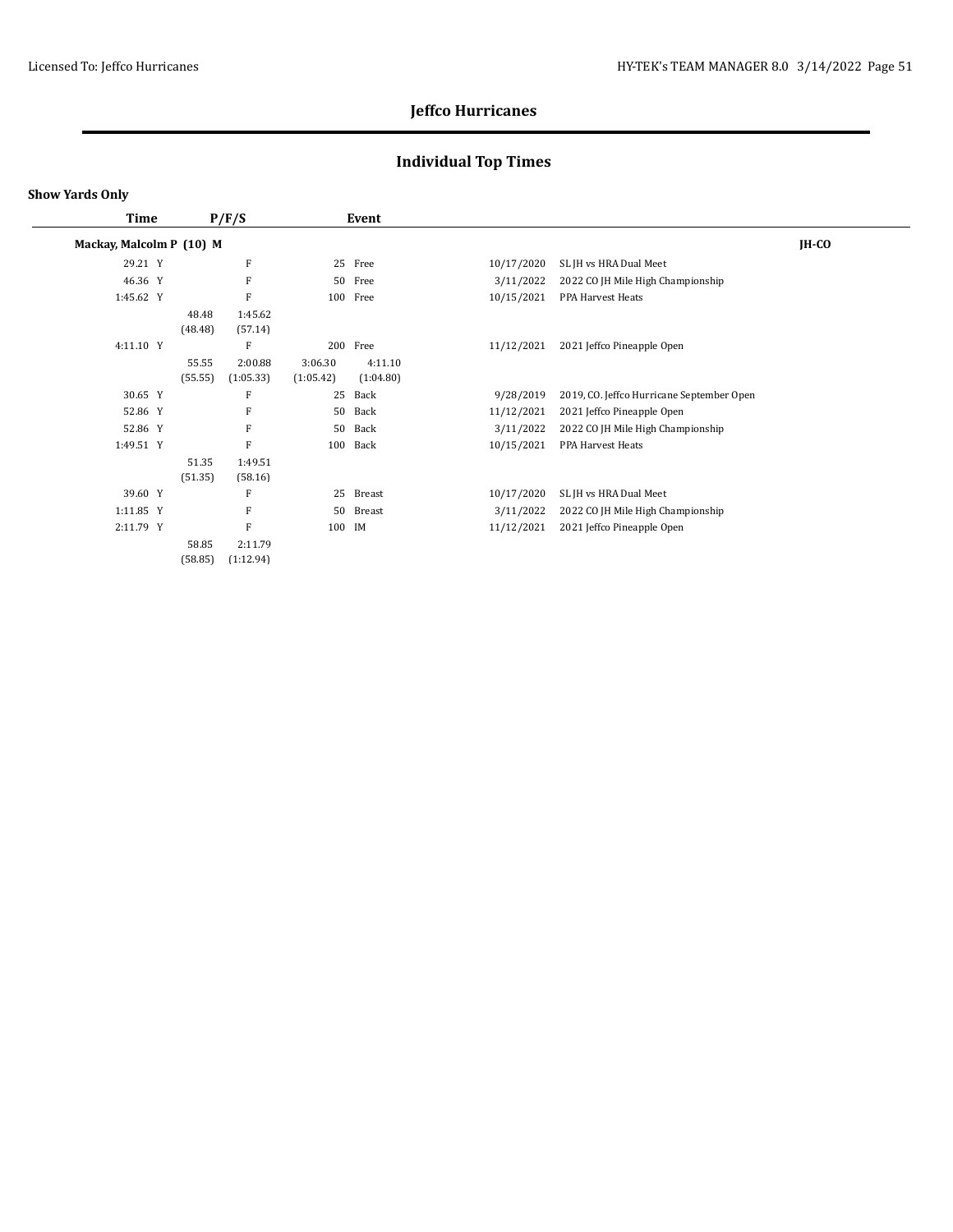# Jeffco Hurricanes

## Individual Top Times

**Show Yards Only**

| Time | P/F/S | | | Event | | Date | Meet |
|---|---|---|---|---|---|---|---|
| **Mackay, Malcolm P (10) M** | | | | | | | **JH-CO** |
| 29.21 Y | | F | | 25 | Free | 10/17/2020 | SL JH vs HRA Dual Meet |
| 46.36 Y | | F | | 50 | Free | 3/11/2022 | 2022 CO JH Mile High Championship |
| 1:45.62 Y | | F | | 100 | Free | 10/15/2021 | PPA Harvest Heats |
| | 48.48 (48.48) | 1:45.62 (57.14) | | | | | |
| 4:11.10 Y | | F | | 200 | Free | 11/12/2021 | 2021 Jeffco Pineapple Open |
| | 55.55 (55.55) | 2:00.88 (1:05.33) | 3:06.30 (1:05.42) | 4:11.10 (1:04.80) | | | |
| 30.65 Y | | F | | 25 | Back | 9/28/2019 | 2019, CO. Jeffco Hurricane September Open |
| 52.86 Y | | F | | 50 | Back | 11/12/2021 | 2021 Jeffco Pineapple Open |
| 52.86 Y | | F | | 50 | Back | 3/11/2022 | 2022 CO JH Mile High Championship |
| 1:49.51 Y | | F | | 100 | Back | 10/15/2021 | PPA Harvest Heats |
| | 51.35 (51.35) | 1:49.51 (58.16) | | | | | |
| 39.60 Y | | F | | 25 | Breast | 10/17/2020 | SL JH vs HRA Dual Meet |
| 1:11.85 Y | | F | | 50 | Breast | 3/11/2022 | 2022 CO JH Mile High Championship |
| 2:11.79 Y | | F | | 100 | IM | 11/12/2021 | 2021 Jeffco Pineapple Open |
| | 58.85 (58.85) | 2:11.79 (1:12.94) | | | | | |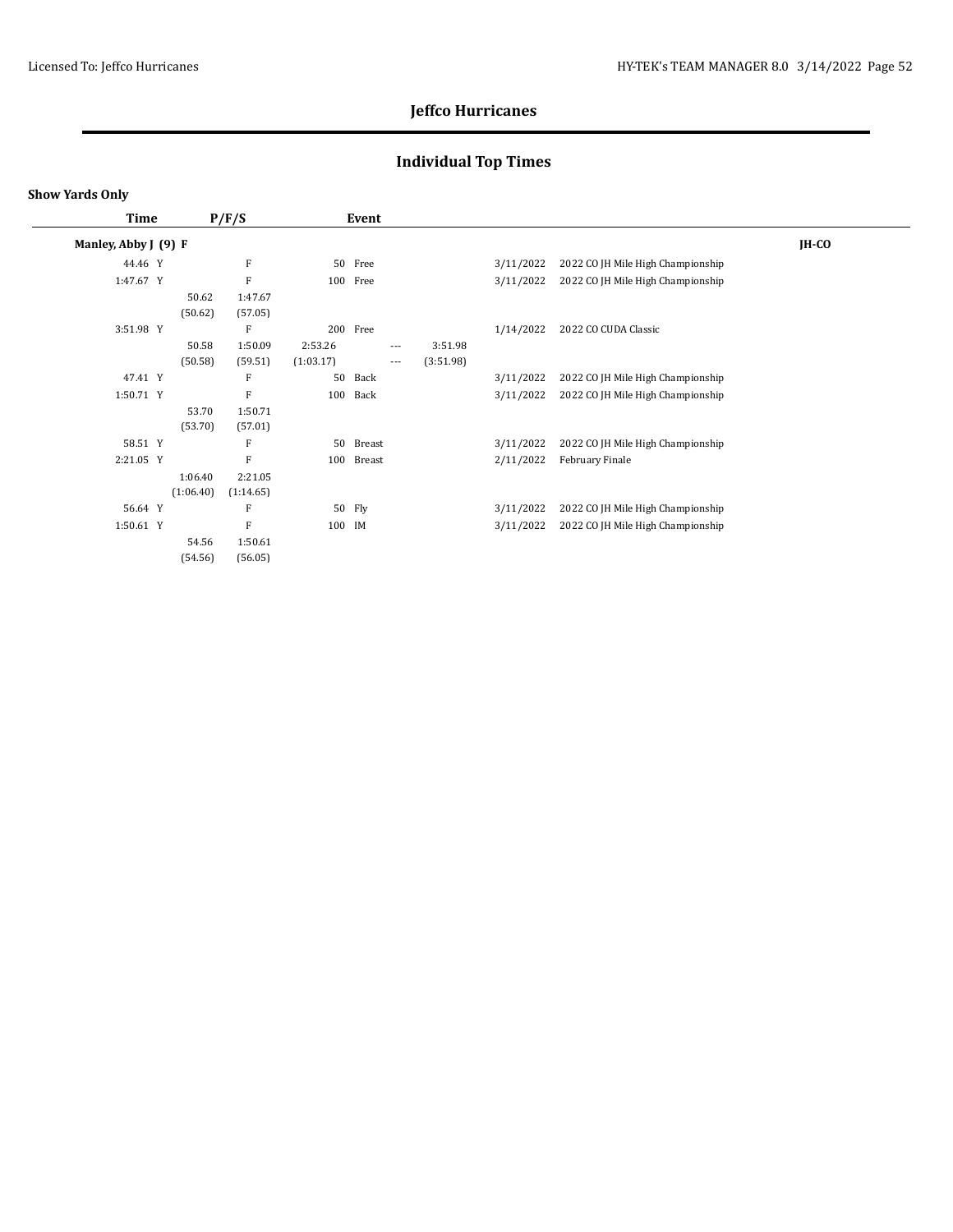# Jeffco Hurricanes

## Individual Top Times

**Show Yards Only**

| Time | P/F/S | Event | | | | | |
|---|---|---|---|---|---|---|---|
| **Manley, Abby J (9) F** | | | | | | | **JH-CO** |
| 44.46 Y | F | 50 Free | | | 3/11/2022 | 2022 CO JH Mile High Championship | |
| 1:47.67 Y | F | 100 Free | | | 3/11/2022 | 2022 CO JH Mile High Championship | |
| 50.62 (50.62) | 1:47.67 (57.05) | | | | | | |
| 3:51.98 Y | F | 200 Free | | | 1/14/2022 | 2022 CO CUDA Classic | |
| 50.58 (50.58) | 1:50.09 (59.51) | 2:53.26 (1:03.17) | --- --- | 3:51.98 (3:51.98) | | | |
| 47.41 Y | F | 50 Back | | | 3/11/2022 | 2022 CO JH Mile High Championship | |
| 1:50.71 Y | F | 100 Back | | | 3/11/2022 | 2022 CO JH Mile High Championship | |
| 53.70 (53.70) | 1:50.71 (57.01) | | | | | | |
| 58.51 Y | F | 50 Breast | | | 3/11/2022 | 2022 CO JH Mile High Championship | |
| 2:21.05 Y | F | 100 Breast | | | 2/11/2022 | February Finale | |
| 1:06.40 (1:06.40) | 2:21.05 (1:14.65) | | | | | | |
| 56.64 Y | F | 50 Fly | | | 3/11/2022 | 2022 CO JH Mile High Championship | |
| 1:50.61 Y | F | 100 IM | | | 3/11/2022 | 2022 CO JH Mile High Championship | |
| 54.56 (54.56) | 1:50.61 (56.05) | | | | | | |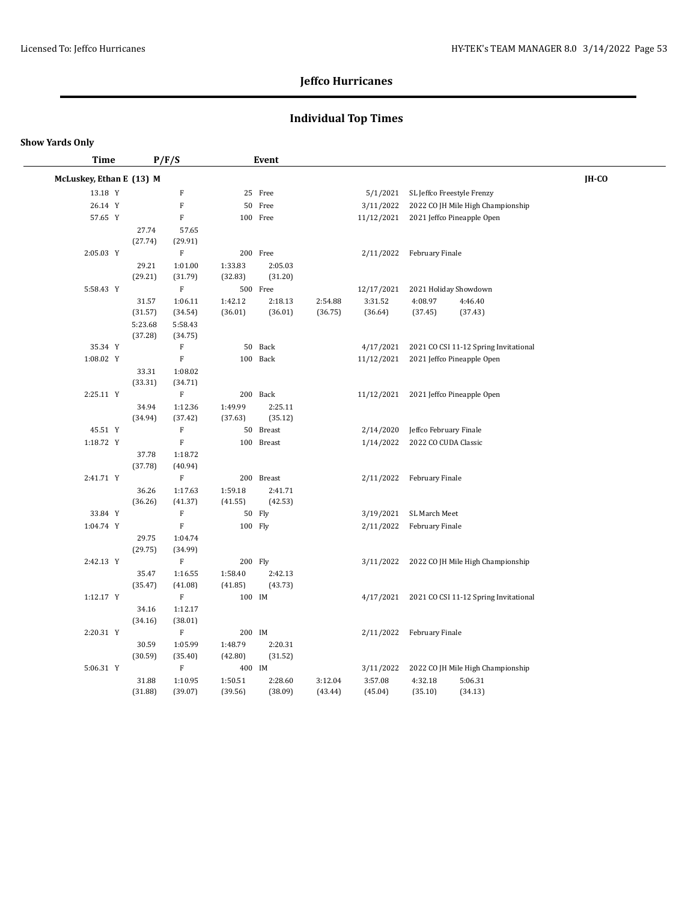# Jeffco Hurricanes

## Individual Top Times

**Show Yards Only**

| Time | P/F/S | Event | Date | Meet |
|---|---|---|---|---|
| **McLuskey, Ethan E (13) M** | | | | **JH-CO** |
| 13.18 Y | F | 25 Free | 5/1/2021 | SL Jeffco Freestyle Frenzy |
| 26.14 Y | F | 50 Free | 3/11/2022 | 2022 CO JH Mile High Championship |
| 57.65 Y | F | 100 Free | 11/12/2021 | 2021 Jeffco Pineapple Open |
| | 27.74 (27.74) 57.65 (29.91) | | | |
| 2:05.03 Y | F | 200 Free | 2/11/2022 | February Finale |
| | 29.21 (29.21) 1:01.00 (31.79) 1:33.83 (32.83) 2:05.03 (31.20) | | | |
| 5:58.43 Y | F | 500 Free | 12/17/2021 | 2021 Holiday Showdown |
| | 31.57 (31.57) 1:06.11 (34.54) 1:42.12 (36.01) 2:18.13 (36.01) 2:54.88 (36.75) 3:31.52 (36.64) 4:08.97 (37.45) 4:46.40 (37.43) 5:23.68 (37.28) 5:58.43 (34.75) | | | |
| 35.34 Y | F | 50 Back | 4/17/2021 | 2021 CO CSI 11-12 Spring Invitational |
| 1:08.02 Y | F | 100 Back | 11/12/2021 | 2021 Jeffco Pineapple Open |
| | 33.31 (33.31) 1:08.02 (34.71) | | | |
| 2:25.11 Y | F | 200 Back | 11/12/2021 | 2021 Jeffco Pineapple Open |
| | 34.94 (34.94) 1:12.36 (37.42) 1:49.99 (37.63) 2:25.11 (35.12) | | | |
| 45.51 Y | F | 50 Breast | 2/14/2020 | Jeffco February Finale |
| 1:18.72 Y | F | 100 Breast | 1/14/2022 | 2022 CO CUDA Classic |
| | 37.78 (37.78) 1:18.72 (40.94) | | | |
| 2:41.71 Y | F | 200 Breast | 2/11/2022 | February Finale |
| | 36.26 (36.26) 1:17.63 (41.37) 1:59.18 (41.55) 2:41.71 (42.53) | | | |
| 33.84 Y | F | 50 Fly | 3/19/2021 | SL March Meet |
| 1:04.74 Y | F | 100 Fly | 2/11/2022 | February Finale |
| | 29.75 (29.75) 1:04.74 (34.99) | | | |
| 2:42.13 Y | F | 200 Fly | 3/11/2022 | 2022 CO JH Mile High Championship |
| | 35.47 (35.47) 1:16.55 (41.08) 1:58.40 (41.85) 2:42.13 (43.73) | | | |
| 1:12.17 Y | F | 100 IM | 4/17/2021 | 2021 CO CSI 11-12 Spring Invitational |
| | 34.16 (34.16) 1:12.17 (38.01) | | | |
| 2:20.31 Y | F | 200 IM | 2/11/2022 | February Finale |
| | 30.59 (30.59) 1:05.99 (35.40) 1:48.79 (42.80) 2:20.31 (31.52) | | | |
| 5:06.31 Y | F | 400 IM | 3/11/2022 | 2022 CO JH Mile High Championship |
| | 31.88 (31.88) 1:10.95 (39.07) 1:50.51 (39.56) 2:28.60 (38.09) 3:12.04 (43.44) 3:57.08 (45.04) 4:32.18 (35.10) 5:06.31 (34.13) | | | |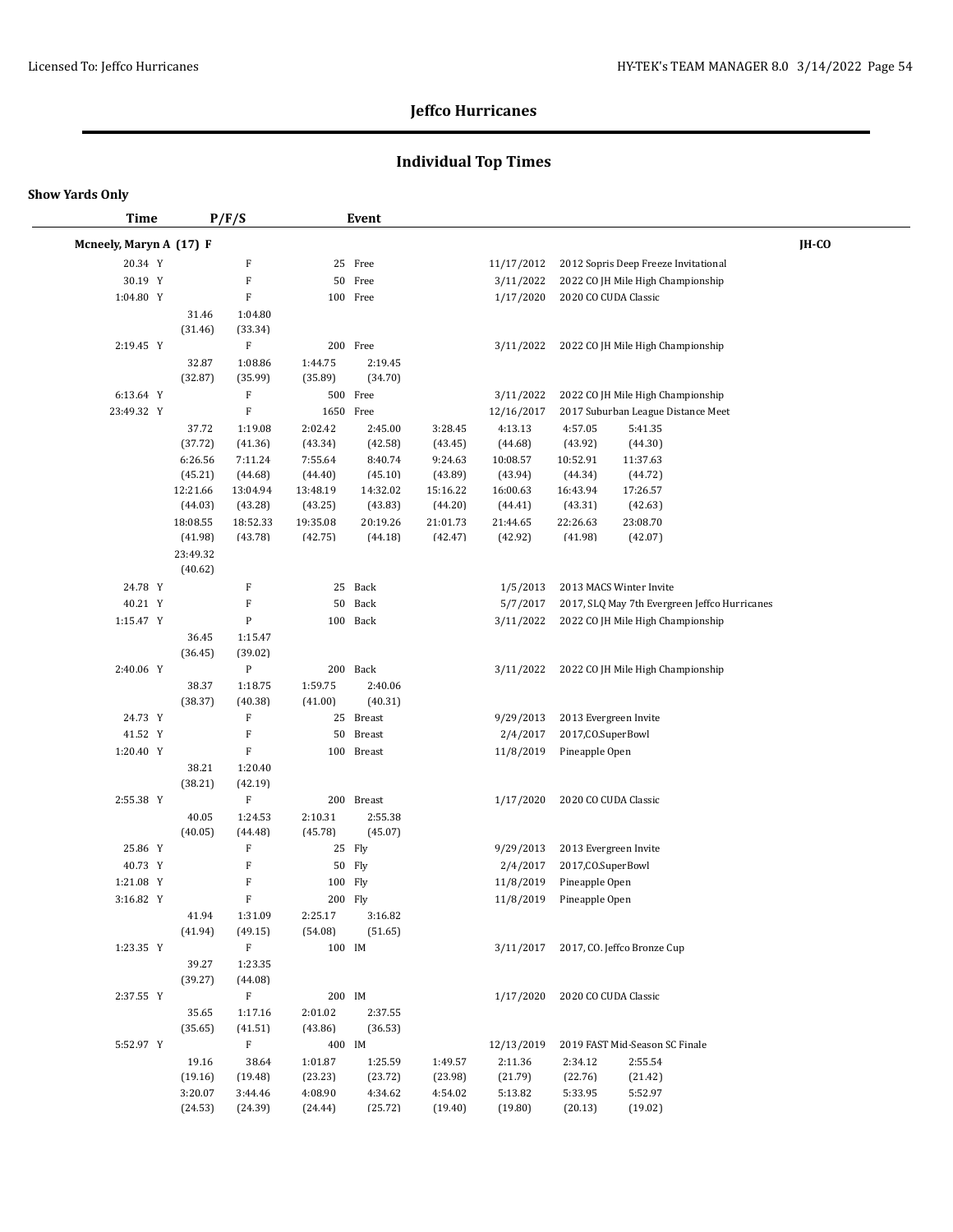# Jeffco Hurricanes

## Individual Top Times

**Show Yards Only**

| Time | P/F/S | Event | Date | Meet |
|---|---|---|---|---|

**Mcneely, Maryn A (17) F** — JH-CO

| Time | P/F/S | Event | Date | Meet |
|---|---|---|---|---|
| 20.34 Y | F | 25 Free | 11/17/2012 | 2012 Sopris Deep Freeze Invitational |
| 30.19 Y | F | 50 Free | 3/11/2022 | 2022 CO JH Mile High Championship |
| 1:04.80 Y | F | 100 Free | 1/17/2020 | 2020 CO CUDA Classic |
| | 31.46 (31.46) 1:04.80 (33.34) | | | |
| 2:19.45 Y | F | 200 Free | 3/11/2022 | 2022 CO JH Mile High Championship |
| | 32.87 (32.87) 1:08.86 (35.99) 1:44.75 (35.89) 2:19.45 (34.70) | | | |
| 6:13.64 Y | F | 500 Free | 3/11/2022 | 2022 CO JH Mile High Championship |
| 23:49.32 Y | F | 1650 Free | 12/16/2017 | 2017 Suburban League Distance Meet |
| | 37.72 (37.72) 1:19.08 (41.36) 2:02.42 (43.34) 2:45.00 (42.58) 3:28.45 (43.45) 4:13.13 (44.68) 4:57.05 (43.92) 5:41.35 (44.30) | | | |
| | 6:26.56 (45.21) 7:11.24 (44.68) 7:55.64 (44.40) 8:40.74 (45.10) 9:24.63 (43.89) 10:08.57 (43.94) 10:52.91 (44.34) 11:37.63 (44.72) | | | |
| | 12:21.66 (44.03) 13:04.94 (43.28) 13:48.19 (43.25) 14:32.02 (43.83) 15:16.22 (44.20) 16:00.63 (44.41) 16:43.94 (43.31) 17:26.57 (42.63) | | | |
| | 18:08.55 (41.98) 18:52.33 (43.78) 19:35.08 (42.75) 20:19.26 (44.18) 21:01.73 (42.47) 21:44.65 (42.92) 22:26.63 (41.98) 23:08.70 (42.07) | | | |
| | 23:49.32 (40.62) | | | |
| 24.78 Y | F | 25 Back | 1/5/2013 | 2013 MACS Winter Invite |
| 40.21 Y | F | 50 Back | 5/7/2017 | 2017, SLQ May 7th Evergreen Jeffco Hurricanes |
| 1:15.47 Y | P | 100 Back | 3/11/2022 | 2022 CO JH Mile High Championship |
| | 36.45 (36.45) 1:15.47 (39.02) | | | |
| 2:40.06 Y | P | 200 Back | 3/11/2022 | 2022 CO JH Mile High Championship |
| | 38.37 (38.37) 1:18.75 (40.38) 1:59.75 (41.00) 2:40.06 (40.31) | | | |
| 24.73 Y | F | 25 Breast | 9/29/2013 | 2013 Evergreen Invite |
| 41.52 Y | F | 50 Breast | 2/4/2017 | 2017,CO.SuperBowl |
| 1:20.40 Y | F | 100 Breast | 11/8/2019 | Pineapple Open |
| | 38.21 (38.21) 1:20.40 (42.19) | | | |
| 2:55.38 Y | F | 200 Breast | 1/17/2020 | 2020 CO CUDA Classic |
| | 40.05 (40.05) 1:24.53 (44.48) 2:10.31 (45.78) 2:55.38 (45.07) | | | |
| 25.86 Y | F | 25 Fly | 9/29/2013 | 2013 Evergreen Invite |
| 40.73 Y | F | 50 Fly | 2/4/2017 | 2017,CO.SuperBowl |
| 1:21.08 Y | F | 100 Fly | 11/8/2019 | Pineapple Open |
| 3:16.82 Y | F | 200 Fly | 11/8/2019 | Pineapple Open |
| | 41.94 (41.94) 1:31.09 (49.15) 2:25.17 (54.08) 3:16.82 (51.65) | | | |
| 1:23.35 Y | F | 100 IM | 3/11/2017 | 2017, CO. Jeffco Bronze Cup |
| | 39.27 (39.27) 1:23.35 (44.08) | | | |
| 2:37.55 Y | F | 200 IM | 1/17/2020 | 2020 CO CUDA Classic |
| | 35.65 (35.65) 1:17.16 (41.51) 2:01.02 (43.86) 2:37.55 (36.53) | | | |
| 5:52.97 Y | F | 400 IM | 12/13/2019 | 2019 FAST Mid-Season SC Finale |
| | 19.16 (19.16) 38.64 (19.48) 1:01.87 (23.23) 1:25.59 (23.72) 1:49.57 (23.98) 2:11.36 (21.79) 2:34.12 (22.76) 2:55.54 (21.42) | | | |
| | 3:20.07 (24.53) 3:44.46 (24.39) 4:08.90 (24.44) 4:34.62 (25.72) 4:54.02 (19.40) 5:13.82 (19.80) 5:33.95 (20.13) 5:52.97 (19.02) | | | |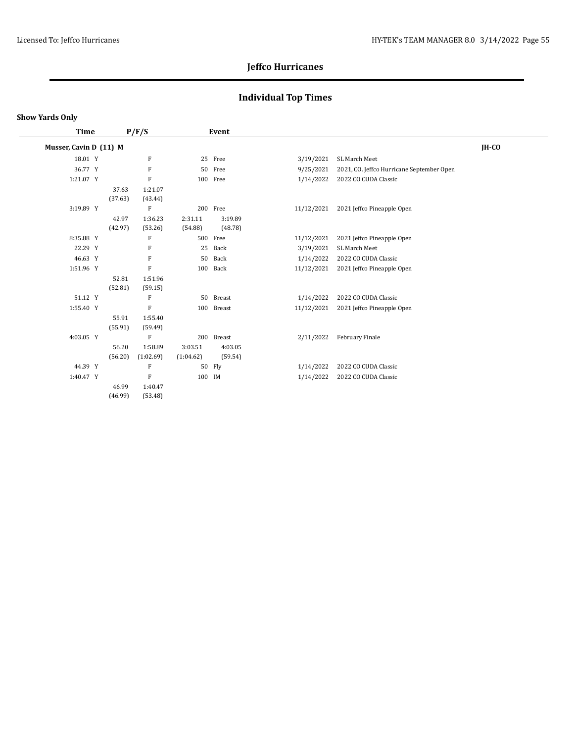## Jeffco Hurricanes

## Individual Top Times

**Show Yards Only**

| Time | P/F/S | | | Event | Date | Meet |
|---|---|---|---|---|---|---|
| **Musser, Cavin D (11) M** | | | | | | **JH-CO** |
| 18.01 Y | F | | | 25 Free | 3/19/2021 | SL March Meet |
| 36.77 Y | F | | | 50 Free | 9/25/2021 | 2021, CO. Jeffco Hurricane September Open |
| 1:21.07 Y | F | | | 100 Free | 1/14/2022 | 2022 CO CUDA Classic |
| | 37.63 (37.63) | 1:21.07 (43.44) | | | | |
| 3:19.89 Y | F | | | 200 Free | 11/12/2021 | 2021 Jeffco Pineapple Open |
| | 42.97 (42.97) | 1:36.23 (53.26) | 2:31.11 (54.88) | 3:19.89 (48.78) | | |
| 8:35.88 Y | F | | | 500 Free | 11/12/2021 | 2021 Jeffco Pineapple Open |
| 22.29 Y | F | | | 25 Back | 3/19/2021 | SL March Meet |
| 46.63 Y | F | | | 50 Back | 1/14/2022 | 2022 CO CUDA Classic |
| 1:51.96 Y | F | | | 100 Back | 11/12/2021 | 2021 Jeffco Pineapple Open |
| | 52.81 (52.81) | 1:51.96 (59.15) | | | | |
| 51.12 Y | F | | | 50 Breast | 1/14/2022 | 2022 CO CUDA Classic |
| 1:55.40 Y | F | | | 100 Breast | 11/12/2021 | 2021 Jeffco Pineapple Open |
| | 55.91 (55.91) | 1:55.40 (59.49) | | | | |
| 4:03.05 Y | F | | | 200 Breast | 2/11/2022 | February Finale |
| | 56.20 (56.20) | 1:58.89 (1:02.69) | 3:03.51 (1:04.62) | 4:03.05 (59.54) | | |
| 44.39 Y | F | | | 50 Fly | 1/14/2022 | 2022 CO CUDA Classic |
| 1:40.47 Y | F | | | 100 IM | 1/14/2022 | 2022 CO CUDA Classic |
| | 46.99 (46.99) | 1:40.47 (53.48) | | | | |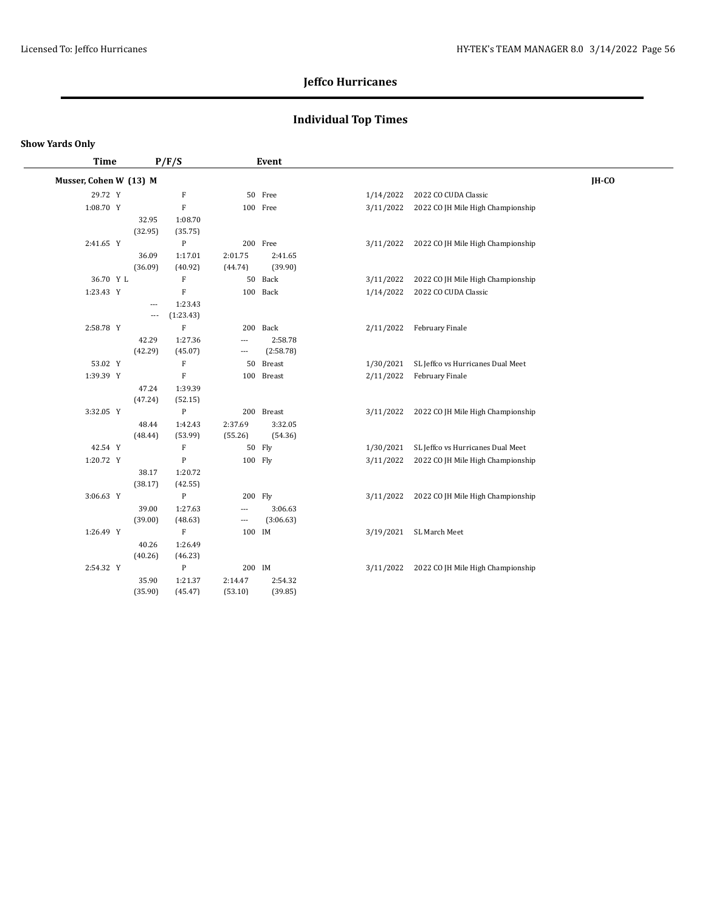## Jeffco Hurricanes

## Individual Top Times

**Show Yards Only**

| Time | P/F/S | | | | Event | Date | Meet | |
|---|---|---|---|---|---|---|---|---|
| **Musser, Cohen W (13) M** | | | | | | | | **JH-CO** |
| 29.72 Y | | F | | | 50 Free | 1/14/2022 | 2022 CO CUDA Classic | |
| 1:08.70 Y | | F | | | 100 Free | 3/11/2022 | 2022 CO JH Mile High Championship | |
| | 32.95 | 1:08.70 | | | | | | |
| | (32.95) | (35.75) | | | | | | |
| 2:41.65 Y | | P | | | 200 Free | 3/11/2022 | 2022 CO JH Mile High Championship | |
| | 36.09 | 1:17.01 | 2:01.75 | 2:41.65 | | | | |
| | (36.09) | (40.92) | (44.74) | (39.90) | | | | |
| 36.70 Y L | | F | | | 50 Back | 3/11/2022 | 2022 CO JH Mile High Championship | |
| 1:23.43 Y | | F | | | 100 Back | 1/14/2022 | 2022 CO CUDA Classic | |
| | --- | 1:23.43 | | | | | | |
| | --- | (1:23.43) | | | | | | |
| 2:58.78 Y | | F | | | 200 Back | 2/11/2022 | February Finale | |
| | 42.29 | 1:27.36 | --- | 2:58.78 | | | | |
| | (42.29) | (45.07) | --- | (2:58.78) | | | | |
| 53.02 Y | | F | | | 50 Breast | 1/30/2021 | SL Jeffco vs Hurricanes Dual Meet | |
| 1:39.39 Y | | F | | | 100 Breast | 2/11/2022 | February Finale | |
| | 47.24 | 1:39.39 | | | | | | |
| | (47.24) | (52.15) | | | | | | |
| 3:32.05 Y | | P | | | 200 Breast | 3/11/2022 | 2022 CO JH Mile High Championship | |
| | 48.44 | 1:42.43 | 2:37.69 | 3:32.05 | | | | |
| | (48.44) | (53.99) | (55.26) | (54.36) | | | | |
| 42.54 Y | | F | | | 50 Fly | 1/30/2021 | SL Jeffco vs Hurricanes Dual Meet | |
| 1:20.72 Y | | P | | | 100 Fly | 3/11/2022 | 2022 CO JH Mile High Championship | |
| | 38.17 | 1:20.72 | | | | | | |
| | (38.17) | (42.55) | | | | | | |
| 3:06.63 Y | | P | | | 200 Fly | 3/11/2022 | 2022 CO JH Mile High Championship | |
| | 39.00 | 1:27.63 | --- | 3:06.63 | | | | |
| | (39.00) | (48.63) | --- | (3:06.63) | | | | |
| 1:26.49 Y | | F | | | 100 IM | 3/19/2021 | SL March Meet | |
| | 40.26 | 1:26.49 | | | | | | |
| | (40.26) | (46.23) | | | | | | |
| 2:54.32 Y | | P | | | 200 IM | 3/11/2022 | 2022 CO JH Mile High Championship | |
| | 35.90 | 1:21.37 | 2:14.47 | 2:54.32 | | | | |
| | (35.90) | (45.47) | (53.10) | (39.85) | | | | |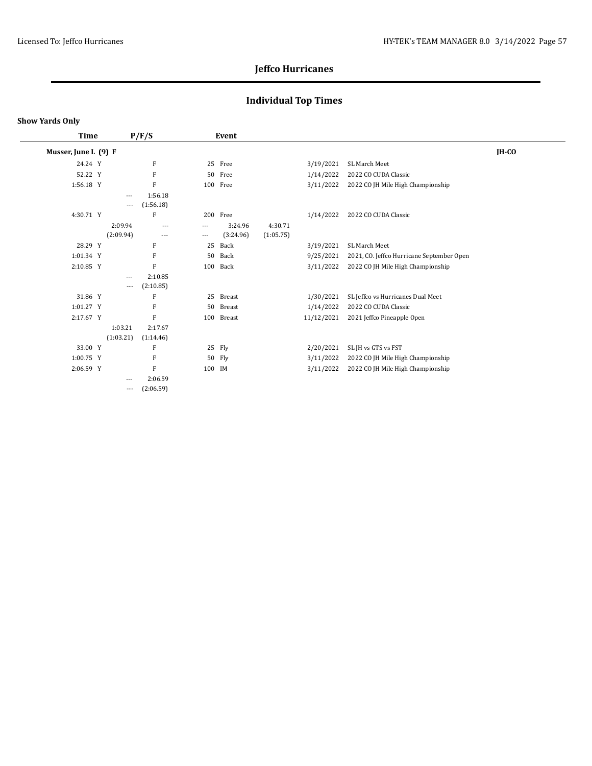# Jeffco Hurricanes

## Individual Top Times

**Show Yards Only**

| Time | P/F/S | Event | | Date | Meet | |
|---|---|---|---|---|---|---|
| **Musser, June L (9) F** | | | | | | **JH-CO** |
| 24.24 Y | F | 25 Free | | 3/19/2021 | SL March Meet | |
| 52.22 Y | F | 50 Free | | 1/14/2022 | 2022 CO CUDA Classic | |
| 1:56.18 Y | F | 100 Free | | 3/11/2022 | 2022 CO JH Mile High Championship | |
| | --- 1:56.18 | | | | | |
| | --- (1:56.18) | | | | | |
| 4:30.71 Y | F | 200 Free | | 1/14/2022 | 2022 CO CUDA Classic | |
| | 2:09.94 --- | --- 3:24.96 | 4:30.71 | | | |
| | (2:09.94) --- | --- (3:24.96) | (1:05.75) | | | |
| 28.29 Y | F | 25 Back | | 3/19/2021 | SL March Meet | |
| 1:01.34 Y | F | 50 Back | | 9/25/2021 | 2021, CO. Jeffco Hurricane September Open | |
| 2:10.85 Y | F | 100 Back | | 3/11/2022 | 2022 CO JH Mile High Championship | |
| | --- 2:10.85 | | | | | |
| | --- (2:10.85) | | | | | |
| 31.86 Y | F | 25 Breast | | 1/30/2021 | SL Jeffco vs Hurricanes Dual Meet | |
| 1:01.27 Y | F | 50 Breast | | 1/14/2022 | 2022 CO CUDA Classic | |
| 2:17.67 Y | F | 100 Breast | | 11/12/2021 | 2021 Jeffco Pineapple Open | |
| | 1:03.21 2:17.67 | | | | | |
| | (1:03.21) (1:14.46) | | | | | |
| 33.00 Y | F | 25 Fly | | 2/20/2021 | SL JH vs GTS vs FST | |
| 1:00.75 Y | F | 50 Fly | | 3/11/2022 | 2022 CO JH Mile High Championship | |
| 2:06.59 Y | F | 100 IM | | 3/11/2022 | 2022 CO JH Mile High Championship | |
| | --- 2:06.59 | | | | | |
| | --- (2:06.59) | | | | | |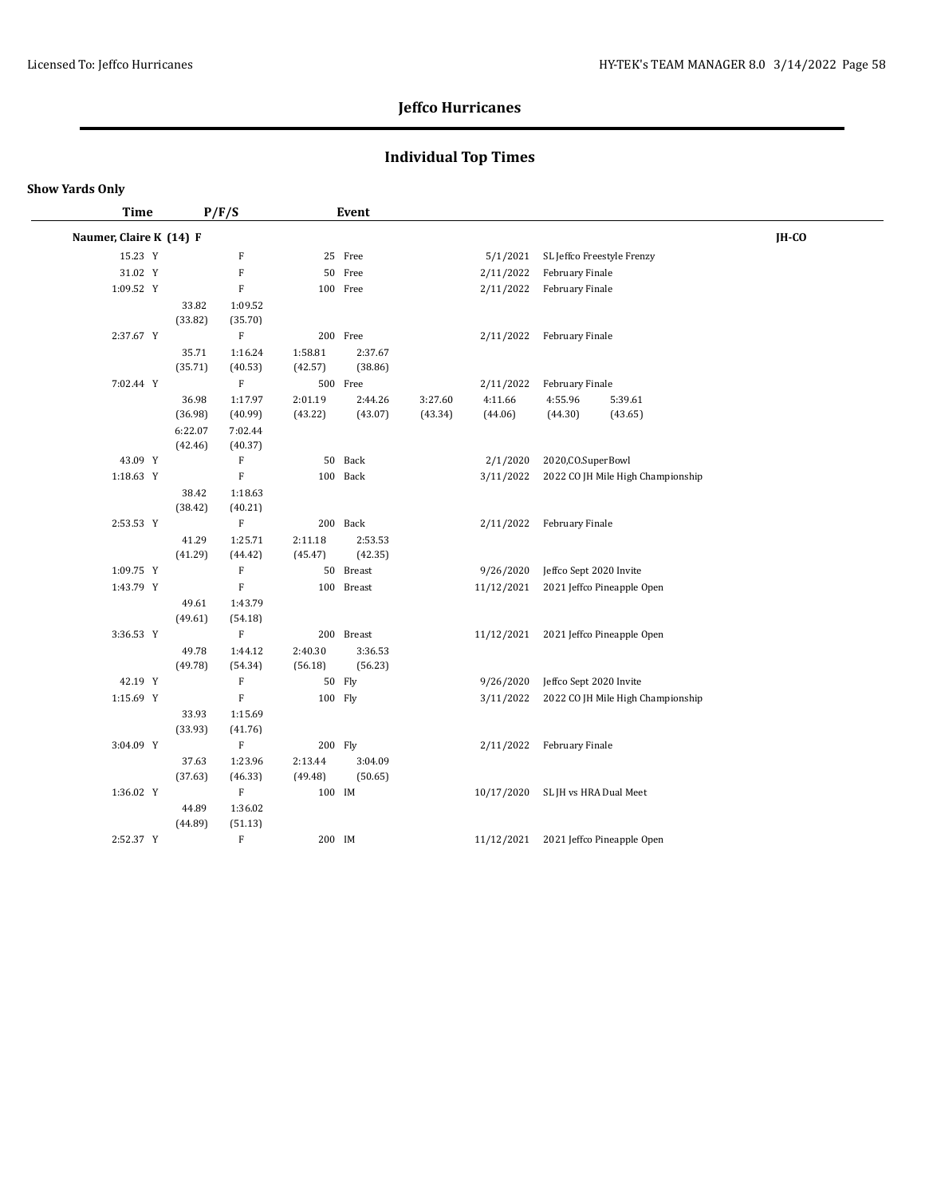# Jeffco Hurricanes

## Individual Top Times

**Show Yards Only**

| Time | P/F/S | Event | Date | Meet | |
|---|---|---|---|---|---|
| **Naumer, Claire K (14) F** | | | | | **JH-CO** |
| 15.23 Y | F | 25 Free | 5/1/2021 | SL Jeffco Freestyle Frenzy | |
| 31.02 Y | F | 50 Free | 2/11/2022 | February Finale | |
| 1:09.52 Y | F | 100 Free | 2/11/2022 | February Finale | |
| | 33.82 (33.82) 1:09.52 (35.70) | | | | |
| 2:37.67 Y | F | 200 Free | 2/11/2022 | February Finale | |
| | 35.71 (35.71) 1:16.24 (40.53) 1:58.81 (42.57) 2:37.67 (38.86) | | | | |
| 7:02.44 Y | F | 500 Free | 2/11/2022 | February Finale | |
| | 36.98 (36.98) 1:17.97 (40.99) 2:01.19 (43.22) 2:44.26 (43.07) 3:27.60 (43.34) 4:11.66 (44.06) 4:55.96 (44.30) 5:39.61 (43.65) 6:22.07 (42.46) 7:02.44 (40.37) | | | | |
| 43.09 Y | F | 50 Back | 2/1/2020 | 2020,CO.SuperBowl | |
| 1:18.63 Y | F | 100 Back | 3/11/2022 | 2022 CO JH Mile High Championship | |
| | 38.42 (38.42) 1:18.63 (40.21) | | | | |
| 2:53.53 Y | F | 200 Back | 2/11/2022 | February Finale | |
| | 41.29 (41.29) 1:25.71 (44.42) 2:11.18 (45.47) 2:53.53 (42.35) | | | | |
| 1:09.75 Y | F | 50 Breast | 9/26/2020 | Jeffco Sept 2020 Invite | |
| 1:43.79 Y | F | 100 Breast | 11/12/2021 | 2021 Jeffco Pineapple Open | |
| | 49.61 (49.61) 1:43.79 (54.18) | | | | |
| 3:36.53 Y | F | 200 Breast | 11/12/2021 | 2021 Jeffco Pineapple Open | |
| | 49.78 (49.78) 1:44.12 (54.34) 2:40.30 (56.18) 3:36.53 (56.23) | | | | |
| 42.19 Y | F | 50 Fly | 9/26/2020 | Jeffco Sept 2020 Invite | |
| 1:15.69 Y | F | 100 Fly | 3/11/2022 | 2022 CO JH Mile High Championship | |
| | 33.93 (33.93) 1:15.69 (41.76) | | | | |
| 3:04.09 Y | F | 200 Fly | 2/11/2022 | February Finale | |
| | 37.63 (37.63) 1:23.96 (46.33) 2:13.44 (49.48) 3:04.09 (50.65) | | | | |
| 1:36.02 Y | F | 100 IM | 10/17/2020 | SL JH vs HRA Dual Meet | |
| | 44.89 (44.89) 1:36.02 (51.13) | | | | |
| 2:52.37 Y | F | 200 IM | 11/12/2021 | 2021 Jeffco Pineapple Open | |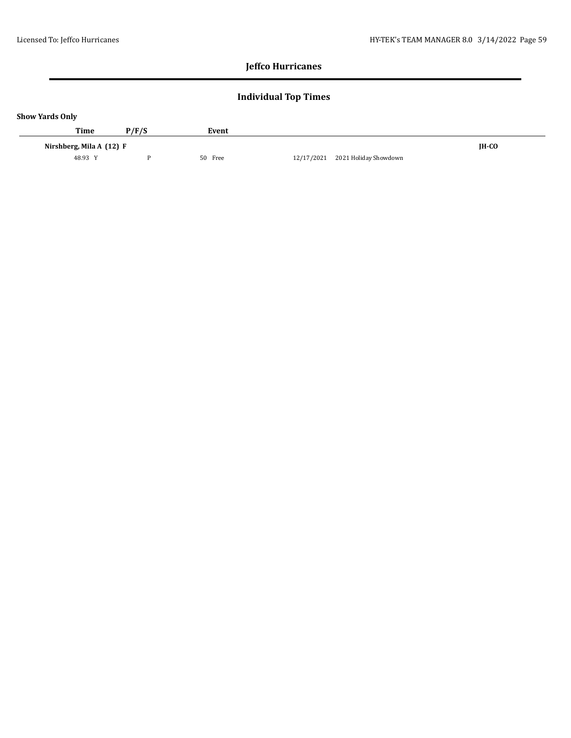## Jeffco Hurricanes

## Individual Top Times

**Show Yards Only**

| Time | P/F/S | Event | | | |
|---|---|---|---|---|---|
| **Nirshberg, Mila A (12) F** | | | | | **JH-CO** |
| 48.93 Y | P | 50 Free | 12/17/2021 | 2021 Holiday Showdown | |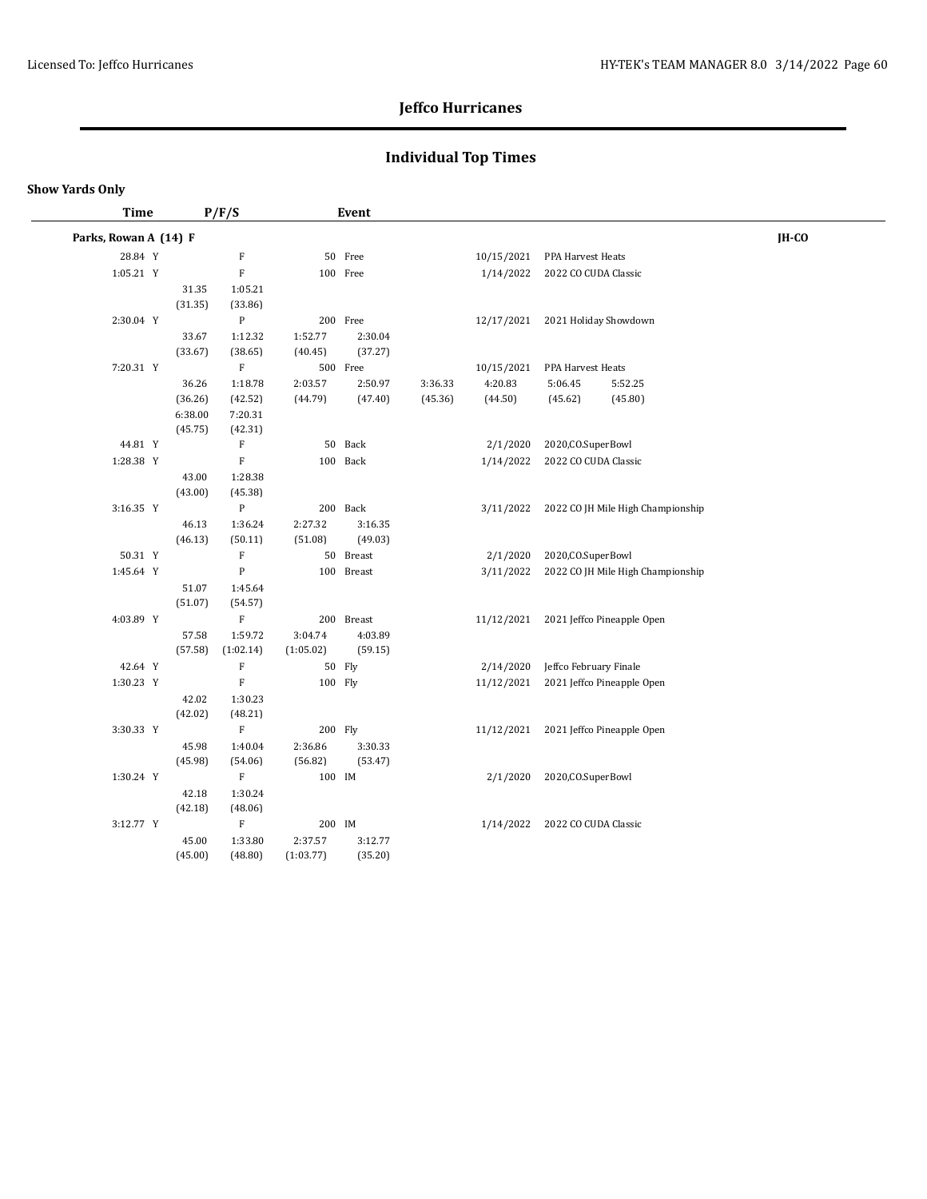# Jeffco Hurricanes

## Individual Top Times

**Show Yards Only**

| Time | P/F/S | Event | | | | | | |
|---|---|---|---|---|---|---|---|---|
| **Parks, Rowan A (14) F** | | | | | | | | **JH-CO** |
| 28.84 Y | F | 50 Free | 10/15/2021 | PPA Harvest Heats | | | | |
| 1:05.21 Y | F | 100 Free | 1/14/2022 | 2022 CO CUDA Classic | | | | |
| | 31.35 (31.35) | 1:05.21 (33.86) | | | | | | |
| 2:30.04 Y | P | 200 Free | 12/17/2021 | 2021 Holiday Showdown | | | | |
| | 33.67 (33.67) | 1:12.32 (38.65) | 1:52.77 (40.45) | 2:30.04 (37.27) | | | | |
| 7:20.31 Y | F | 500 Free | 10/15/2021 | PPA Harvest Heats | | | | |
| | 36.26 (36.26) | 1:18.78 (42.52) | 2:03.57 (44.79) | 2:50.97 (47.40) | 3:36.33 (45.36) | 4:20.83 (44.50) | 5:06.45 (45.62) | 5:52.25 (45.80) |
| | 6:38.00 (45.75) | 7:20.31 (42.31) | | | | | | |
| 44.81 Y | F | 50 Back | 2/1/2020 | 2020,CO,SuperBowl | | | | |
| 1:28.38 Y | F | 100 Back | 1/14/2022 | 2022 CO CUDA Classic | | | | |
| | 43.00 (43.00) | 1:28.38 (45.38) | | | | | | |
| 3:16.35 Y | P | 200 Back | 3/11/2022 | 2022 CO JH Mile High Championship | | | | |
| | 46.13 (46.13) | 1:36.24 (50.11) | 2:27.32 (51.08) | 3:16.35 (49.03) | | | | |
| 50.31 Y | F | 50 Breast | 2/1/2020 | 2020,CO,SuperBowl | | | | |
| 1:45.64 Y | P | 100 Breast | 3/11/2022 | 2022 CO JH Mile High Championship | | | | |
| | 51.07 (51.07) | 1:45.64 (54.57) | | | | | | |
| 4:03.89 Y | F | 200 Breast | 11/12/2021 | 2021 Jeffco Pineapple Open | | | | |
| | 57.58 (57.58) | 1:59.72 (1:02.14) | 3:04.74 (1:05.02) | 4:03.89 (59.15) | | | | |
| 42.64 Y | F | 50 Fly | 2/14/2020 | Jeffco February Finale | | | | |
| 1:30.23 Y | F | 100 Fly | 11/12/2021 | 2021 Jeffco Pineapple Open | | | | |
| | 42.02 (42.02) | 1:30.23 (48.21) | | | | | | |
| 3:30.33 Y | F | 200 Fly | 11/12/2021 | 2021 Jeffco Pineapple Open | | | | |
| | 45.98 (45.98) | 1:40.04 (54.06) | 2:36.86 (56.82) | 3:30.33 (53.47) | | | | |
| 1:30.24 Y | F | 100 IM | 2/1/2020 | 2020,CO,SuperBowl | | | | |
| | 42.18 (42.18) | 1:30.24 (48.06) | | | | | | |
| 3:12.77 Y | F | 200 IM | 1/14/2022 | 2022 CO CUDA Classic | | | | |
| | 45.00 (45.00) | 1:33.80 (48.80) | 2:37.57 (1:03.77) | 3:12.77 (35.20) | | | | |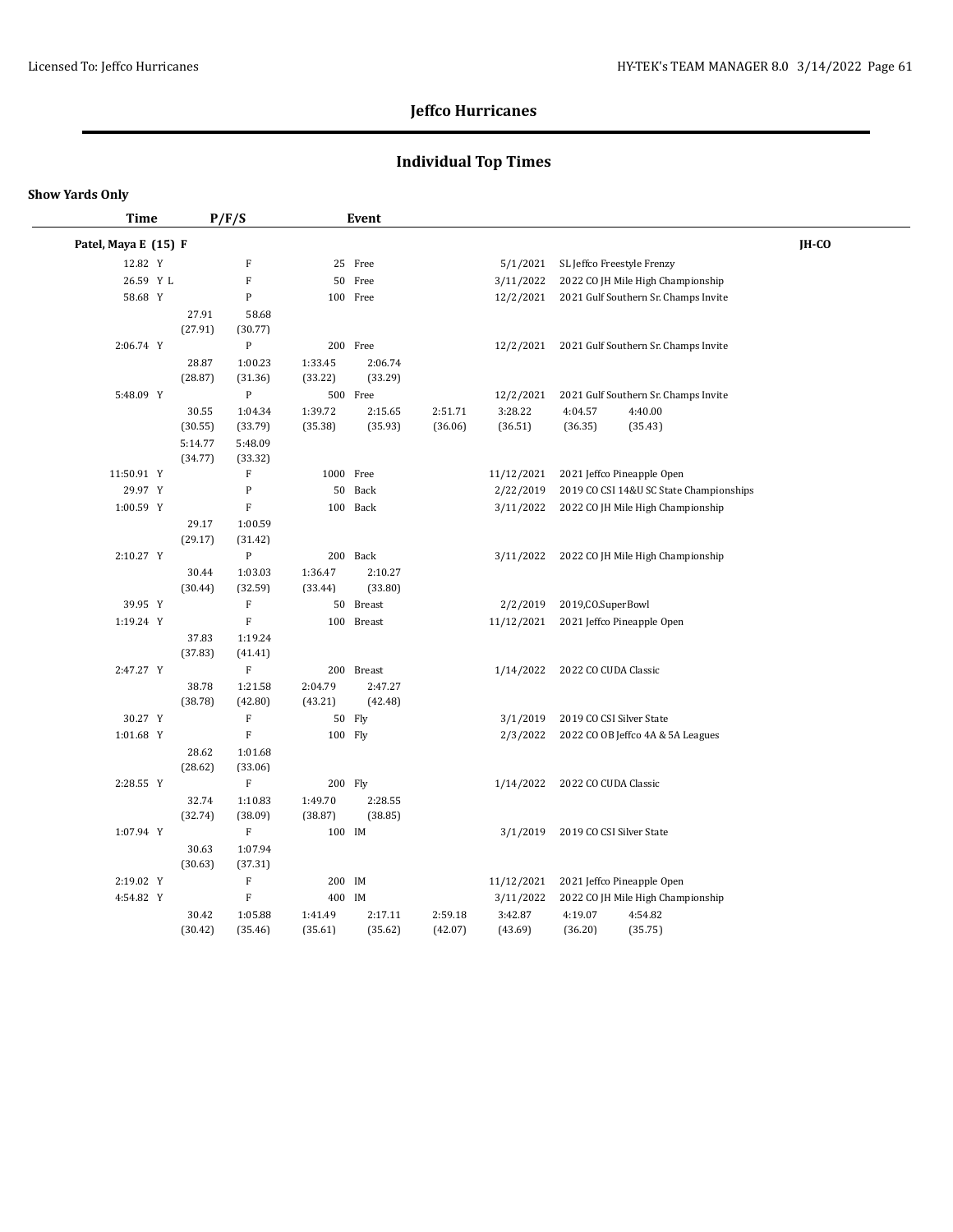**Jeffco Hurricanes**

## Individual Top Times

**Show Yards Only**

| Time | P/F/S | Event | | | | | |
|---|---|---|---|---|---|---|---|
| **Patel, Maya E (15) F** | | | | | | | **JH-CO** |
| 12.82 Y | F | 25 Free | | 5/1/2021 | SL Jeffco Freestyle Frenzy | | |
| 26.59 Y L | F | 50 Free | | 3/11/2022 | 2022 CO JH Mile High Championship | | |
| 58.68 Y | P | 100 Free | | 12/2/2021 | 2021 Gulf Southern Sr. Champs Invite | | |
| | 27.91 (27.91) | 58.68 (30.77) | | | | | |
| 2:06.74 Y | P | 200 Free | | 12/2/2021 | 2021 Gulf Southern Sr. Champs Invite | | |
| | 28.87 (28.87) | 1:00.23 (31.36) | 1:33.45 (33.22) | 2:06.74 (33.29) | | | |
| 5:48.09 Y | P | 500 Free | | 12/2/2021 | 2021 Gulf Southern Sr. Champs Invite | | |
| | 30.55 (30.55) | 1:04.34 (33.79) | 1:39.72 (35.38) | 2:15.65 (35.93) | 2:51.71 (36.06) | 3:28.22 (36.51) | 4:04.57 (36.35) 4:40.00 (35.43) |
| | 5:14.77 (34.77) | 5:48.09 (33.32) | | | | | |
| 11:50.91 Y | F | 1000 Free | | 11/12/2021 | 2021 Jeffco Pineapple Open | | |
| 29.97 Y | P | 50 Back | | 2/22/2019 | 2019 CO CSI 14&U SC State Championships | | |
| 1:00.59 Y | F | 100 Back | | 3/11/2022 | 2022 CO JH Mile High Championship | | |
| | 29.17 (29.17) | 1:00.59 (31.42) | | | | | |
| 2:10.27 Y | P | 200 Back | | 3/11/2022 | 2022 CO JH Mile High Championship | | |
| | 30.44 (30.44) | 1:03.03 (32.59) | 1:36.47 (33.44) | 2:10.27 (33.80) | | | |
| 39.95 Y | F | 50 Breast | | 2/2/2019 | 2019,CO,SuperBowl | | |
| 1:19.24 Y | F | 100 Breast | | 11/12/2021 | 2021 Jeffco Pineapple Open | | |
| | 37.83 (37.83) | 1:19.24 (41.41) | | | | | |
| 2:47.27 Y | F | 200 Breast | | 1/14/2022 | 2022 CO CUDA Classic | | |
| | 38.78 (38.78) | 1:21.58 (42.80) | 2:04.79 (43.21) | 2:47.27 (42.48) | | | |
| 30.27 Y | F | 50 Fly | | 3/1/2019 | 2019 CO CSI Silver State | | |
| 1:01.68 Y | F | 100 Fly | | 2/3/2022 | 2022 CO OB Jeffco 4A & 5A Leagues | | |
| | 28.62 (28.62) | 1:01.68 (33.06) | | | | | |
| 2:28.55 Y | F | 200 Fly | | 1/14/2022 | 2022 CO CUDA Classic | | |
| | 32.74 (32.74) | 1:10.83 (38.09) | 1:49.70 (38.87) | 2:28.55 (38.85) | | | |
| 1:07.94 Y | F | 100 IM | | 3/1/2019 | 2019 CO CSI Silver State | | |
| | 30.63 (30.63) | 1:07.94 (37.31) | | | | | |
| 2:19.02 Y | F | 200 IM | | 11/12/2021 | 2021 Jeffco Pineapple Open | | |
| 4:54.82 Y | F | 400 IM | | 3/11/2022 | 2022 CO JH Mile High Championship | | |
| | 30.42 (30.42) | 1:05.88 (35.46) | 1:41.49 (35.61) | 2:17.11 (35.62) | 2:59.18 (42.07) | 3:42.87 (43.69) | 4:19.07 (36.20) 4:54.82 (35.75) |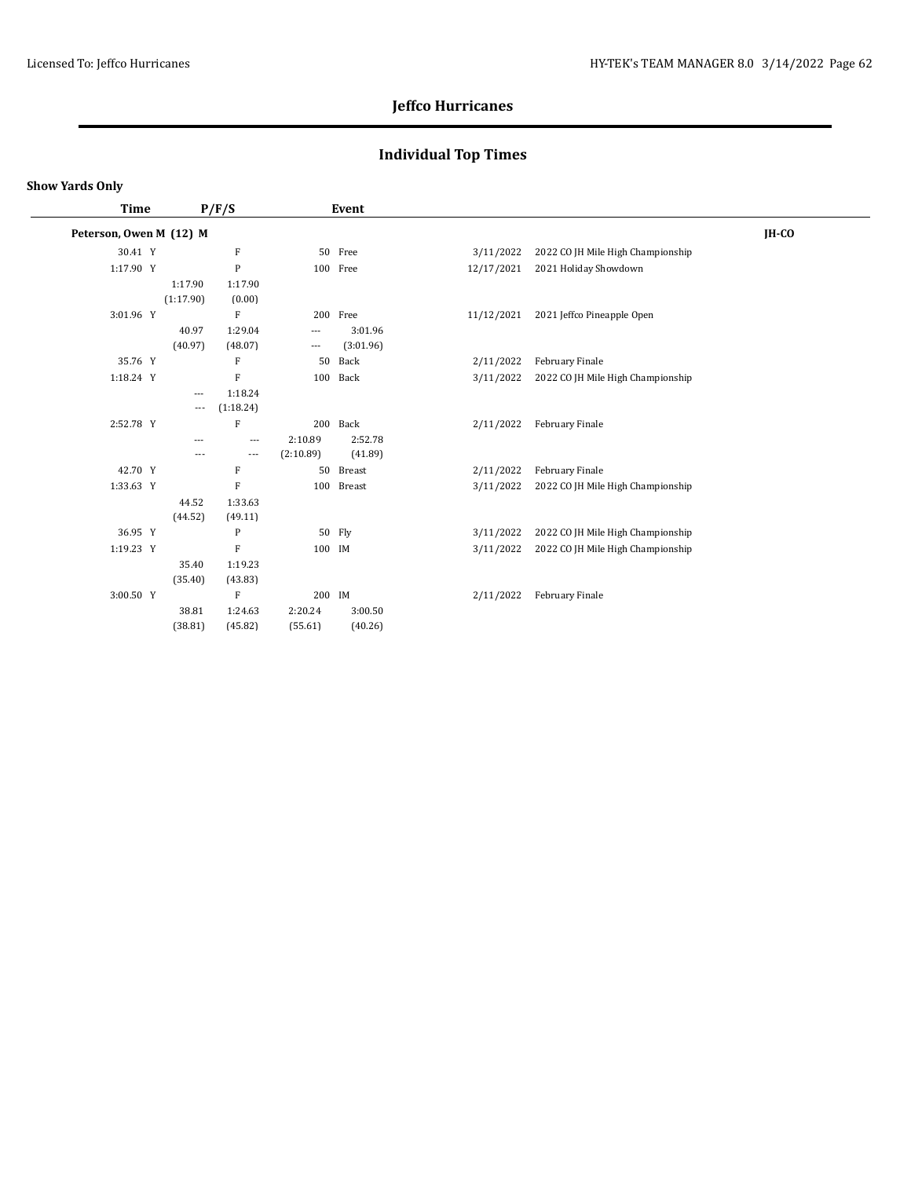# Jeffco Hurricanes

## Individual Top Times

**Show Yards Only**

| Time | P/F/S | | | | Event | | |
|---|---|---|---|---|---|---|---|
| **Peterson, Owen M (12) M** | | | | | | | **JH-CO** |
| 30.41 Y | | F | | 50 | Free | 3/11/2022 | 2022 CO JH Mile High Championship |
| 1:17.90 Y | | P | | 100 | Free | 12/17/2021 | 2021 Holiday Showdown |
| | 1:17.90 | 1:17.90 | | | | | |
| | (1:17.90) | (0.00) | | | | | |
| 3:01.96 Y | | F | | 200 | Free | 11/12/2021 | 2021 Jeffco Pineapple Open |
| | 40.97 | 1:29.04 | --- | 3:01.96 | | | |
| | (40.97) | (48.07) | --- | (3:01.96) | | | |
| 35.76 Y | | F | | 50 | Back | 2/11/2022 | February Finale |
| 1:18.24 Y | | F | | 100 | Back | 3/11/2022 | 2022 CO JH Mile High Championship |
| | --- | 1:18.24 | | | | | |
| | --- | (1:18.24) | | | | | |
| 2:52.78 Y | | F | | 200 | Back | 2/11/2022 | February Finale |
| | --- | --- | 2:10.89 | 2:52.78 | | | |
| | --- | --- | (2:10.89) | (41.89) | | | |
| 42.70 Y | | F | | 50 | Breast | 2/11/2022 | February Finale |
| 1:33.63 Y | | F | | 100 | Breast | 3/11/2022 | 2022 CO JH Mile High Championship |
| | 44.52 | 1:33.63 | | | | | |
| | (44.52) | (49.11) | | | | | |
| 36.95 Y | | P | | 50 | Fly | 3/11/2022 | 2022 CO JH Mile High Championship |
| 1:19.23 Y | | F | | 100 | IM | 3/11/2022 | 2022 CO JH Mile High Championship |
| | 35.40 | 1:19.23 | | | | | |
| | (35.40) | (43.83) | | | | | |
| 3:00.50 Y | | F | | 200 | IM | 2/11/2022 | February Finale |
| | 38.81 | 1:24.63 | 2:20.24 | 3:00.50 | | | |
| | (38.81) | (45.82) | (55.61) | (40.26) | | | |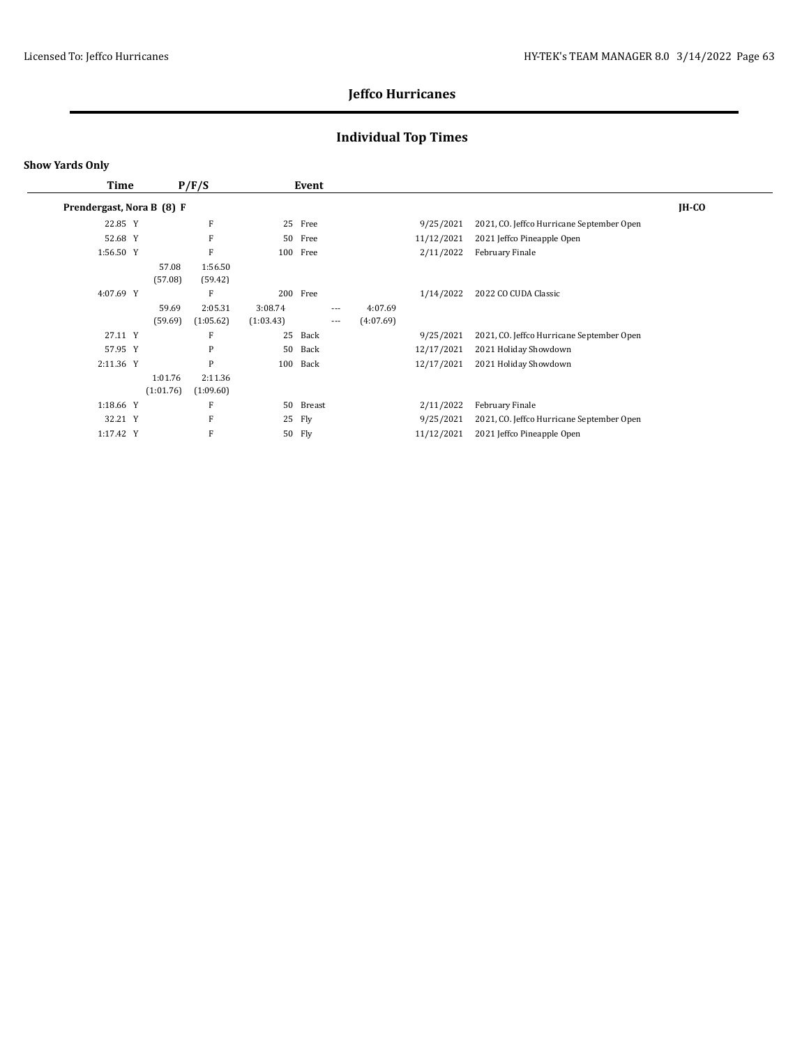# Jeffco Hurricanes

## Individual Top Times

**Show Yards Only**

| Time | P/F/S | Event | Date | Meet |
|---|---|---|---|---|
| **Prendergast, Nora B (8) F** | | | | **JH-CO** |
| 22.85 Y | F | 25 Free | 9/25/2021 | 2021, CO. Jeffco Hurricane September Open |
| 52.68 Y | F | 50 Free | 11/12/2021 | 2021 Jeffco Pineapple Open |
| 1:56.50 Y | F | 100 Free | 2/11/2022 | February Finale |
| 57.08 (57.08) 1:56.50 (59.42) | | | | |
| 4:07.69 Y | F | 200 Free | 1/14/2022 | 2022 CO CUDA Classic |
| 59.69 (59.69) 2:05.31 (1:05.62) 3:08.74 (1:03.43) --- --- 4:07.69 (4:07.69) | | | | |
| 27.11 Y | F | 25 Back | 9/25/2021 | 2021, CO. Jeffco Hurricane September Open |
| 57.95 Y | P | 50 Back | 12/17/2021 | 2021 Holiday Showdown |
| 2:11.36 Y | P | 100 Back | 12/17/2021 | 2021 Holiday Showdown |
| 1:01.76 (1:01.76) 2:11.36 (1:09.60) | | | | |
| 1:18.66 Y | F | 50 Breast | 2/11/2022 | February Finale |
| 32.21 Y | F | 25 Fly | 9/25/2021 | 2021, CO. Jeffco Hurricane September Open |
| 1:17.42 Y | F | 50 Fly | 11/12/2021 | 2021 Jeffco Pineapple Open |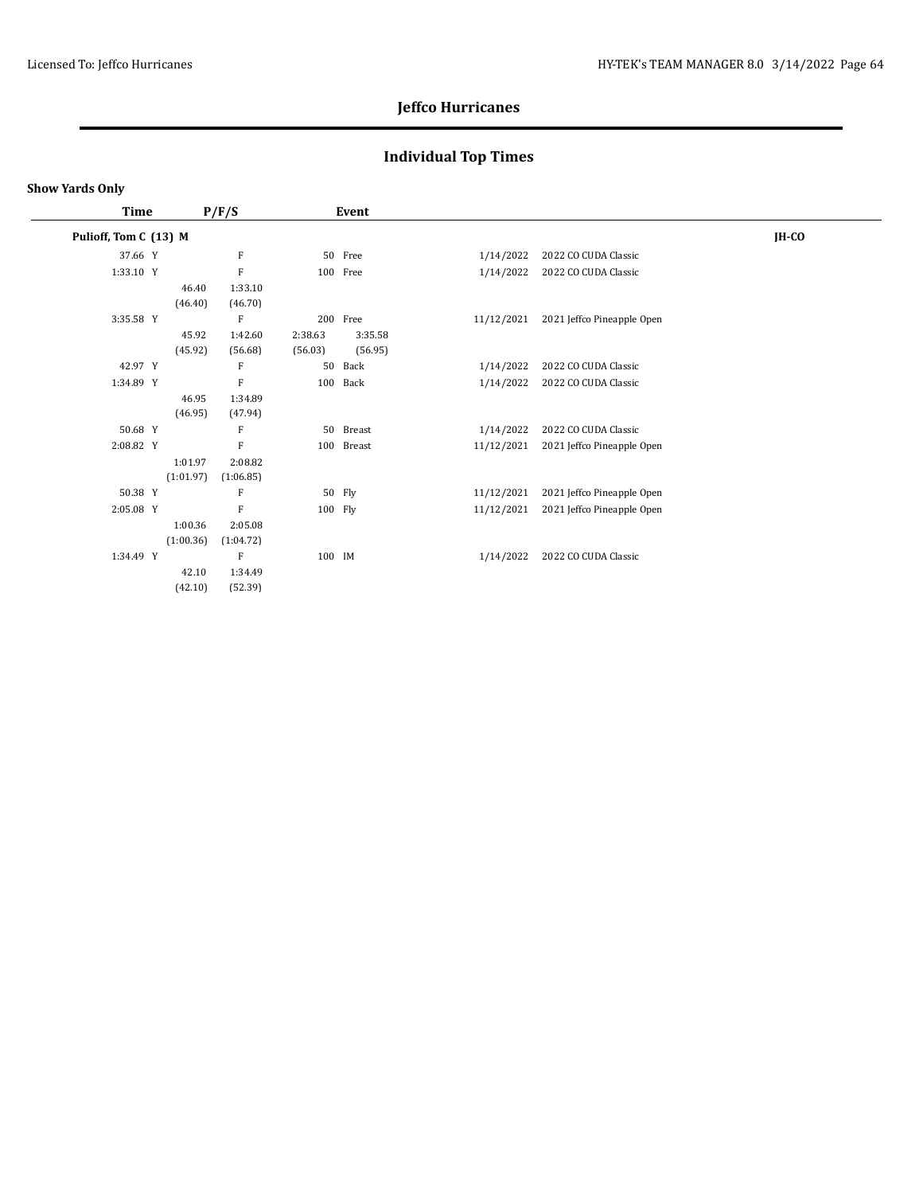## Jeffco Hurricanes

## Individual Top Times

**Show Yards Only**

| Time | P/F/S | Event | | |
|---|---|---|---|---|
| **Pulioff, Tom C (13) M** | | | | **JH-CO** |
| 37.66 Y | F | 50 Free | 1/14/2022 | 2022 CO CUDA Classic |
| 1:33.10 Y | F | 100 Free | 1/14/2022 | 2022 CO CUDA Classic |
| | 46.40 (46.40) 1:33.10 (46.70) | | | |
| 3:35.58 Y | F | 200 Free | 11/12/2021 | 2021 Jeffco Pineapple Open |
| | 45.92 (45.92) 1:42.60 (56.68) 2:38.63 (56.03) 3:35.58 (56.95) | | | |
| 42.97 Y | F | 50 Back | 1/14/2022 | 2022 CO CUDA Classic |
| 1:34.89 Y | F | 100 Back | 1/14/2022 | 2022 CO CUDA Classic |
| | 46.95 (46.95) 1:34.89 (47.94) | | | |
| 50.68 Y | F | 50 Breast | 1/14/2022 | 2022 CO CUDA Classic |
| 2:08.82 Y | F | 100 Breast | 11/12/2021 | 2021 Jeffco Pineapple Open |
| | 1:01.97 (1:01.97) 2:08.82 (1:06.85) | | | |
| 50.38 Y | F | 50 Fly | 11/12/2021 | 2021 Jeffco Pineapple Open |
| 2:05.08 Y | F | 100 Fly | 11/12/2021 | 2021 Jeffco Pineapple Open |
| | 1:00.36 (1:00.36) 2:05.08 (1:04.72) | | | |
| 1:34.49 Y | F | 100 IM | 1/14/2022 | 2022 CO CUDA Classic |
| | 42.10 (42.10) 1:34.49 (52.39) | | | |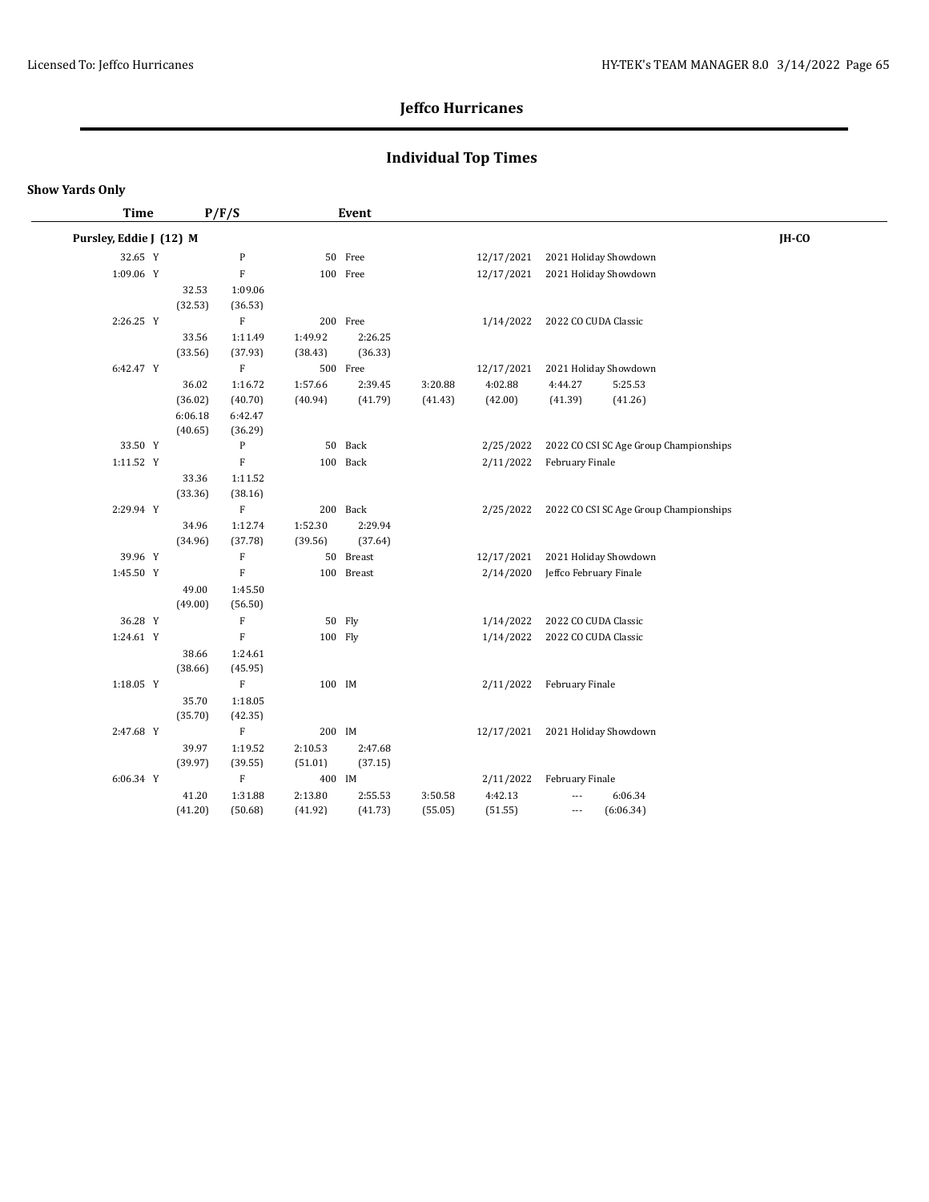# Jeffco Hurricanes

## Individual Top Times

**Show Yards Only**

| Time | P/F/S | Event | | | Date | Meet | |
|---|---|---|---|---|---|---|---|
| **Pursley, Eddie J (12) M** | | | | | | | **JH-CO** |
| 32.65 Y | P | 50 Free | | | 12/17/2021 | 2021 Holiday Showdown | |
| 1:09.06 Y | F | 100 Free | | | 12/17/2021 | 2021 Holiday Showdown | |
| | 32.53 (32.53) | 1:09.06 (36.53) | | | | | |
| 2:26.25 Y | F | 200 Free | | | 1/14/2022 | 2022 CO CUDA Classic | |
| | 33.56 (33.56) | 1:11.49 (37.93) | 1:49.92 (38.43) | 2:26.25 (36.33) | | | |
| 6:42.47 Y | F | 500 Free | | | 12/17/2021 | 2021 Holiday Showdown | |
| | 36.02 (36.02) | 1:16.72 (40.70) | 1:57.66 (40.94) | 2:39.45 (41.79) | 3:20.88 (41.43) | 4:02.88 (42.00) | 4:44.27 (41.39) 5:25.53 (41.26) |
| | 6:06.18 (40.65) | 6:42.47 (36.29) | | | | | |
| 33.50 Y | P | 50 Back | | | 2/25/2022 | 2022 CO CSI SC Age Group Championships | |
| 1:11.52 Y | F | 100 Back | | | 2/11/2022 | February Finale | |
| | 33.36 (33.36) | 1:11.52 (38.16) | | | | | |
| 2:29.94 Y | F | 200 Back | | | 2/25/2022 | 2022 CO CSI SC Age Group Championships | |
| | 34.96 (34.96) | 1:12.74 (37.78) | 1:52.30 (39.56) | 2:29.94 (37.64) | | | |
| 39.96 Y | F | 50 Breast | | | 12/17/2021 | 2021 Holiday Showdown | |
| 1:45.50 Y | F | 100 Breast | | | 2/14/2020 | Jeffco February Finale | |
| | 49.00 (49.00) | 1:45.50 (56.50) | | | | | |
| 36.28 Y | F | 50 Fly | | | 1/14/2022 | 2022 CO CUDA Classic | |
| 1:24.61 Y | F | 100 Fly | | | 1/14/2022 | 2022 CO CUDA Classic | |
| | 38.66 (38.66) | 1:24.61 (45.95) | | | | | |
| 1:18.05 Y | F | 100 IM | | | 2/11/2022 | February Finale | |
| | 35.70 (35.70) | 1:18.05 (42.35) | | | | | |
| 2:47.68 Y | F | 200 IM | | | 12/17/2021 | 2021 Holiday Showdown | |
| | 39.97 (39.97) | 1:19.52 (39.55) | 2:10.53 (51.01) | 2:47.68 (37.15) | | | |
| 6:06.34 Y | F | 400 IM | | | 2/11/2022 | February Finale | |
| | 41.20 (41.20) | 1:31.88 (50.68) | 2:13.80 (41.92) | 2:55.53 (41.73) | 3:50.58 (55.05) | 4:42.13 (51.55) | --- (---) 6:06.34 (6:06.34) |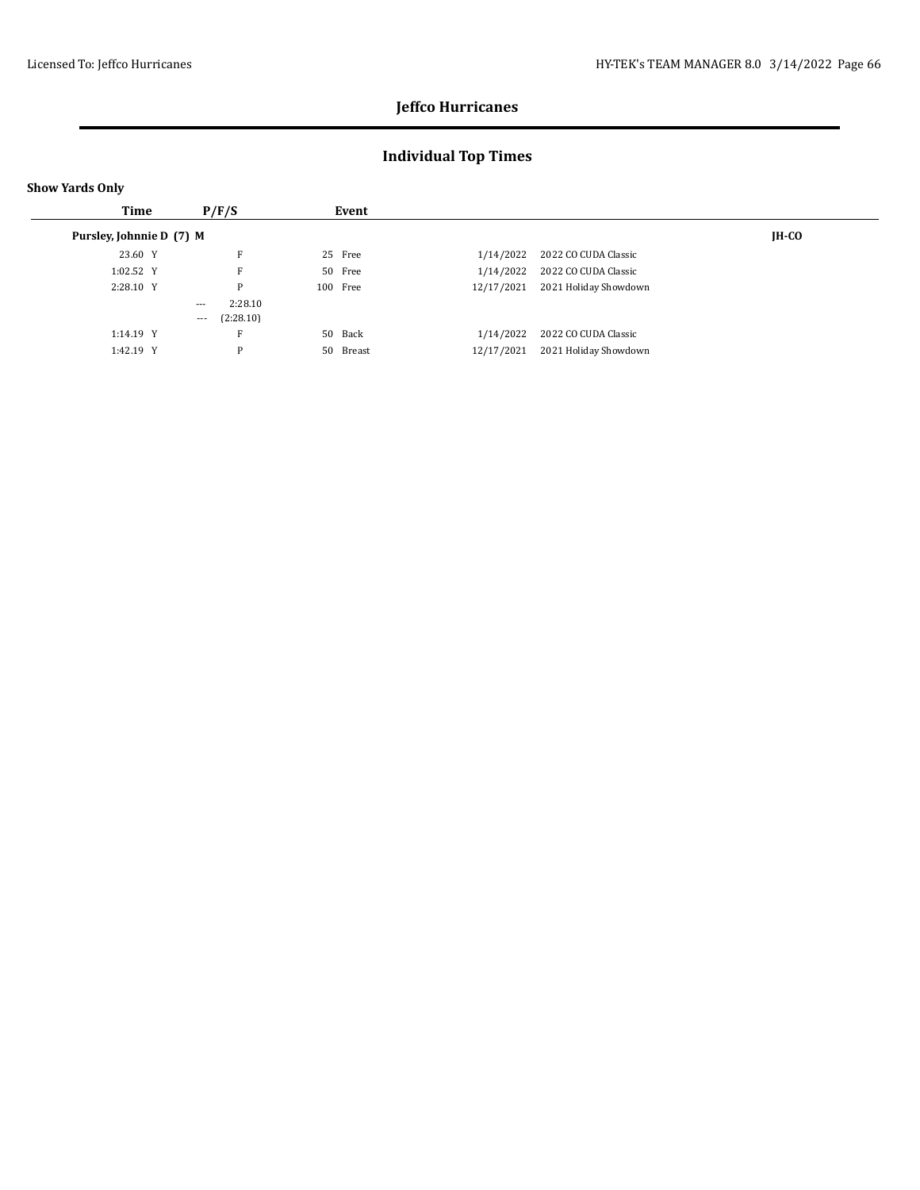# Jeffco Hurricanes

## Individual Top Times

**Show Yards Only**

| Time | P/F/S | Event | | | |
|---|---|---|---|---|---|
| **Pursley, Johnnie D (7) M** | | | | | **JH-CO** |
| 23.60 Y | F | 25 Free | 1/14/2022 | 2022 CO CUDA Classic | |
| 1:02.52 Y | F | 50 Free | 1/14/2022 | 2022 CO CUDA Classic | |
| 2:28.10 Y | P | 100 Free | 12/17/2021 | 2021 Holiday Showdown | |
| | --- 2:28.10 | | | | |
| | --- (2:28.10) | | | | |
| 1:14.19 Y | F | 50 Back | 1/14/2022 | 2022 CO CUDA Classic | |
| 1:42.19 Y | P | 50 Breast | 12/17/2021 | 2021 Holiday Showdown | |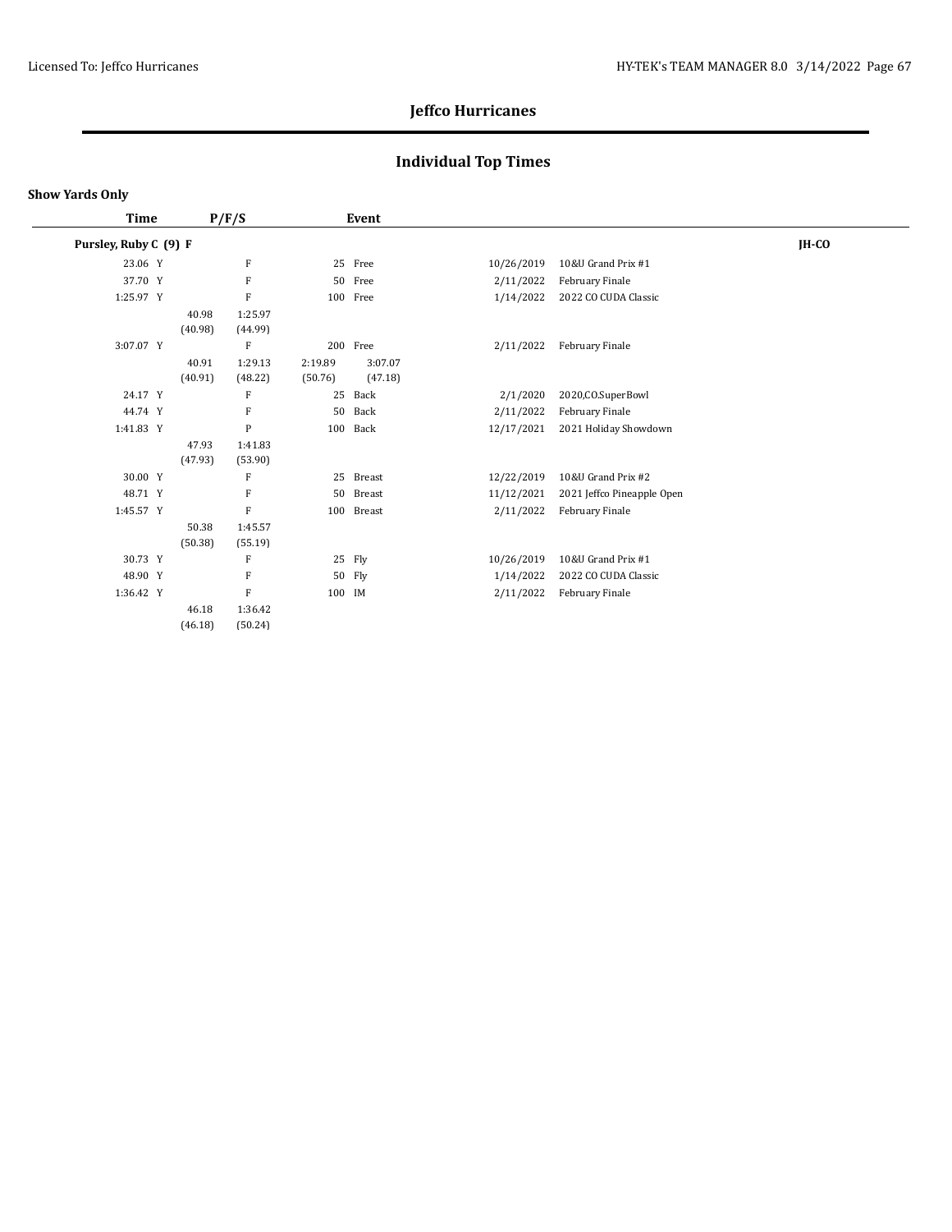## Jeffco Hurricanes

## Individual Top Times

**Show Yards Only**

| Time | P/F/S | Event | Date | Meet | Team |
|---|---|---|---|---|---|
| **Pursley, Ruby C (9) F** | | | | | **JH-CO** |
| 23.06 Y | F | 25 Free | 10/26/2019 | 10&U Grand Prix #1 | |
| 37.70 Y | F | 50 Free | 2/11/2022 | February Finale | |
| 1:25.97 Y | F | 100 Free | 1/14/2022 | 2022 CO CUDA Classic | |
| | 40.98 (40.98) 1:25.97 (44.99) | | | | |
| 3:07.07 Y | F | 200 Free | 2/11/2022 | February Finale | |
| | 40.91 (40.91) 1:29.13 (48.22) 2:19.89 (50.76) 3:07.07 (47.18) | | | | |
| 24.17 Y | F | 25 Back | 2/1/2020 | 2020,CO,SuperBowl | |
| 44.74 Y | F | 50 Back | 2/11/2022 | February Finale | |
| 1:41.83 Y | P | 100 Back | 12/17/2021 | 2021 Holiday Showdown | |
| | 47.93 (47.93) 1:41.83 (53.90) | | | | |
| 30.00 Y | F | 25 Breast | 12/22/2019 | 10&U Grand Prix #2 | |
| 48.71 Y | F | 50 Breast | 11/12/2021 | 2021 Jeffco Pineapple Open | |
| 1:45.57 Y | F | 100 Breast | 2/11/2022 | February Finale | |
| | 50.38 (50.38) 1:45.57 (55.19) | | | | |
| 30.73 Y | F | 25 Fly | 10/26/2019 | 10&U Grand Prix #1 | |
| 48.90 Y | F | 50 Fly | 1/14/2022 | 2022 CO CUDA Classic | |
| 1:36.42 Y | F | 100 IM | 2/11/2022 | February Finale | |
| | 46.18 (46.18) 1:36.42 (50.24) | | | | |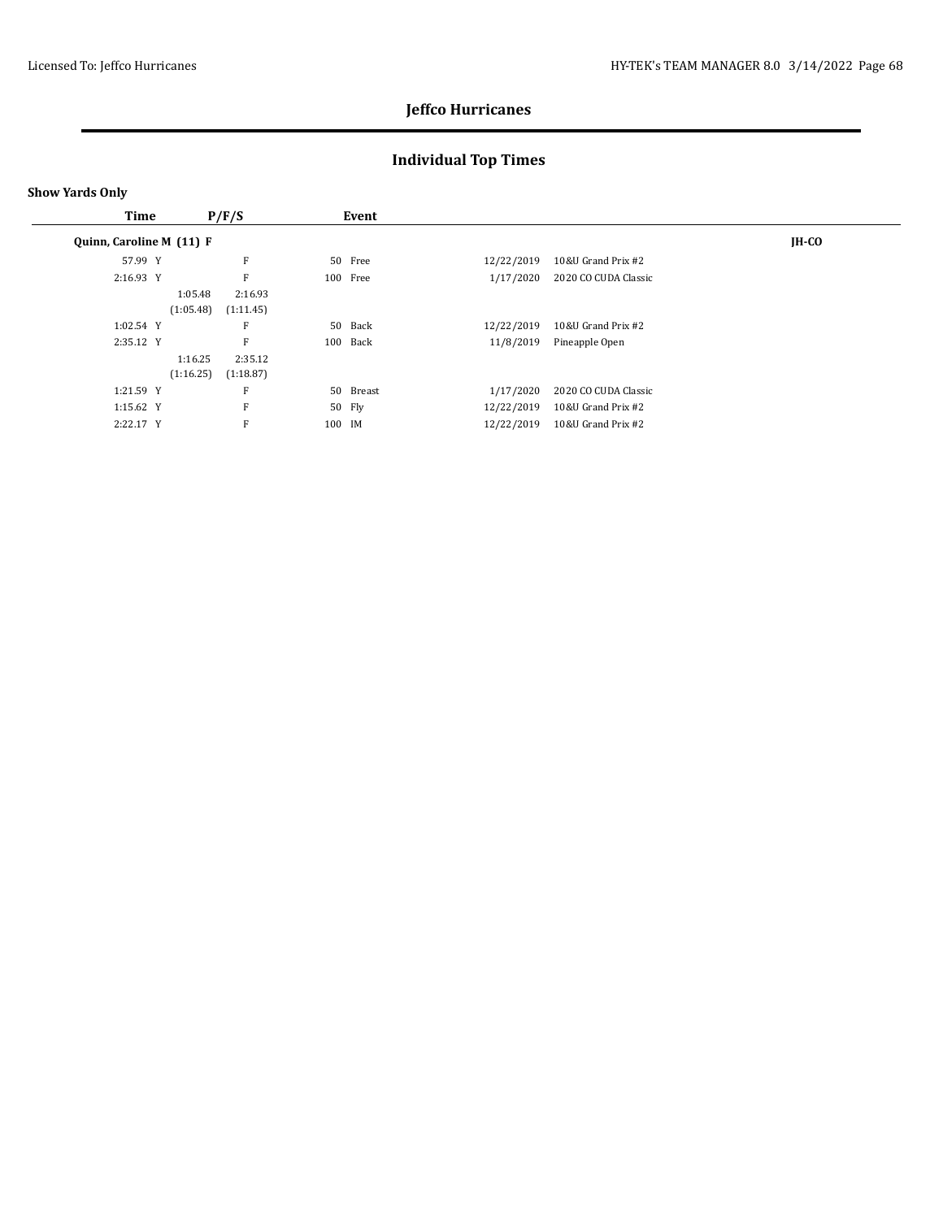# Jeffco Hurricanes

## Individual Top Times

**Show Yards Only**

| Time | P/F/S | Event | Date | Meet | |
|---|---|---|---|---|---|
| **Quinn, Caroline M (11) F** | | | | | **JH-CO** |
| 57.99 Y | F | 50 Free | 12/22/2019 | 10&U Grand Prix #2 | |
| 2:16.93 Y | F | 100 Free | 1/17/2020 | 2020 CO CUDA Classic | |
| 1:05.48 (1:05.48) | 2:16.93 (1:11.45) | | | | |
| 1:02.54 Y | F | 50 Back | 12/22/2019 | 10&U Grand Prix #2 | |
| 2:35.12 Y | F | 100 Back | 11/8/2019 | Pineapple Open | |
| 1:16.25 (1:16.25) | 2:35.12 (1:18.87) | | | | |
| 1:21.59 Y | F | 50 Breast | 1/17/2020 | 2020 CO CUDA Classic | |
| 1:15.62 Y | F | 50 Fly | 12/22/2019 | 10&U Grand Prix #2 | |
| 2:22.17 Y | F | 100 IM | 12/22/2019 | 10&U Grand Prix #2 | |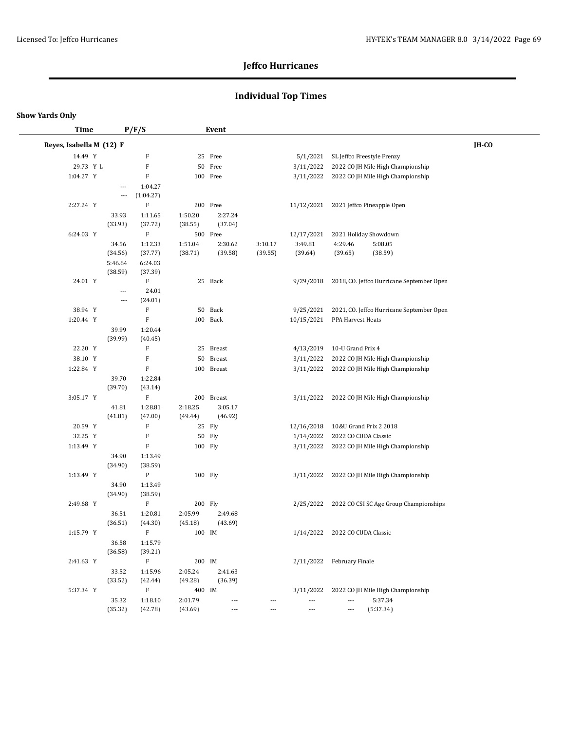## Jeffco Hurricanes

## Individual Top Times

**Show Yards Only**

| Time | P/F/S | Event | Date | Meet |
|---|---|---|---|---|
| **Reyes, Isabella M (12) F** | | | | **JH-CO** |
| 14.49 Y | F | 25 Free | 5/1/2021 | SL Jeffco Freestyle Frenzy |
| 29.73 Y L | F | 50 Free | 3/11/2022 | 2022 CO JH Mile High Championship |
| 1:04.27 Y | F | 100 Free | 3/11/2022 | 2022 CO JH Mile High Championship |
| | --- 1:04.27 / --- (1:04.27) | | | |
| 2:27.24 Y | F | 200 Free | 11/12/2021 | 2021 Jeffco Pineapple Open |
| | 33.93 1:11.65 1:50.20 2:27.24 / (33.93) (37.72) (38.55) (37.04) | | | |
| 6:24.03 Y | F | 500 Free | 12/17/2021 | 2021 Holiday Showdown |
| | 34.56 1:12.33 1:51.04 2:30.62 3:10.17 3:49.81 4:29.46 5:08.05 / (34.56) (37.77) (38.71) (39.58) (39.55) (39.64) (39.65) (38.59) | | | |
| | 5:46.64 6:24.03 / (38.59) (37.39) | | | |
| 24.01 Y | F | 25 Back | 9/29/2018 | 2018, CO. Jeffco Hurricane September Open |
| | --- 24.01 / --- (24.01) | | | |
| 38.94 Y | F | 50 Back | 9/25/2021 | 2021, CO. Jeffco Hurricane September Open |
| 1:20.44 Y | F | 100 Back | 10/15/2021 | PPA Harvest Heats |
| | 39.99 1:20.44 / (39.99) (40.45) | | | |
| 22.20 Y | F | 25 Breast | 4/13/2019 | 10-U Grand Prix 4 |
| 38.10 Y | F | 50 Breast | 3/11/2022 | 2022 CO JH Mile High Championship |
| 1:22.84 Y | F | 100 Breast | 3/11/2022 | 2022 CO JH Mile High Championship |
| | 39.70 1:22.84 / (39.70) (43.14) | | | |
| 3:05.17 Y | F | 200 Breast | 3/11/2022 | 2022 CO JH Mile High Championship |
| | 41.81 1:28.81 2:18.25 3:05.17 / (41.81) (47.00) (49.44) (46.92) | | | |
| 20.59 Y | F | 25 Fly | 12/16/2018 | 10&U Grand Prix 2 2018 |
| 32.25 Y | F | 50 Fly | 1/14/2022 | 2022 CO CUDA Classic |
| 1:13.49 Y | F | 100 Fly | 3/11/2022 | 2022 CO JH Mile High Championship |
| | 34.90 1:13.49 / (34.90) (38.59) | | | |
| 1:13.49 Y | P | 100 Fly | 3/11/2022 | 2022 CO JH Mile High Championship |
| | 34.90 1:13.49 / (34.90) (38.59) | | | |
| 2:49.68 Y | F | 200 Fly | 2/25/2022 | 2022 CO CSI SC Age Group Championships |
| | 36.51 1:20.81 2:05.99 2:49.68 / (36.51) (44.30) (45.18) (43.69) | | | |
| 1:15.79 Y | F | 100 IM | 1/14/2022 | 2022 CO CUDA Classic |
| | 36.58 1:15.79 / (36.58) (39.21) | | | |
| 2:41.63 Y | F | 200 IM | 2/11/2022 | February Finale |
| | 33.52 1:15.96 2:05.24 2:41.63 / (33.52) (42.44) (49.28) (36.39) | | | |
| 5:37.34 Y | F | 400 IM | 3/11/2022 | 2022 CO JH Mile High Championship |
| | 35.32 1:18.10 2:01.79 --- --- --- --- 5:37.34 / (35.32) (42.78) (43.69) --- --- --- --- (5:37.34) | | | |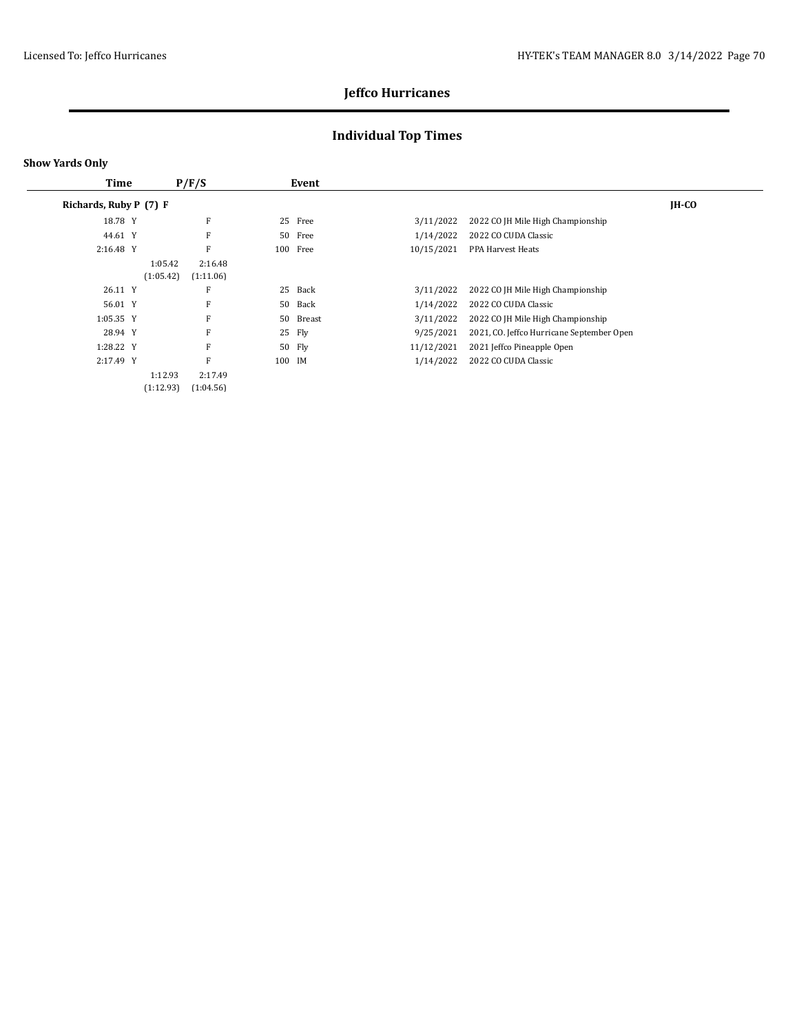# Jeffco Hurricanes

## Individual Top Times

**Show Yards Only**

| Time | P/F/S | Event | | |
|---|---|---|---|---|
| **Richards, Ruby P (7) F** | | | | **JH-CO** |
| 18.78 Y | F | 25 Free | 3/11/2022 | 2022 CO JH Mile High Championship |
| 44.61 Y | F | 50 Free | 1/14/2022 | 2022 CO CUDA Classic |
| 2:16.48 Y | F | 100 Free | 10/15/2021 | PPA Harvest Heats |
| 1:05.42 (1:05.42) | 2:16.48 (1:11.06) | | | |
| 26.11 Y | F | 25 Back | 3/11/2022 | 2022 CO JH Mile High Championship |
| 56.01 Y | F | 50 Back | 1/14/2022 | 2022 CO CUDA Classic |
| 1:05.35 Y | F | 50 Breast | 3/11/2022 | 2022 CO JH Mile High Championship |
| 28.94 Y | F | 25 Fly | 9/25/2021 | 2021, CO. Jeffco Hurricane September Open |
| 1:28.22 Y | F | 50 Fly | 11/12/2021 | 2021 Jeffco Pineapple Open |
| 2:17.49 Y | F | 100 IM | 1/14/2022 | 2022 CO CUDA Classic |
| 1:12.93 (1:12.93) | 2:17.49 (1:04.56) | | | |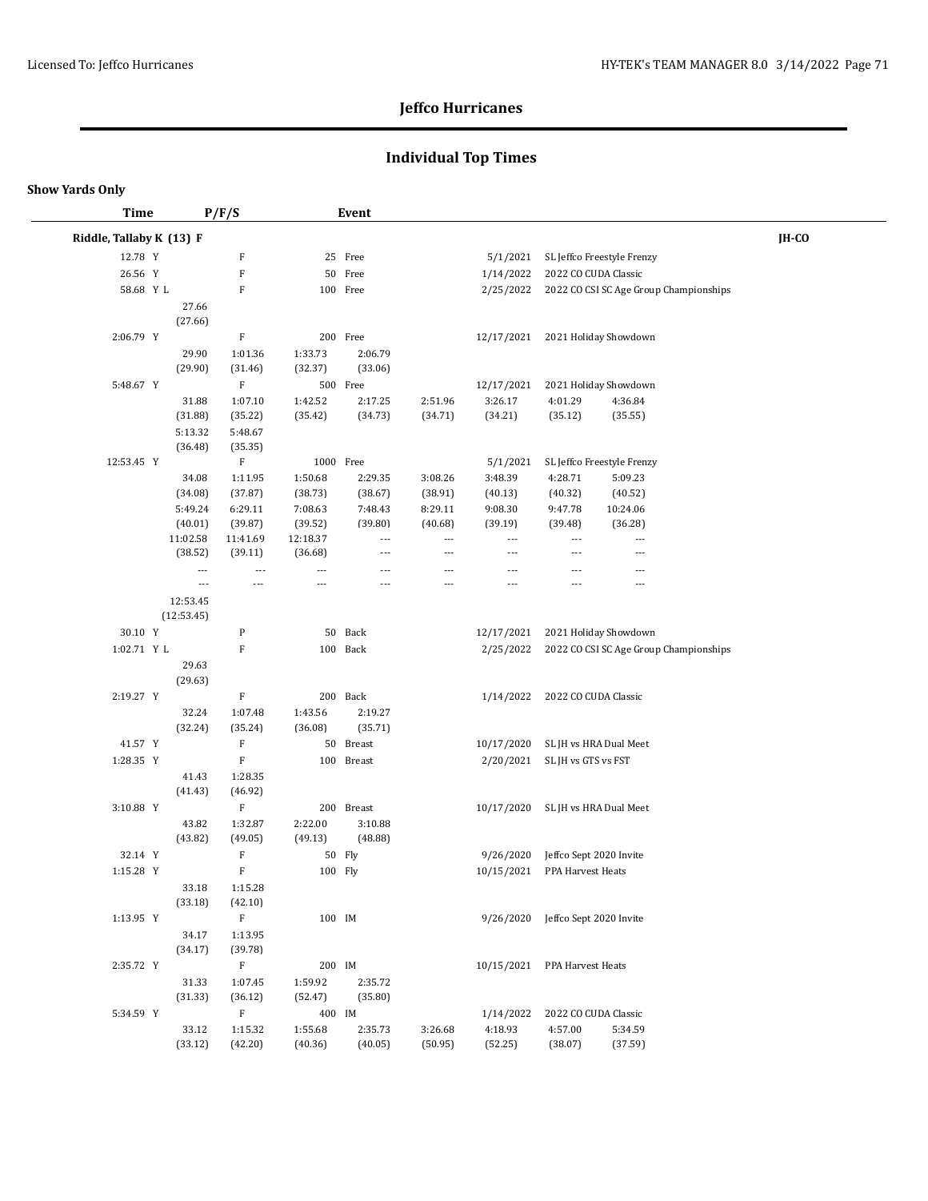# Jeffco Hurricanes

## Individual Top Times

**Show Yards Only**

| Time | P/F/S | Event | | |
|---|---|---|---|---|
| **Riddle, Tallaby K (13) F** | | | | **JH-CO** |
| 12.78 Y | F | 25 Free | 5/1/2021 | SL Jeffco Freestyle Frenzy |
| 26.56 Y | F | 50 Free | 1/14/2022 | 2022 CO CUDA Classic |
| 58.68 Y L | F | 100 Free | 2/25/2022 | 2022 CO CSI SC Age Group Championships |
| 2:06.79 Y | F | 200 Free | 12/17/2021 | 2021 Holiday Showdown |
| 5:48.67 Y | F | 500 Free | 12/17/2021 | 2021 Holiday Showdown |
| 12:53.45 Y | F | 1000 Free | 5/1/2021 | SL Jeffco Freestyle Frenzy |
| 30.10 Y | P | 50 Back | 12/17/2021 | 2021 Holiday Showdown |
| 1:02.71 Y L | F | 100 Back | 2/25/2022 | 2022 CO CSI SC Age Group Championships |
| 2:19.27 Y | F | 200 Back | 1/14/2022 | 2022 CO CUDA Classic |
| 41.57 Y | F | 50 Breast | 10/17/2020 | SL JH vs HRA Dual Meet |
| 1:28.35 Y | F | 100 Breast | 2/20/2021 | SL JH vs GTS vs FST |
| 3:10.88 Y | F | 200 Breast | 10/17/2020 | SL JH vs HRA Dual Meet |
| 32.14 Y | F | 50 Fly | 9/26/2020 | Jeffco Sept 2020 Invite |
| 1:15.28 Y | F | 100 Fly | 10/15/2021 | PPA Harvest Heats |
| 1:13.95 Y | F | 100 IM | 9/26/2020 | Jeffco Sept 2020 Invite |
| 2:35.72 Y | F | 200 IM | 10/15/2021 | PPA Harvest Heats |
| 5:34.59 Y | F | 400 IM | 1/14/2022 | 2022 CO CUDA Classic |

**Splits:**

58.68 Y L — 100 Free: 27.66 (27.66)

2:06.79 Y — 200 Free: 29.90 (29.90), 1:01.36 (31.46), 1:33.73 (32.37), 2:06.79 (33.06)

5:48.67 Y — 500 Free: 31.88 (31.88), 1:07.10 (35.22), 1:42.52 (35.42), 2:17.25 (34.73), 2:51.96 (34.71), 3:26.17 (34.21), 4:01.29 (35.12), 4:36.84 (35.55), 5:13.32 (36.48), 5:48.67 (35.35)

12:53.45 Y — 1000 Free: 34.08 (34.08), 1:11.95 (37.87), 1:50.68 (38.73), 2:29.35 (38.67), 3:08.26 (38.91), 3:48.39 (40.13), 4:28.71 (40.32), 5:09.23 (40.52), 5:49.24 (40.01), 6:29.11 (39.87), 7:08.63 (39.52), 7:48.43 (39.80), 8:29.11 (40.68), 9:08.30 (39.19), 9:47.78 (39.48), 10:24.06 (36.28), 11:02.58 (38.52), 11:41.69 (39.11), 12:18.37 (36.68), --- , 12:53.45 (12:53.45)

1:02.71 Y L — 100 Back: 29.63 (29.63)

2:19.27 Y — 200 Back: 32.24 (32.24), 1:07.48 (35.24), 1:43.56 (36.08), 2:19.27 (35.71)

1:28.35 Y — 100 Breast: 41.43 (41.43), 1:28.35 (46.92)

3:10.88 Y — 200 Breast: 43.82 (43.82), 1:32.87 (49.05), 2:22.00 (49.13), 3:10.88 (48.88)

1:15.28 Y — 100 Fly: 33.18 (33.18), 1:15.28 (42.10)

1:13.95 Y — 100 IM: 34.17 (34.17), 1:13.95 (39.78)

2:35.72 Y — 200 IM: 31.33 (31.33), 1:07.45 (36.12), 1:59.92 (52.47), 2:35.72 (35.80)

5:34.59 Y — 400 IM: 33.12 (33.12), 1:15.32 (42.20), 1:55.68 (40.36), 2:35.73 (40.05), 3:26.68 (50.95), 4:18.93 (52.25), 4:57.00 (38.07), 5:34.59 (37.59)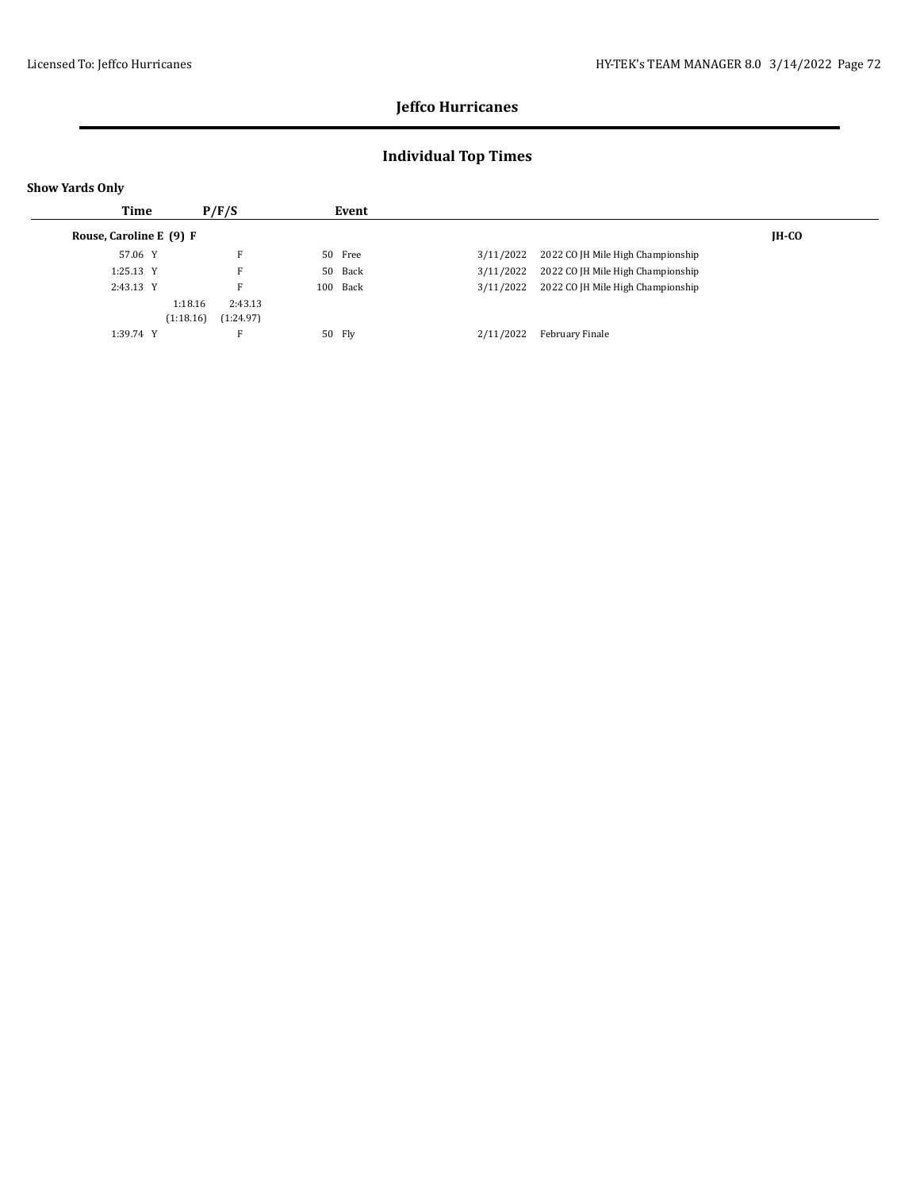## Jeffco Hurricanes

## Individual Top Times

**Show Yards Only**

| Time | P/F/S | Event | Date | Meet | |
|---|---|---|---|---|---|
| **Rouse, Caroline E (9) F** | | | | | **JH-CO** |
| 57.06 Y | F | 50 Free | 3/11/2022 | 2022 CO JH Mile High Championship | |
| 1:25.13 Y | F | 50 Back | 3/11/2022 | 2022 CO JH Mile High Championship | |
| 2:43.13 Y | F | 100 Back | 3/11/2022 | 2022 CO JH Mile High Championship | |
| | 1:18.16 (1:18.16) 2:43.13 (1:24.97) | | | | |
| 1:39.74 Y | F | 50 Fly | 2/11/2022 | February Finale | |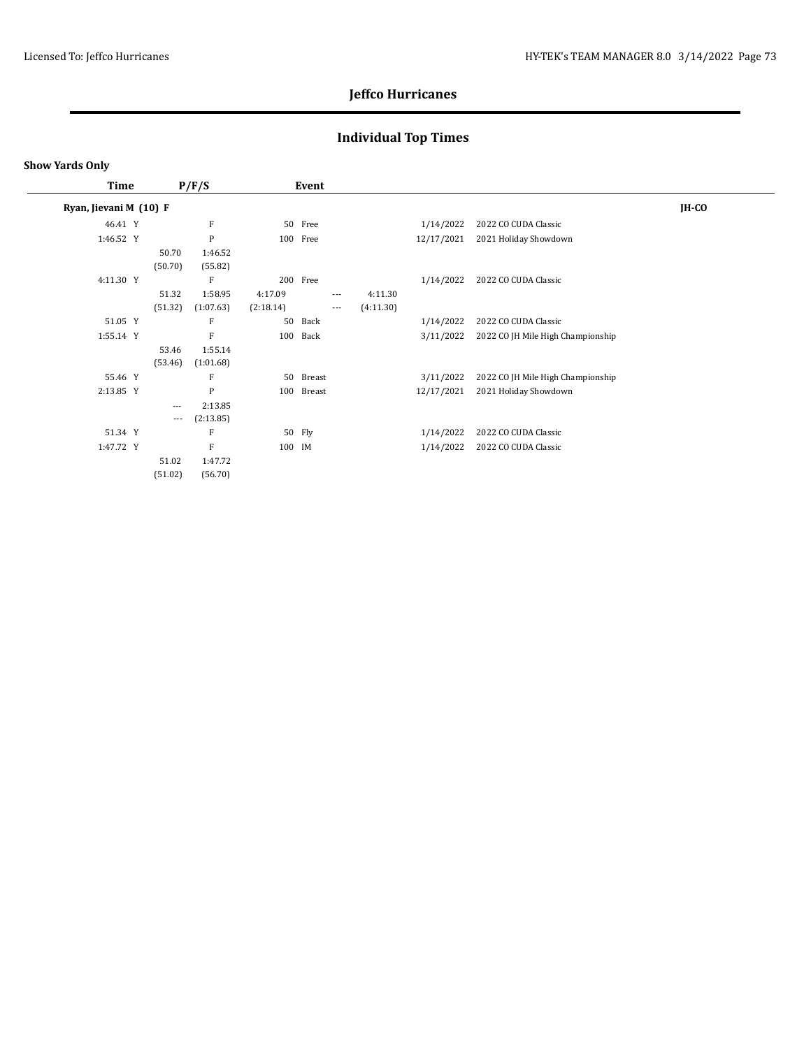# Jeffco Hurricanes

## Individual Top Times

**Show Yards Only**

| Time | P/F/S | Event | Date | Meet | |
|---|---|---|---|---|---|
| **Ryan, Jievani M (10) F** | | | | | **JH-CO** |
| 46.41 Y | F | 50 Free | 1/14/2022 | 2022 CO CUDA Classic | |
| 1:46.52 Y | P | 100 Free | 12/17/2021 | 2021 Holiday Showdown | |
| | 50.70 (50.70) &nbsp; 1:46.52 (55.82) | | | | |
| 4:11.30 Y | F | 200 Free | 1/14/2022 | 2022 CO CUDA Classic | |
| | 51.32 (51.32) &nbsp; 1:58.95 (1:07.63) &nbsp; 4:17.09 (2:18.14) &nbsp; --- --- &nbsp; 4:11.30 (4:11.30) | | | | |
| 51.05 Y | F | 50 Back | 1/14/2022 | 2022 CO CUDA Classic | |
| 1:55.14 Y | F | 100 Back | 3/11/2022 | 2022 CO JH Mile High Championship | |
| | 53.46 (53.46) &nbsp; 1:55.14 (1:01.68) | | | | |
| 55.46 Y | F | 50 Breast | 3/11/2022 | 2022 CO JH Mile High Championship | |
| 2:13.85 Y | P | 100 Breast | 12/17/2021 | 2021 Holiday Showdown | |
| | --- --- &nbsp; 2:13.85 (2:13.85) | | | | |
| 51.34 Y | F | 50 Fly | 1/14/2022 | 2022 CO CUDA Classic | |
| 1:47.72 Y | F | 100 IM | 1/14/2022 | 2022 CO CUDA Classic | |
| | 51.02 (51.02) &nbsp; 1:47.72 (56.70) | | | | |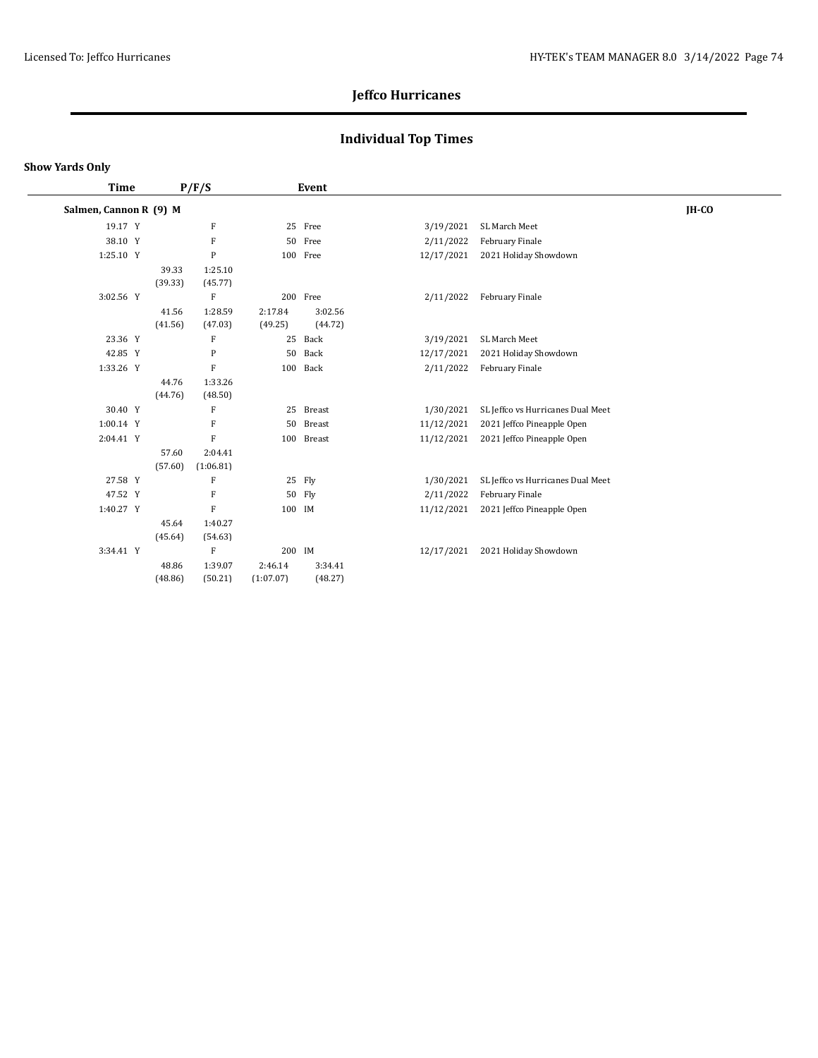## Jeffco Hurricanes

## Individual Top Times

**Show Yards Only**

| Time | P/F/S | Event | | Date | Meet | |
|---|---|---|---|---|---|---|
| **Salmen, Cannon R (9) M** | | | | | | **JH-CO** |
| 19.17 Y | F | 25 | Free | 3/19/2021 | SL March Meet | |
| 38.10 Y | F | 50 | Free | 2/11/2022 | February Finale | |
| 1:25.10 Y | P | 100 | Free | 12/17/2021 | 2021 Holiday Showdown | |
| | 39.33 (39.33) | 1:25.10 (45.77) | | | | |
| 3:02.56 Y | F | 200 | Free | 2/11/2022 | February Finale | |
| | 41.56 (41.56) | 1:28.59 (47.03) | 2:17.84 (49.25) | 3:02.56 (44.72) | | |
| 23.36 Y | F | 25 | Back | 3/19/2021 | SL March Meet | |
| 42.85 Y | P | 50 | Back | 12/17/2021 | 2021 Holiday Showdown | |
| 1:33.26 Y | F | 100 | Back | 2/11/2022 | February Finale | |
| | 44.76 (44.76) | 1:33.26 (48.50) | | | | |
| 30.40 Y | F | 25 | Breast | 1/30/2021 | SL Jeffco vs Hurricanes Dual Meet | |
| 1:00.14 Y | F | 50 | Breast | 11/12/2021 | 2021 Jeffco Pineapple Open | |
| 2:04.41 Y | F | 100 | Breast | 11/12/2021 | 2021 Jeffco Pineapple Open | |
| | 57.60 (57.60) | 2:04.41 (1:06.81) | | | | |
| 27.58 Y | F | 25 | Fly | 1/30/2021 | SL Jeffco vs Hurricanes Dual Meet | |
| 47.52 Y | F | 50 | Fly | 2/11/2022 | February Finale | |
| 1:40.27 Y | F | 100 | IM | 11/12/2021 | 2021 Jeffco Pineapple Open | |
| | 45.64 (45.64) | 1:40.27 (54.63) | | | | |
| 3:34.41 Y | F | 200 | IM | 12/17/2021 | 2021 Holiday Showdown | |
| | 48.86 (48.86) | 1:39.07 (50.21) | 2:46.14 (1:07.07) | 3:34.41 (48.27) | | |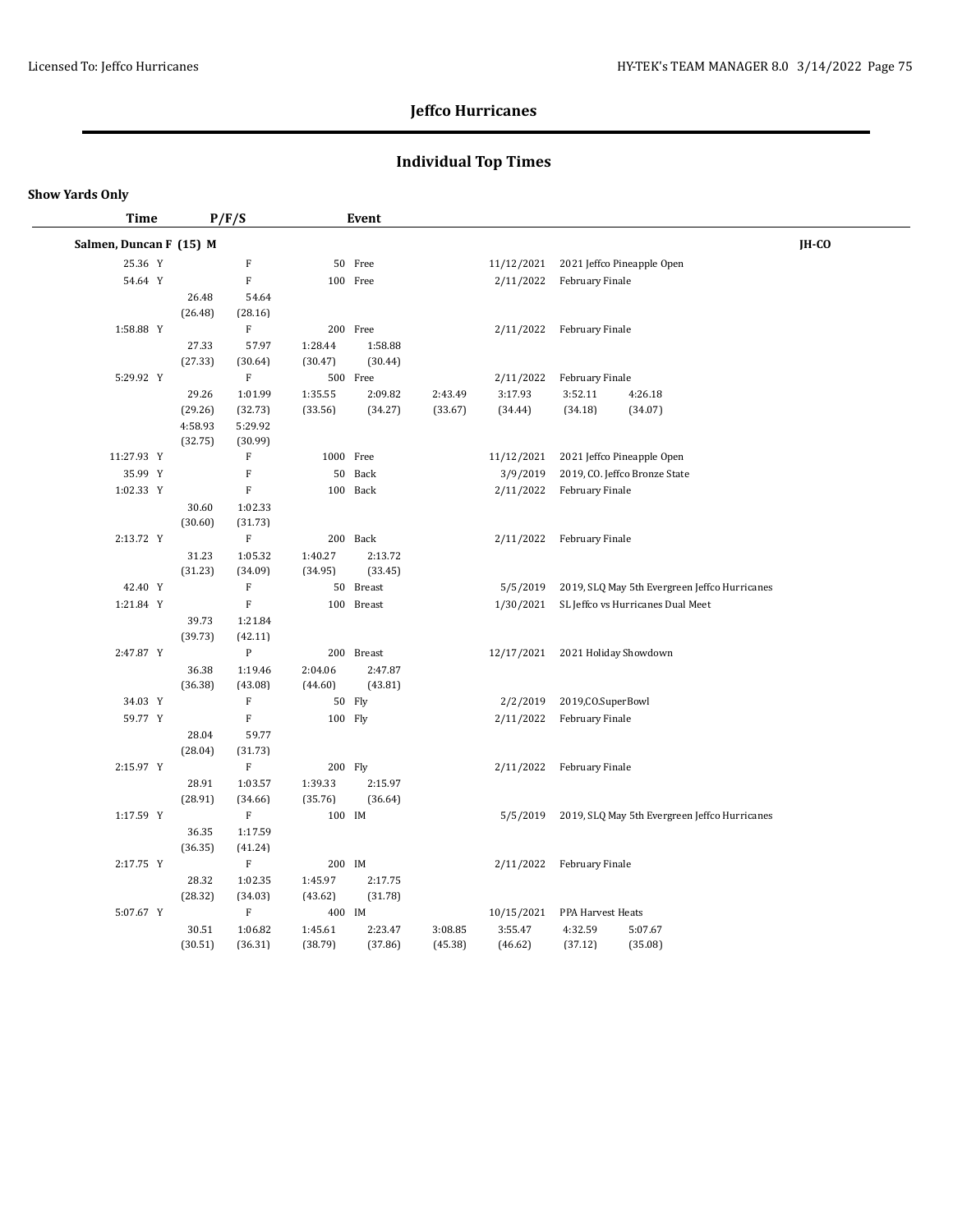# Jeffco Hurricanes

## Individual Top Times

**Show Yards Only**

| Time | P/F/S | Event | | |
|---|---|---|---|---|
| **Salmen, Duncan F (15) M** | | | | **JH-CO** |
| 25.36 Y | F | 50 Free | 11/12/2021 | 2021 Jeffco Pineapple Open |
| 54.64 Y | F | 100 Free | 2/11/2022 | February Finale |
| | 26.48 (26.48), 54.64 (28.16) | | | |
| 1:58.88 Y | F | 200 Free | 2/11/2022 | February Finale |
| | 27.33 (27.33), 57.97 (30.64), 1:28.44 (30.47), 1:58.88 (30.44) | | | |
| 5:29.92 Y | F | 500 Free | 2/11/2022 | February Finale |
| | 29.26 (29.26), 1:01.99 (32.73), 1:35.55 (33.56), 2:09.82 (34.27), 2:43.49 (33.67), 3:17.93 (34.44), 3:52.11 (34.18), 4:26.18 (34.07), 4:58.93 (32.75), 5:29.92 (30.99) | | | |
| 11:27.93 Y | F | 1000 Free | 11/12/2021 | 2021 Jeffco Pineapple Open |
| 35.99 Y | F | 50 Back | 3/9/2019 | 2019, CO. Jeffco Bronze State |
| 1:02.33 Y | F | 100 Back | 2/11/2022 | February Finale |
| | 30.60 (30.60), 1:02.33 (31.73) | | | |
| 2:13.72 Y | F | 200 Back | 2/11/2022 | February Finale |
| | 31.23 (31.23), 1:05.32 (34.09), 1:40.27 (34.95), 2:13.72 (33.45) | | | |
| 42.40 Y | F | 50 Breast | 5/5/2019 | 2019, SLQ May 5th Evergreen Jeffco Hurricanes |
| 1:21.84 Y | F | 100 Breast | 1/30/2021 | SL Jeffco vs Hurricanes Dual Meet |
| | 39.73 (39.73), 1:21.84 (42.11) | | | |
| 2:47.87 Y | P | 200 Breast | 12/17/2021 | 2021 Holiday Showdown |
| | 36.38 (36.38), 1:19.46 (43.08), 2:04.06 (44.60), 2:47.87 (43.81) | | | |
| 34.03 Y | F | 50 Fly | 2/2/2019 | 2019,CO.SuperBowl |
| 59.77 Y | F | 100 Fly | 2/11/2022 | February Finale |
| | 28.04 (28.04), 59.77 (31.73) | | | |
| 2:15.97 Y | F | 200 Fly | 2/11/2022 | February Finale |
| | 28.91 (28.91), 1:03.57 (34.66), 1:39.33 (35.76), 2:15.97 (36.64) | | | |
| 1:17.59 Y | F | 100 IM | 5/5/2019 | 2019, SLQ May 5th Evergreen Jeffco Hurricanes |
| | 36.35 (36.35), 1:17.59 (41.24) | | | |
| 2:17.75 Y | F | 200 IM | 2/11/2022 | February Finale |
| | 28.32 (28.32), 1:02.35 (34.03), 1:45.97 (43.62), 2:17.75 (31.78) | | | |
| 5:07.67 Y | F | 400 IM | 10/15/2021 | PPA Harvest Heats |
| | 30.51 (30.51), 1:06.82 (36.31), 1:45.61 (38.79), 2:23.47 (37.86), 3:08.85 (45.38), 3:55.47 (46.62), 4:32.59 (37.12), 5:07.67 (35.08) | | | |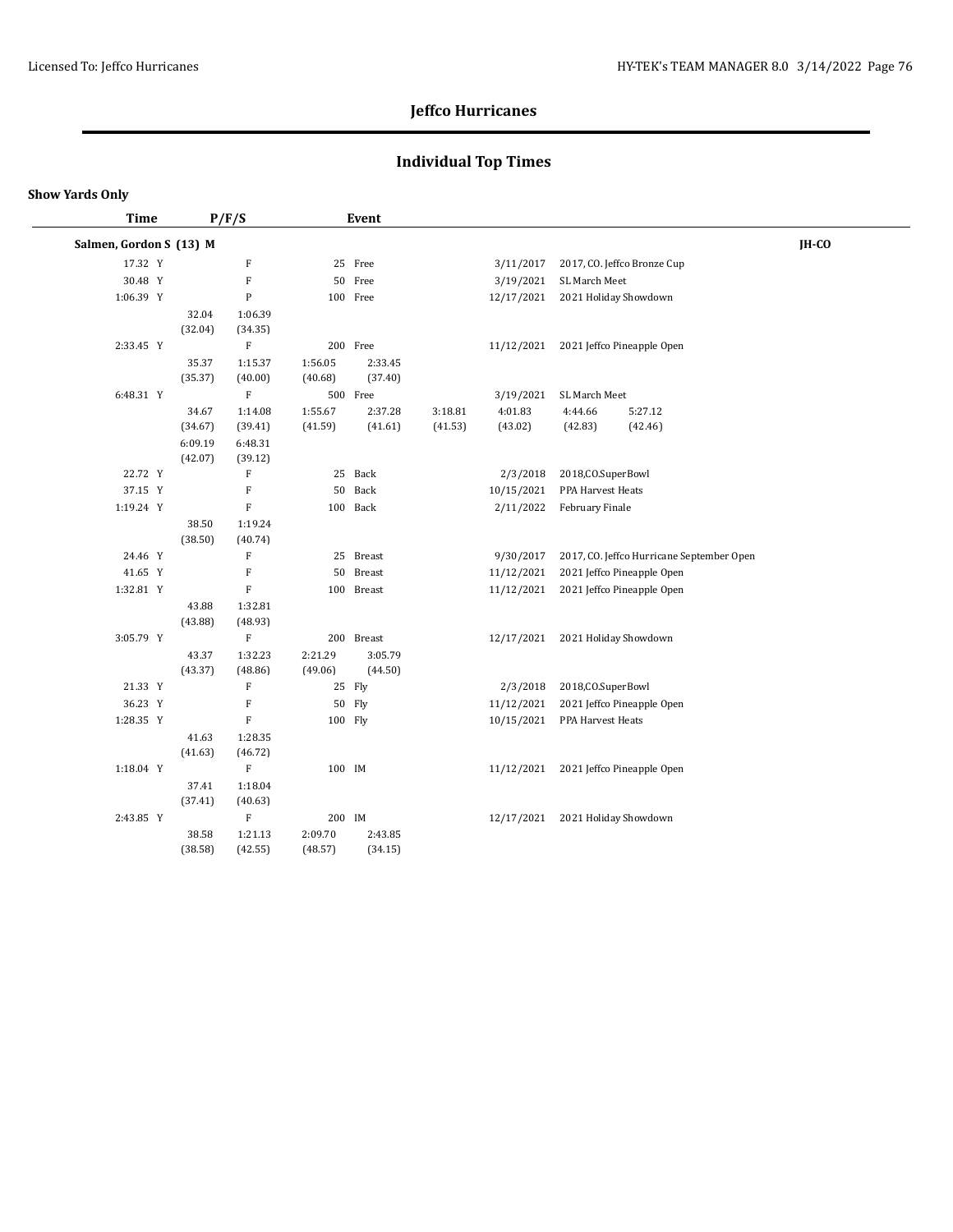# Jeffco Hurricanes

## Individual Top Times

**Show Yards Only**

| Time | P/F/S | Event | Date | Meet |
|---|---|---|---|---|
| **Salmen, Gordon S (13) M** | | | | **JH-CO** |
| 17.32 Y | F | 25 Free | 3/11/2017 | 2017, CO. Jeffco Bronze Cup |
| 30.48 Y | F | 50 Free | 3/19/2021 | SL March Meet |
| 1:06.39 Y | P | 100 Free | 12/17/2021 | 2021 Holiday Showdown |
| | 32.04 (32.04) 1:06.39 (34.35) | | | |
| 2:33.45 Y | F | 200 Free | 11/12/2021 | 2021 Jeffco Pineapple Open |
| | 35.37 (35.37) 1:15.37 (40.00) 1:56.05 (40.68) 2:33.45 (37.40) | | | |
| 6:48.31 Y | F | 500 Free | 3/19/2021 | SL March Meet |
| | 34.67 (34.67) 1:14.08 (39.41) 1:55.67 (41.59) 2:37.28 (41.61) 3:18.81 (41.53) 4:01.83 (43.02) 4:44.66 (42.83) 5:27.12 (42.46) 6:09.19 (42.07) 6:48.31 (39.12) | | | |
| 22.72 Y | F | 25 Back | 2/3/2018 | 2018,CO.SuperBowl |
| 37.15 Y | F | 50 Back | 10/15/2021 | PPA Harvest Heats |
| 1:19.24 Y | F | 100 Back | 2/11/2022 | February Finale |
| | 38.50 (38.50) 1:19.24 (40.74) | | | |
| 24.46 Y | F | 25 Breast | 9/30/2017 | 2017, CO. Jeffco Hurricane September Open |
| 41.65 Y | F | 50 Breast | 11/12/2021 | 2021 Jeffco Pineapple Open |
| 1:32.81 Y | F | 100 Breast | 11/12/2021 | 2021 Jeffco Pineapple Open |
| | 43.88 (43.88) 1:32.81 (48.93) | | | |
| 3:05.79 Y | F | 200 Breast | 12/17/2021 | 2021 Holiday Showdown |
| | 43.37 (43.37) 1:32.23 (48.86) 2:21.29 (49.06) 3:05.79 (44.50) | | | |
| 21.33 Y | F | 25 Fly | 2/3/2018 | 2018,CO.SuperBowl |
| 36.23 Y | F | 50 Fly | 11/12/2021 | 2021 Jeffco Pineapple Open |
| 1:28.35 Y | F | 100 Fly | 10/15/2021 | PPA Harvest Heats |
| | 41.63 (41.63) 1:28.35 (46.72) | | | |
| 1:18.04 Y | F | 100 IM | 11/12/2021 | 2021 Jeffco Pineapple Open |
| | 37.41 (37.41) 1:18.04 (40.63) | | | |
| 2:43.85 Y | F | 200 IM | 12/17/2021 | 2021 Holiday Showdown |
| | 38.58 (38.58) 1:21.13 (42.55) 2:09.70 (48.57) 2:43.85 (34.15) | | | |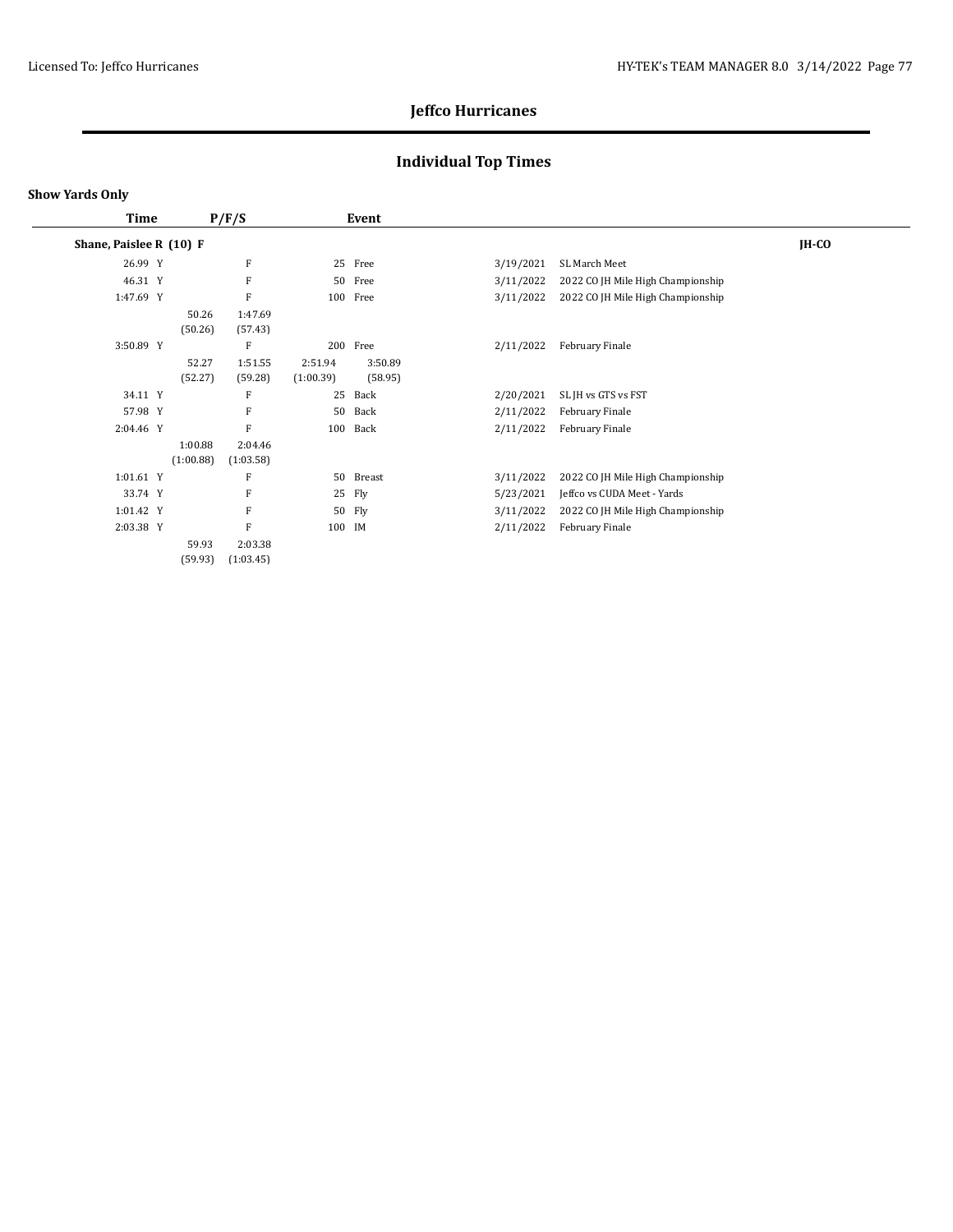# Jeffco Hurricanes

## Individual Top Times

**Show Yards Only**

| Time | P/F/S | | | Event | Date | Meet | |
|---|---|---|---|---|---|---|---|
| **Shane, Paislee R (10) F** | | | | | | | **JH-CO** |
| 26.99 Y | F | | | 25 Free | 3/19/2021 | SL March Meet | |
| 46.31 Y | F | | | 50 Free | 3/11/2022 | 2022 CO JH Mile High Championship | |
| 1:47.69 Y | F | | | 100 Free | 3/11/2022 | 2022 CO JH Mile High Championship | |
| | 50.26 (50.26) | 1:47.69 (57.43) | | | | | |
| 3:50.89 Y | F | | | 200 Free | 2/11/2022 | February Finale | |
| | 52.27 (52.27) | 1:51.55 (59.28) | 2:51.94 (1:00.39) | 3:50.89 (58.95) | | | |
| 34.11 Y | F | | | 25 Back | 2/20/2021 | SL JH vs GTS vs FST | |
| 57.98 Y | F | | | 50 Back | 2/11/2022 | February Finale | |
| 2:04.46 Y | F | | | 100 Back | 2/11/2022 | February Finale | |
| | 1:00.88 (1:00.88) | 2:04.46 (1:03.58) | | | | | |
| 1:01.61 Y | F | | | 50 Breast | 3/11/2022 | 2022 CO JH Mile High Championship | |
| 33.74 Y | F | | | 25 Fly | 5/23/2021 | Jeffco vs CUDA Meet - Yards | |
| 1:01.42 Y | F | | | 50 Fly | 3/11/2022 | 2022 CO JH Mile High Championship | |
| 2:03.38 Y | F | | | 100 IM | 2/11/2022 | February Finale | |
| | 59.93 (59.93) | 2:03.38 (1:03.45) | | | | | |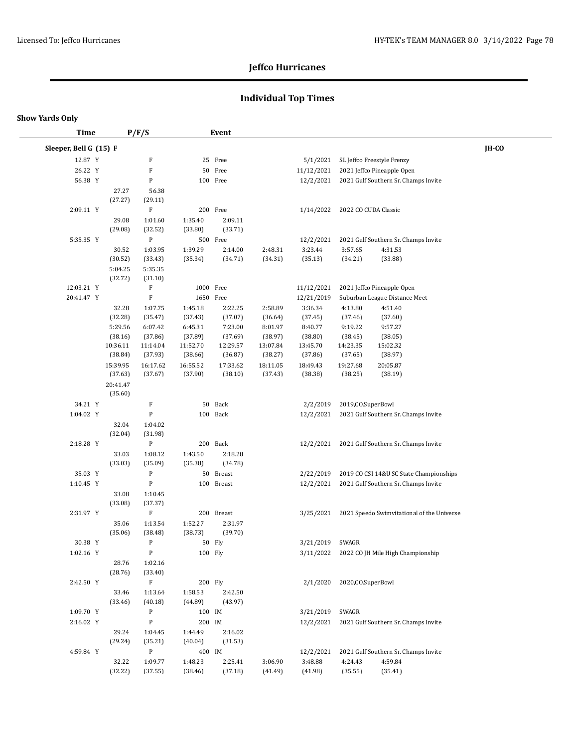## Jeffco Hurricanes

## Individual Top Times

**Show Yards Only**

| Time | P/F/S | Event | Date | Meet |
|---|---|---|---|---|
| **Sleeper, Bell G (15) F** | | | | **JH-CO** |
| 12.87 Y | F | 25 Free | 5/1/2021 | SL Jeffco Freestyle Frenzy |
| 26.22 Y | F | 50 Free | 11/12/2021 | 2021 Jeffco Pineapple Open |
| 56.38 Y | P | 100 Free | 12/2/2021 | 2021 Gulf Southern Sr. Champs Invite |
| | 27.27 (27.27) 56.38 (29.11) | | | |
| 2:09.11 Y | F | 200 Free | 1/14/2022 | 2022 CO CUDA Classic |
| | 29.08 (29.08) 1:01.60 (32.52) 1:35.40 (33.80) 2:09.11 (33.71) | | | |
| 5:35.35 Y | P | 500 Free | 12/2/2021 | 2021 Gulf Southern Sr. Champs Invite |
| | 30.52 (30.52) 1:03.95 (33.43) 1:39.29 (35.34) 2:14.00 (34.71) 2:48.31 (34.31) 3:23.44 (35.13) 3:57.65 (34.21) 4:31.53 (33.88) 5:04.25 (32.72) 5:35.35 (31.10) | | | |
| 12:03.21 Y | F | 1000 Free | 11/12/2021 | 2021 Jeffco Pineapple Open |
| 20:41.47 Y | F | 1650 Free | 12/21/2019 | Suburban League Distance Meet |
| | 32.28 (32.28) 1:07.75 (35.47) 1:45.18 (37.43) 2:22.25 (37.07) 2:58.89 (36.64) 3:36.34 (37.45) 4:13.80 (37.46) 4:51.40 (37.60) 5:29.56 (38.16) 6:07.42 (37.86) 6:45.31 (37.89) 7:23.00 (37.69) 8:01.97 (38.97) 8:40.77 (38.80) 9:19.22 (38.45) 9:57.27 (38.05) 10:36.11 (38.84) 11:14.04 (37.93) 11:52.70 (38.66) 12:29.57 (36.87) 13:07.84 (38.27) 13:45.70 (37.86) 14:23.35 (37.65) 15:02.32 (38.97) 15:39.95 (37.63) 16:17.62 (37.67) 16:55.52 (37.90) 17:33.62 (38.10) 18:11.05 (37.43) 18:49.43 (38.38) 19:27.68 (38.25) 20:05.87 (38.19) 20:41.47 (35.60) | | | |
| 34.21 Y | F | 50 Back | 2/2/2019 | 2019,CO,SuperBowl |
| 1:04.02 Y | P | 100 Back | 12/2/2021 | 2021 Gulf Southern Sr. Champs Invite |
| | 32.04 (32.04) 1:04.02 (31.98) | | | |
| 2:18.28 Y | P | 200 Back | 12/2/2021 | 2021 Gulf Southern Sr. Champs Invite |
| | 33.03 (33.03) 1:08.12 (35.09) 1:43.50 (35.38) 2:18.28 (34.78) | | | |
| 35.03 Y | P | 50 Breast | 2/22/2019 | 2019 CO CSI 14&U SC State Championships |
| 1:10.45 Y | P | 100 Breast | 12/2/2021 | 2021 Gulf Southern Sr. Champs Invite |
| | 33.08 (33.08) 1:10.45 (37.37) | | | |
| 2:31.97 Y | F | 200 Breast | 3/25/2021 | 2021 Speedo Swimvitational of the Universe |
| | 35.06 (35.06) 1:13.54 (38.48) 1:52.27 (38.73) 2:31.97 (39.70) | | | |
| 30.38 Y | P | 50 Fly | 3/21/2019 | SWAGR |
| 1:02.16 Y | P | 100 Fly | 3/11/2022 | 2022 CO JH Mile High Championship |
| | 28.76 (28.76) 1:02.16 (33.40) | | | |
| 2:42.50 Y | F | 200 Fly | 2/1/2020 | 2020,CO,SuperBowl |
| | 33.46 (33.46) 1:13.64 (40.18) 1:58.53 (44.89) 2:42.50 (43.97) | | | |
| 1:09.70 Y | P | 100 IM | 3/21/2019 | SWAGR |
| 2:16.02 Y | P | 200 IM | 12/2/2021 | 2021 Gulf Southern Sr. Champs Invite |
| | 29.24 (29.24) 1:04.45 (35.21) 1:44.49 (40.04) 2:16.02 (31.53) | | | |
| 4:59.84 Y | P | 400 IM | 12/2/2021 | 2021 Gulf Southern Sr. Champs Invite |
| | 32.22 (32.22) 1:09.77 (37.55) 1:48.23 (38.46) 2:25.41 (37.18) 3:06.90 (41.49) 3:48.88 (41.98) 4:24.43 (35.55) 4:59.84 (35.41) | | | |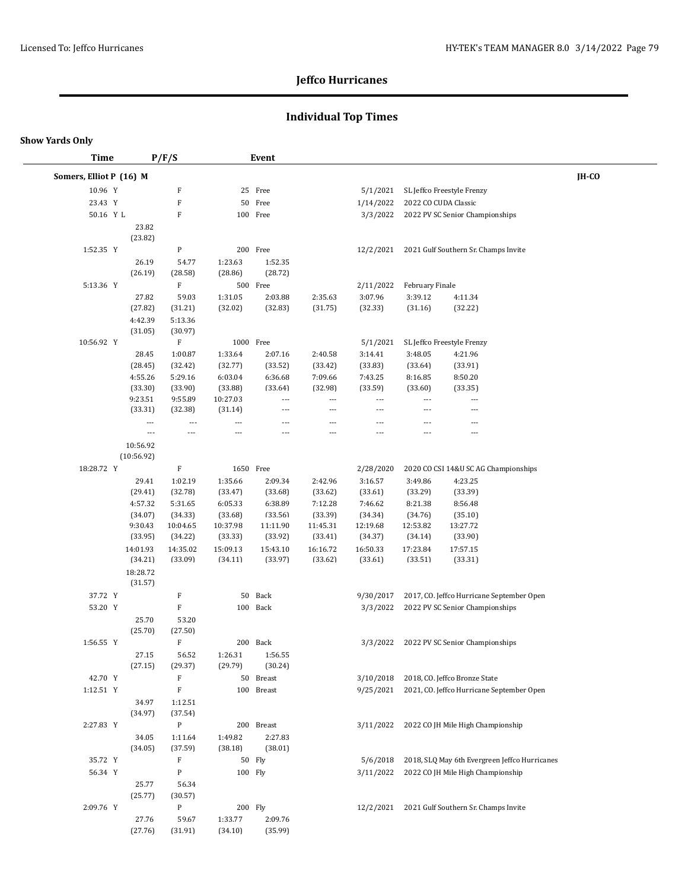# Jeffco Hurricanes

## Individual Top Times

**Show Yards Only**

| Time | P/F/S | Event | Date | Meet |
|---|---|---|---|---|
| **Somers, Elliot P (16) M** | | | | **JH-CO** |
| 10.96 Y | F | 25 Free | 5/1/2021 | SL Jeffco Freestyle Frenzy |
| 23.43 Y | F | 50 Free | 1/14/2022 | 2022 CO CUDA Classic |
| 50.16 Y L | F | 100 Free | 3/3/2022 | 2022 PV SC Senior Championships |
| 1:52.35 Y | P | 200 Free | 12/2/2021 | 2021 Gulf Southern Sr. Champs Invite |
| 5:13.36 Y | F | 500 Free | 2/11/2022 | February Finale |
| 10:56.92 Y | F | 1000 Free | 5/1/2021 | SL Jeffco Freestyle Frenzy |
| 18:28.72 Y | F | 1650 Free | 2/28/2020 | 2020 CO CSI 14&U SC AG Championships |
| 37.72 Y | F | 50 Back | 9/30/2017 | 2017, CO. Jeffco Hurricane September Open |
| 53.20 Y | F | 100 Back | 3/3/2022 | 2022 PV SC Senior Championships |
| 1:56.55 Y | F | 200 Back | 3/3/2022 | 2022 PV SC Senior Championships |
| 42.70 Y | F | 50 Breast | 3/10/2018 | 2018, CO. Jeffco Bronze State |
| 1:12.51 Y | F | 100 Breast | 9/25/2021 | 2021, CO. Jeffco Hurricane September Open |
| 2:27.83 Y | P | 200 Breast | 3/11/2022 | 2022 CO JH Mile High Championship |
| 35.72 Y | F | 50 Fly | 5/6/2018 | 2018, SLQ May 6th Evergreen Jeffco Hurricanes |
| 56.34 Y | P | 100 Fly | 3/11/2022 | 2022 CO JH Mile High Championship |
| 2:09.76 Y | P | 200 Fly | 12/2/2021 | 2021 Gulf Southern Sr. Champs Invite |

**Splits**

100 Free (50.16): 23.82 (23.82)

200 Free (1:52.35): 26.19 (26.19), 54.77 (28.58), 1:23.63 (28.86), 1:52.35 (28.72)

500 Free (5:13.36): 27.82 (27.82), 59.03 (31.21), 1:31.05 (32.02), 2:03.88 (32.83), 2:35.63 (31.75), 3:07.96 (32.33), 3:39.12 (31.16), 4:11.34 (32.22), 4:42.39 (31.05), 5:13.36 (30.97)

1000 Free (10:56.92): 28.45 (28.45), 1:00.87 (32.42), 1:33.64 (32.77), 2:07.16 (33.52), 2:40.58 (33.42), 3:14.41 (33.83), 3:48.05 (33.64), 4:21.96 (33.91), 4:55.26 (33.30), 5:29.16 (33.90), 6:03.04 (33.88), 6:36.68 (33.64), 7:09.66 (32.98), 7:43.25 (33.59), 8:16.85 (33.60), 8:50.20 (33.35), 9:23.51 (33.31), 9:55.89 (32.38), 10:27.03 (31.14), --- , 10:56.92 (10:56.92)

1650 Free (18:28.72): 29.41 (29.41), 1:02.19 (32.78), 1:35.66 (33.47), 2:09.34 (33.68), 2:42.96 (33.62), 3:16.57 (33.61), 3:49.86 (33.29), 4:23.25 (33.39), 4:57.32 (34.07), 5:31.65 (34.33), 6:05.33 (33.68), 6:38.89 (33.56), 7:12.28 (33.39), 7:46.62 (34.34), 8:21.38 (34.76), 8:56.48 (35.10), 9:30.43 (33.95), 10:04.65 (34.22), 10:37.98 (33.33), 11:11.90 (33.92), 11:45.31 (33.41), 12:19.68 (34.37), 12:53.82 (34.14), 13:27.72 (33.90), 14:01.93 (34.21), 14:35.02 (33.09), 15:09.13 (34.11), 15:43.10 (33.97), 16:16.72 (33.62), 16:50.33 (33.61), 17:23.84 (33.51), 17:57.15 (33.31), 18:28.72 (31.57)

100 Back (53.20): 25.70 (25.70), 53.20 (27.50)

200 Back (1:56.55): 27.15 (27.15), 56.52 (29.37), 1:26.31 (29.79), 1:56.55 (30.24)

100 Breast (1:12.51): 34.97 (34.97), 1:12.51 (37.54)

200 Breast (2:27.83): 34.05 (34.05), 1:11.64 (37.59), 1:49.82 (38.18), 2:27.83 (38.01)

100 Fly (56.34): 25.77 (25.77), 56.34 (30.57)

200 Fly (2:09.76): 27.76 (27.76), 59.67 (31.91), 1:33.77 (34.10), 2:09.76 (35.99)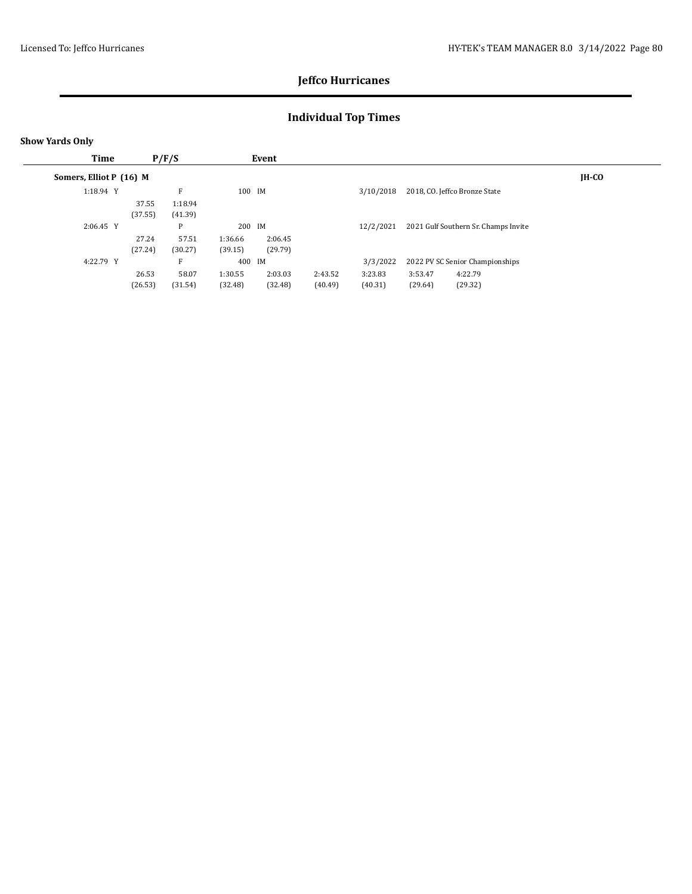# Jeffco Hurricanes

## Individual Top Times

**Show Yards Only**

| Time | P/F/S | Event | | | | | |
|---|---|---|---|---|---|---|---|
| **Somers, Elliot P (16) M** | | | | | | | **JH-CO** |
| 1:18.94 Y | F | 100 IM | | 3/10/2018 | 2018, CO. Jeffco Bronze State | | |
| | 37.55 (37.55) | 1:18.94 (41.39) | | | | | |
| 2:06.45 Y | P | 200 IM | | 12/2/2021 | 2021 Gulf Southern Sr. Champs Invite | | |
| | 27.24 (27.24) | 57.51 (30.27) | 1:36.66 (39.15) | 2:06.45 (29.79) | | | |
| 4:22.79 Y | F | 400 IM | | 3/3/2022 | 2022 PV SC Senior Championships | | |
| | 26.53 (26.53) | 58.07 (31.54) | 1:30.55 (32.48) | 2:03.03 (32.48) | 2:43.52 (40.49) | 3:23.83 (40.31) | 3:53.47 (29.64) |
| | | | | | | | 4:22.79 (29.32) |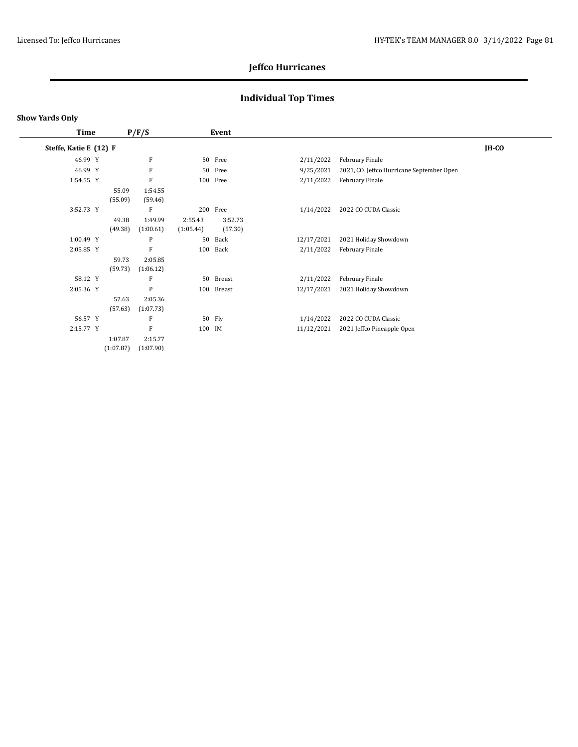# Jeffco Hurricanes

## Individual Top Times

**Show Yards Only**

| Time | P/F/S | Event | Date | Meet |
|---|---|---|---|---|
| **Steffe, Katie E (12) F** | | | | **JH-CO** |
| 46.99 Y | F | 50 Free | 2/11/2022 | February Finale |
| 46.99 Y | F | 50 Free | 9/25/2021 | 2021, CO. Jeffco Hurricane September Open |
| 1:54.55 Y | F | 100 Free | 2/11/2022 | February Finale |
| | 55.09 (55.09) 1:54.55 (59.46) | | | |
| 3:52.73 Y | F | 200 Free | 1/14/2022 | 2022 CO CUDA Classic |
| | 49.38 (49.38) 1:49.99 (1:00.61) 2:55.43 (1:05.44) 3:52.73 (57.30) | | | |
| 1:00.49 Y | P | 50 Back | 12/17/2021 | 2021 Holiday Showdown |
| 2:05.85 Y | F | 100 Back | 2/11/2022 | February Finale |
| | 59.73 (59.73) 2:05.85 (1:06.12) | | | |
| 58.12 Y | F | 50 Breast | 2/11/2022 | February Finale |
| 2:05.36 Y | P | 100 Breast | 12/17/2021 | 2021 Holiday Showdown |
| | 57.63 (57.63) 2:05.36 (1:07.73) | | | |
| 56.57 Y | F | 50 Fly | 1/14/2022 | 2022 CO CUDA Classic |
| 2:15.77 Y | F | 100 IM | 11/12/2021 | 2021 Jeffco Pineapple Open |
| | 1:07.87 (1:07.87) 2:15.77 (1:07.90) | | | |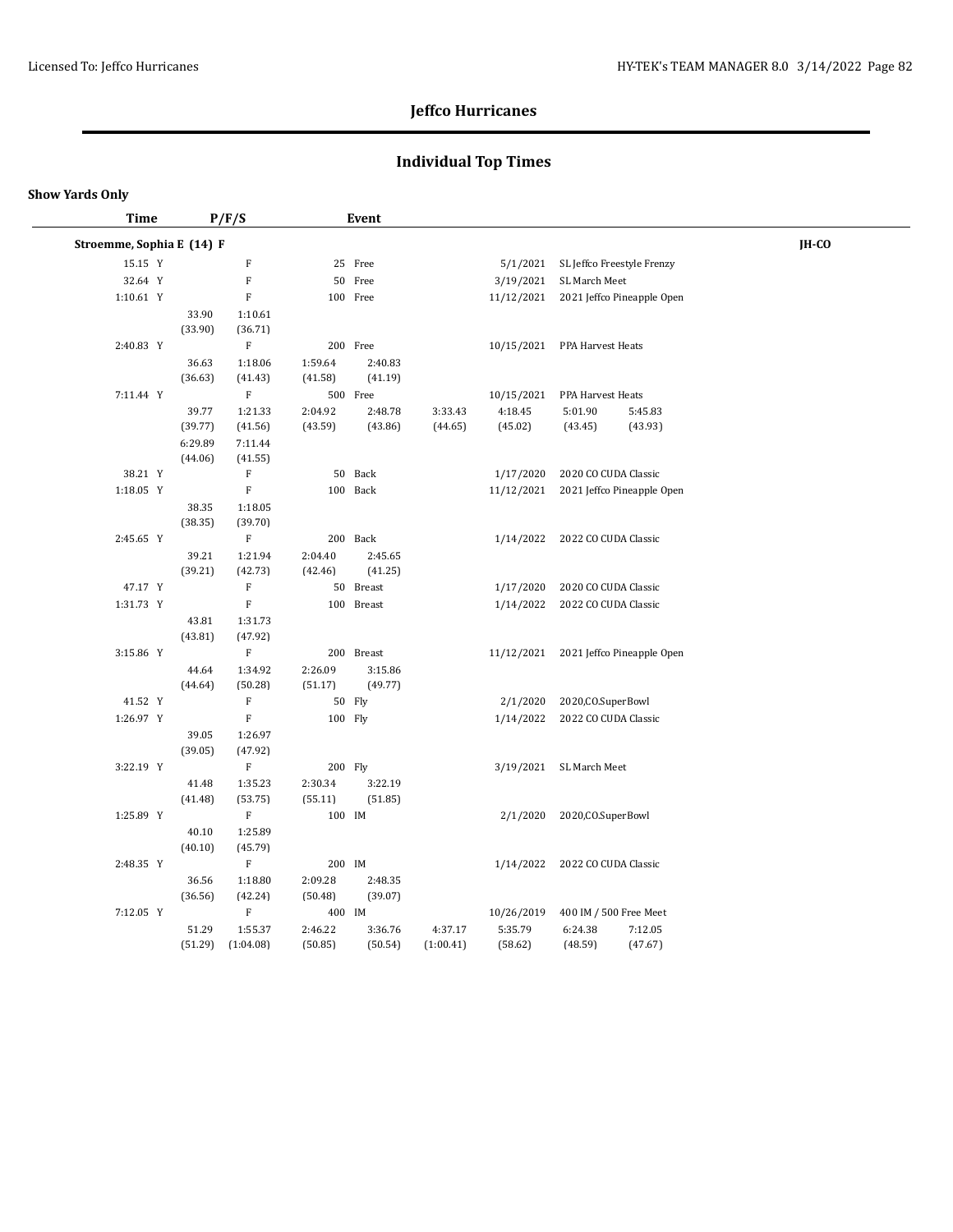# Jeffco Hurricanes

## Individual Top Times

**Show Yards Only**

| Time | P/F/S | Event | | | | |
|---|---|---|---|---|---|---|
| **Stroemme, Sophia E (14) F** | | | | | | **JH-CO** |
| 15.15 Y | F | 25 Free | 5/1/2021 | SL Jeffco Freestyle Frenzy | | |
| 32.64 Y | F | 50 Free | 3/19/2021 | SL March Meet | | |
| 1:10.61 Y | F | 100 Free | 11/12/2021 | 2021 Jeffco Pineapple Open | | |
| | 33.90 (33.90) 1:10.61 (36.71) | | | | | |
| 2:40.83 Y | F | 200 Free | 10/15/2021 | PPA Harvest Heats | | |
| | 36.63 (36.63) 1:18.06 (41.43) 1:59.64 (41.58) 2:40.83 (41.19) | | | | | |
| 7:11.44 Y | F | 500 Free | 10/15/2021 | PPA Harvest Heats | | |
| | 39.77 (39.77) 1:21.33 (41.56) 2:04.92 (43.59) 2:48.78 (43.86) 3:33.43 (44.65) 4:18.45 (45.02) 5:01.90 (43.45) 5:45.83 (43.93) 6:29.89 (44.06) 7:11.44 (41.55) | | | | | |
| 38.21 Y | F | 50 Back | 1/17/2020 | 2020 CO CUDA Classic | | |
| 1:18.05 Y | F | 100 Back | 11/12/2021 | 2021 Jeffco Pineapple Open | | |
| | 38.35 (38.35) 1:18.05 (39.70) | | | | | |
| 2:45.65 Y | F | 200 Back | 1/14/2022 | 2022 CO CUDA Classic | | |
| | 39.21 (39.21) 1:21.94 (42.73) 2:04.40 (42.46) 2:45.65 (41.25) | | | | | |
| 47.17 Y | F | 50 Breast | 1/17/2020 | 2020 CO CUDA Classic | | |
| 1:31.73 Y | F | 100 Breast | 1/14/2022 | 2022 CO CUDA Classic | | |
| | 43.81 (43.81) 1:31.73 (47.92) | | | | | |
| 3:15.86 Y | F | 200 Breast | 11/12/2021 | 2021 Jeffco Pineapple Open | | |
| | 44.64 (44.64) 1:34.92 (50.28) 2:26.09 (51.17) 3:15.86 (49.77) | | | | | |
| 41.52 Y | F | 50 Fly | 2/1/2020 | 2020,CO,SuperBowl | | |
| 1:26.97 Y | F | 100 Fly | 1/14/2022 | 2022 CO CUDA Classic | | |
| | 39.05 (39.05) 1:26.97 (47.92) | | | | | |
| 3:22.19 Y | F | 200 Fly | 3/19/2021 | SL March Meet | | |
| | 41.48 (41.48) 1:35.23 (53.75) 2:30.34 (55.11) 3:22.19 (51.85) | | | | | |
| 1:25.89 Y | F | 100 IM | 2/1/2020 | 2020,CO,SuperBowl | | |
| | 40.10 (40.10) 1:25.89 (45.79) | | | | | |
| 2:48.35 Y | F | 200 IM | 1/14/2022 | 2022 CO CUDA Classic | | |
| | 36.56 (36.56) 1:18.80 (42.24) 2:09.28 (50.48) 2:48.35 (39.07) | | | | | |
| 7:12.05 Y | F | 400 IM | 10/26/2019 | 400 IM / 500 Free Meet | | |
| | 51.29 (51.29) 1:55.37 (1:04.08) 2:46.22 (50.85) 3:36.76 (50.54) 4:37.17 (1:00.41) 5:35.79 (58.62) 6:24.38 (48.59) 7:12.05 (47.67) | | | | | |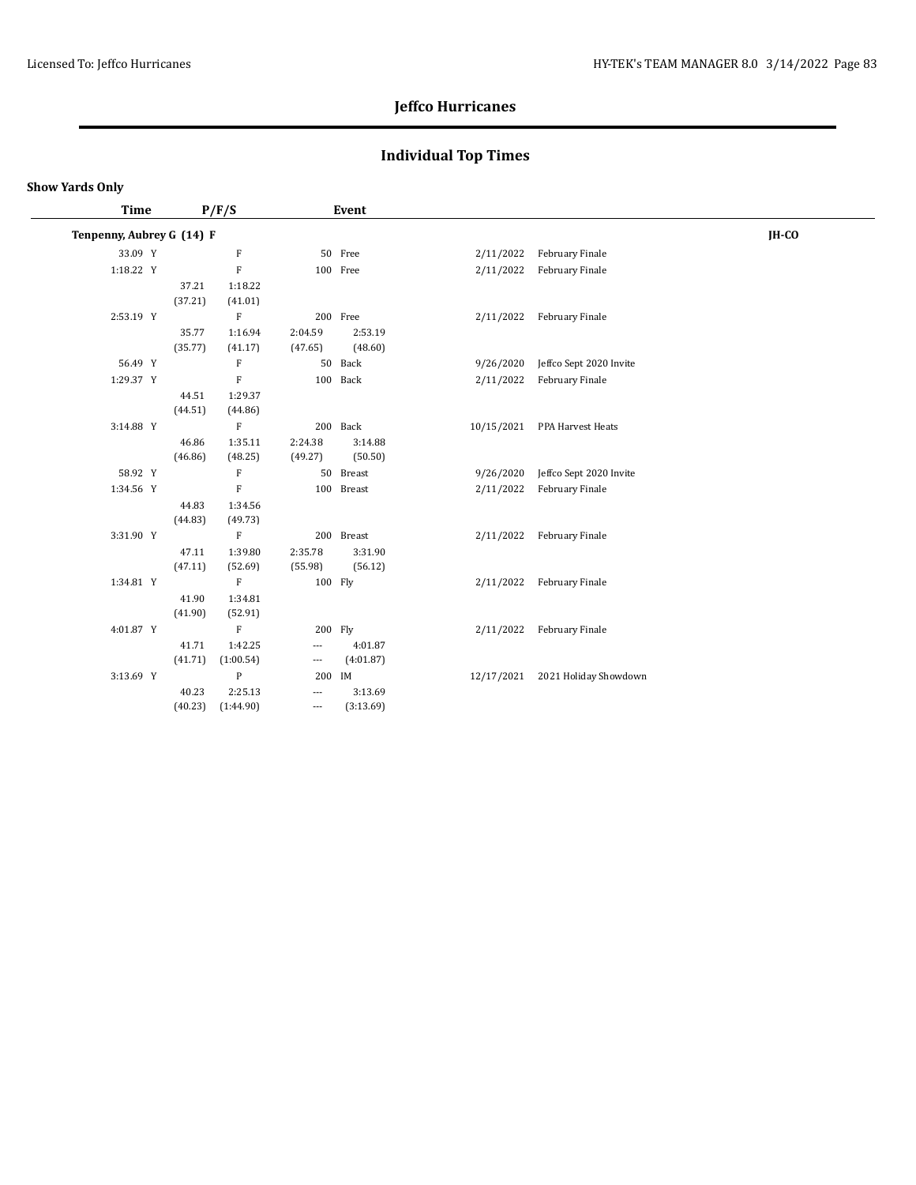# Jeffco Hurricanes

## Individual Top Times

**Show Yards Only**

| Time | P/F/S | | | Event | | |
|---|---|---|---|---|---|---|
| **Tenpenny, Aubrey G (14) F** | | | | | | **JH-CO** |
| 33.09 Y | F | | | 50 Free | 2/11/2022 | February Finale |
| 1:18.22 Y | F | | | 100 Free | 2/11/2022 | February Finale |
| | 37.21 (37.21) | 1:18.22 (41.01) | | | | |
| 2:53.19 Y | F | | | 200 Free | 2/11/2022 | February Finale |
| | 35.77 (35.77) | 1:16.94 (41.17) | 2:04.59 (47.65) | 2:53.19 (48.60) | | |
| 56.49 Y | F | | | 50 Back | 9/26/2020 | Jeffco Sept 2020 Invite |
| 1:29.37 Y | F | | | 100 Back | 2/11/2022 | February Finale |
| | 44.51 (44.51) | 1:29.37 (44.86) | | | | |
| 3:14.88 Y | F | | | 200 Back | 10/15/2021 | PPA Harvest Heats |
| | 46.86 (46.86) | 1:35.11 (48.25) | 2:24.38 (49.27) | 3:14.88 (50.50) | | |
| 58.92 Y | F | | | 50 Breast | 9/26/2020 | Jeffco Sept 2020 Invite |
| 1:34.56 Y | F | | | 100 Breast | 2/11/2022 | February Finale |
| | 44.83 (44.83) | 1:34.56 (49.73) | | | | |
| 3:31.90 Y | F | | | 200 Breast | 2/11/2022 | February Finale |
| | 47.11 (47.11) | 1:39.80 (52.69) | 2:35.78 (55.98) | 3:31.90 (56.12) | | |
| 1:34.81 Y | F | | | 100 Fly | 2/11/2022 | February Finale |
| | 41.90 (41.90) | 1:34.81 (52.91) | | | | |
| 4:01.87 Y | F | | | 200 Fly | 2/11/2022 | February Finale |
| | 41.71 (41.71) | 1:42.25 (1:00.54) | --- --- | 4:01.87 (4:01.87) | | |
| 3:13.69 Y | P | | | 200 IM | 12/17/2021 | 2021 Holiday Showdown |
| | 40.23 (40.23) | 2:25.13 (1:44.90) | --- --- | 3:13.69 (3:13.69) | | |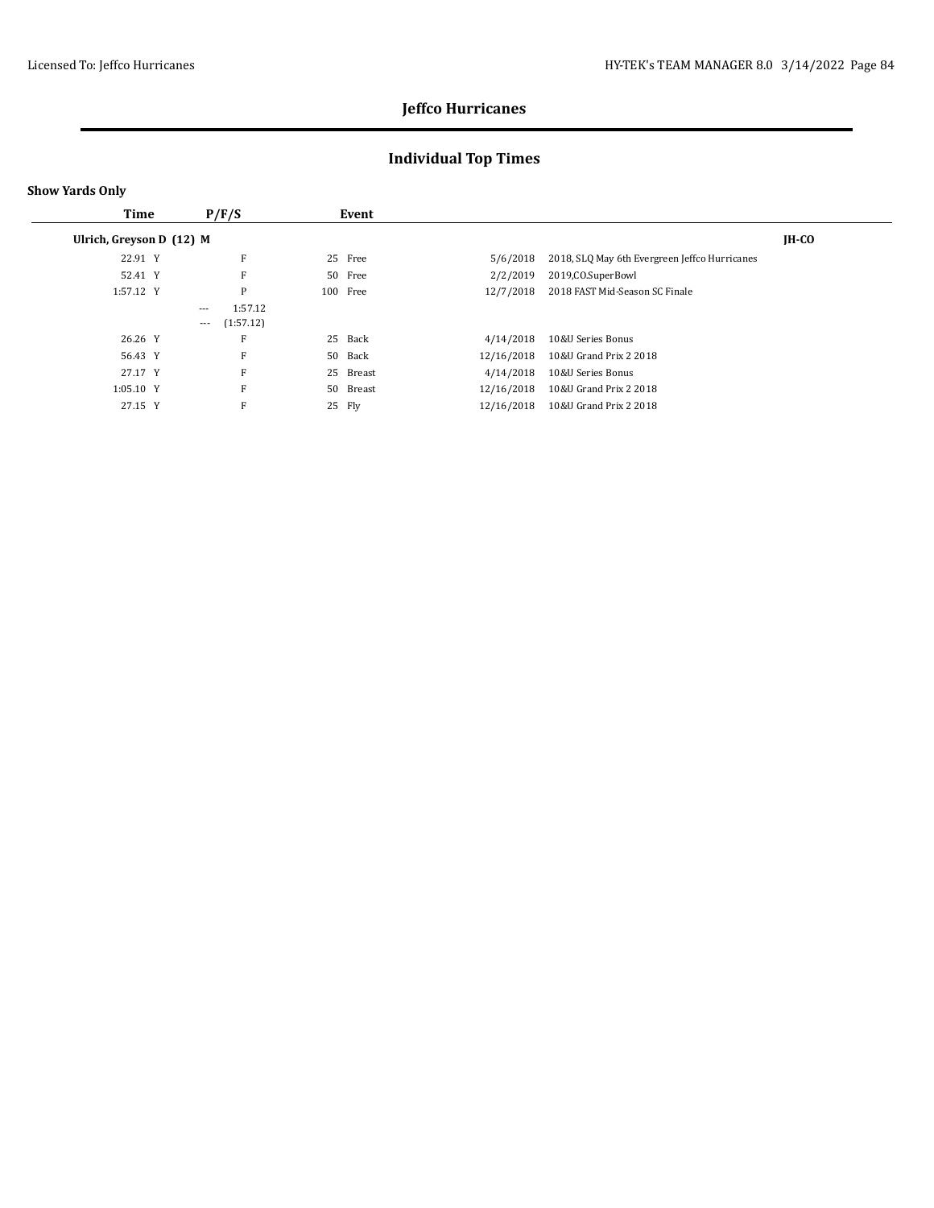## Jeffco Hurricanes

## Individual Top Times

**Show Yards Only**

| Time | P/F/S | Event | | Date | Meet | |
|---|---|---|---|---|---|---|
| **Ulrich, Greyson D (12) M** | | | | | | **JH-CO** |
| 22.91 Y | F | 25 | Free | 5/6/2018 | 2018, SLQ May 6th Evergreen Jeffco Hurricanes | |
| 52.41 Y | F | 50 | Free | 2/2/2019 | 2019,CO.SuperBowl | |
| 1:57.12 Y | P | 100 | Free | 12/7/2018 | 2018 FAST Mid-Season SC Finale | |
| | --- 1:57.12 | | | | | |
| | --- (1:57.12) | | | | | |
| 26.26 Y | F | 25 | Back | 4/14/2018 | 10&U Series Bonus | |
| 56.43 Y | F | 50 | Back | 12/16/2018 | 10&U Grand Prix 2 2018 | |
| 27.17 Y | F | 25 | Breast | 4/14/2018 | 10&U Series Bonus | |
| 1:05.10 Y | F | 50 | Breast | 12/16/2018 | 10&U Grand Prix 2 2018 | |
| 27.15 Y | F | 25 | Fly | 12/16/2018 | 10&U Grand Prix 2 2018 | |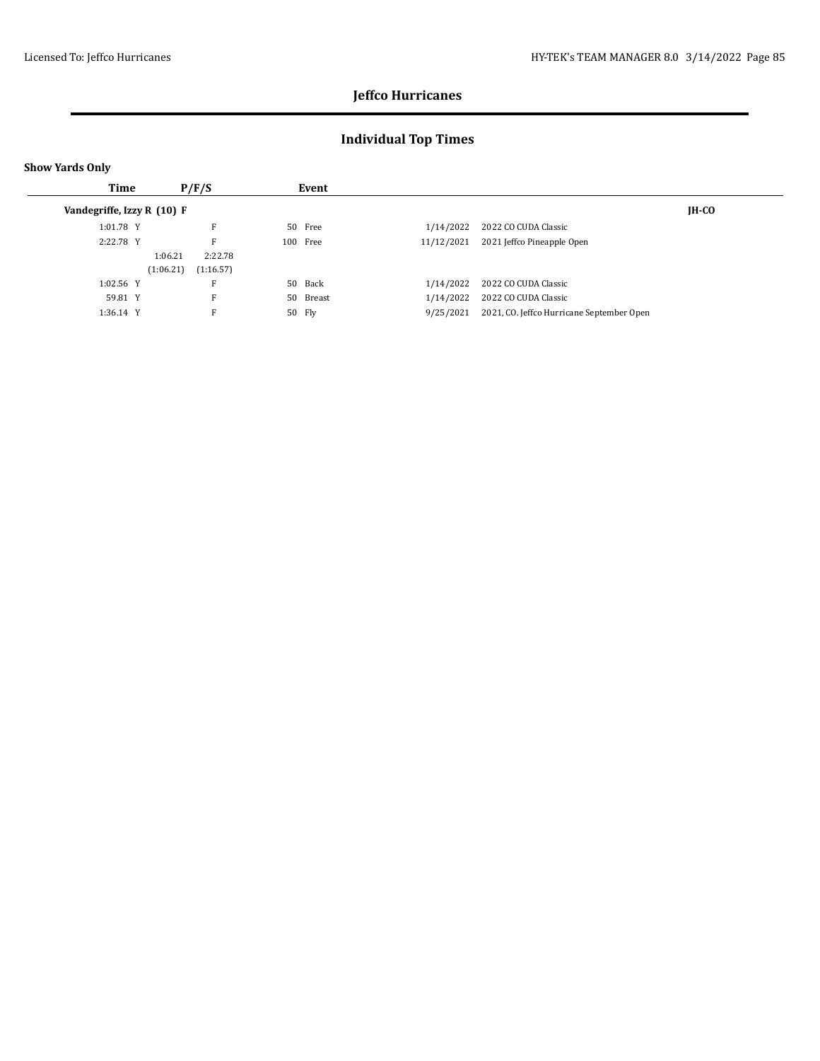## Jeffco Hurricanes

## Individual Top Times

**Show Yards Only**

| Time | P/F/S | Event | | Date | Meet | |
|---|---|---|---|---|---|---|
| **Vandegriffe, Izzy R (10) F** | | | | | | **JH-CO** |
| 1:01.78 Y | F | 50 | Free | 1/14/2022 | 2022 CO CUDA Classic | |
| 2:22.78 Y | F | 100 | Free | 11/12/2021 | 2021 Jeffco Pineapple Open | |
| 1:06.21 (1:06.21) | 2:22.78 (1:16.57) | | | | | |
| 1:02.56 Y | F | 50 | Back | 1/14/2022 | 2022 CO CUDA Classic | |
| 59.81 Y | F | 50 | Breast | 1/14/2022 | 2022 CO CUDA Classic | |
| 1:36.14 Y | F | 50 | Fly | 9/25/2021 | 2021, CO. Jeffco Hurricane September Open | |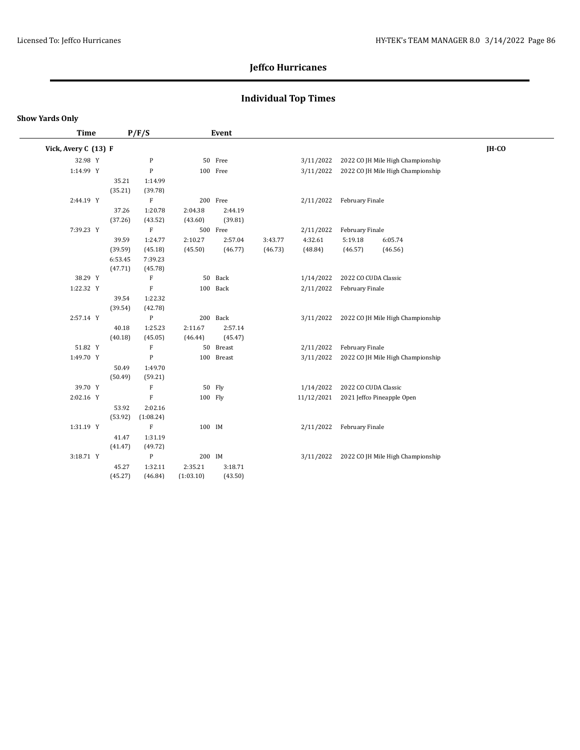# Jeffco Hurricanes

## Individual Top Times

**Show Yards Only**

| Time | P/F/S | Event | Date | Meet |
|---|---|---|---|---|
| **Vick, Avery C (13) F** | | | | **JH-CO** |
| 32.98 Y | P | 50 Free | 3/11/2022 | 2022 CO JH Mile High Championship |
| 1:14.99 Y | P | 100 Free | 3/11/2022 | 2022 CO JH Mile High Championship |
| | 35.21 (35.21), 1:14.99 (39.78) | | | |
| 2:44.19 Y | F | 200 Free | 2/11/2022 | February Finale |
| | 37.26 (37.26), 1:20.78 (43.52), 2:04.38 (43.60), 2:44.19 (39.81) | | | |
| 7:39.23 Y | F | 500 Free | 2/11/2022 | February Finale |
| | 39.59 (39.59), 1:24.77 (45.18), 2:10.27 (45.50), 2:57.04 (46.77), 3:43.77 (46.73), 4:32.61 (48.84), 5:19.18 (46.57), 6:05.74 (46.56), 6:53.45 (47.71), 7:39.23 (45.78) | | | |
| 38.29 Y | F | 50 Back | 1/14/2022 | 2022 CO CUDA Classic |
| 1:22.32 Y | F | 100 Back | 2/11/2022 | February Finale |
| | 39.54 (39.54), 1:22.32 (42.78) | | | |
| 2:57.14 Y | P | 200 Back | 3/11/2022 | 2022 CO JH Mile High Championship |
| | 40.18 (40.18), 1:25.23 (45.05), 2:11.67 (46.44), 2:57.14 (45.47) | | | |
| 51.82 Y | F | 50 Breast | 2/11/2022 | February Finale |
| 1:49.70 Y | P | 100 Breast | 3/11/2022 | 2022 CO JH Mile High Championship |
| | 50.49 (50.49), 1:49.70 (59.21) | | | |
| 39.70 Y | F | 50 Fly | 1/14/2022 | 2022 CO CUDA Classic |
| 2:02.16 Y | F | 100 Fly | 11/12/2021 | 2021 Jeffco Pineapple Open |
| | 53.92 (53.92), 2:02.16 (1:08.24) | | | |
| 1:31.19 Y | F | 100 IM | 2/11/2022 | February Finale |
| | 41.47 (41.47), 1:31.19 (49.72) | | | |
| 3:18.71 Y | P | 200 IM | 3/11/2022 | 2022 CO JH Mile High Championship |
| | 45.27 (45.27), 1:32.11 (46.84), 2:35.21 (1:03.10), 3:18.71 (43.50) | | | |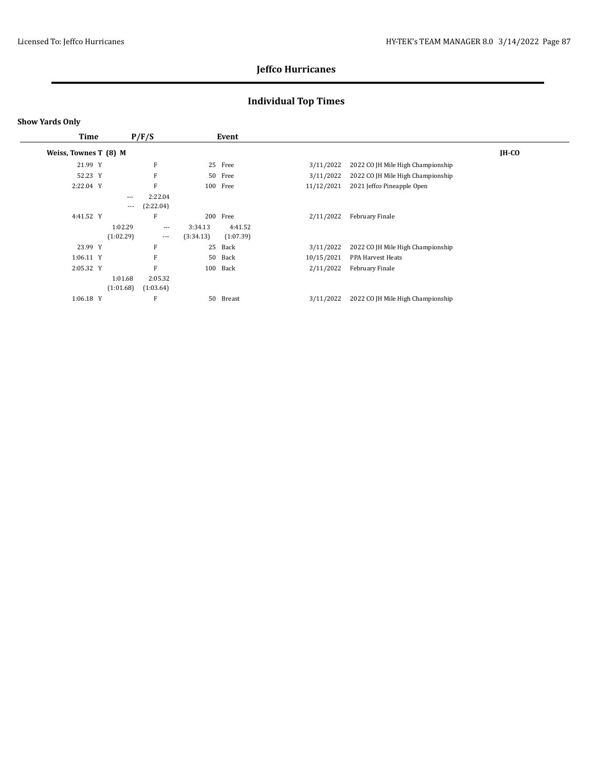# Jeffco Hurricanes

## Individual Top Times

**Show Yards Only**

| Time | P/F/S | | | Event | | | |
|---|---|---|---|---|---|---|---|
| **Weiss, Townes T (8) M** | | | | | | | **JH-CO** |
| 21.99 Y | | F | | 25 Free | 3/11/2022 | 2022 CO JH Mile High Championship | |
| 52.23 Y | | F | | 50 Free | 3/11/2022 | 2022 CO JH Mile High Championship | |
| 2:22.04 Y | | F | | 100 Free | 11/12/2021 | 2021 Jeffco Pineapple Open | |
| | --- | 2:22.04 | | | | | |
| | --- | (2:22.04) | | | | | |
| 4:41.52 Y | | F | | 200 Free | 2/11/2022 | February Finale | |
| | 1:02.29 | --- | 3:34.13 | 4:41.52 | | | |
| | (1:02.29) | --- | (3:34.13) | (1:07.39) | | | |
| 23.99 Y | | F | | 25 Back | 3/11/2022 | 2022 CO JH Mile High Championship | |
| 1:06.11 Y | | F | | 50 Back | 10/15/2021 | PPA Harvest Heats | |
| 2:05.32 Y | | F | | 100 Back | 2/11/2022 | February Finale | |
| | 1:01.68 | 2:05.32 | | | | | |
| | (1:01.68) | (1:03.64) | | | | | |
| 1:06.18 Y | | F | | 50 Breast | 3/11/2022 | 2022 CO JH Mile High Championship | |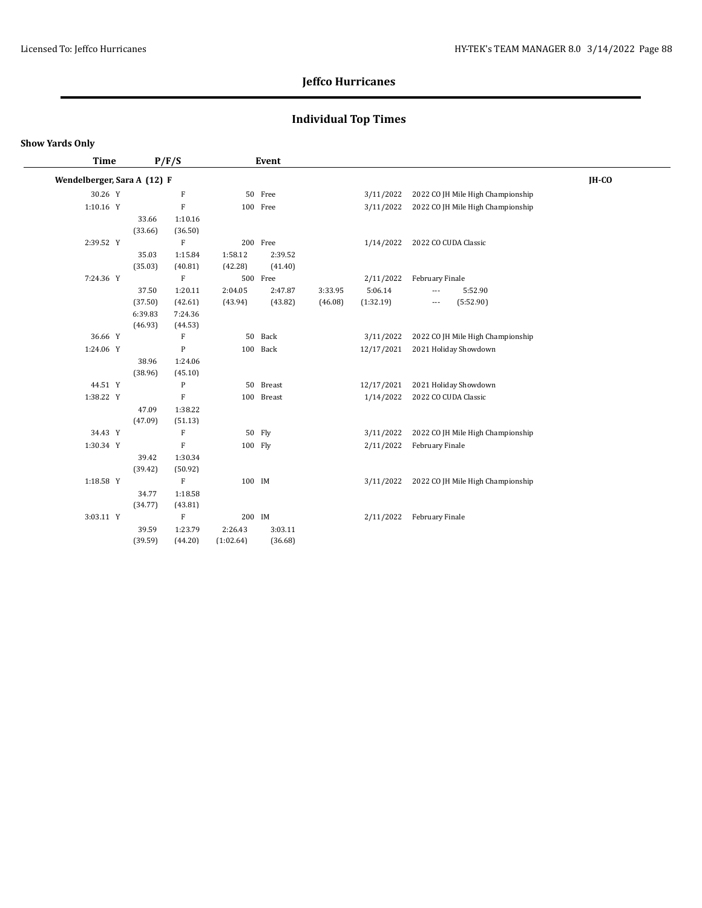# Jeffco Hurricanes

## Individual Top Times

**Show Yards Only**

| Time | P/F/S | Event | | | | |
|---|---|---|---|---|---|---|
| **Wendelberger, Sara A (12) F** | | | | | | **JH-CO** |
| 30.26 Y | F | 50 Free | 3/11/2022 | 2022 CO JH Mile High Championship | | |
| 1:10.16 Y | F | 100 Free | 3/11/2022 | 2022 CO JH Mile High Championship | | |
| | 33.66 (33.66) | 1:10.16 (36.50) | | | | |
| 2:39.52 Y | F | 200 Free | 1/14/2022 | 2022 CO CUDA Classic | | |
| | 35.03 (35.03) | 1:15.84 (40.81) | 1:58.12 (42.28) | 2:39.52 (41.40) | | |
| 7:24.36 Y | F | 500 Free | 2/11/2022 | February Finale | | |
| | 37.50 (37.50) | 1:20.11 (42.61) | 2:04.05 (43.94) | 2:47.87 (43.82) | 3:33.95 (46.08) | 5:06.14 (1:32.19) |
| | --- --- | 5:52.90 (5:52.90) | 6:39.83 (46.93) | 7:24.36 (44.53) | | |
| 36.66 Y | F | 50 Back | 3/11/2022 | 2022 CO JH Mile High Championship | | |
| 1:24.06 Y | P | 100 Back | 12/17/2021 | 2021 Holiday Showdown | | |
| | 38.96 (38.96) | 1:24.06 (45.10) | | | | |
| 44.51 Y | P | 50 Breast | 12/17/2021 | 2021 Holiday Showdown | | |
| 1:38.22 Y | F | 100 Breast | 1/14/2022 | 2022 CO CUDA Classic | | |
| | 47.09 (47.09) | 1:38.22 (51.13) | | | | |
| 34.43 Y | F | 50 Fly | 3/11/2022 | 2022 CO JH Mile High Championship | | |
| 1:30.34 Y | F | 100 Fly | 2/11/2022 | February Finale | | |
| | 39.42 (39.42) | 1:30.34 (50.92) | | | | |
| 1:18.58 Y | F | 100 IM | 3/11/2022 | 2022 CO JH Mile High Championship | | |
| | 34.77 (34.77) | 1:18.58 (43.81) | | | | |
| 3:03.11 Y | F | 200 IM | 2/11/2022 | February Finale | | |
| | 39.59 (39.59) | 1:23.79 (44.20) | 2:26.43 (1:02.64) | 3:03.11 (36.68) | | |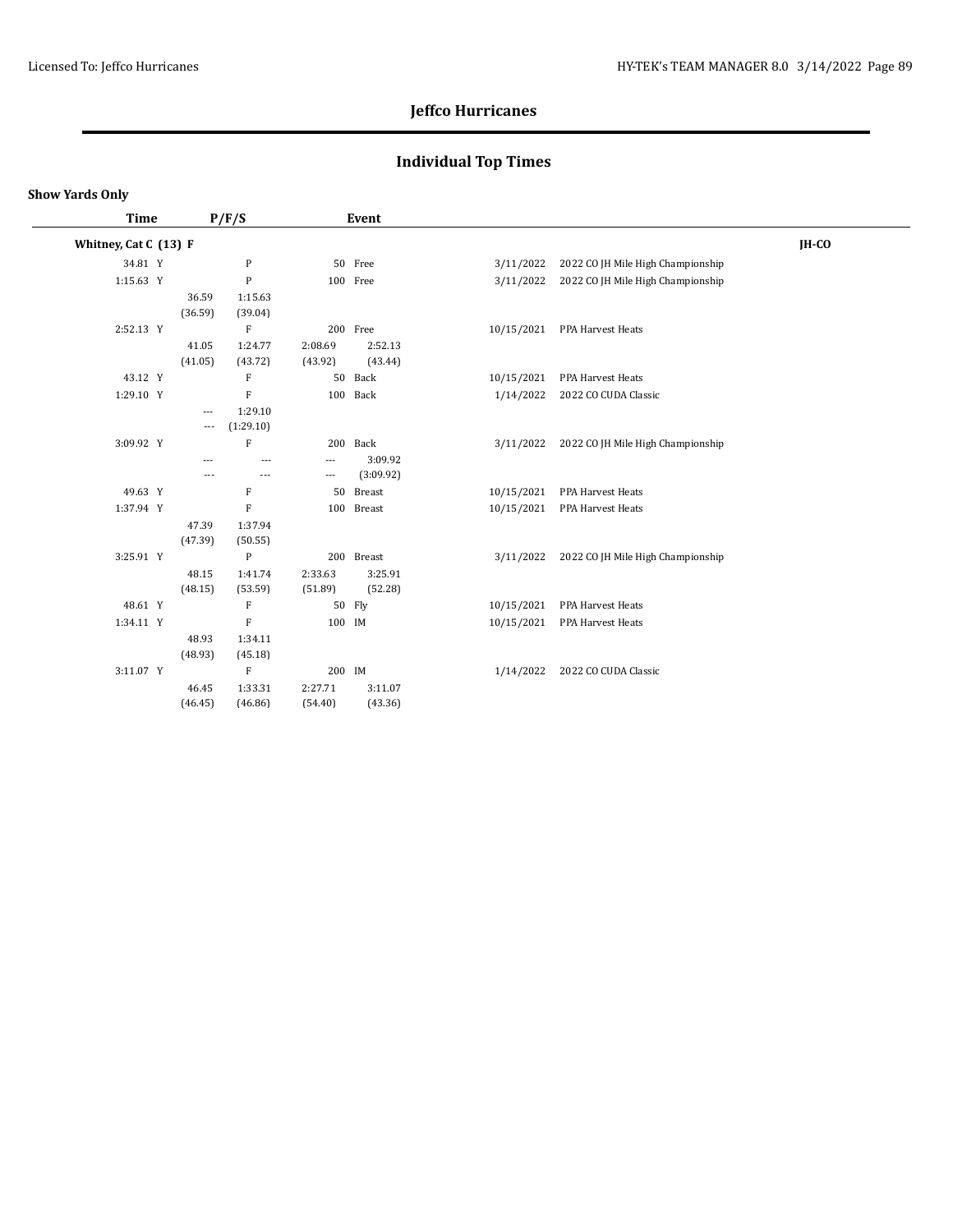# Jeffco Hurricanes

## Individual Top Times

**Show Yards Only**

| Time | P/F/S | | | Event | | |
|---|---|---|---|---|---|---|
| **Whitney, Cat C (13) F** | | | | | | **JH-CO** |
| 34.81 Y | P | | | 50 Free | 3/11/2022 | 2022 CO JH Mile High Championship |
| 1:15.63 Y | P | | | 100 Free | 3/11/2022 | 2022 CO JH Mile High Championship |
| | 36.59 (36.59) | 1:15.63 (39.04) | | | | |
| 2:52.13 Y | F | | | 200 Free | 10/15/2021 | PPA Harvest Heats |
| | 41.05 (41.05) | 1:24.77 (43.72) | 2:08.69 (43.92) | 2:52.13 (43.44) | | |
| 43.12 Y | F | | | 50 Back | 10/15/2021 | PPA Harvest Heats |
| 1:29.10 Y | F | | | 100 Back | 1/14/2022 | 2022 CO CUDA Classic |
| | --- --- | 1:29.10 (1:29.10) | | | | |
| 3:09.92 Y | F | | | 200 Back | 3/11/2022 | 2022 CO JH Mile High Championship |
| | --- --- | --- --- | --- --- | 3:09.92 (3:09.92) | | |
| 49.63 Y | F | | | 50 Breast | 10/15/2021 | PPA Harvest Heats |
| 1:37.94 Y | F | | | 100 Breast | 10/15/2021 | PPA Harvest Heats |
| | 47.39 (47.39) | 1:37.94 (50.55) | | | | |
| 3:25.91 Y | P | | | 200 Breast | 3/11/2022 | 2022 CO JH Mile High Championship |
| | 48.15 (48.15) | 1:41.74 (53.59) | 2:33.63 (51.89) | 3:25.91 (52.28) | | |
| 48.61 Y | F | | | 50 Fly | 10/15/2021 | PPA Harvest Heats |
| 1:34.11 Y | F | | | 100 IM | 10/15/2021 | PPA Harvest Heats |
| | 48.93 (48.93) | 1:34.11 (45.18) | | | | |
| 3:11.07 Y | F | | | 200 IM | 1/14/2022 | 2022 CO CUDA Classic |
| | 46.45 (46.45) | 1:33.31 (46.86) | 2:27.71 (54.40) | 3:11.07 (43.36) | | |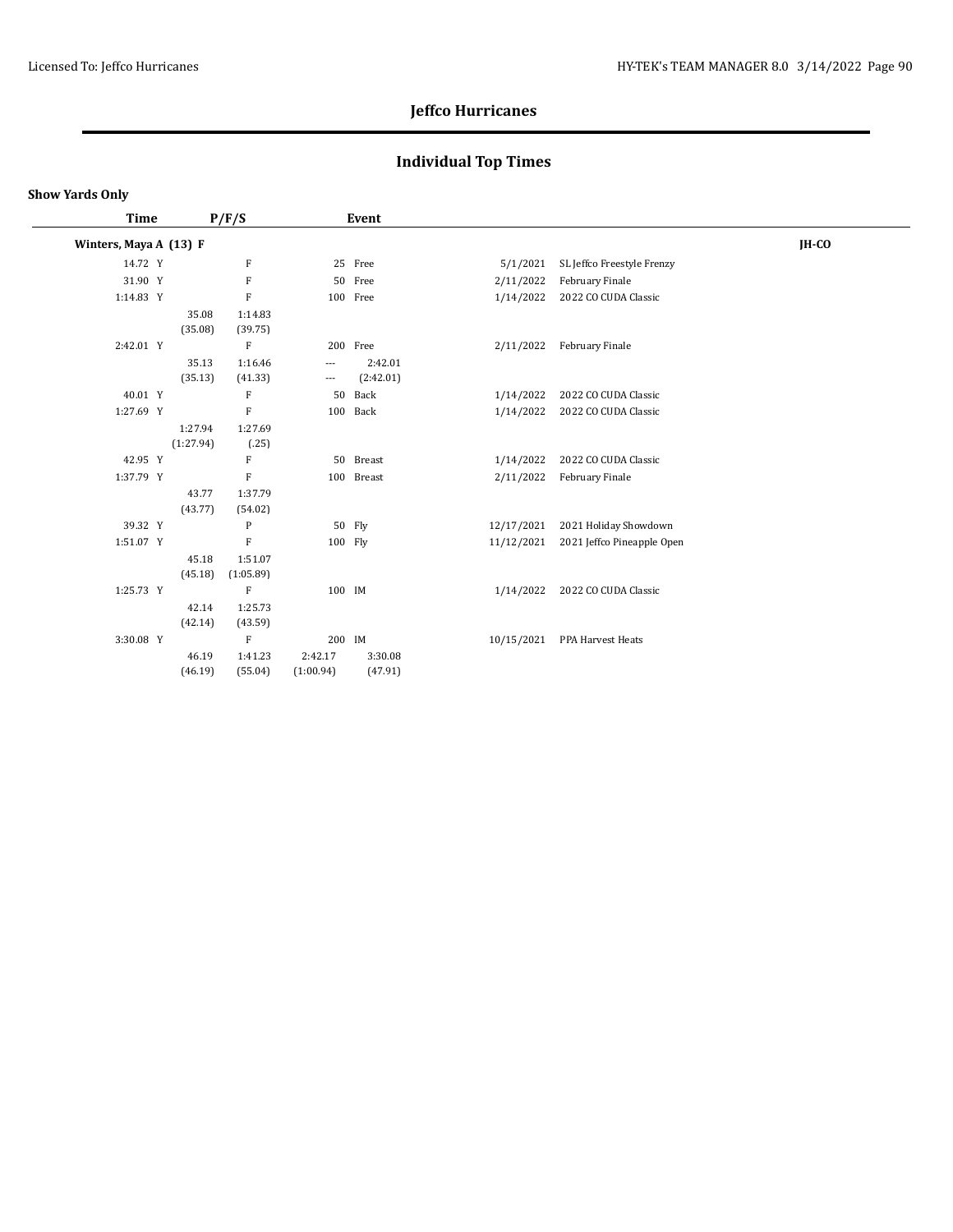# Jeffco Hurricanes

## Individual Top Times

**Show Yards Only**

| Time | P/F/S | | | Event | Date | Meet | |
|---|---|---|---|---|---|---|---|
| **Winters, Maya A (13) F** | | | | | | | **JH-CO** |
| 14.72 Y | F | | | 25 Free | 5/1/2021 | SL Jeffco Freestyle Frenzy | |
| 31.90 Y | F | | | 50 Free | 2/11/2022 | February Finale | |
| 1:14.83 Y | F | | | 100 Free | 1/14/2022 | 2022 CO CUDA Classic | |
| 35.08 (35.08) | 1:14.83 (39.75) | | | | | | |
| 2:42.01 Y | F | | | 200 Free | 2/11/2022 | February Finale | |
| 35.13 (35.13) | 1:16.46 (41.33) | --- --- | 2:42.01 (2:42.01) | | | | |
| 40.01 Y | F | | | 50 Back | 1/14/2022 | 2022 CO CUDA Classic | |
| 1:27.69 Y | F | | | 100 Back | 1/14/2022 | 2022 CO CUDA Classic | |
| 1:27.94 (1:27.94) | 1:27.69 (.25) | | | | | | |
| 42.95 Y | F | | | 50 Breast | 1/14/2022 | 2022 CO CUDA Classic | |
| 1:37.79 Y | F | | | 100 Breast | 2/11/2022 | February Finale | |
| 43.77 (43.77) | 1:37.79 (54.02) | | | | | | |
| 39.32 Y | P | | | 50 Fly | 12/17/2021 | 2021 Holiday Showdown | |
| 1:51.07 Y | F | | | 100 Fly | 11/12/2021 | 2021 Jeffco Pineapple Open | |
| 45.18 (45.18) | 1:51.07 (1:05.89) | | | | | | |
| 1:25.73 Y | F | | | 100 IM | 1/14/2022 | 2022 CO CUDA Classic | |
| 42.14 (42.14) | 1:25.73 (43.59) | | | | | | |
| 3:30.08 Y | F | | | 200 IM | 10/15/2021 | PPA Harvest Heats | |
| 46.19 (46.19) | 1:41.23 (55.04) | 2:42.17 (1:00.94) | 3:30.08 (47.91) | | | | |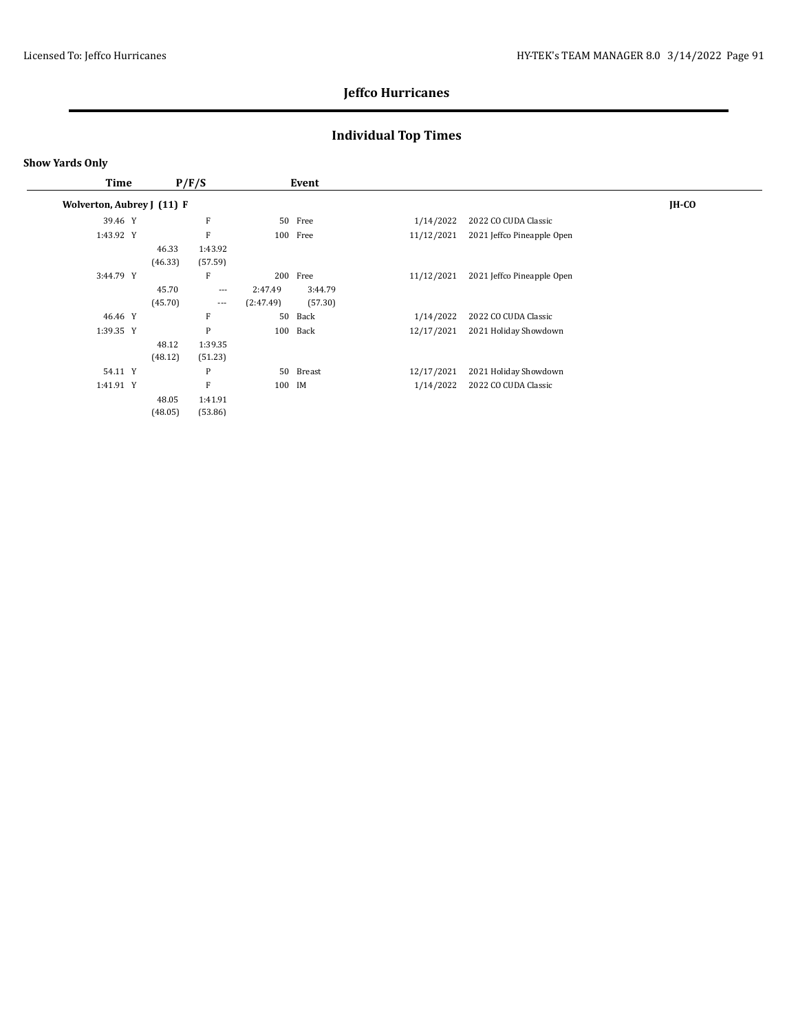## Jeffco Hurricanes

## Individual Top Times

**Show Yards Only**

| Time | P/F/S | | | Event | | Date | Meet | Team |
|---|---|---|---|---|---|---|---|---|
| **Wolverton, Aubrey J (11) F** | | | | | | | | **JH-CO** |
| 39.46 Y | | F | | 50 Free | | 1/14/2022 | 2022 CO CUDA Classic | |
| 1:43.92 Y | | F | | 100 Free | | 11/12/2021 | 2021 Jeffco Pineapple Open | |
| | 46.33 | 1:43.92 | | | | | | |
| | (46.33) | (57.59) | | | | | | |
| 3:44.79 Y | | F | | 200 Free | | 11/12/2021 | 2021 Jeffco Pineapple Open | |
| | 45.70 | --- | 2:47.49 | 3:44.79 | | | | |
| | (45.70) | --- | (2:47.49) | (57.30) | | | | |
| 46.46 Y | | F | | 50 Back | | 1/14/2022 | 2022 CO CUDA Classic | |
| 1:39.35 Y | | P | | 100 Back | | 12/17/2021 | 2021 Holiday Showdown | |
| | 48.12 | 1:39.35 | | | | | | |
| | (48.12) | (51.23) | | | | | | |
| 54.11 Y | | P | | 50 Breast | | 12/17/2021 | 2021 Holiday Showdown | |
| 1:41.91 Y | | F | | 100 IM | | 1/14/2022 | 2022 CO CUDA Classic | |
| | 48.05 | 1:41.91 | | | | | | |
| | (48.05) | (53.86) | | | | | | |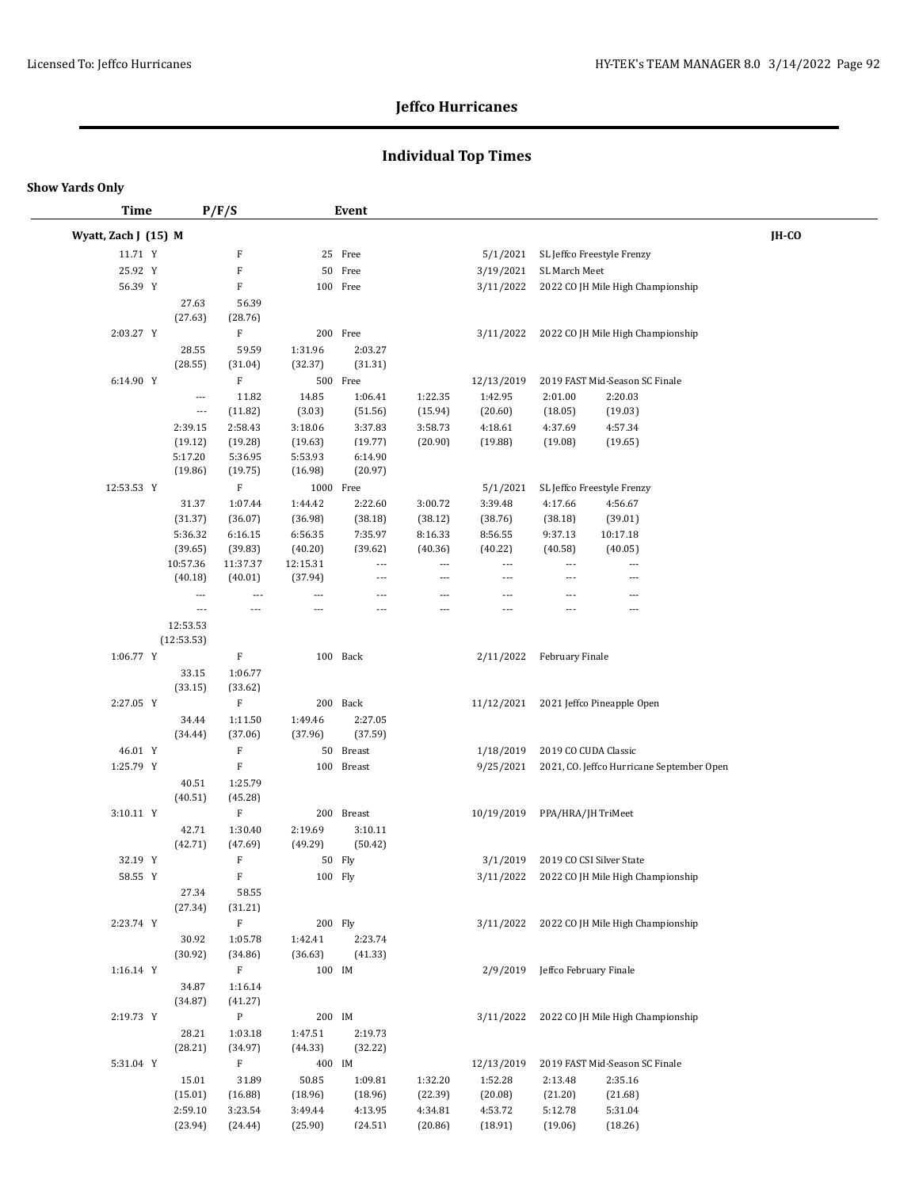# Jeffco Hurricanes

## Individual Top Times

**Show Yards Only**

| Time | P/F/S | Event | | | |
|---|---|---|---|---|---|
| **Wyatt, Zach J (15) M** | | | | | **JH-CO** |
| 11.71 Y | F | 25 Free | 5/1/2021 | SL Jeffco Freestyle Frenzy | |
| 25.92 Y | F | 50 Free | 3/19/2021 | SL March Meet | |
| 56.39 Y | F | 100 Free | 3/11/2022 | 2022 CO JH Mile High Championship | |
| 2:03.27 Y | F | 200 Free | 3/11/2022 | 2022 CO JH Mile High Championship | |
| 6:14.90 Y | F | 500 Free | 12/13/2019 | 2019 FAST Mid-Season SC Finale | |
| 12:53.53 Y | F | 1000 Free | 5/1/2021 | SL Jeffco Freestyle Frenzy | |
| 1:06.77 Y | F | 100 Back | 2/11/2022 | February Finale | |
| 2:27.05 Y | F | 200 Back | 11/12/2021 | 2021 Jeffco Pineapple Open | |
| 46.01 Y | F | 50 Breast | 1/18/2019 | 2019 CO CUDA Classic | |
| 1:25.79 Y | F | 100 Breast | 9/25/2021 | 2021, CO. Jeffco Hurricane September Open | |
| 3:10.11 Y | F | 200 Breast | 10/19/2019 | PPA/HRA/JH TriMeet | |
| 32.19 Y | F | 50 Fly | 3/1/2019 | 2019 CO CSI Silver State | |
| 58.55 Y | F | 100 Fly | 3/11/2022 | 2022 CO JH Mile High Championship | |
| 2:23.74 Y | F | 200 Fly | 3/11/2022 | 2022 CO JH Mile High Championship | |
| 1:16.14 Y | F | 100 IM | 2/9/2019 | Jeffco February Finale | |
| 2:19.73 Y | P | 200 IM | 3/11/2022 | 2022 CO JH Mile High Championship | |
| 5:31.04 Y | F | 400 IM | 12/13/2019 | 2019 FAST Mid-Season SC Finale | |

**Splits:**

100 Free (56.39): 27.63 (27.63), 56.39 (28.76)

200 Free (2:03.27): 28.55 (28.55), 59.59 (31.04), 1:31.96 (32.37), 2:03.27 (31.31)

500 Free (6:14.90): --- (---), 11.82 (11.82), 14.85 (3.03), 1:06.41 (51.56), 1:22.35 (15.94), 1:42.95 (20.60), 2:01.00 (18.05), 2:20.03 (19.03), 2:39.15 (19.12), 2:58.43 (19.28), 3:18.06 (19.63), 3:37.83 (19.77), 3:58.73 (20.90), 4:18.61 (19.88), 4:37.69 (19.08), 4:57.34 (19.65), 5:17.20 (19.86), 5:36.95 (19.75), 5:53.93 (16.98), 6:14.90 (20.97)

1000 Free (12:53.53): 31.37 (31.37), 1:07.44 (36.07), 1:44.42 (36.98), 2:22.60 (38.18), 3:00.72 (38.12), 3:39.48 (38.76), 4:17.66 (38.18), 4:56.67 (39.01), 5:36.32 (39.65), 6:16.15 (39.83), 6:56.35 (40.20), 7:35.97 (39.62), 8:16.33 (40.36), 8:56.55 (40.22), 9:37.13 (40.58), 10:17.18 (40.05), 10:57.36 (40.18), 11:37.37 (40.01), 12:15.31 (37.94), --- (---) ×21, 12:53.53 (12:53.53)

100 Back (1:06.77): 33.15 (33.15), 1:06.77 (33.62)

200 Back (2:27.05): 34.44 (34.44), 1:11.50 (37.06), 1:49.46 (37.96), 2:27.05 (37.59)

100 Breast (1:25.79): 40.51 (40.51), 1:25.79 (45.28)

200 Breast (3:10.11): 42.71 (42.71), 1:30.40 (47.69), 2:19.69 (49.29), 3:10.11 (50.42)

100 Fly (58.55): 27.34 (27.34), 58.55 (31.21)

200 Fly (2:23.74): 30.92 (30.92), 1:05.78 (34.86), 1:42.41 (36.63), 2:23.74 (41.33)

100 IM (1:16.14): 34.87 (34.87), 1:16.14 (41.27)

200 IM (2:19.73): 28.21 (28.21), 1:03.18 (34.97), 1:47.51 (44.33), 2:19.73 (32.22)

400 IM (5:31.04): 15.01 (15.01), 31.89 (16.88), 50.85 (18.96), 1:09.81 (18.96), 1:32.20 (22.39), 1:52.28 (20.08), 2:13.48 (21.20), 2:35.16 (21.68), 2:59.10 (23.94), 3:23.54 (24.44), 3:49.44 (25.90), 4:13.95 (24.51), 4:34.81 (20.86), 4:53.72 (18.91), 5:12.78 (19.06), 5:31.04 (18.26)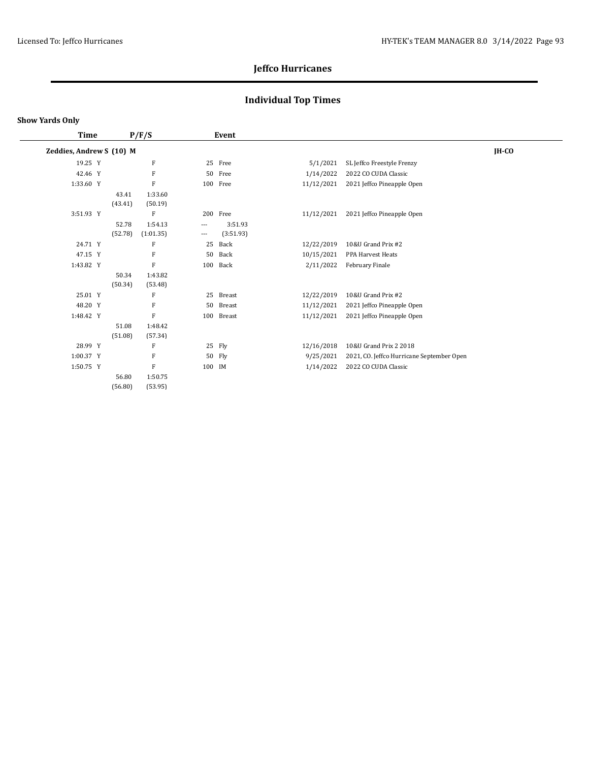# Jeffco Hurricanes

## Individual Top Times

**Show Yards Only**

| Time | P/F/S | Event | Date | Meet | |
|---|---|---|---|---|---|
| **Zeddies, Andrew S (10) M** | | | | | **JH-CO** |
| 19.25 Y | F | 25 Free | 5/1/2021 | SL Jeffco Freestyle Frenzy | |
| 42.46 Y | F | 50 Free | 1/14/2022 | 2022 CO CUDA Classic | |
| 1:33.60 Y | F | 100 Free | 11/12/2021 | 2021 Jeffco Pineapple Open | |
| | 43.41 (43.41) &nbsp; 1:33.60 (50.19) | | | | |
| 3:51.93 Y | F | 200 Free | 11/12/2021 | 2021 Jeffco Pineapple Open | |
| | 52.78 (52.78) &nbsp; 1:54.13 (1:01.35) | --- --- &nbsp; 3:51.93 (3:51.93) | | | |
| 24.71 Y | F | 25 Back | 12/22/2019 | 10&U Grand Prix #2 | |
| 47.15 Y | F | 50 Back | 10/15/2021 | PPA Harvest Heats | |
| 1:43.82 Y | F | 100 Back | 2/11/2022 | February Finale | |
| | 50.34 (50.34) &nbsp; 1:43.82 (53.48) | | | | |
| 25.01 Y | F | 25 Breast | 12/22/2019 | 10&U Grand Prix #2 | |
| 48.20 Y | F | 50 Breast | 11/12/2021 | 2021 Jeffco Pineapple Open | |
| 1:48.42 Y | F | 100 Breast | 11/12/2021 | 2021 Jeffco Pineapple Open | |
| | 51.08 (51.08) &nbsp; 1:48.42 (57.34) | | | | |
| 28.99 Y | F | 25 Fly | 12/16/2018 | 10&U Grand Prix 2 2018 | |
| 1:00.37 Y | F | 50 Fly | 9/25/2021 | 2021, CO. Jeffco Hurricane September Open | |
| 1:50.75 Y | F | 100 IM | 1/14/2022 | 2022 CO CUDA Classic | |
| | 56.80 (56.80) &nbsp; 1:50.75 (53.95) | | | | |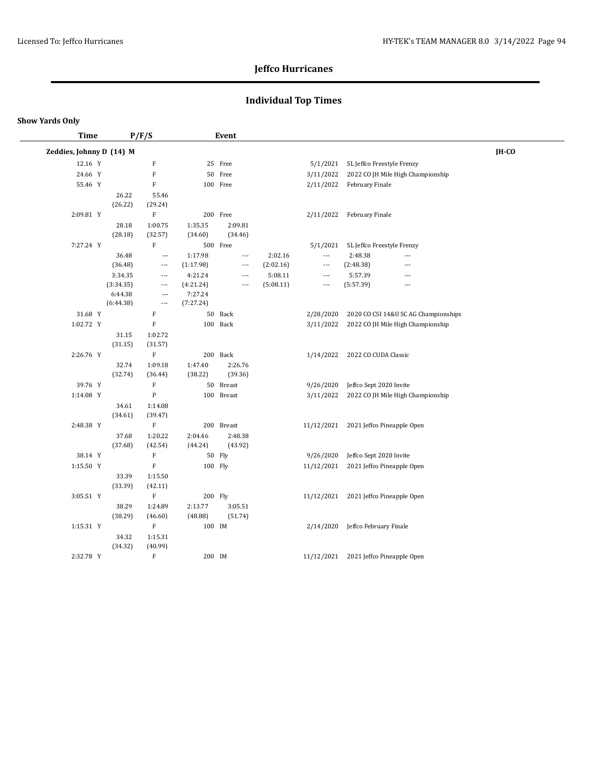# Jeffco Hurricanes

## Individual Top Times

**Show Yards Only**

| Time | P/F/S | Event | Date | Meet |
|---|---|---|---|---|
| **Zeddies, Johnny D (14) M** | | | | **JH-CO** |
| 12.16 Y | F | 25 Free | 5/1/2021 | SL Jeffco Freestyle Frenzy |
| 24.66 Y | F | 50 Free | 3/11/2022 | 2022 CO JH Mile High Championship |
| 55.46 Y | F | 100 Free | 2/11/2022 | February Finale |
| | 26.22 (26.22) 55.46 (29.24) | | | |
| 2:09.81 Y | F | 200 Free | 2/11/2022 | February Finale |
| | 28.18 (28.18) 1:00.75 (32.57) 1:35.35 (34.60) 2:09.81 (34.46) | | | |
| 7:27.24 Y | F | 500 Free | 5/1/2021 | SL Jeffco Freestyle Frenzy |
| | 36.48 (36.48) --- 1:17.98 (1:17.98) --- 2:02.16 (2:02.16) --- 2:48.38 (2:48.38) --- | | | |
| | 3:34.35 (3:34.35) --- 4:21.24 (4:21.24) --- 5:08.11 (5:08.11) --- 5:57.39 (5:57.39) --- | | | |
| | 6:44.38 (6:44.38) --- 7:27.24 (7:27.24) | | | |
| 31.68 Y | F | 50 Back | 2/28/2020 | 2020 CO CSI 14&U SC AG Championships |
| 1:02.72 Y | F | 100 Back | 3/11/2022 | 2022 CO JH Mile High Championship |
| | 31.15 (31.15) 1:02.72 (31.57) | | | |
| 2:26.76 Y | F | 200 Back | 1/14/2022 | 2022 CO CUDA Classic |
| | 32.74 (32.74) 1:09.18 (36.44) 1:47.40 (38.22) 2:26.76 (39.36) | | | |
| 39.76 Y | F | 50 Breast | 9/26/2020 | Jeffco Sept 2020 Invite |
| 1:14.08 Y | P | 100 Breast | 3/11/2022 | 2022 CO JH Mile High Championship |
| | 34.61 (34.61) 1:14.08 (39.47) | | | |
| 2:48.38 Y | F | 200 Breast | 11/12/2021 | 2021 Jeffco Pineapple Open |
| | 37.68 (37.68) 1:20.22 (42.54) 2:04.46 (44.24) 2:48.38 (43.92) | | | |
| 38.14 Y | F | 50 Fly | 9/26/2020 | Jeffco Sept 2020 Invite |
| 1:15.50 Y | F | 100 Fly | 11/12/2021 | 2021 Jeffco Pineapple Open |
| | 33.39 (33.39) 1:15.50 (42.11) | | | |
| 3:05.51 Y | F | 200 Fly | 11/12/2021 | 2021 Jeffco Pineapple Open |
| | 38.29 (38.29) 1:24.89 (46.60) 2:13.77 (48.88) 3:05.51 (51.74) | | | |
| 1:15.31 Y | F | 100 IM | 2/14/2020 | Jeffco February Finale |
| | 34.32 (34.32) 1:15.31 (40.99) | | | |
| 2:32.78 Y | F | 200 IM | 11/12/2021 | 2021 Jeffco Pineapple Open |